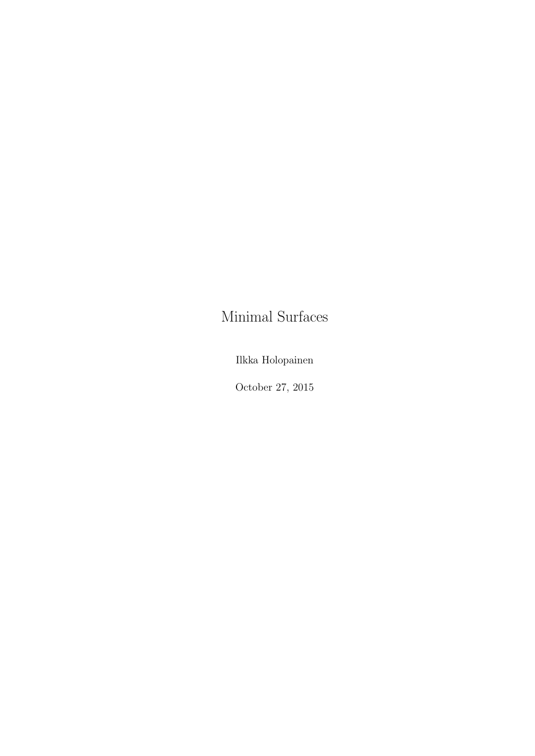# Minimal Surfaces

Ilkka Holopainen

October 27, 2015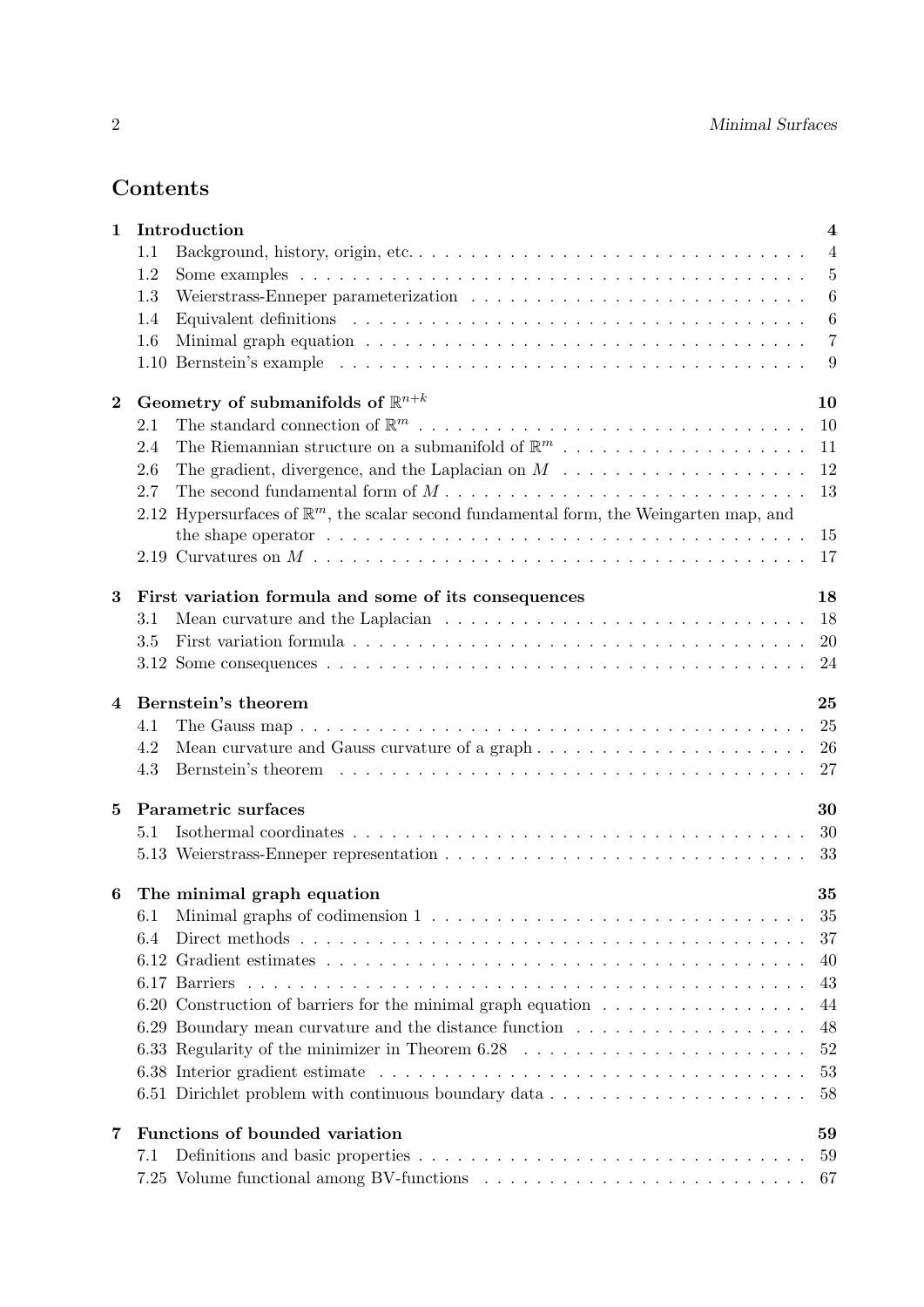## Contents

**1 Introduction** — 4

- 1.1 Background, history, origin, etc. — 4
- 1.2 Some examples — 5
- 1.3 Weierstrass-Enneper parameterization — 6
- 1.4 Equivalent definitions — 6
- 1.6 Minimal graph equation — 7
- 1.10 Bernstein's example — 9

**2 Geometry of submanifolds of $\mathbb{R}^{n+k}$** — 10

- 2.1 The standard connection of $\mathbb{R}^m$ — 10
- 2.4 The Riemannian structure on a submanifold of $\mathbb{R}^m$ — 11
- 2.6 The gradient, divergence, and the Laplacian on $M$ — 12
- 2.7 The second fundamental form of $M$ — 13
- 2.12 Hypersurfaces of $\mathbb{R}^m$, the scalar second fundamental form, the Weingarten map, and the shape operator — 15
- 2.19 Curvatures on $M$ — 17

**3 First variation formula and some of its consequences** — 18

- 3.1 Mean curvature and the Laplacian — 18
- 3.5 First variation formula — 20
- 3.12 Some consequences — 24

**4 Bernstein's theorem** — 25

- 4.1 The Gauss map — 25
- 4.2 Mean curvature and Gauss curvature of a graph — 26
- 4.3 Bernstein's theorem — 27

**5 Parametric surfaces** — 30

- 5.1 Isothermal coordinates — 30
- 5.13 Weierstrass-Enneper representation — 33

**6 The minimal graph equation** — 35

- 6.1 Minimal graphs of codimension 1 — 35
- 6.4 Direct methods — 37
- 6.12 Gradient estimates — 40
- 6.17 Barriers — 43
- 6.20 Construction of barriers for the minimal graph equation — 44
- 6.29 Boundary mean curvature and the distance function — 48
- 6.33 Regularity of the minimizer in Theorem 6.28 — 52
- 6.38 Interior gradient estimate — 53
- 6.51 Dirichlet problem with continuous boundary data — 58

**7 Functions of bounded variation** — 59

- 7.1 Definitions and basic properties — 59
- 7.25 Volume functional among BV-functions — 67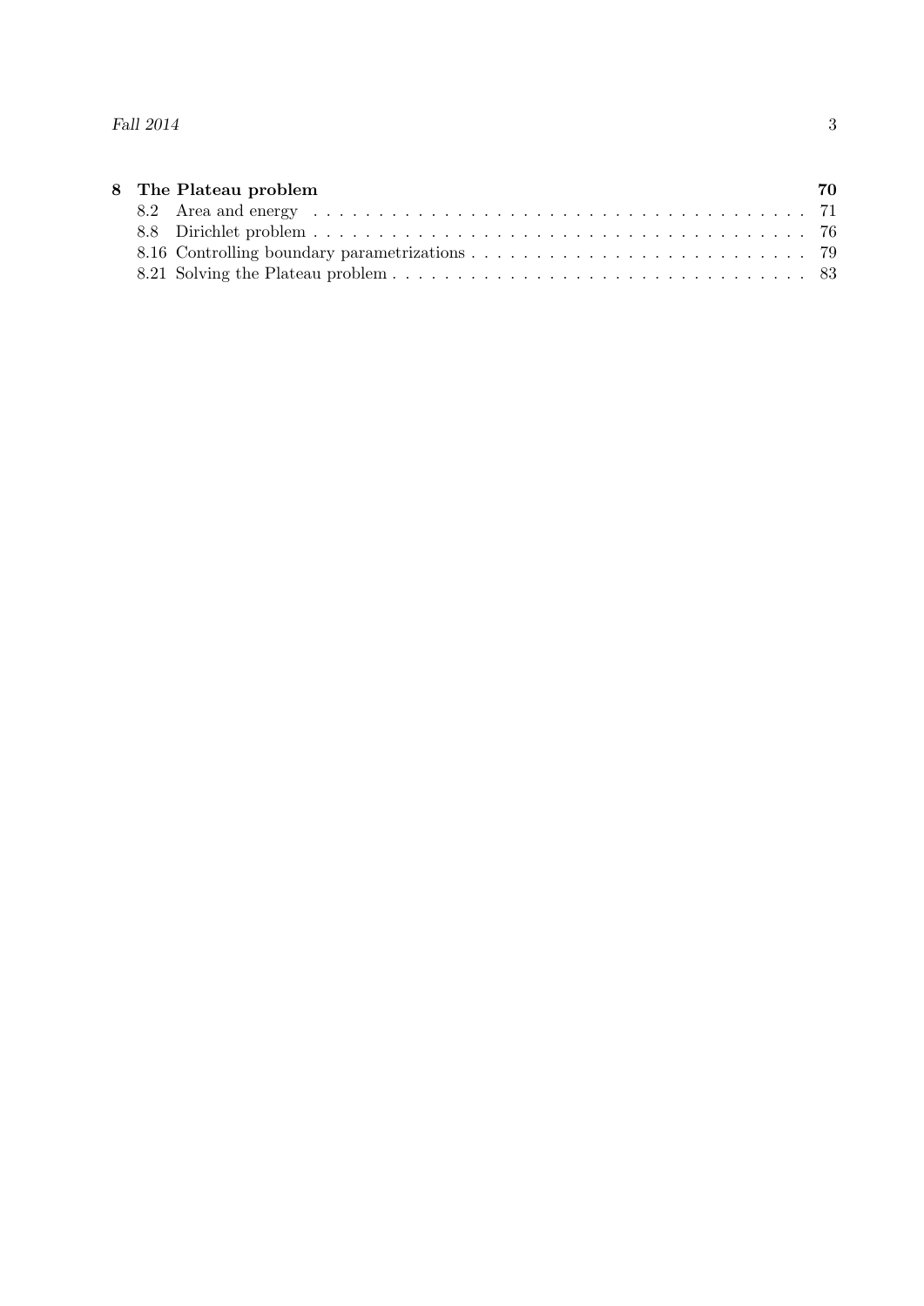**8 The Plateau problem** **70**

8.2 Area and energy . . . . . . . . . . . . . . . . . . . . . . . . . . . . . . . . . . . . . . 71

8.8 Dirichlet problem . . . . . . . . . . . . . . . . . . . . . . . . . . . . . . . . . . . . . 76

8.16 Controlling boundary parametrizations . . . . . . . . . . . . . . . . . . . . . . . . . 79

8.21 Solving the Plateau problem . . . . . . . . . . . . . . . . . . . . . . . . . . . . . . . 83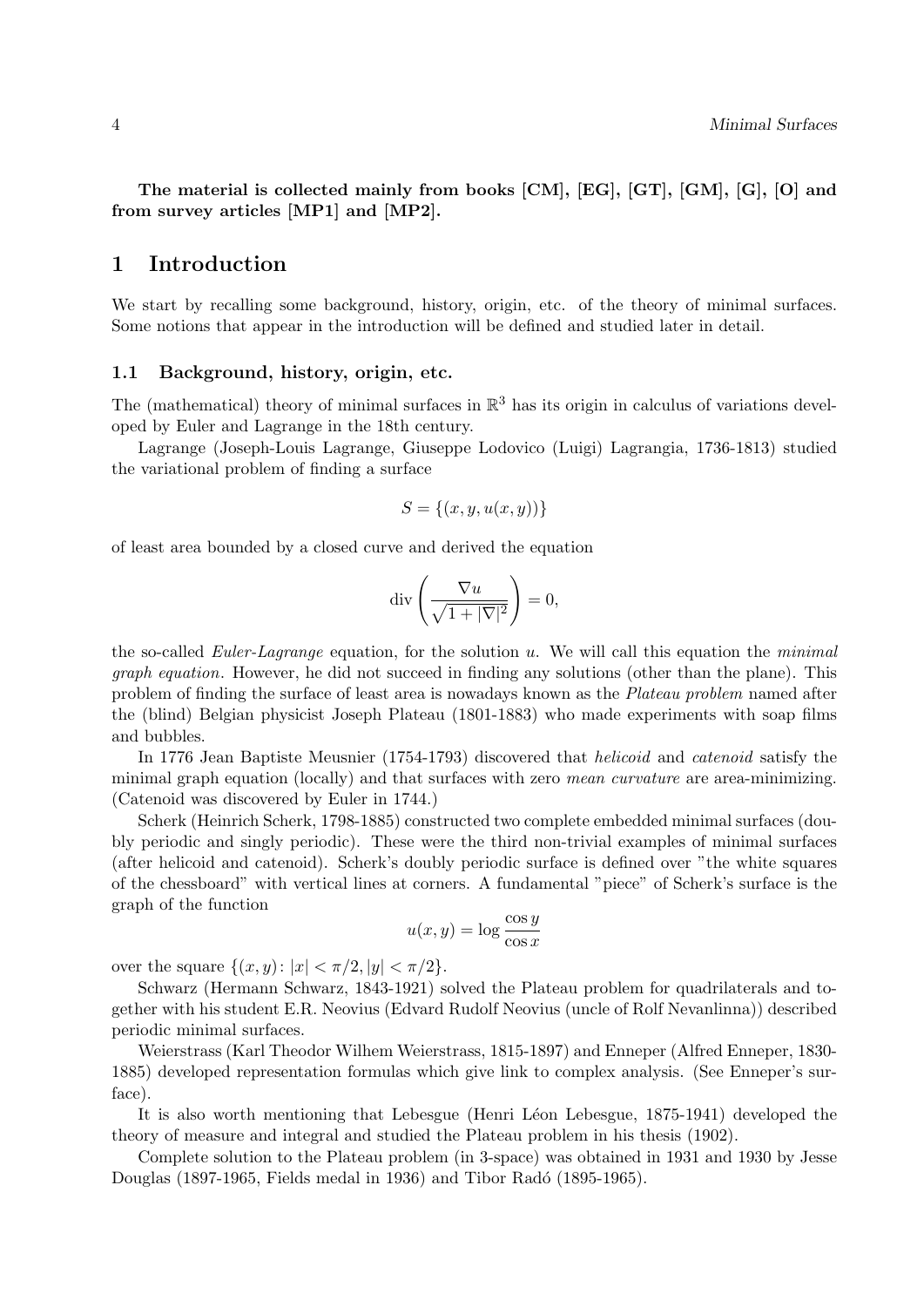**The material is collected mainly from books [CM], [EG], [GT], [GM], [G], [O] and from survey articles [MP1] and [MP2].**

# 1 Introduction

We start by recalling some background, history, origin, etc. of the theory of minimal surfaces. Some notions that appear in the introduction will be defined and studied later in detail.

## 1.1 Background, history, origin, etc.

The (mathematical) theory of minimal surfaces in $\mathbb{R}^3$ has its origin in calculus of variations developed by Euler and Lagrange in the 18th century.

Lagrange (Joseph-Louis Lagrange, Giuseppe Lodovico (Luigi) Lagrangia, 1736-1813) studied the variational problem of finding a surface

$$S = \{(x, y, u(x, y))\}$$

of least area bounded by a closed curve and derived the equation

$$\operatorname{div}\left(\frac{\nabla u}{\sqrt{1 + |\nabla|^2}}\right) = 0,$$

the so-called *Euler-Lagrange* equation, for the solution $u$. We will call this equation the *minimal graph equation*. However, he did not succeed in finding any solutions (other than the plane). This problem of finding the surface of least area is nowadays known as the *Plateau problem* named after the (blind) Belgian physicist Joseph Plateau (1801-1883) who made experiments with soap films and bubbles.

In 1776 Jean Baptiste Meusnier (1754-1793) discovered that *helicoid* and *catenoid* satisfy the minimal graph equation (locally) and that surfaces with zero *mean curvature* are area-minimizing. (Catenoid was discovered by Euler in 1744.)

Scherk (Heinrich Scherk, 1798-1885) constructed two complete embedded minimal surfaces (doubly periodic and singly periodic). These were the third non-trivial examples of minimal surfaces (after helicoid and catenoid). Scherk's doubly periodic surface is defined over "the white squares of the chessboard" with vertical lines at corners. A fundamental "piece" of Scherk's surface is the graph of the function

$$u(x, y) = \log \frac{\cos y}{\cos x}$$

over the square $\{(x, y) \colon |x| < \pi/2, |y| < \pi/2\}$.

Schwarz (Hermann Schwarz, 1843-1921) solved the Plateau problem for quadrilaterals and together with his student E.R. Neovius (Edvard Rudolf Neovius (uncle of Rolf Nevanlinna)) described periodic minimal surfaces.

Weierstrass (Karl Theodor Wilhem Weierstrass, 1815-1897) and Enneper (Alfred Enneper, 1830-1885) developed representation formulas which give link to complex analysis. (See Enneper's surface).

It is also worth mentioning that Lebesgue (Henri Léon Lebesgue, 1875-1941) developed the theory of measure and integral and studied the Plateau problem in his thesis (1902).

Complete solution to the Plateau problem (in 3-space) was obtained in 1931 and 1930 by Jesse Douglas (1897-1965, Fields medal in 1936) and Tibor Radó (1895-1965).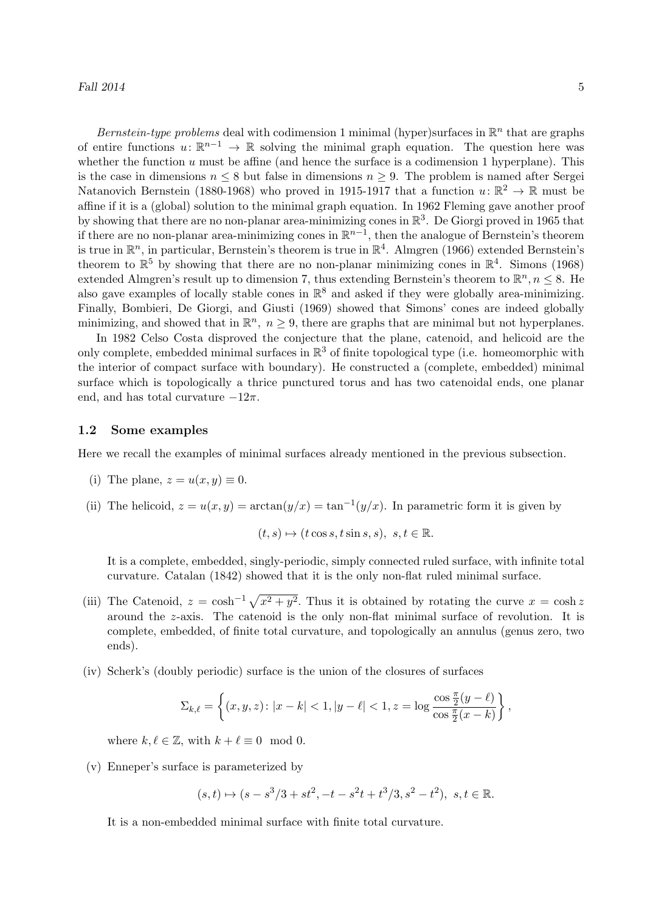*Bernstein-type problems* deal with codimension 1 minimal (hyper)surfaces in $\mathbb{R}^n$ that are graphs of entire functions $u\colon \mathbb{R}^{n-1} \to \mathbb{R}$ solving the minimal graph equation. The question here was whether the function $u$ must be affine (and hence the surface is a codimension 1 hyperplane). This is the case in dimensions $n \leq 8$ but false in dimensions $n \geq 9$. The problem is named after Sergei Natanovich Bernstein (1880-1968) who proved in 1915-1917 that a function $u\colon \mathbb{R}^2 \to \mathbb{R}$ must be affine if it is a (global) solution to the minimal graph equation. In 1962 Fleming gave another proof by showing that there are no non-planar area-minimizing cones in $\mathbb{R}^3$. De Giorgi proved in 1965 that if there are no non-planar area-minimizing cones in $\mathbb{R}^{n-1}$, then the analogue of Bernstein's theorem is true in $\mathbb{R}^n$, in particular, Bernstein's theorem is true in $\mathbb{R}^4$. Almgren (1966) extended Bernstein's theorem to $\mathbb{R}^5$ by showing that there are no non-planar minimizing cones in $\mathbb{R}^4$. Simons (1968) extended Almgren's result up to dimension 7, thus extending Bernstein's theorem to $\mathbb{R}^n, n \leq 8$. He also gave examples of locally stable cones in $\mathbb{R}^8$ and asked if they were globally area-minimizing. Finally, Bombieri, De Giorgi, and Giusti (1969) showed that Simons' cones are indeed globally minimizing, and showed that in $\mathbb{R}^n$, $n \geq 9$, there are graphs that are minimal but not hyperplanes.

In 1982 Celso Costa disproved the conjecture that the plane, catenoid, and helicoid are the only complete, embedded minimal surfaces in $\mathbb{R}^3$ of finite topological type (i.e. homeomorphic with the interior of compact surface with boundary). He constructed a (complete, embedded) minimal surface which is topologically a thrice punctured torus and has two catenoidal ends, one planar end, and has total curvature $-12\pi$.

### 1.2 Some examples

Here we recall the examples of minimal surfaces already mentioned in the previous subsection.

(i) The plane, $z = u(x, y) \equiv 0$.

(ii) The helicoid, $z = u(x, y) = \arctan(y/x) = \tan^{-1}(y/x)$. In parametric form it is given by

$$(t, s) \mapsto (t \cos s, t \sin s, s), \ \ s, t \in \mathbb{R}.$$

It is a complete, embedded, singly-periodic, simply connected ruled surface, with infinite total curvature. Catalan (1842) showed that it is the only non-flat ruled minimal surface.

(iii) The Catenoid, $z = \cosh^{-1} \sqrt{x^2 + y^2}$. Thus it is obtained by rotating the curve $x = \cosh z$ around the $z$-axis. The catenoid is the only non-flat minimal surface of revolution. It is complete, embedded, of finite total curvature, and topologically an annulus (genus zero, two ends).

(iv) Scherk's (doubly periodic) surface is the union of the closures of surfaces

$$\Sigma_{k,\ell} = \left\{ (x, y, z) \colon |x - k| < 1, |y - \ell| < 1, z = \log \frac{\cos \frac{\pi}{2}(y - \ell)}{\cos \frac{\pi}{2}(x - k)} \right\},$$

where $k, \ell \in \mathbb{Z}$, with $k + \ell \equiv 0 \mod 0$.

(v) Enneper's surface is parameterized by

$$(s, t) \mapsto (s - s^3/3 + st^2, -t - s^2 t + t^3/3, s^2 - t^2), \ \ s, t \in \mathbb{R}.$$

It is a non-embedded minimal surface with finite total curvature.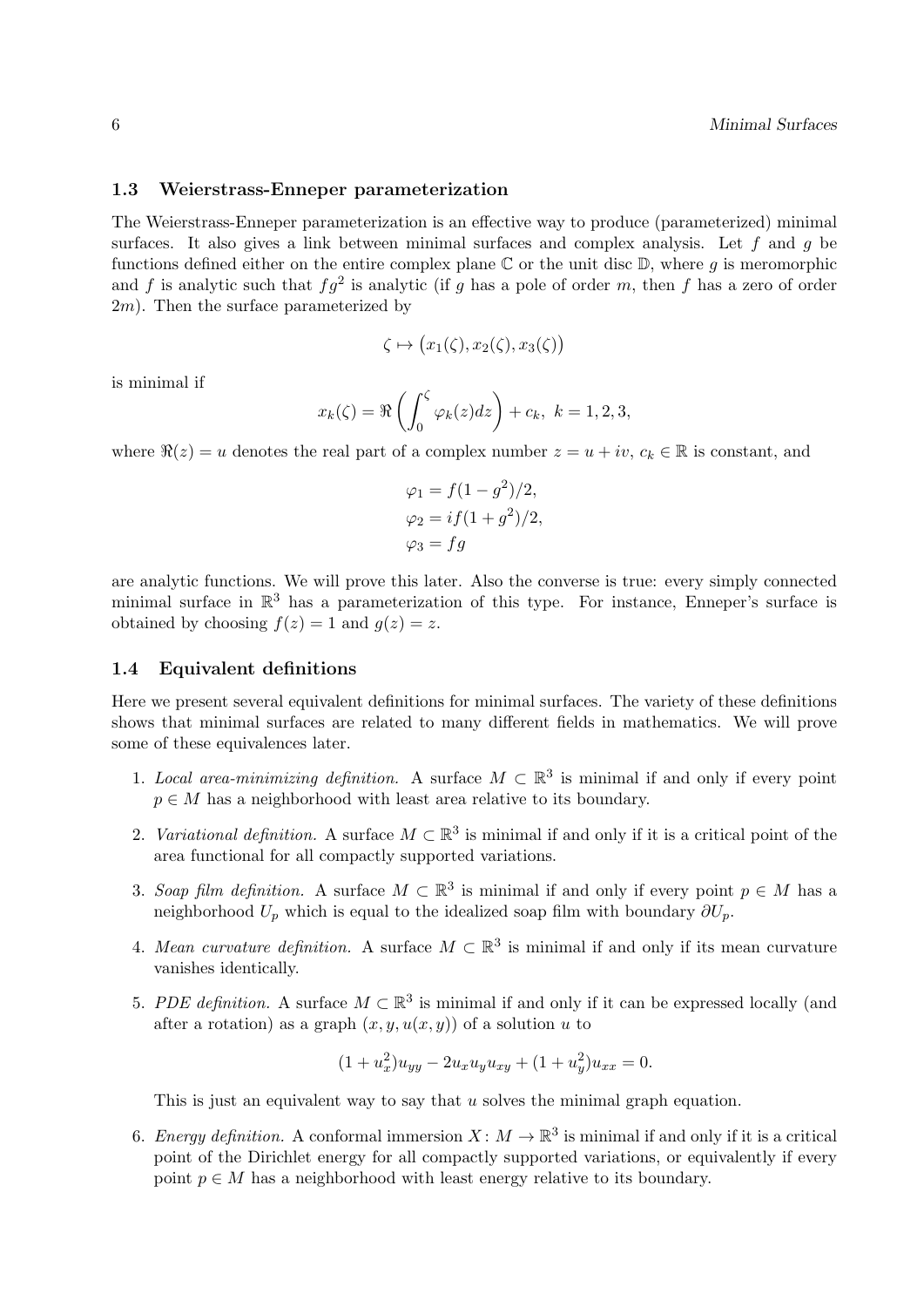### 1.3 Weierstrass-Enneper parameterization

The Weierstrass-Enneper parameterization is an effective way to produce (parameterized) minimal surfaces. It also gives a link between minimal surfaces and complex analysis. Let $f$ and $g$ be functions defined either on the entire complex plane $\mathbb{C}$ or the unit disc $\mathbb{D}$, where $g$ is meromorphic and $f$ is analytic such that $fg^2$ is analytic (if $g$ has a pole of order $m$, then $f$ has a zero of order $2m$). Then the surface parameterized by

$$\zeta \mapsto \big(x_1(\zeta), x_2(\zeta), x_3(\zeta)\big)$$

is minimal if

$$x_k(\zeta) = \Re\left(\int_0^{\zeta} \varphi_k(z)dz\right) + c_k,\ \ k = 1, 2, 3,$$

where $\Re(z) = u$ denotes the real part of a complex number $z = u + iv$, $c_k \in \mathbb{R}$ is constant, and

$$\begin{aligned}
\varphi_1 &= f(1-g^2)/2,\\
\varphi_2 &= if(1+g^2)/2,\\
\varphi_3 &= fg
\end{aligned}$$

are analytic functions. We will prove this later. Also the converse is true: every simply connected minimal surface in $\mathbb{R}^3$ has a parameterization of this type. For instance, Enneper's surface is obtained by choosing $f(z) = 1$ and $g(z) = z$.

### 1.4 Equivalent definitions

Here we present several equivalent definitions for minimal surfaces. The variety of these definitions shows that minimal surfaces are related to many different fields in mathematics. We will prove some of these equivalences later.

1. *Local area-minimizing definition.* A surface $M \subset \mathbb{R}^3$ is minimal if and only if every point $p \in M$ has a neighborhood with least area relative to its boundary.

2. *Variational definition.* A surface $M \subset \mathbb{R}^3$ is minimal if and only if it is a critical point of the area functional for all compactly supported variations.

3. *Soap film definition.* A surface $M \subset \mathbb{R}^3$ is minimal if and only if every point $p \in M$ has a neighborhood $U_p$ which is equal to the idealized soap film with boundary $\partial U_p$.

4. *Mean curvature definition.* A surface $M \subset \mathbb{R}^3$ is minimal if and only if its mean curvature vanishes identically.

5. *PDE definition.* A surface $M \subset \mathbb{R}^3$ is minimal if and only if it can be expressed locally (and after a rotation) as a graph $(x, y, u(x, y))$ of a solution $u$ to

   $$(1 + u_x^2)u_{yy} - 2u_x u_y u_{xy} + (1 + u_y^2)u_{xx} = 0.$$

   This is just an equivalent way to say that $u$ solves the minimal graph equation.

6. *Energy definition.* A conformal immersion $X\colon M \to \mathbb{R}^3$ is minimal if and only if it is a critical point of the Dirichlet energy for all compactly supported variations, or equivalently if every point $p \in M$ has a neighborhood with least energy relative to its boundary.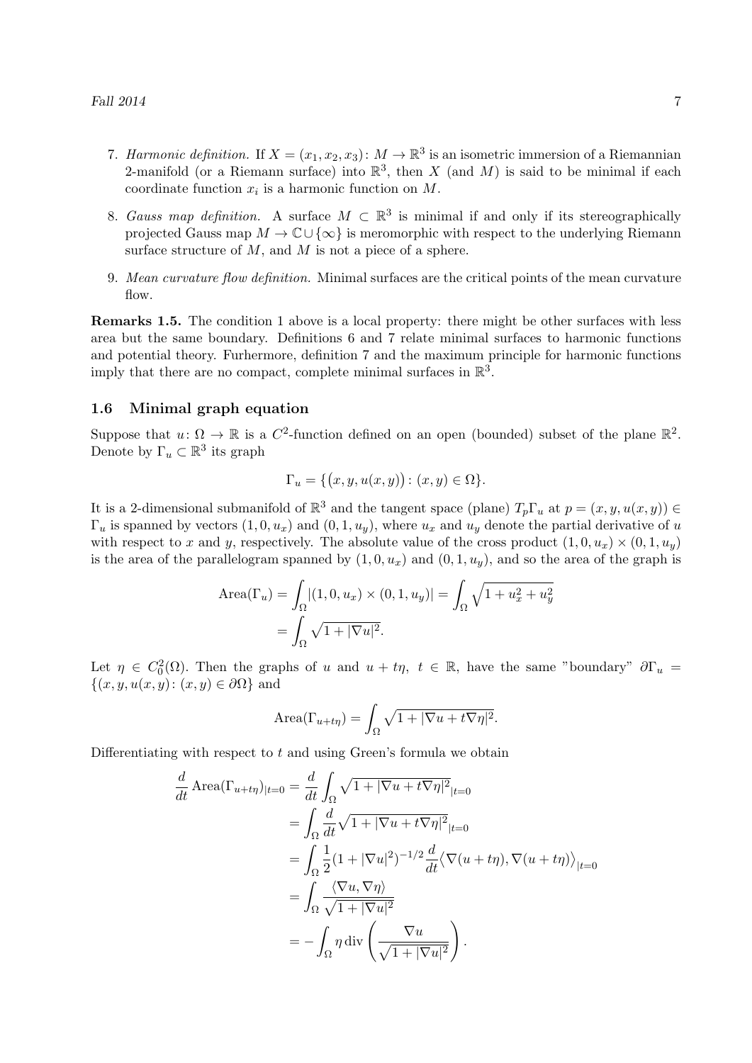7. *Harmonic definition.* If $X = (x_1, x_2, x_3)\colon M \to \mathbb{R}^3$ is an isometric immersion of a Riemannian 2-manifold (or a Riemann surface) into $\mathbb{R}^3$, then $X$ (and $M$) is said to be minimal if each coordinate function $x_i$ is a harmonic function on $M$.

8. *Gauss map definition.* A surface $M \subset \mathbb{R}^3$ is minimal if and only if its stereographically projected Gauss map $M \to \mathbb{C} \cup \{\infty\}$ is meromorphic with respect to the underlying Riemann surface structure of $M$, and $M$ is not a piece of a sphere.

9. *Mean curvature flow definition.* Minimal surfaces are the critical points of the mean curvature flow.

**Remarks 1.5.** The condition 1 above is a local property: there might be other surfaces with less area but the same boundary. Definitions 6 and 7 relate minimal surfaces to harmonic functions and potential theory. Furhermore, definition 7 and the maximum principle for harmonic functions imply that there are no compact, complete minimal surfaces in $\mathbb{R}^3$.

### 1.6 Minimal graph equation

Suppose that $u\colon \Omega \to \mathbb{R}$ is a $C^2$-function defined on an open (bounded) subset of the plane $\mathbb{R}^2$. Denote by $\Gamma_u \subset \mathbb{R}^3$ its graph

$$\Gamma_u = \{\big(x, y, u(x,y)\big) \colon (x,y) \in \Omega\}.$$

It is a 2-dimensional submanifold of $\mathbb{R}^3$ and the tangent space (plane) $T_p\Gamma_u$ at $p = (x, y, u(x,y)) \in \Gamma_u$ is spanned by vectors $(1, 0, u_x)$ and $(0, 1, u_y)$, where $u_x$ and $u_y$ denote the partial derivative of $u$ with respect to $x$ and $y$, respectively. The absolute value of the cross product $(1, 0, u_x) \times (0, 1, u_y)$ is the area of the parallelogram spanned by $(1, 0, u_x)$ and $(0, 1, u_y)$, and so the area of the graph is

$$\begin{aligned}
\operatorname{Area}(\Gamma_u) &= \int_\Omega |(1, 0, u_x) \times (0, 1, u_y)| = \int_\Omega \sqrt{1 + u_x^2 + u_y^2} \\
&= \int_\Omega \sqrt{1 + |\nabla u|^2}.
\end{aligned}$$

Let $\eta \in C_0^2(\Omega)$. Then the graphs of $u$ and $u + t\eta$, $t \in \mathbb{R}$, have the same "boundary" $\partial\Gamma_u = \{(x, y, u(x,y) \colon (x,y) \in \partial\Omega\}$ and

$$\operatorname{Area}(\Gamma_{u+t\eta}) = \int_\Omega \sqrt{1 + |\nabla u + t\nabla\eta|^2}.$$

Differentiating with respect to $t$ and using Green's formula we obtain

$$\begin{aligned}
\frac{d}{dt} \operatorname{Area}(\Gamma_{u+t\eta})_{|t=0} &= \frac{d}{dt} \int_\Omega \sqrt{1 + |\nabla u + t\nabla\eta|^2}_{|t=0} \\
&= \int_\Omega \frac{d}{dt} \sqrt{1 + |\nabla u + t\nabla\eta|^2}_{|t=0} \\
&= \int_\Omega \frac{1}{2}(1 + |\nabla u|^2)^{-1/2} \frac{d}{dt} \big\langle \nabla(u + t\eta), \nabla(u + t\eta) \big\rangle_{|t=0} \\
&= \int_\Omega \frac{\langle \nabla u, \nabla\eta \rangle}{\sqrt{1 + |\nabla u|^2}} \\
&= -\int_\Omega \eta \operatorname{div}\left( \frac{\nabla u}{\sqrt{1 + |\nabla u|^2}} \right).
\end{aligned}$$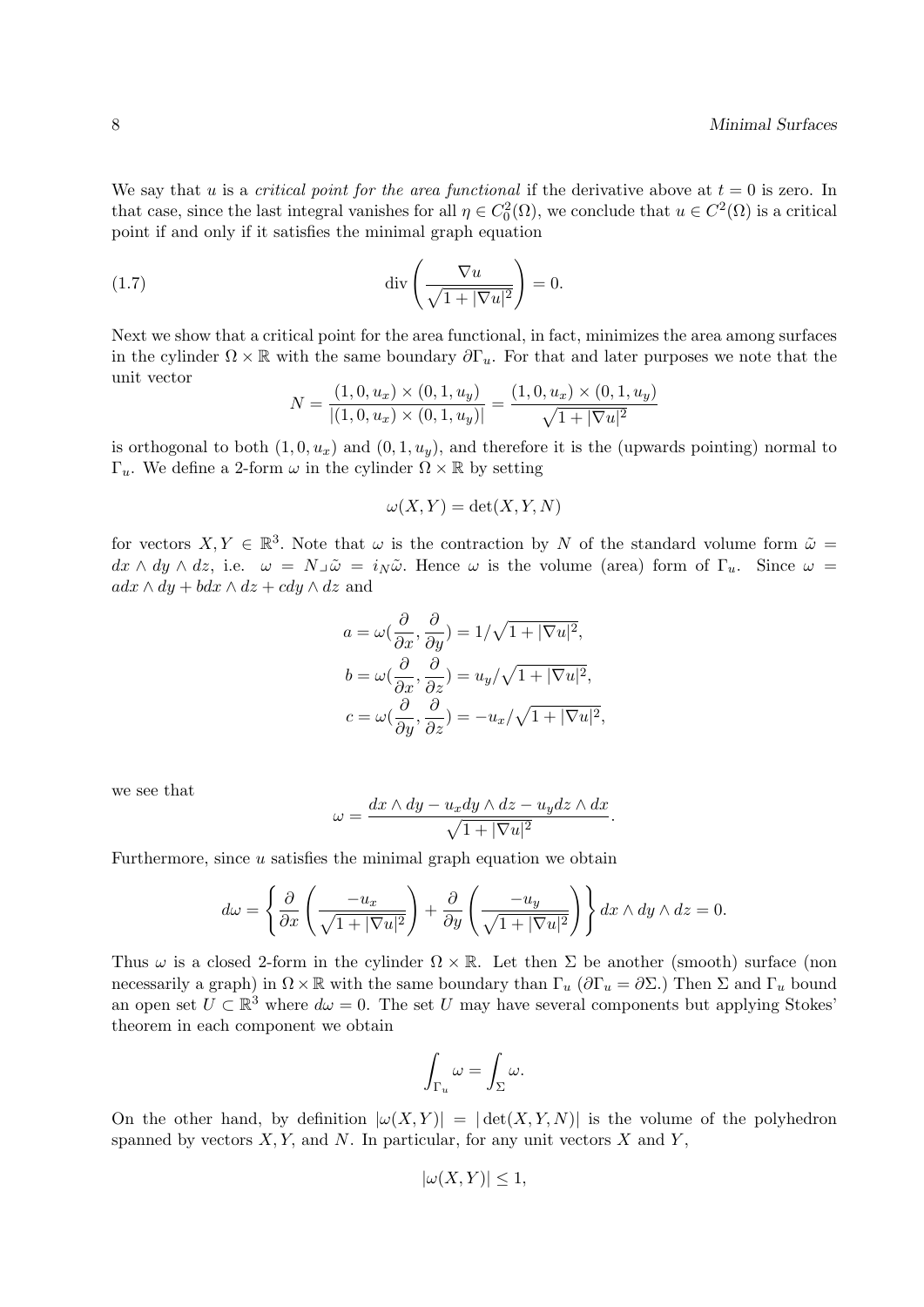We say that $u$ is a *critical point for the area functional* if the derivative above at $t = 0$ is zero. In that case, since the last integral vanishes for all $\eta \in C_0^2(\Omega)$, we conclude that $u \in C^2(\Omega)$ is a critical point if and only if it satisfies the minimal graph equation

$$\operatorname{div}\left(\frac{\nabla u}{\sqrt{1+|\nabla u|^2}}\right) = 0. \tag{1.7}$$

Next we show that a critical point for the area functional, in fact, minimizes the area among surfaces in the cylinder $\Omega \times \mathbb{R}$ with the same boundary $\partial\Gamma_u$. For that and later purposes we note that the unit vector

$$N = \frac{(1,0,u_x)\times(0,1,u_y)}{|(1,0,u_x)\times(0,1,u_y)|} = \frac{(1,0,u_x)\times(0,1,u_y)}{\sqrt{1+|\nabla u|^2}}$$

is orthogonal to both $(1,0,u_x)$ and $(0,1,u_y)$, and therefore it is the (upwards pointing) normal to $\Gamma_u$. We define a 2-form $\omega$ in the cylinder $\Omega \times \mathbb{R}$ by setting

$$\omega(X,Y) = \det(X,Y,N)$$

for vectors $X, Y \in \mathbb{R}^3$. Note that $\omega$ is the contraction by $N$ of the standard volume form $\tilde{\omega} = dx \wedge dy \wedge dz$, i.e. $\omega = N \lrcorner \tilde{\omega} = i_N \tilde{\omega}$. Hence $\omega$ is the volume (area) form of $\Gamma_u$. Since $\omega = a dx \wedge dy + b dx \wedge dz + c dy \wedge dz$ and

$$\begin{aligned}
a &= \omega\left(\frac{\partial}{\partial x}, \frac{\partial}{\partial y}\right) = 1/\sqrt{1+|\nabla u|^2}, \\
b &= \omega\left(\frac{\partial}{\partial x}, \frac{\partial}{\partial z}\right) = u_y/\sqrt{1+|\nabla u|^2}, \\
c &= \omega\left(\frac{\partial}{\partial y}, \frac{\partial}{\partial z}\right) = -u_x/\sqrt{1+|\nabla u|^2},
\end{aligned}$$

we see that

$$\omega = \frac{dx \wedge dy - u_x dy \wedge dz - u_y dz \wedge dx}{\sqrt{1+|\nabla u|^2}}.$$

Furthermore, since $u$ satisfies the minimal graph equation we obtain

$$d\omega = \left\{ \frac{\partial}{\partial x}\left(\frac{-u_x}{\sqrt{1+|\nabla u|^2}}\right) + \frac{\partial}{\partial y}\left(\frac{-u_y}{\sqrt{1+|\nabla u|^2}}\right) \right\} dx \wedge dy \wedge dz = 0.$$

Thus $\omega$ is a closed 2-form in the cylinder $\Omega \times \mathbb{R}$. Let then $\Sigma$ be another (smooth) surface (non necessarily a graph) in $\Omega \times \mathbb{R}$ with the same boundary than $\Gamma_u$ ($\partial\Gamma_u = \partial\Sigma$.) Then $\Sigma$ and $\Gamma_u$ bound an open set $U \subset \mathbb{R}^3$ where $d\omega = 0$. The set $U$ may have several components but applying Stokes' theorem in each component we obtain

$$\int_{\Gamma_u} \omega = \int_{\Sigma} \omega.$$

On the other hand, by definition $|\omega(X,Y)| = |\det(X,Y,N)|$ is the volume of the polyhedron spanned by vectors $X, Y$, and $N$. In particular, for any unit vectors $X$ and $Y$,

$$|\omega(X,Y)| \leq 1,$$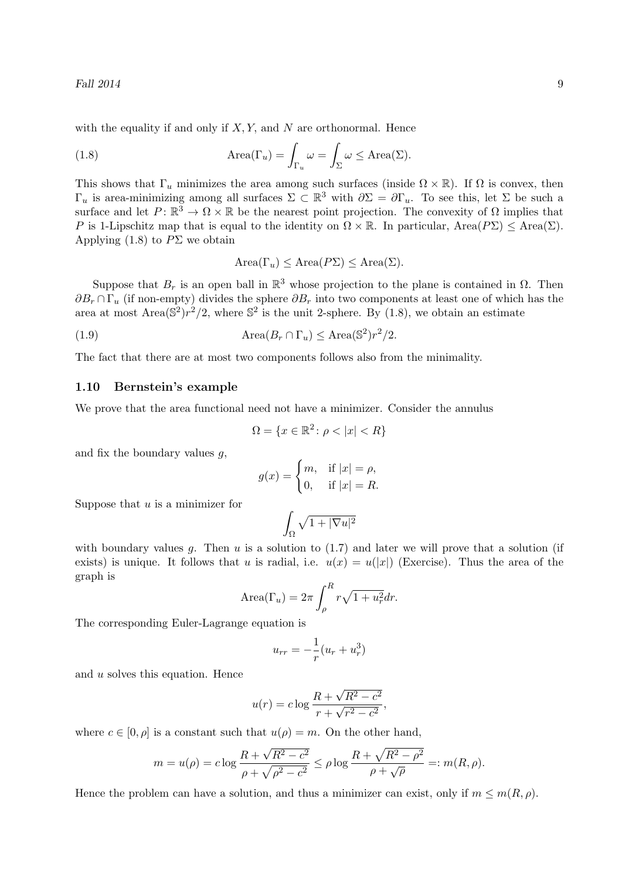with the equality if and only if $X, Y$, and $N$ are orthonormal. Hence

$$\text{Area}(\Gamma_u) = \int_{\Gamma_u} \omega = \int_{\Sigma} \omega \leq \text{Area}(\Sigma). \tag{1.8}$$

This shows that $\Gamma_u$ minimizes the area among such surfaces (inside $\Omega \times \mathbb{R}$). If $\Omega$ is convex, then $\Gamma_u$ is area-minimizing among all surfaces $\Sigma \subset \mathbb{R}^3$ with $\partial\Sigma = \partial\Gamma_u$. To see this, let $\Sigma$ be such a surface and let $P\colon \mathbb{R}^3 \to \Omega \times \mathbb{R}$ be the nearest point projection. The convexity of $\Omega$ implies that $P$ is 1-Lipschitz map that is equal to the identity on $\Omega \times \mathbb{R}$. In particular, $\text{Area}(P\Sigma) \leq \text{Area}(\Sigma)$. Applying (1.8) to $P\Sigma$ we obtain

$$\text{Area}(\Gamma_u) \leq \text{Area}(P\Sigma) \leq \text{Area}(\Sigma).$$

Suppose that $B_r$ is an open ball in $\mathbb{R}^3$ whose projection to the plane is contained in $\Omega$. Then $\partial B_r \cap \Gamma_u$ (if non-empty) divides the sphere $\partial B_r$ into two components at least one of which has the area at most $\text{Area}(\mathbb{S}^2)r^2/2$, where $\mathbb{S}^2$ is the unit 2-sphere. By (1.8), we obtain an estimate

$$\text{Area}(B_r \cap \Gamma_u) \leq \text{Area}(\mathbb{S}^2)r^2/2. \tag{1.9}$$

The fact that there are at most two components follows also from the minimality.

### 1.10 Bernstein's example

We prove that the area functional need not have a minimizer. Consider the annulus

$$\Omega = \{x \in \mathbb{R}^2 \colon \rho < |x| < R\}$$

and fix the boundary values $g$,

$$g(x) = \begin{cases} m, & \text{if } |x| = \rho, \\ 0, & \text{if } |x| = R. \end{cases}$$

Suppose that $u$ is a minimizer for

$$\int_\Omega \sqrt{1 + |\nabla u|^2}$$

with boundary values $g$. Then $u$ is a solution to (1.7) and later we will prove that a solution (if exists) is unique. It follows that $u$ is radial, i.e. $u(x) = u(|x|)$ (Exercise). Thus the area of the graph is

$$\text{Area}(\Gamma_u) = 2\pi \int_\rho^R r\sqrt{1 + u_r^2}dr.$$

The corresponding Euler-Lagrange equation is

$$u_{rr} = -\frac{1}{r}(u_r + u_r^3)$$

and $u$ solves this equation. Hence

$$u(r) = c \log \frac{R + \sqrt{R^2 - c^2}}{r + \sqrt{r^2 - c^2}},$$

where $c \in [0, \rho]$ is a constant such that $u(\rho) = m$. On the other hand,

$$m = u(\rho) = c \log \frac{R + \sqrt{R^2 - c^2}}{\rho + \sqrt{\rho^2 - c^2}} \leq \rho \log \frac{R + \sqrt{R^2 - \rho^2}}{\rho + \sqrt{\rho}} =: m(R, \rho).$$

Hence the problem can have a solution, and thus a minimizer can exist, only if $m \leq m(R, \rho)$.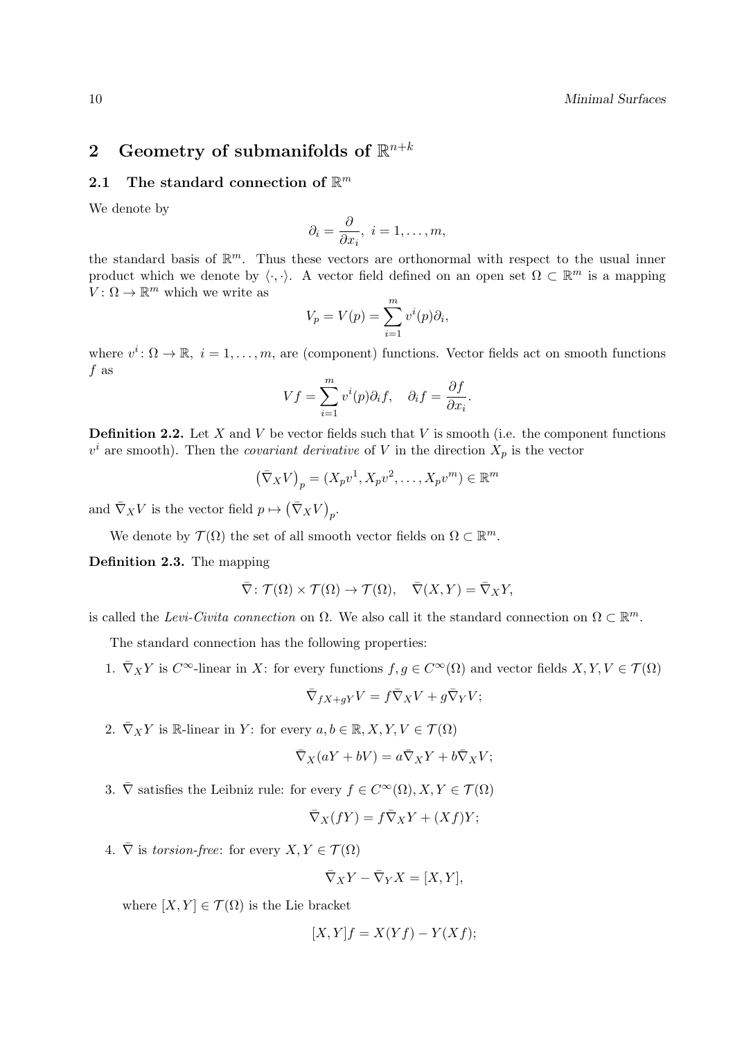## 2 Geometry of submanifolds of $\mathbb{R}^{n+k}$

### 2.1 The standard connection of $\mathbb{R}^m$

We denote by

$$\partial_i = \frac{\partial}{\partial x_i},\ i = 1, \ldots, m,$$

the standard basis of $\mathbb{R}^m$. Thus these vectors are orthonormal with respect to the usual inner product which we denote by $\langle \cdot, \cdot \rangle$. A vector field defined on an open set $\Omega \subset \mathbb{R}^m$ is a mapping $V \colon \Omega \to \mathbb{R}^m$ which we write as

$$V_p = V(p) = \sum_{i=1}^{m} v^i(p)\partial_i,$$

where $v^i \colon \Omega \to \mathbb{R},\ i = 1, \ldots, m$, are (component) functions. Vector fields act on smooth functions $f$ as

$$Vf = \sum_{i=1}^{m} v^i(p)\partial_i f, \quad \partial_i f = \frac{\partial f}{\partial x_i}.$$

**Definition 2.2.** Let $X$ and $V$ be vector fields such that $V$ is smooth (i.e. the component functions $v^i$ are smooth). Then the *covariant derivative* of $V$ in the direction $X_p$ is the vector

$$\left(\bar{\nabla}_X V\right)_p = (X_p v^1, X_p v^2, \ldots, X_p v^m) \in \mathbb{R}^m$$

and $\bar{\nabla}_X V$ is the vector field $p \mapsto \left(\bar{\nabla}_X V\right)_p$.

We denote by $\mathcal{T}(\Omega)$ the set of all smooth vector fields on $\Omega \subset \mathbb{R}^m$.

**Definition 2.3.** The mapping

$$\bar{\nabla} \colon \mathcal{T}(\Omega) \times \mathcal{T}(\Omega) \to \mathcal{T}(\Omega), \quad \bar{\nabla}(X, Y) = \bar{\nabla}_X Y,$$

is called the *Levi-Civita connection* on $\Omega$. We also call it the standard connection on $\Omega \subset \mathbb{R}^m$.

The standard connection has the following properties:

1. $\bar{\nabla}_X Y$ is $C^\infty$-linear in $X$: for every functions $f, g \in C^\infty(\Omega)$ and vector fields $X, Y, V \in \mathcal{T}(\Omega)$

   $$\bar{\nabla}_{fX+gY} V = f\bar{\nabla}_X V + g\bar{\nabla}_Y V;$$

2. $\bar{\nabla}_X Y$ is $\mathbb{R}$-linear in $Y$: for every $a, b \in \mathbb{R}, X, Y, V \in \mathcal{T}(\Omega)$

   $$\bar{\nabla}_X (aY + bV) = a\bar{\nabla}_X Y + b\bar{\nabla}_X V;$$

3. $\bar{\nabla}$ satisfies the Leibniz rule: for every $f \in C^\infty(\Omega), X, Y \in \mathcal{T}(\Omega)$

   $$\bar{\nabla}_X (fY) = f\bar{\nabla}_X Y + (Xf)Y;$$

4. $\bar{\nabla}$ is *torsion-free*: for every $X, Y \in \mathcal{T}(\Omega)$

   $$\bar{\nabla}_X Y - \bar{\nabla}_Y X = [X, Y],$$

   where $[X, Y] \in \mathcal{T}(\Omega)$ is the Lie bracket

   $$[X, Y]f = X(Yf) - Y(Xf);$$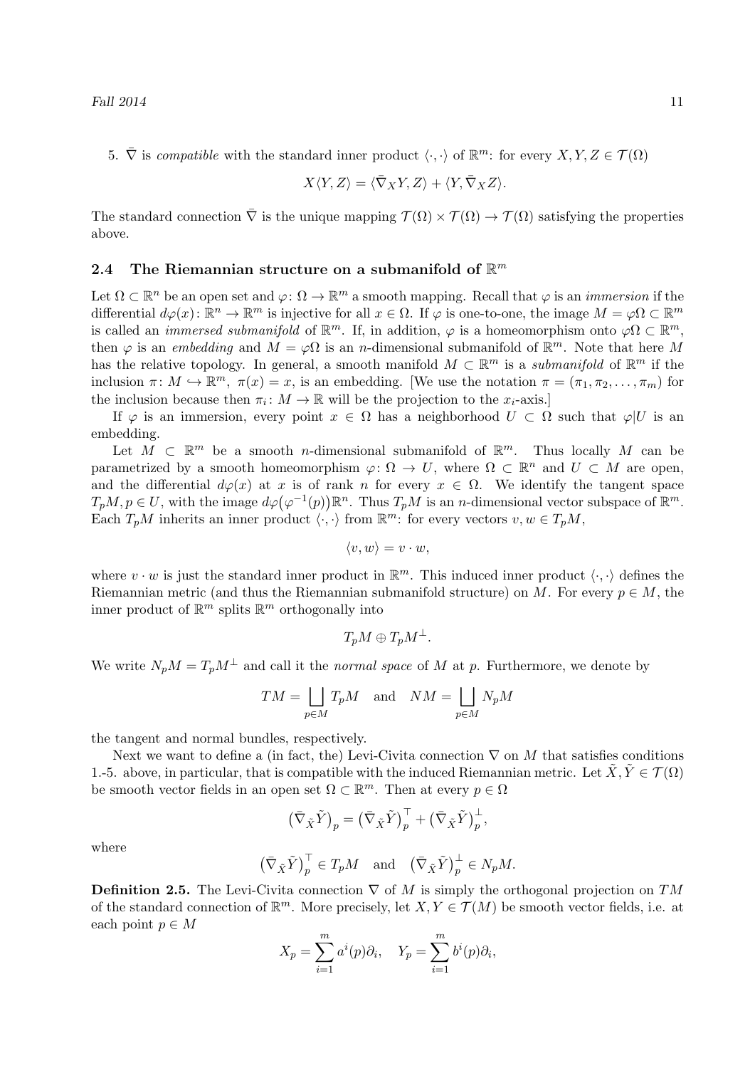5. $\bar{\nabla}$ is *compatible* with the standard inner product $\langle\cdot,\cdot\rangle$ of $\mathbb{R}^m$: for every $X, Y, Z \in \mathcal{T}(\Omega)$

$$X\langle Y, Z\rangle = \langle\bar{\nabla}_X Y, Z\rangle + \langle Y, \bar{\nabla}_X Z\rangle.$$

The standard connection $\bar{\nabla}$ is the unique mapping $\mathcal{T}(\Omega) \times \mathcal{T}(\Omega) \to \mathcal{T}(\Omega)$ satisfying the properties above.

## 2.4 The Riemannian structure on a submanifold of $\mathbb{R}^m$

Let $\Omega \subset \mathbb{R}^n$ be an open set and $\varphi\colon \Omega \to \mathbb{R}^m$ a smooth mapping. Recall that $\varphi$ is an *immersion* if the differential $d\varphi(x)\colon \mathbb{R}^n \to \mathbb{R}^m$ is injective for all $x \in \Omega$. If $\varphi$ is one-to-one, the image $M = \varphi\Omega \subset \mathbb{R}^m$ is called an *immersed submanifold* of $\mathbb{R}^m$. If, in addition, $\varphi$ is a homeomorphism onto $\varphi\Omega \subset \mathbb{R}^m$, then $\varphi$ is an *embedding* and $M = \varphi\Omega$ is an $n$-dimensional submanifold of $\mathbb{R}^m$. Note that here $M$ has the relative topology. In general, a smooth manifold $M \subset \mathbb{R}^m$ is a *submanifold* of $\mathbb{R}^m$ if the inclusion $\pi\colon M \hookrightarrow \mathbb{R}^m$, $\pi(x) = x$, is an embedding. [We use the notation $\pi = (\pi_1, \pi_2, \ldots, \pi_m)$ for the inclusion because then $\pi_i\colon M \to \mathbb{R}$ will be the projection to the $x_i$-axis.]

If $\varphi$ is an immersion, every point $x \in \Omega$ has a neighborhood $U \subset \Omega$ such that $\varphi|U$ is an embedding.

Let $M \subset \mathbb{R}^m$ be a smooth $n$-dimensional submanifold of $\mathbb{R}^m$. Thus locally $M$ can be parametrized by a smooth homeomorphism $\varphi\colon \Omega \to U$, where $\Omega \subset \mathbb{R}^n$ and $U \subset M$ are open, and the differential $d\varphi(x)$ at $x$ is of rank $n$ for every $x \in \Omega$. We identify the tangent space $T_pM, p \in U$, with the image $d\varphi\big(\varphi^{-1}(p)\big)\mathbb{R}^n$. Thus $T_pM$ is an $n$-dimensional vector subspace of $\mathbb{R}^m$. Each $T_pM$ inherits an inner product $\langle\cdot,\cdot\rangle$ from $\mathbb{R}^m$: for every vectors $v, w \in T_pM$,

$$\langle v, w\rangle = v \cdot w,$$

where $v \cdot w$ is just the standard inner product in $\mathbb{R}^m$. This induced inner product $\langle\cdot,\cdot\rangle$ defines the Riemannian metric (and thus the Riemannian submanifold structure) on $M$. For every $p \in M$, the inner product of $\mathbb{R}^m$ splits $\mathbb{R}^m$ orthogonally into

$$T_pM \oplus T_pM^{\perp}.$$

We write $N_pM = T_pM^{\perp}$ and call it the *normal space* of $M$ at $p$. Furthermore, we denote by

$$TM = \bigsqcup_{p\in M} T_pM \quad \text{and} \quad NM = \bigsqcup_{p\in M} N_pM$$

the tangent and normal bundles, respectively.

Next we want to define a (in fact, the) Levi-Civita connection $\nabla$ on $M$ that satisfies conditions 1.-5. above, in particular, that is compatible with the induced Riemannian metric. Let $\tilde{X}, \tilde{Y} \in \mathcal{T}(\Omega)$ be smooth vector fields in an open set $\Omega \subset \mathbb{R}^m$. Then at every $p \in \Omega$

$$\big(\bar{\nabla}_{\tilde{X}}\tilde{Y}\big)_p = \big(\bar{\nabla}_{\tilde{X}}\tilde{Y}\big)_p^{\top} + \big(\bar{\nabla}_{\tilde{X}}\tilde{Y}\big)_p^{\perp},$$

where

$$\big(\bar{\nabla}_{\tilde{X}}\tilde{Y}\big)_p^{\top} \in T_pM \quad \text{and} \quad \big(\bar{\nabla}_{\tilde{X}}\tilde{Y}\big)_p^{\perp} \in N_pM.$$

**Definition 2.5.** The Levi-Civita connection $\nabla$ of $M$ is simply the orthogonal projection on $TM$ of the standard connection of $\mathbb{R}^m$. More precisely, let $X, Y \in \mathcal{T}(M)$ be smooth vector fields, i.e. at each point $p \in M$

$$X_p = \sum_{i=1}^{m} a^i(p)\partial_i, \quad Y_p = \sum_{i=1}^{m} b^i(p)\partial_i,$$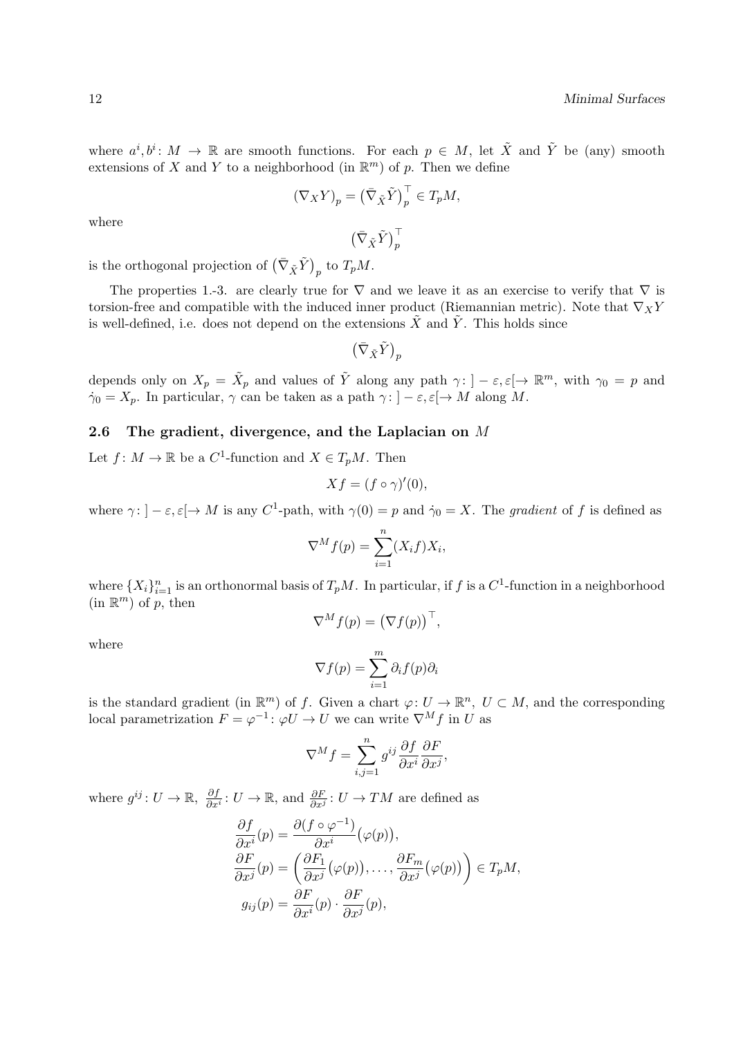where $a^i, b^i \colon M \to \mathbb{R}$ are smooth functions. For each $p \in M$, let $\tilde{X}$ and $\tilde{Y}$ be (any) smooth extensions of $X$ and $Y$ to a neighborhood (in $\mathbb{R}^m$) of $p$. Then we define

$$(\nabla_X Y)_p = \big(\bar{\nabla}_{\tilde{X}} \tilde{Y}\big)_p^{\top} \in T_p M,$$

where

$$\big(\bar{\nabla}_{\tilde{X}} \tilde{Y}\big)_p^{\top}$$

is the orthogonal projection of $\big(\bar{\nabla}_{\tilde{X}} \tilde{Y}\big)_p$ to $T_p M$.

The properties 1.-3. are clearly true for $\nabla$ and we leave it as an exercise to verify that $\nabla$ is torsion-free and compatible with the induced inner product (Riemannian metric). Note that $\nabla_X Y$ is well-defined, i.e. does not depend on the extensions $\tilde{X}$ and $\tilde{Y}$. This holds since

$$\big(\bar{\nabla}_{\tilde{X}} \tilde{Y}\big)_p$$

depends only on $X_p = \tilde{X}_p$ and values of $\tilde{Y}$ along any path $\gamma \colon ]-\varepsilon, \varepsilon[ \to \mathbb{R}^m$, with $\gamma_0 = p$ and $\dot{\gamma}_0 = X_p$. In particular, $\gamma$ can be taken as a path $\gamma \colon ]-\varepsilon, \varepsilon[ \to M$ along $M$.

## 2.6 The gradient, divergence, and the Laplacian on $M$

Let $f \colon M \to \mathbb{R}$ be a $C^1$-function and $X \in T_p M$. Then

$$Xf = (f \circ \gamma)'(0),$$

where $\gamma \colon ]-\varepsilon, \varepsilon[ \to M$ is any $C^1$-path, with $\gamma(0) = p$ and $\dot{\gamma}_0 = X$. The *gradient* of $f$ is defined as

$$\nabla^M f(p) = \sum_{i=1}^{n} (X_i f) X_i,$$

where $\{X_i\}_{i=1}^n$ is an orthonormal basis of $T_p M$. In particular, if $f$ is a $C^1$-function in a neighborhood (in $\mathbb{R}^m$) of $p$, then

$$\nabla^M f(p) = \big(\nabla f(p)\big)^{\top},$$

where

$$\nabla f(p) = \sum_{i=1}^{m} \partial_i f(p) \partial_i$$

is the standard gradient (in $\mathbb{R}^m$) of $f$. Given a chart $\varphi \colon U \to \mathbb{R}^n$, $U \subset M$, and the corresponding local parametrization $F = \varphi^{-1} \colon \varphi U \to U$ we can write $\nabla^M f$ in $U$ as

$$\nabla^M f = \sum_{i,j=1}^{n} g^{ij} \frac{\partial f}{\partial x^i} \frac{\partial F}{\partial x^j},$$

where $g^{ij} \colon U \to \mathbb{R}$, $\frac{\partial f}{\partial x^i} \colon U \to \mathbb{R}$, and $\frac{\partial F}{\partial x^j} \colon U \to TM$ are defined as

$$\begin{aligned}
\frac{\partial f}{\partial x^i}(p) &= \frac{\partial (f \circ \varphi^{-1})}{\partial x^i}\big(\varphi(p)\big), \\
\frac{\partial F}{\partial x^j}(p) &= \left( \frac{\partial F_1}{\partial x^j}\big(\varphi(p)\big), \ldots, \frac{\partial F_m}{\partial x^j}\big(\varphi(p)\big) \right) \in T_p M, \\
g_{ij}(p) &= \frac{\partial F}{\partial x^i}(p) \cdot \frac{\partial F}{\partial x^j}(p),
\end{aligned}$$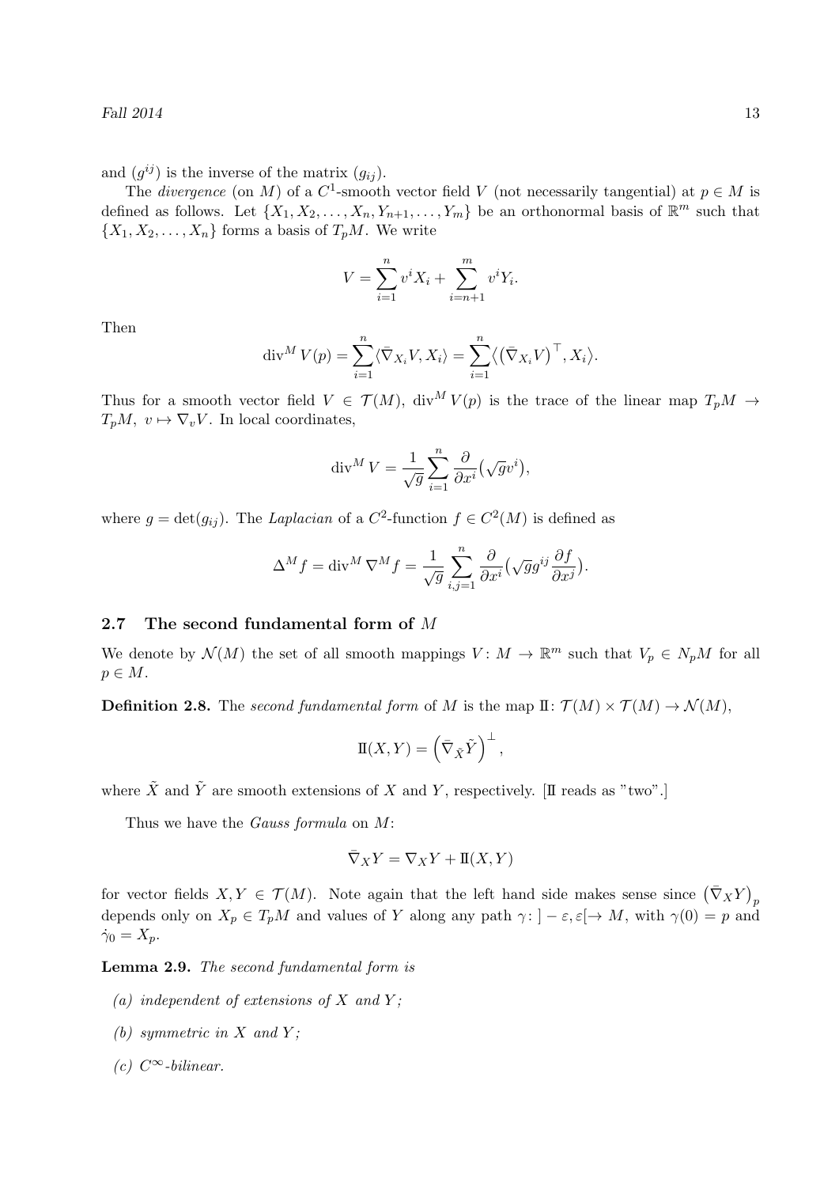and $(g^{ij})$ is the inverse of the matrix $(g_{ij})$.

The *divergence* (on $M$) of a $C^1$-smooth vector field $V$ (not necessarily tangential) at $p \in M$ is defined as follows. Let $\{X_1, X_2, \dots, X_n, Y_{n+1}, \dots, Y_m\}$ be an orthonormal basis of $\mathbb{R}^m$ such that $\{X_1, X_2, \dots, X_n\}$ forms a basis of $T_pM$. We write

$$V = \sum_{i=1}^{n} v^i X_i + \sum_{i=n+1}^{m} v^i Y_i.$$

Then

$$\operatorname{div}^M V(p) = \sum_{i=1}^{n} \langle \bar{\nabla}_{X_i} V, X_i \rangle = \sum_{i=1}^{n} \langle \big(\bar{\nabla}_{X_i} V\big)^\top, X_i \rangle.$$

Thus for a smooth vector field $V \in \mathcal{T}(M)$, $\operatorname{div}^M V(p)$ is the trace of the linear map $T_pM \to T_pM$, $v \mapsto \nabla_v V$. In local coordinates,

$$\operatorname{div}^M V = \frac{1}{\sqrt{g}} \sum_{i=1}^{n} \frac{\partial}{\partial x^i} \big(\sqrt{g} v^i\big),$$

where $g = \det(g_{ij})$. The *Laplacian* of a $C^2$-function $f \in C^2(M)$ is defined as

$$\Delta^M f = \operatorname{div}^M \nabla^M f = \frac{1}{\sqrt{g}} \sum_{i,j=1}^{n} \frac{\partial}{\partial x^i} \big(\sqrt{g} g^{ij} \frac{\partial f}{\partial x^j}\big).$$

## 2.7 The second fundamental form of $M$

We denote by $\mathcal{N}(M)$ the set of all smooth mappings $V \colon M \to \mathbb{R}^m$ such that $V_p \in N_pM$ for all $p \in M$.

**Definition 2.8.** The *second fundamental form* of $M$ is the map $\mathrm{II} \colon \mathcal{T}(M) \times \mathcal{T}(M) \to \mathcal{N}(M)$,

$$\mathrm{II}(X, Y) = \Big(\bar{\nabla}_{\tilde{X}} \tilde{Y}\Big)^\perp,$$

where $\tilde{X}$ and $\tilde{Y}$ are smooth extensions of $X$ and $Y$, respectively. [$\mathrm{II}$ reads as "two".]

Thus we have the *Gauss formula* on $M$:

$$\bar{\nabla}_X Y = \nabla_X Y + \mathrm{II}(X, Y)$$

for vector fields $X, Y \in \mathcal{T}(M)$. Note again that the left hand side makes sense since $\big(\bar{\nabla}_X Y\big)_p$ depends only on $X_p \in T_pM$ and values of $Y$ along any path $\gamma \colon ]-\varepsilon, \varepsilon[ \to M$, with $\gamma(0) = p$ and $\dot{\gamma}_0 = X_p$.

**Lemma 2.9.** *The second fundamental form is*

*(a) independent of extensions of $X$ and $Y$;*

*(b) symmetric in $X$ and $Y$;*

*(c) $C^\infty$-bilinear.*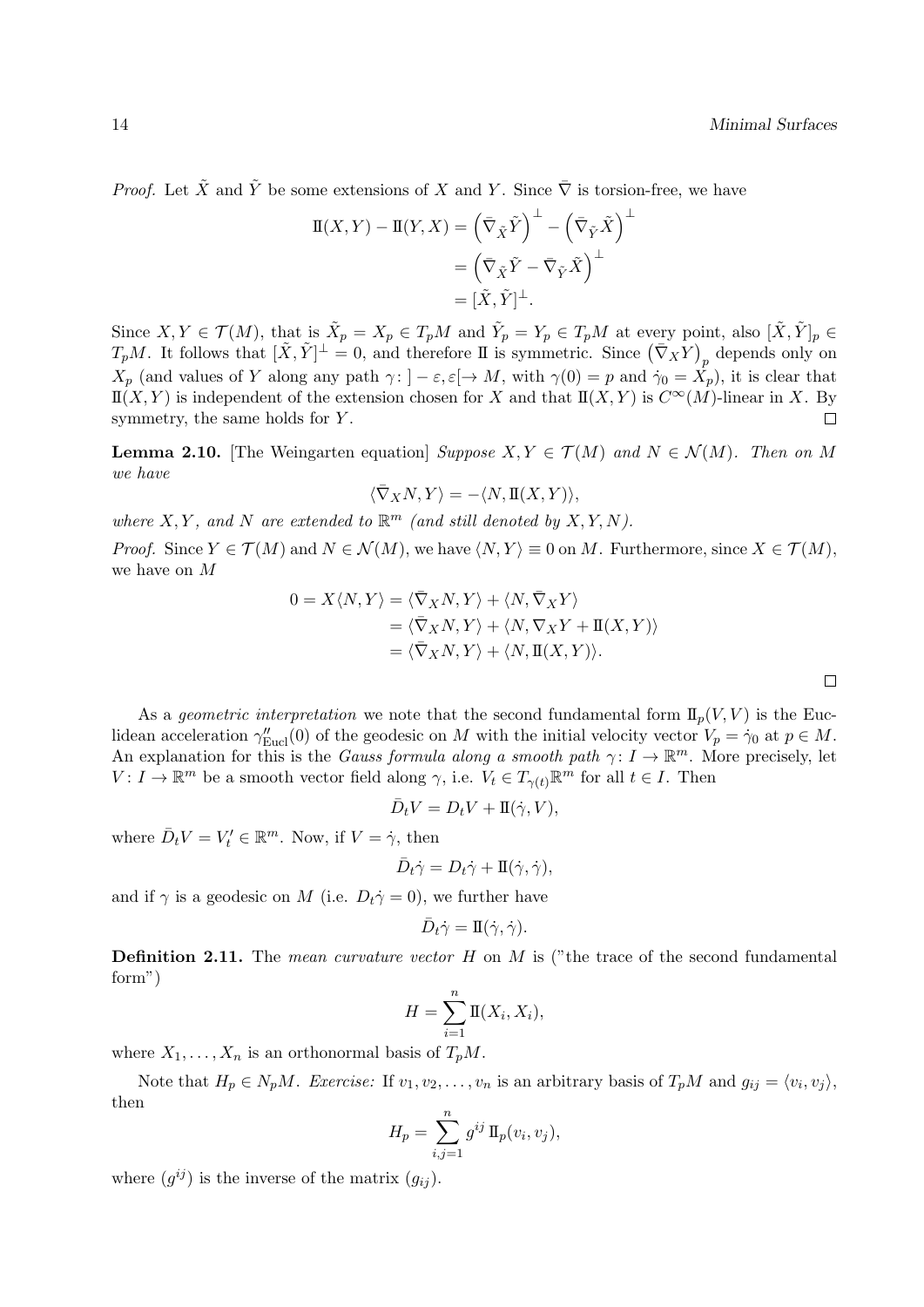*Proof.* Let $\tilde{X}$ and $\tilde{Y}$ be some extensions of $X$ and $Y$. Since $\bar{\nabla}$ is torsion-free, we have

$$\begin{aligned}
\mathrm{II}(X,Y) - \mathrm{II}(Y,X) &= \left(\bar{\nabla}_{\tilde{X}}\tilde{Y}\right)^{\perp} - \left(\bar{\nabla}_{\tilde{Y}}\tilde{X}\right)^{\perp} \\
&= \left(\bar{\nabla}_{\tilde{X}}\tilde{Y} - \bar{\nabla}_{\tilde{Y}}\tilde{X}\right)^{\perp} \\
&= [\tilde{X},\tilde{Y}]^{\perp}.
\end{aligned}$$

Since $X, Y \in \mathcal{T}(M)$, that is $\tilde{X}_p = X_p \in T_pM$ and $\tilde{Y}_p = Y_p \in T_pM$ at every point, also $[\tilde{X},\tilde{Y}]_p \in T_pM$. It follows that $[\tilde{X},\tilde{Y}]^{\perp} = 0$, and therefore $\mathrm{II}$ is symmetric. Since $\left(\bar{\nabla}_X Y\right)_p$ depends only on $X_p$ (and values of $Y$ along any path $\gamma\colon ]-\varepsilon,\varepsilon[\to M$, with $\gamma(0) = p$ and $\dot{\gamma}_0 = X_p$), it is clear that $\mathrm{II}(X,Y)$ is independent of the extension chosen for $X$ and that $\mathrm{II}(X,Y)$ is $C^\infty(M)$-linear in $X$. By symmetry, the same holds for $Y$. □

**Lemma 2.10.** [The Weingarten equation] *Suppose $X, Y \in \mathcal{T}(M)$ and $N \in \mathcal{N}(M)$. Then on $M$ we have*

$$\langle \bar{\nabla}_X N, Y\rangle = -\langle N, \mathrm{II}(X,Y)\rangle,$$

*where $X, Y$, and $N$ are extended to $\mathbb{R}^m$ (and still denoted by $X, Y, N$).*

*Proof.* Since $Y \in \mathcal{T}(M)$ and $N \in \mathcal{N}(M)$, we have $\langle N, Y\rangle \equiv 0$ on $M$. Furthermore, since $X \in \mathcal{T}(M)$, we have on $M$

$$\begin{aligned}
0 = X\langle N, Y\rangle &= \langle \bar{\nabla}_X N, Y\rangle + \langle N, \bar{\nabla}_X Y\rangle \\
&= \langle \bar{\nabla}_X N, Y\rangle + \langle N, \nabla_X Y + \mathrm{II}(X,Y)\rangle \\
&= \langle \bar{\nabla}_X N, Y\rangle + \langle N, \mathrm{II}(X,Y)\rangle.
\end{aligned}$$

□

As a *geometric interpretation* we note that the second fundamental form $\mathrm{II}_p(V,V)$ is the Euclidean acceleration $\gamma''_{\mathrm{Eucl}}(0)$ of the geodesic on $M$ with the initial velocity vector $V_p = \dot{\gamma}_0$ at $p \in M$. An explanation for this is the *Gauss formula along a smooth path* $\gamma\colon I \to \mathbb{R}^m$. More precisely, let $V\colon I \to \mathbb{R}^m$ be a smooth vector field along $\gamma$, i.e. $V_t \in T_{\gamma(t)}\mathbb{R}^m$ for all $t \in I$. Then

$$\bar{D}_t V = D_t V + \mathrm{II}(\dot{\gamma}, V),$$

where $\bar{D}_t V = V'_t \in \mathbb{R}^m$. Now, if $V = \dot{\gamma}$, then

$$\bar{D}_t \dot{\gamma} = D_t \dot{\gamma} + \mathrm{II}(\dot{\gamma}, \dot{\gamma}),$$

and if $\gamma$ is a geodesic on $M$ (i.e. $D_t\dot{\gamma} = 0$), we further have

$$\bar{D}_t \dot{\gamma} = \mathrm{II}(\dot{\gamma}, \dot{\gamma}).$$

**Definition 2.11.** The *mean curvature vector* $H$ on $M$ is ("the trace of the second fundamental form")

$$H = \sum_{i=1}^{n} \mathrm{II}(X_i, X_i),$$

where $X_1, \ldots, X_n$ is an orthonormal basis of $T_pM$.

Note that $H_p \in N_pM$. *Exercise:* If $v_1, v_2, \ldots, v_n$ is an arbitrary basis of $T_pM$ and $g_{ij} = \langle v_i, v_j\rangle$, then

$$H_p = \sum_{i,j=1}^{n} g^{ij}\, \mathrm{II}_p(v_i, v_j),$$

where $(g^{ij})$ is the inverse of the matrix $(g_{ij})$.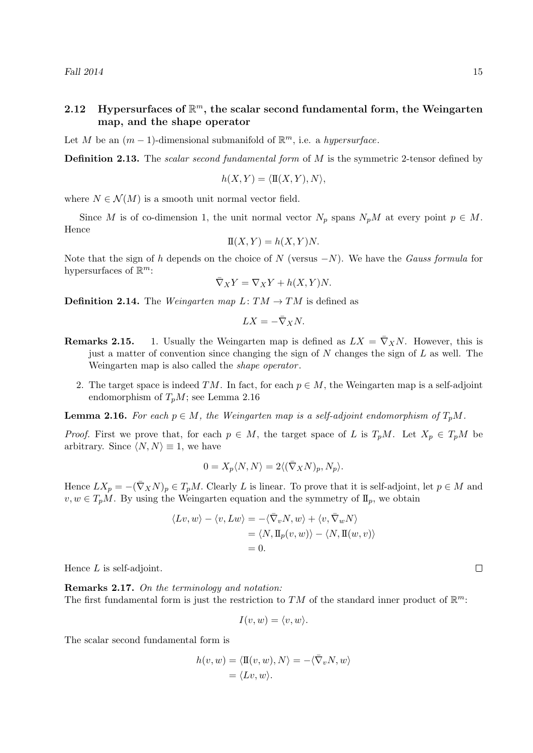## 2.12 Hypersurfaces of $\mathbb{R}^m$, the scalar second fundamental form, the Weingarten map, and the shape operator

Let $M$ be an $(m-1)$-dimensional submanifold of $\mathbb{R}^m$, i.e. a *hypersurface*.

**Definition 2.13.** The *scalar second fundamental form* of $M$ is the symmetric 2-tensor defined by

$$h(X,Y) = \langle \mathrm{I\!I}(X,Y), N \rangle,$$

where $N \in \mathcal{N}(M)$ is a smooth unit normal vector field.

Since $M$ is of co-dimension 1, the unit normal vector $N_p$ spans $N_pM$ at every point $p \in M$. Hence

$$\mathrm{I\!I}(X,Y) = h(X,Y)N.$$

Note that the sign of $h$ depends on the choice of $N$ (versus $-N$). We have the *Gauss formula* for hypersurfaces of $\mathbb{R}^m$:

$$\bar{\nabla}_X Y = \nabla_X Y + h(X,Y)N.$$

**Definition 2.14.** The *Weingarten map* $L\colon TM \to TM$ is defined as

$$LX = -\bar{\nabla}_X N.$$

**Remarks 2.15.**

1. Usually the Weingarten map is defined as $LX = \bar{\nabla}_X N$. However, this is just a matter of convention since changing the sign of $N$ changes the sign of $L$ as well. The Weingarten map is also called the *shape operator*.

2. The target space is indeed $TM$. In fact, for each $p \in M$, the Weingarten map is a self-adjoint endomorphism of $T_pM$; see Lemma 2.16

**Lemma 2.16.** *For each $p \in M$, the Weingarten map is a self-adjoint endomorphism of $T_pM$.*

*Proof.* First we prove that, for each $p \in M$, the target space of $L$ is $T_pM$. Let $X_p \in T_pM$ be arbitrary. Since $\langle N, N \rangle \equiv 1$, we have

$$0 = X_p \langle N, N \rangle = 2 \langle (\bar{\nabla}_X N)_p, N_p \rangle.$$

Hence $LX_p = -(\bar{\nabla}_X N)_p \in T_pM$. Clearly $L$ is linear. To prove that it is self-adjoint, let $p \in M$ and $v, w \in T_pM$. By using the Weingarten equation and the symmetry of $\mathrm{I\!I}_p$, we obtain

$$\begin{aligned}
\langle Lv, w \rangle - \langle v, Lw \rangle &= -\langle \bar{\nabla}_v N, w \rangle + \langle v, \bar{\nabla}_w N \rangle \\
&= \langle N, \mathrm{I\!I}_p(v,w) \rangle - \langle N, \mathrm{I\!I}(w,v) \rangle \\
&= 0.
\end{aligned}$$

Hence $L$ is self-adjoint. $\square$

**Remarks 2.17.** *On the terminology and notation:*
The first fundamental form is just the restriction to $TM$ of the standard inner product of $\mathbb{R}^m$:

$$I(v,w) = \langle v, w \rangle.$$

The scalar second fundamental form is

$$\begin{aligned}
h(v,w) = \langle \mathrm{I\!I}(v,w), N \rangle &= -\langle \bar{\nabla}_v N, w \rangle \\
&= \langle Lv, w \rangle.
\end{aligned}$$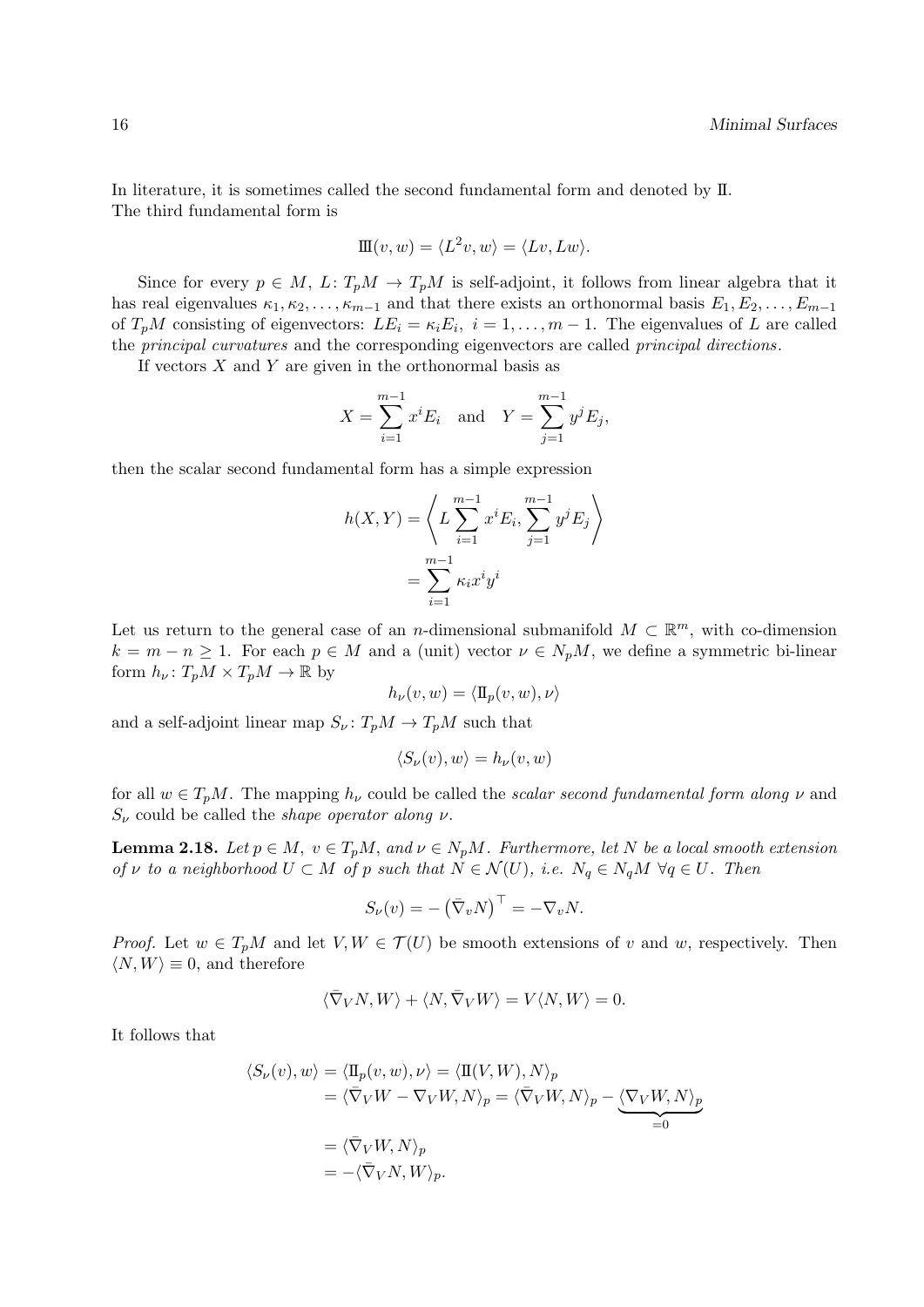In literature, it is sometimes called the second fundamental form and denoted by $\mathrm{I\!I}$.
The third fundamental form is

$$\mathrm{I\!I\!I}(v, w) = \langle L^2 v, w\rangle = \langle Lv, Lw\rangle.$$

Since for every $p \in M$, $L\colon T_pM \to T_pM$ is self-adjoint, it follows from linear algebra that it has real eigenvalues $\kappa_1, \kappa_2, \ldots, \kappa_{m-1}$ and that there exists an orthonormal basis $E_1, E_2, \ldots, E_{m-1}$ of $T_pM$ consisting of eigenvectors: $LE_i = \kappa_i E_i,\ i = 1, \ldots, m-1$. The eigenvalues of $L$ are called the *principal curvatures* and the corresponding eigenvectors are called *principal directions*.

If vectors $X$ and $Y$ are given in the orthonormal basis as

$$X = \sum_{i=1}^{m-1} x^i E_i \quad \text{and} \quad Y = \sum_{j=1}^{m-1} y^j E_j,$$

then the scalar second fundamental form has a simple expression

$$\begin{aligned} h(X, Y) &= \left\langle L \sum_{i=1}^{m-1} x^i E_i, \sum_{j=1}^{m-1} y^j E_j \right\rangle \\ &= \sum_{i=1}^{m-1} \kappa_i x^i y^i \end{aligned}$$

Let us return to the general case of an $n$-dimensional submanifold $M \subset \mathbb{R}^m$, with co-dimension $k = m - n \geq 1$. For each $p \in M$ and a (unit) vector $\nu \in N_pM$, we define a symmetric bi-linear form $h_\nu\colon T_pM \times T_pM \to \mathbb{R}$ by

$$h_\nu(v, w) = \langle \mathrm{I\!I}_p(v, w), \nu\rangle$$

and a self-adjoint linear map $S_\nu\colon T_pM \to T_pM$ such that

$$\langle S_\nu(v), w\rangle = h_\nu(v, w)$$

for all $w \in T_pM$. The mapping $h_\nu$ could be called the *scalar second fundamental form along* $\nu$ and $S_\nu$ could be called the *shape operator along* $\nu$.

**Lemma 2.18.** *Let $p \in M$, $v \in T_pM$, and $\nu \in N_pM$. Furthermore, let $N$ be a local smooth extension of $\nu$ to a neighborhood $U \subset M$ of $p$ such that $N \in \mathcal{N}(U)$, i.e. $N_q \in N_qM\ \forall q \in U$. Then*

$$S_\nu(v) = -\left(\bar{\nabla}_v N\right)^\top = -\nabla_v N.$$

*Proof.* Let $w \in T_pM$ and let $V, W \in \mathcal{T}(U)$ be smooth extensions of $v$ and $w$, respectively. Then $\langle N, W\rangle \equiv 0$, and therefore

$$\langle \bar{\nabla}_V N, W\rangle + \langle N, \bar{\nabla}_V W\rangle = V\langle N, W\rangle = 0.$$

It follows that

$$\begin{aligned} \langle S_\nu(v), w\rangle &= \langle \mathrm{I\!I}_p(v, w), \nu\rangle = \langle \mathrm{I\!I}(V, W), N\rangle_p \\ &= \langle \bar{\nabla}_V W - \nabla_V W, N\rangle_p = \langle \bar{\nabla}_V W, N\rangle_p - \underbrace{\langle \nabla_V W, N\rangle_p}_{=0} \\ &= \langle \bar{\nabla}_V W, N\rangle_p \\ &= -\langle \bar{\nabla}_V N, W\rangle_p. \end{aligned}$$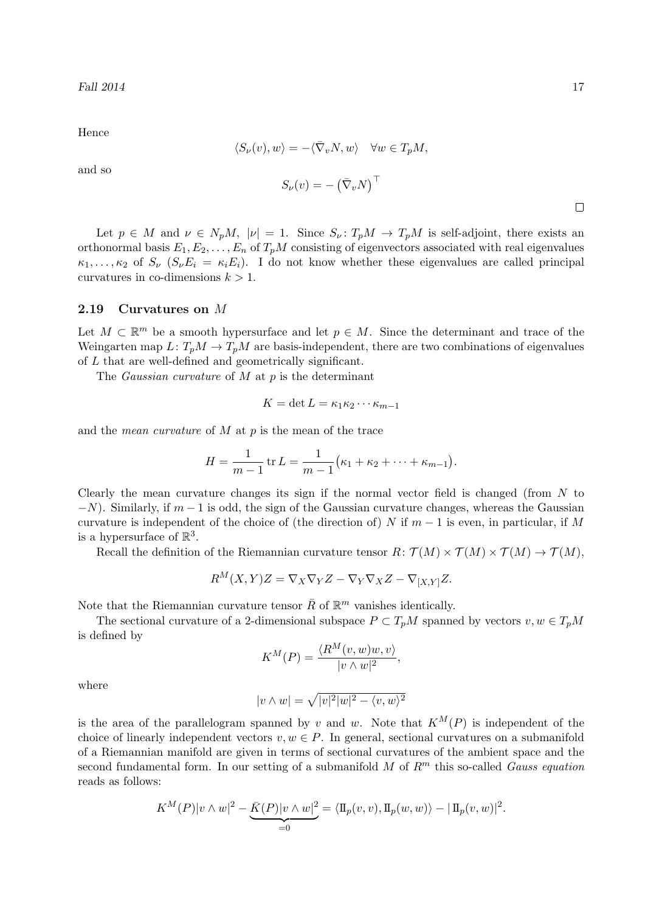Hence

$$\langle S_\nu(v), w\rangle = -\langle \bar{\nabla}_v N, w\rangle \quad \forall w \in T_pM,$$

and so

$$S_\nu(v) = -\left(\bar{\nabla}_v N\right)^\top$$

□

Let $p \in M$ and $\nu \in N_pM$, $|\nu| = 1$. Since $S_\nu \colon T_pM \to T_pM$ is self-adjoint, there exists an orthonormal basis $E_1, E_2, \ldots, E_n$ of $T_pM$ consisting of eigenvectors associated with real eigenvalues $\kappa_1, \ldots, \kappa_2$ of $S_\nu$ ($S_\nu E_i = \kappa_i E_i$). I do not know whether these eigenvalues are called principal curvatures in co-dimensions $k > 1$.

### 2.19 Curvatures on $M$

Let $M \subset \mathbb{R}^m$ be a smooth hypersurface and let $p \in M$. Since the determinant and trace of the Weingarten map $L \colon T_pM \to T_pM$ are basis-independent, there are two combinations of eigenvalues of $L$ that are well-defined and geometrically significant.

The *Gaussian curvature* of $M$ at $p$ is the determinant

$$K = \det L = \kappa_1 \kappa_2 \cdots \kappa_{m-1}$$

and the *mean curvature* of $M$ at $p$ is the mean of the trace

$$H = \frac{1}{m-1} \operatorname{tr} L = \frac{1}{m-1}\big(\kappa_1 + \kappa_2 + \cdots + \kappa_{m-1}\big).$$

Clearly the mean curvature changes its sign if the normal vector field is changed (from $N$ to $-N$). Similarly, if $m-1$ is odd, the sign of the Gaussian curvature changes, whereas the Gaussian curvature is independent of the choice of (the direction of) $N$ if $m-1$ is even, in particular, if $M$ is a hypersurface of $\mathbb{R}^3$.

Recall the definition of the Riemannian curvature tensor $R \colon \mathcal{T}(M) \times \mathcal{T}(M) \times \mathcal{T}(M) \to \mathcal{T}(M)$,

$$R^M(X,Y)Z = \nabla_X \nabla_Y Z - \nabla_Y \nabla_X Z - \nabla_{[X,Y]} Z.$$

Note that the Riemannian curvature tensor $\bar{R}$ of $\mathbb{R}^m$ vanishes identically.

The sectional curvature of a 2-dimensional subspace $P \subset T_pM$ spanned by vectors $v, w \in T_pM$ is defined by

$$K^M(P) = \frac{\langle R^M(v,w)w, v\rangle}{|v \wedge w|^2},$$

where

$$|v \wedge w| = \sqrt{|v|^2|w|^2 - \langle v, w\rangle^2}$$

is the area of the parallelogram spanned by $v$ and $w$. Note that $K^M(P)$ is independent of the choice of linearly independent vectors $v, w \in P$. In general, sectional curvatures on a submanifold of a Riemannian manifold are given in terms of sectional curvatures of the ambient space and the second fundamental form. In our setting of a submanifold $M$ of $R^m$ this so-called *Gauss equation* reads as follows:

$$K^M(P)|v \wedge w|^2 - \underbrace{\bar{K}(P)|v \wedge w|^2}_{=0} = \langle \mathrm{II}_p(v,v), \mathrm{II}_p(w,w)\rangle - |\,\mathrm{II}_p(v,w)|^2.$$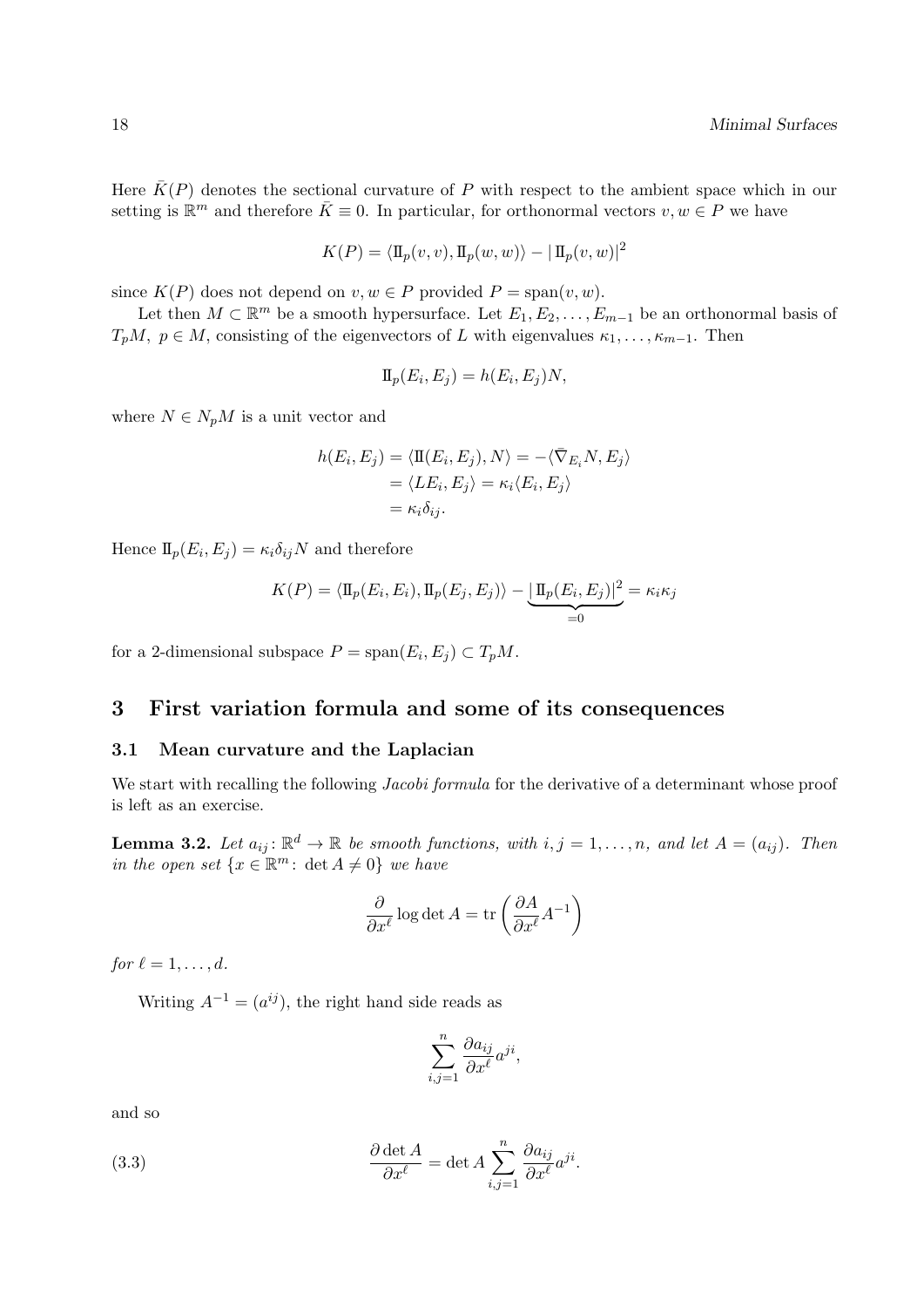Here $\bar{K}(P)$ denotes the sectional curvature of $P$ with respect to the ambient space which in our setting is $\mathbb{R}^m$ and therefore $\bar{K} \equiv 0$. In particular, for orthonormal vectors $v, w \in P$ we have

$$K(P) = \langle \mathrm{II}_p(v,v), \mathrm{II}_p(w,w)\rangle - |\,\mathrm{II}_p(v,w)|^2$$

since $K(P)$ does not depend on $v, w \in P$ provided $P = \operatorname{span}(v,w)$.

Let then $M \subset \mathbb{R}^m$ be a smooth hypersurface. Let $E_1, E_2, \ldots, E_{m-1}$ be an orthonormal basis of $T_pM$, $p \in M$, consisting of the eigenvectors of $L$ with eigenvalues $\kappa_1, \ldots, \kappa_{m-1}$. Then

$$\mathrm{II}_p(E_i, E_j) = h(E_i, E_j)N,$$

where $N \in N_pM$ is a unit vector and

$$\begin{aligned}
h(E_i, E_j) &= \langle \mathrm{II}(E_i, E_j), N\rangle = -\langle \bar{\nabla}_{E_i} N, E_j\rangle \\
&= \langle LE_i, E_j\rangle = \kappa_i \langle E_i, E_j\rangle \\
&= \kappa_i \delta_{ij}.
\end{aligned}$$

Hence $\mathrm{II}_p(E_i, E_j) = \kappa_i \delta_{ij} N$ and therefore

$$K(P) = \langle \mathrm{II}_p(E_i, E_i), \mathrm{II}_p(E_j, E_j)\rangle - \underbrace{|\,\mathrm{II}_p(E_i, E_j)|^2}_{=0} = \kappa_i \kappa_j$$

for a 2-dimensional subspace $P = \operatorname{span}(E_i, E_j) \subset T_pM$.

# 3 First variation formula and some of its consequences

## 3.1 Mean curvature and the Laplacian

We start with recalling the following *Jacobi formula* for the derivative of a determinant whose proof is left as an exercise.

**Lemma 3.2.** *Let $a_{ij} \colon \mathbb{R}^d \to \mathbb{R}$ be smooth functions, with $i, j = 1, \ldots, n$, and let $A = (a_{ij})$. Then in the open set $\{x \in \mathbb{R}^m \colon \det A \neq 0\}$ we have*

$$\frac{\partial}{\partial x^\ell} \log \det A = \operatorname{tr}\left(\frac{\partial A}{\partial x^\ell} A^{-1}\right)$$

*for $\ell = 1, \ldots, d$.*

Writing $A^{-1} = (a^{ij})$, the right hand side reads as

$$\sum_{i,j=1}^n \frac{\partial a_{ij}}{\partial x^\ell} a^{ji},$$

and so

$$\frac{\partial \det A}{\partial x^\ell} = \det A \sum_{i,j=1}^n \frac{\partial a_{ij}}{\partial x^\ell} a^{ji}. \tag{3.3}$$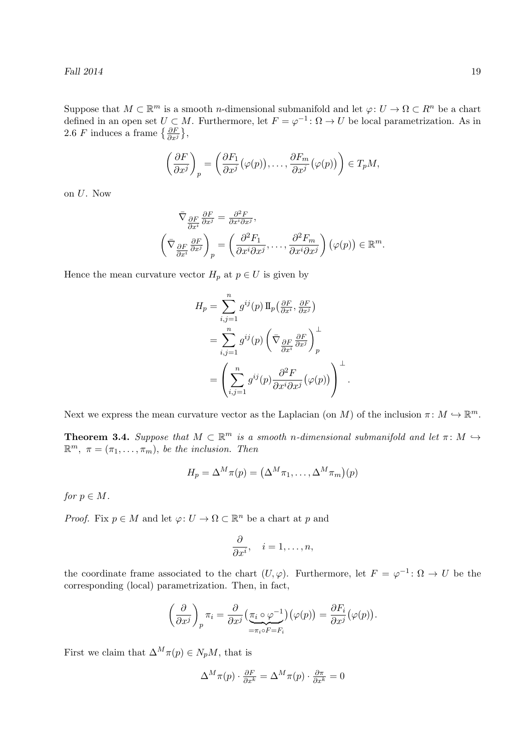Suppose that $M \subset \mathbb{R}^m$ is a smooth $n$-dimensional submanifold and let $\varphi\colon U \to \Omega \subset R^n$ be a chart defined in an open set $U \subset M$. Furthermore, let $F = \varphi^{-1}\colon \Omega \to U$ be local parametrization. As in 2.6 $F$ induces a frame $\left\{ \frac{\partial F}{\partial x^j} \right\}$,

$$\left( \frac{\partial F}{\partial x^j} \right)_p = \left( \frac{\partial F_1}{\partial x^j}\big(\varphi(p)\big), \dots, \frac{\partial F_m}{\partial x^j}\big(\varphi(p)\big) \right) \in T_pM,$$

on $U$. Now

$$\bar{\nabla}_{\frac{\partial F}{\partial x^i}} \tfrac{\partial F}{\partial x^j} = \tfrac{\partial^2 F}{\partial x^i \partial x^j},$$

$$\left( \bar{\nabla}_{\frac{\partial F}{\partial x^i}} \tfrac{\partial F}{\partial x^j} \right)_p = \left( \frac{\partial^2 F_1}{\partial x^i \partial x^j}, \dots, \frac{\partial^2 F_m}{\partial x^i \partial x^j} \right) \big(\varphi(p)\big) \in \mathbb{R}^m.$$

Hence the mean curvature vector $H_p$ at $p \in U$ is given by

$$\begin{aligned}
H_p &= \sum_{i,j=1}^{n} g^{ij}(p)\, \mathrm{II}_p\big(\tfrac{\partial F}{\partial x^i}, \tfrac{\partial F}{\partial x^j}\big) \\
&= \sum_{i,j=1}^{n} g^{ij}(p) \left( \bar{\nabla}_{\frac{\partial F}{\partial x^i}} \tfrac{\partial F}{\partial x^j} \right)_p^{\perp} \\
&= \left( \sum_{i,j=1}^{n} g^{ij}(p) \frac{\partial^2 F}{\partial x^i \partial x^j}\big(\varphi(p)\big) \right)^{\perp}.
\end{aligned}$$

Next we express the mean curvature vector as the Laplacian (on $M$) of the inclusion $\pi\colon M \hookrightarrow \mathbb{R}^m$.

**Theorem 3.4.** *Suppose that $M \subset \mathbb{R}^m$ is a smooth $n$-dimensional submanifold and let $\pi\colon M \hookrightarrow \mathbb{R}^m$, $\pi = (\pi_1, \dots, \pi_m)$, be the inclusion. Then*

$$H_p = \Delta^M \pi(p) = \big(\Delta^M \pi_1, \dots, \Delta^M \pi_m\big)(p)$$

*for $p \in M$.*

*Proof.* Fix $p \in M$ and let $\varphi\colon U \to \Omega \subset \mathbb{R}^n$ be a chart at $p$ and

$$\frac{\partial}{\partial x^i}, \quad i = 1, \dots, n,$$

the coordinate frame associated to the chart $(U, \varphi)$. Furthermore, let $F = \varphi^{-1}\colon \Omega \to U$ be the corresponding (local) parametrization. Then, in fact,

$$\left( \frac{\partial}{\partial x^j} \right)_p \pi_i = \frac{\partial}{\partial x^j} \big( \underbrace{\pi_i \circ \varphi^{-1}}_{=\pi_i \circ F = F_i} \big)\big(\varphi(p)\big) = \frac{\partial F_i}{\partial x^j}\big(\varphi(p)\big).$$

First we claim that $\Delta^M \pi(p) \in N_pM$, that is

$$\Delta^M \pi(p) \cdot \tfrac{\partial F}{\partial x^k} = \Delta^M \pi(p) \cdot \tfrac{\partial \pi}{\partial x^k} = 0$$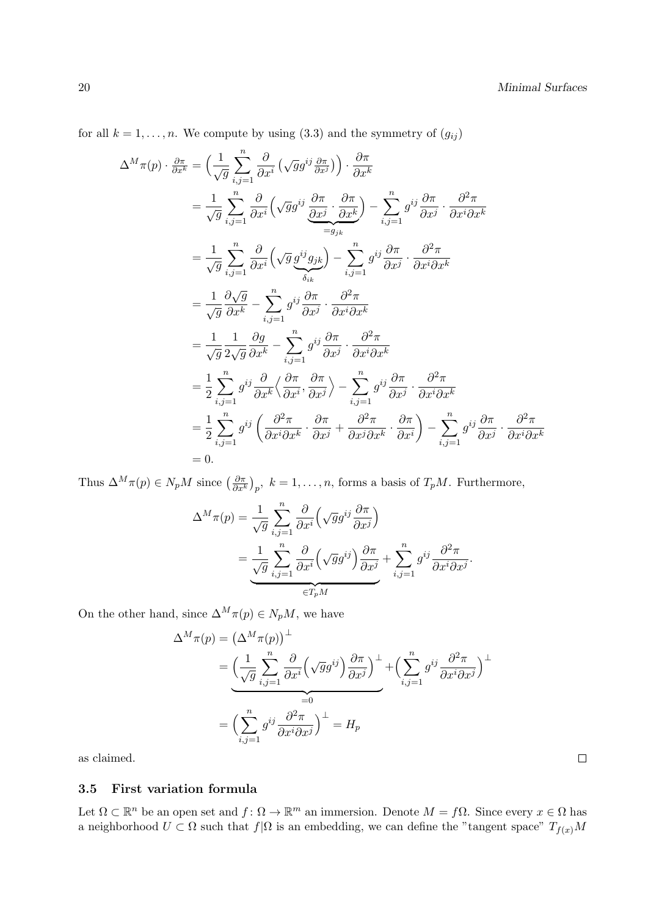for all $k = 1, \ldots, n$. We compute by using (3.3) and the symmetry of $(g_{ij})$

$$
\begin{aligned}
\Delta^M \pi(p) \cdot \tfrac{\partial \pi}{\partial x^k} &= \Big( \frac{1}{\sqrt{g}} \sum_{i,j=1}^n \frac{\partial}{\partial x^i} \big( \sqrt{g} g^{ij} \tfrac{\partial \pi}{\partial x^j} \big) \Big) \cdot \frac{\partial \pi}{\partial x^k} \\
&= \frac{1}{\sqrt{g}} \sum_{i,j=1}^n \frac{\partial}{\partial x^i} \Big( \sqrt{g} g^{ij} \underbrace{\frac{\partial \pi}{\partial x^j} \cdot \frac{\partial \pi}{\partial x^k}}_{=g_{jk}} \Big) - \sum_{i,j=1}^n g^{ij} \frac{\partial \pi}{\partial x^j} \cdot \frac{\partial^2 \pi}{\partial x^i \partial x^k} \\
&= \frac{1}{\sqrt{g}} \sum_{i,j=1}^n \frac{\partial}{\partial x^i} \Big( \sqrt{g} \underbrace{g^{ij} g_{jk}}_{\delta_{ik}} \Big) - \sum_{i,j=1}^n g^{ij} \frac{\partial \pi}{\partial x^j} \cdot \frac{\partial^2 \pi}{\partial x^i \partial x^k} \\
&= \frac{1}{\sqrt{g}} \frac{\partial \sqrt{g}}{\partial x^k} - \sum_{i,j=1}^n g^{ij} \frac{\partial \pi}{\partial x^j} \cdot \frac{\partial^2 \pi}{\partial x^i \partial x^k} \\
&= \frac{1}{\sqrt{g}} \frac{1}{2\sqrt{g}} \frac{\partial g}{\partial x^k} - \sum_{i,j=1}^n g^{ij} \frac{\partial \pi}{\partial x^j} \cdot \frac{\partial^2 \pi}{\partial x^i \partial x^k} \\
&= \frac{1}{2} \sum_{i,j=1}^n g^{ij} \frac{\partial}{\partial x^k} \Big\langle \frac{\partial \pi}{\partial x^i}, \frac{\partial \pi}{\partial x^j} \Big\rangle - \sum_{i,j=1}^n g^{ij} \frac{\partial \pi}{\partial x^j} \cdot \frac{\partial^2 \pi}{\partial x^i \partial x^k} \\
&= \frac{1}{2} \sum_{i,j=1}^n g^{ij} \left( \frac{\partial^2 \pi}{\partial x^i \partial x^k} \cdot \frac{\partial \pi}{\partial x^j} + \frac{\partial^2 \pi}{\partial x^j \partial x^k} \cdot \frac{\partial \pi}{\partial x^i} \right) - \sum_{i,j=1}^n g^{ij} \frac{\partial \pi}{\partial x^j} \cdot \frac{\partial^2 \pi}{\partial x^i \partial x^k} \\
&= 0.
\end{aligned}
$$

Thus $\Delta^M \pi(p) \in N_p M$ since $\big(\frac{\partial \pi}{\partial x^k}\big)_p,\ k = 1, \ldots, n$, forms a basis of $T_p M$. Furthermore,

$$
\begin{aligned}
\Delta^M \pi(p) &= \frac{1}{\sqrt{g}} \sum_{i,j=1}^n \frac{\partial}{\partial x^i} \Big( \sqrt{g} g^{ij} \frac{\partial \pi}{\partial x^j} \Big) \\
&= \underbrace{\frac{1}{\sqrt{g}} \sum_{i,j=1}^n \frac{\partial}{\partial x^i} \Big( \sqrt{g} g^{ij} \Big) \frac{\partial \pi}{\partial x^j}}_{\in T_p M} + \sum_{i,j=1}^n g^{ij} \frac{\partial^2 \pi}{\partial x^i \partial x^j}.
\end{aligned}
$$

On the other hand, since $\Delta^M \pi(p) \in N_p M$, we have

$$
\begin{aligned}
\Delta^M \pi(p) &= \big( \Delta^M \pi(p) \big)^\perp \\
&= \underbrace{\Big( \frac{1}{\sqrt{g}} \sum_{i,j=1}^n \frac{\partial}{\partial x^i} \Big( \sqrt{g} g^{ij} \Big) \frac{\partial \pi}{\partial x^j} \Big)^\perp}_{=0} + \Big( \sum_{i,j=1}^n g^{ij} \frac{\partial^2 \pi}{\partial x^i \partial x^j} \Big)^\perp \\
&= \Big( \sum_{i,j=1}^n g^{ij} \frac{\partial^2 \pi}{\partial x^i \partial x^j} \Big)^\perp = H_p
\end{aligned}
$$

as claimed. □

### 3.5 First variation formula

Let $\Omega \subset \mathbb{R}^n$ be an open set and $f \colon \Omega \to \mathbb{R}^m$ an immersion. Denote $M = f\Omega$. Since every $x \in \Omega$ has a neighborhood $U \subset \Omega$ such that $f|\Omega$ is an embedding, we can define the "tangent space" $T_{f(x)} M$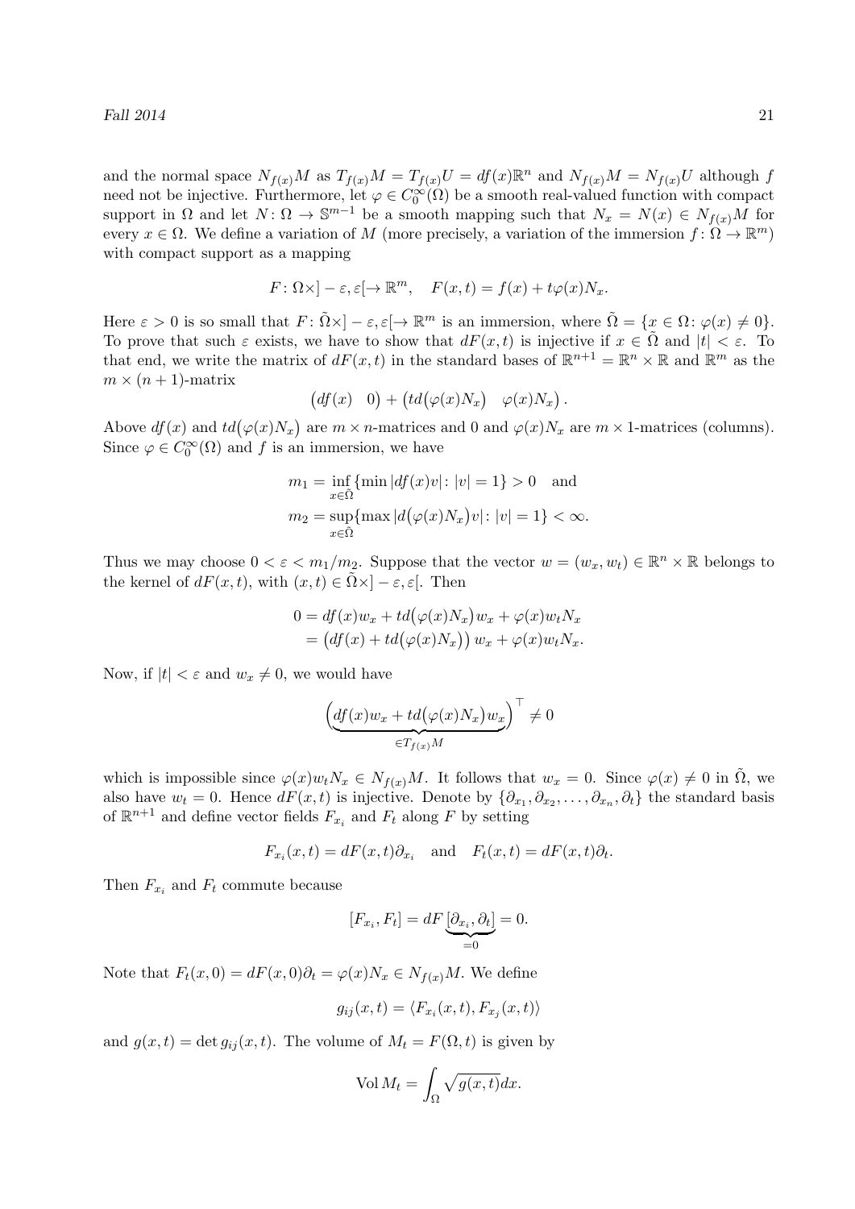and the normal space $N_{f(x)}M$ as $T_{f(x)}M = T_{f(x)}U = df(x)\mathbb{R}^n$ and $N_{f(x)}M = N_{f(x)}U$ although $f$ need not be injective. Furthermore, let $\varphi \in C_0^\infty(\Omega)$ be a smooth real-valued function with compact support in $\Omega$ and let $N\colon \Omega \to \mathbb{S}^{m-1}$ be a smooth mapping such that $N_x = N(x) \in N_{f(x)}M$ for every $x \in \Omega$. We define a variation of $M$ (more precisely, a variation of the immersion $f\colon \Omega \to \mathbb{R}^m$) with compact support as a mapping

$$F\colon \Omega \times ]-\varepsilon, \varepsilon[ \to \mathbb{R}^m, \quad F(x,t) = f(x) + t\varphi(x)N_x.$$

Here $\varepsilon > 0$ is so small that $F\colon \tilde{\Omega} \times ]-\varepsilon, \varepsilon[ \to \mathbb{R}^m$ is an immersion, where $\tilde{\Omega} = \{x \in \Omega \colon \varphi(x) \neq 0\}$. To prove that such $\varepsilon$ exists, we have to show that $dF(x,t)$ is injective if $x \in \tilde{\Omega}$ and $|t| < \varepsilon$. To that end, we write the matrix of $dF(x,t)$ in the standard bases of $\mathbb{R}^{n+1} = \mathbb{R}^n \times \mathbb{R}$ and $\mathbb{R}^m$ as the $m \times (n+1)$-matrix

$$\begin{pmatrix} df(x) & 0 \end{pmatrix} + \begin{pmatrix} td\big(\varphi(x)N_x\big) & \varphi(x)N_x \end{pmatrix}.$$

Above $df(x)$ and $td\big(\varphi(x)N_x\big)$ are $m \times n$-matrices and $0$ and $\varphi(x)N_x$ are $m \times 1$-matrices (columns). Since $\varphi \in C_0^\infty(\Omega)$ and $f$ is an immersion, we have

$$\begin{aligned}
m_1 &= \inf_{x \in \tilde{\Omega}} \{\min |df(x)v| \colon |v| = 1\} > 0 \quad \text{and} \\
m_2 &= \sup_{x \in \tilde{\Omega}} \{\max |d\big(\varphi(x)N_x\big)v| \colon |v| = 1\} < \infty.
\end{aligned}$$

Thus we may choose $0 < \varepsilon < m_1/m_2$. Suppose that the vector $w = (w_x, w_t) \in \mathbb{R}^n \times \mathbb{R}$ belongs to the kernel of $dF(x,t)$, with $(x,t) \in \tilde{\Omega} \times ]-\varepsilon, \varepsilon[$. Then

$$\begin{aligned}
0 &= df(x)w_x + td\big(\varphi(x)N_x\big)w_x + \varphi(x)w_t N_x \\
&= \big(df(x) + td\big(\varphi(x)N_x\big)\big)\, w_x + \varphi(x)w_t N_x.
\end{aligned}$$

Now, if $|t| < \varepsilon$ and $w_x \neq 0$, we would have

$$\Big(\underbrace{df(x)w_x + td\big(\varphi(x)N_x\big)w_x}_{\in T_{f(x)}M}\Big)^\top \neq 0$$

which is impossible since $\varphi(x)w_t N_x \in N_{f(x)}M$. It follows that $w_x = 0$. Since $\varphi(x) \neq 0$ in $\tilde{\Omega}$, we also have $w_t = 0$. Hence $dF(x,t)$ is injective. Denote by $\{\partial_{x_1}, \partial_{x_2}, \dots, \partial_{x_n}, \partial_t\}$ the standard basis of $\mathbb{R}^{n+1}$ and define vector fields $F_{x_i}$ and $F_t$ along $F$ by setting

$$F_{x_i}(x,t) = dF(x,t)\partial_{x_i} \quad \text{and} \quad F_t(x,t) = dF(x,t)\partial_t.$$

Then $F_{x_i}$ and $F_t$ commute because

$$[F_{x_i}, F_t] = dF \underbrace{[\partial_{x_i}, \partial_t]}_{=0} = 0.$$

Note that $F_t(x,0) = dF(x,0)\partial_t = \varphi(x)N_x \in N_{f(x)}M$. We define

$$g_{ij}(x,t) = \langle F_{x_i}(x,t), F_{x_j}(x,t)\rangle$$

and $g(x,t) = \det g_{ij}(x,t)$. The volume of $M_t = F(\Omega, t)$ is given by

$$\operatorname{Vol} M_t = \int_\Omega \sqrt{g(x,t)}dx.$$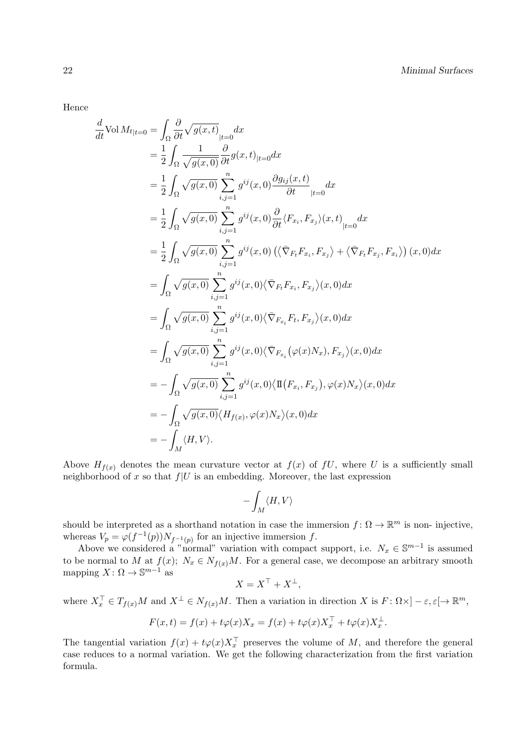Hence

$$
\begin{aligned}
\frac{d}{dt}\mathrm{Vol}\, M_{t|t=0} &= \int_\Omega \frac{\partial}{\partial t}\sqrt{g(x,t)}_{|t=0} dx \\
&= \frac{1}{2}\int_\Omega \frac{1}{\sqrt{g(x,0)}} \frac{\partial}{\partial t} g(x,t)_{|t=0} dx \\
&= \frac{1}{2}\int_\Omega \sqrt{g(x,0)} \sum_{i,j=1}^n g^{ij}(x,0) \frac{\partial g_{ij}(x,t)}{\partial t}_{|t=0} dx \\
&= \frac{1}{2}\int_\Omega \sqrt{g(x,0)} \sum_{i,j=1}^n g^{ij}(x,0) \frac{\partial}{\partial t} \langle F_{x_i}, F_{x_j}\rangle(x,t)_{|t=0} dx \\
&= \frac{1}{2}\int_\Omega \sqrt{g(x,0)} \sum_{i,j=1}^n g^{ij}(x,0) \left(\left\langle \bar\nabla_{F_t} F_{x_i}, F_{x_j}\right\rangle + \left\langle \bar\nabla_{F_t} F_{x_j}, F_{x_i}\right\rangle\right)(x,0) dx \\
&= \int_\Omega \sqrt{g(x,0)} \sum_{i,j=1}^n g^{ij}(x,0) \left\langle \bar\nabla_{F_t} F_{x_i}, F_{x_j}\right\rangle(x,0) dx \\
&= \int_\Omega \sqrt{g(x,0)} \sum_{i,j=1}^n g^{ij}(x,0) \left\langle \bar\nabla_{F_{x_i}} F_t, F_{x_j}\right\rangle(x,0) dx \\
&= \int_\Omega \sqrt{g(x,0)} \sum_{i,j=1}^n g^{ij}(x,0) \left\langle \bar\nabla_{F_{x_i}} \big(\varphi(x) N_x\big), F_{x_j}\right\rangle(x,0) dx \\
&= -\int_\Omega \sqrt{g(x,0)} \sum_{i,j=1}^n g^{ij}(x,0) \left\langle \mathrm{I\!I}\big(F_{x_i}, F_{x_j}\big), \varphi(x) N_x\right\rangle(x,0) dx \\
&= -\int_\Omega \sqrt{g(x,0)} \left\langle H_{f(x)}, \varphi(x) N_x\right\rangle(x,0) dx \\
&= -\int_M \langle H, V\rangle.
\end{aligned}
$$

Above $H_{f(x)}$ denotes the mean curvature vector at $f(x)$ of $fU$, where $U$ is a sufficiently small neighborhood of $x$ so that $f|U$ is an embedding. Moreover, the last expression

$$
-\int_M \langle H, V\rangle
$$

should be interpreted as a shorthand notation in case the immersion $f\colon \Omega \to \mathbb{R}^m$ is non- injective, whereas $V_p = \varphi(f^{-1}(p)) N_{f^{-1}(p)}$ for an injective immersion $f$.

Above we considered a "normal" variation with compact support, i.e. $N_x \in \mathbb{S}^{m-1}$ is assumed to be normal to $M$ at $f(x)$; $N_x \in N_{f(x)}M$. For a general case, we decompose an arbitrary smooth mapping $X\colon \Omega \to \mathbb{S}^{m-1}$ as

$$
X = X^\top + X^\perp,
$$

where $X_x^\top \in T_{f(x)}M$ and $X^\perp \in N_{f(x)}M$. Then a variation in direction $X$ is $F\colon \Omega \times ]-\varepsilon,\varepsilon[ \to \mathbb{R}^m$,

$$
F(x,t) = f(x) + t\varphi(x) X_x = f(x) + t\varphi(x) X_x^\top + t\varphi(x) X_x^\perp.
$$

The tangential variation $f(x) + t\varphi(x) X_x^\top$ preserves the volume of $M$, and therefore the general case reduces to a normal variation. We get the following characterization from the first variation formula.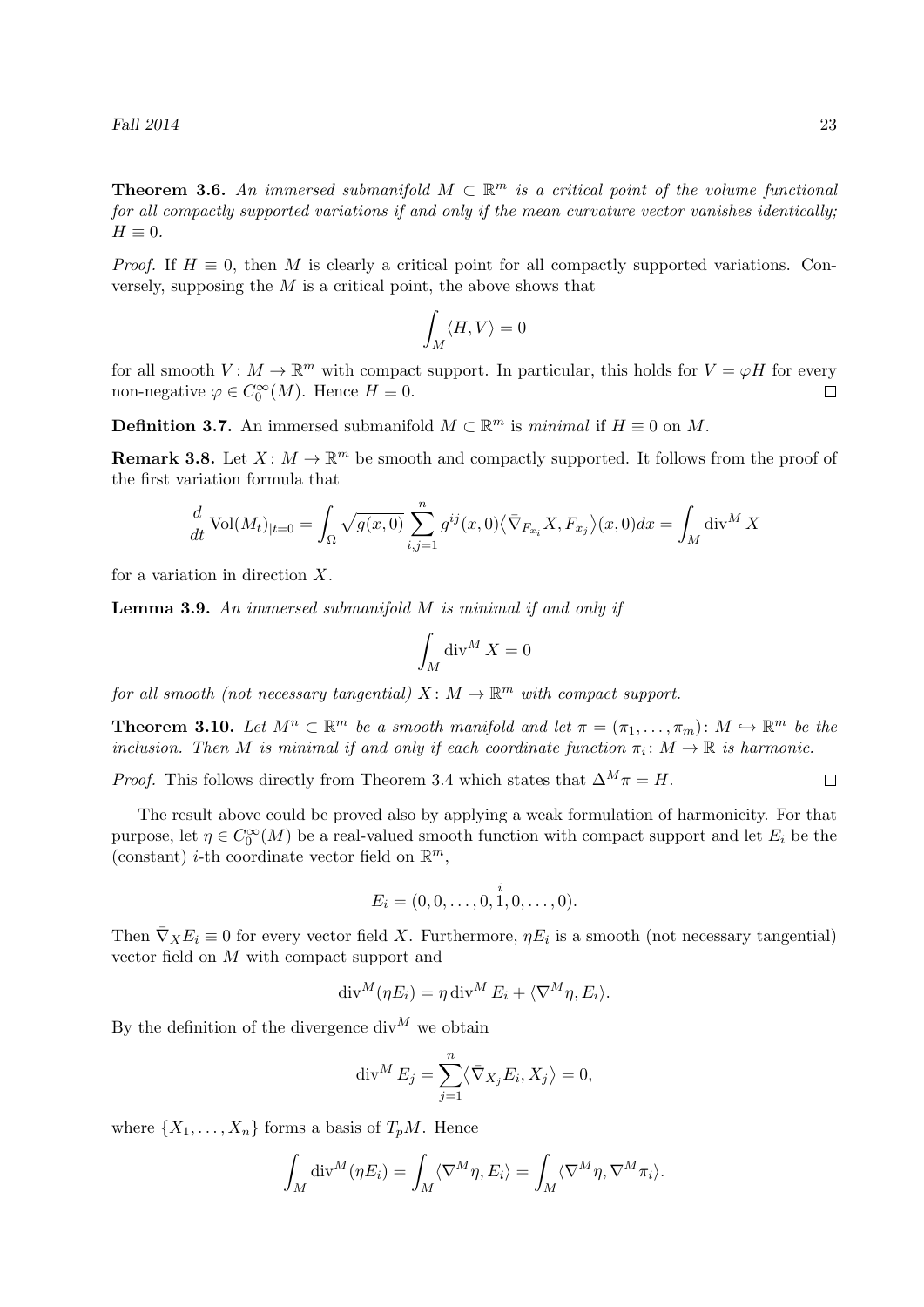**Theorem 3.6.** *An immersed submanifold $M \subset \mathbb{R}^m$ is a critical point of the volume functional for all compactly supported variations if and only if the mean curvature vector vanishes identically; $H \equiv 0$.*

*Proof.* If $H \equiv 0$, then $M$ is clearly a critical point for all compactly supported variations. Conversely, supposing the $M$ is a critical point, the above shows that

$$\int_M \langle H, V \rangle = 0$$

for all smooth $V : M \to \mathbb{R}^m$ with compact support. In particular, this holds for $V = \varphi H$ for every non-negative $\varphi \in C_0^\infty(M)$. Hence $H \equiv 0$. $\square$

**Definition 3.7.** An immersed submanifold $M \subset \mathbb{R}^m$ is *minimal* if $H \equiv 0$ on $M$.

**Remark 3.8.** Let $X : M \to \mathbb{R}^m$ be smooth and compactly supported. It follows from the proof of the first variation formula that

$$\frac{d}{dt} \operatorname{Vol}(M_t)_{|t=0} = \int_\Omega \sqrt{g(x,0)} \sum_{i,j=1}^n g^{ij}(x,0) \langle \bar{\nabla}_{F_{x_i}} X, F_{x_j} \rangle (x,0) dx = \int_M \operatorname{div}^M X$$

for a variation in direction $X$.

**Lemma 3.9.** *An immersed submanifold $M$ is minimal if and only if*

$$\int_M \operatorname{div}^M X = 0$$

*for all smooth (not necessary tangential) $X : M \to \mathbb{R}^m$ with compact support.*

**Theorem 3.10.** *Let $M^n \subset \mathbb{R}^m$ be a smooth manifold and let $\pi = (\pi_1, \ldots, \pi_m) : M \hookrightarrow \mathbb{R}^m$ be the inclusion. Then $M$ is minimal if and only if each coordinate function $\pi_i : M \to \mathbb{R}$ is harmonic.*

*Proof.* This follows directly from Theorem 3.4 which states that $\Delta^M \pi = H$. $\square$

The result above could be proved also by applying a weak formulation of harmonicity. For that purpose, let $\eta \in C_0^\infty(M)$ be a real-valued smooth function with compact support and let $E_i$ be the (constant) $i$-th coordinate vector field on $\mathbb{R}^m$,

$$E_i = (0, 0, \ldots, 0, \overset{i}{1}, 0, \ldots, 0).$$

Then $\bar{\nabla}_X E_i \equiv 0$ for every vector field $X$. Furthermore, $\eta E_i$ is a smooth (not necessary tangential) vector field on $M$ with compact support and

$$\operatorname{div}^M(\eta E_i) = \eta \operatorname{div}^M E_i + \langle \nabla^M \eta, E_i \rangle.$$

By the definition of the divergence $\operatorname{div}^M$ we obtain

$$\operatorname{div}^M E_j = \sum_{j=1}^n \langle \bar{\nabla}_{X_j} E_i, X_j \rangle = 0,$$

where $\{X_1, \ldots, X_n\}$ forms a basis of $T_pM$. Hence

$$\int_M \operatorname{div}^M(\eta E_i) = \int_M \langle \nabla^M \eta, E_i \rangle = \int_M \langle \nabla^M \eta, \nabla^M \pi_i \rangle.$$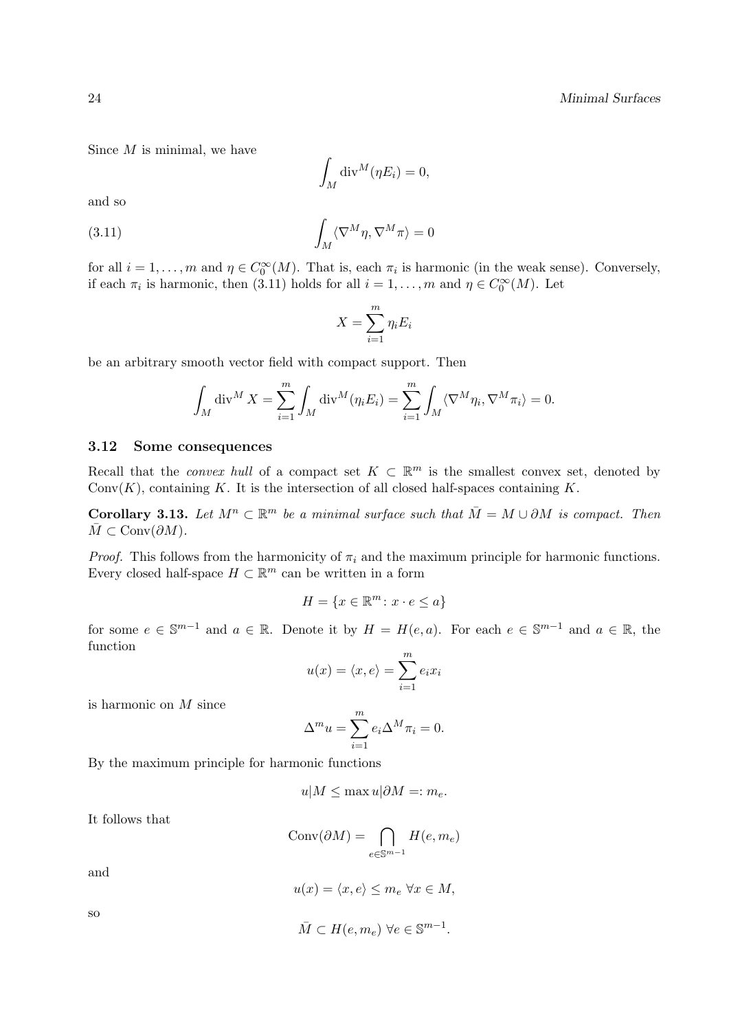Since $M$ is minimal, we have

$$\int_M \operatorname{div}^M(\eta E_i) = 0,$$

and so

$$\int_M \langle \nabla^M \eta, \nabla^M \pi \rangle = 0 \tag{3.11}$$

for all $i = 1, \ldots, m$ and $\eta \in C_0^\infty(M)$. That is, each $\pi_i$ is harmonic (in the weak sense). Conversely, if each $\pi_i$ is harmonic, then (3.11) holds for all $i = 1, \ldots, m$ and $\eta \in C_0^\infty(M)$. Let

$$X = \sum_{i=1}^m \eta_i E_i$$

be an arbitrary smooth vector field with compact support. Then

$$\int_M \operatorname{div}^M X = \sum_{i=1}^m \int_M \operatorname{div}^M(\eta_i E_i) = \sum_{i=1}^m \int_M \langle \nabla^M \eta_i, \nabla^M \pi_i \rangle = 0.$$

### 3.12 Some consequences

Recall that the *convex hull* of a compact set $K \subset \mathbb{R}^m$ is the smallest convex set, denoted by $\operatorname{Conv}(K)$, containing $K$. It is the intersection of all closed half-spaces containing $K$.

**Corollary 3.13.** *Let $M^n \subset \mathbb{R}^m$ be a minimal surface such that $\bar{M} = M \cup \partial M$ is compact. Then $\bar{M} \subset \operatorname{Conv}(\partial M)$.*

*Proof.* This follows from the harmonicity of $\pi_i$ and the maximum principle for harmonic functions. Every closed half-space $H \subset \mathbb{R}^m$ can be written in a form

$$H = \{x \in \mathbb{R}^m \colon x \cdot e \leq a\}$$

for some $e \in \mathbb{S}^{m-1}$ and $a \in \mathbb{R}$. Denote it by $H = H(e, a)$. For each $e \in \mathbb{S}^{m-1}$ and $a \in \mathbb{R}$, the function

$$u(x) = \langle x, e \rangle = \sum_{i=1}^m e_i x_i$$

is harmonic on $M$ since

$$\Delta^m u = \sum_{i=1}^m e_i \Delta^M \pi_i = 0.$$

By the maximum principle for harmonic functions

$$u|M \leq \max u|\partial M =: m_e.$$

It follows that

$$\operatorname{Conv}(\partial M) = \bigcap_{e \in \mathbb{S}^{m-1}} H(e, m_e)$$

and

$$u(x) = \langle x, e \rangle \leq m_e \ \forall x \in M,$$

so

$$\bar{M} \subset H(e, m_e) \ \forall e \in \mathbb{S}^{m-1}.$$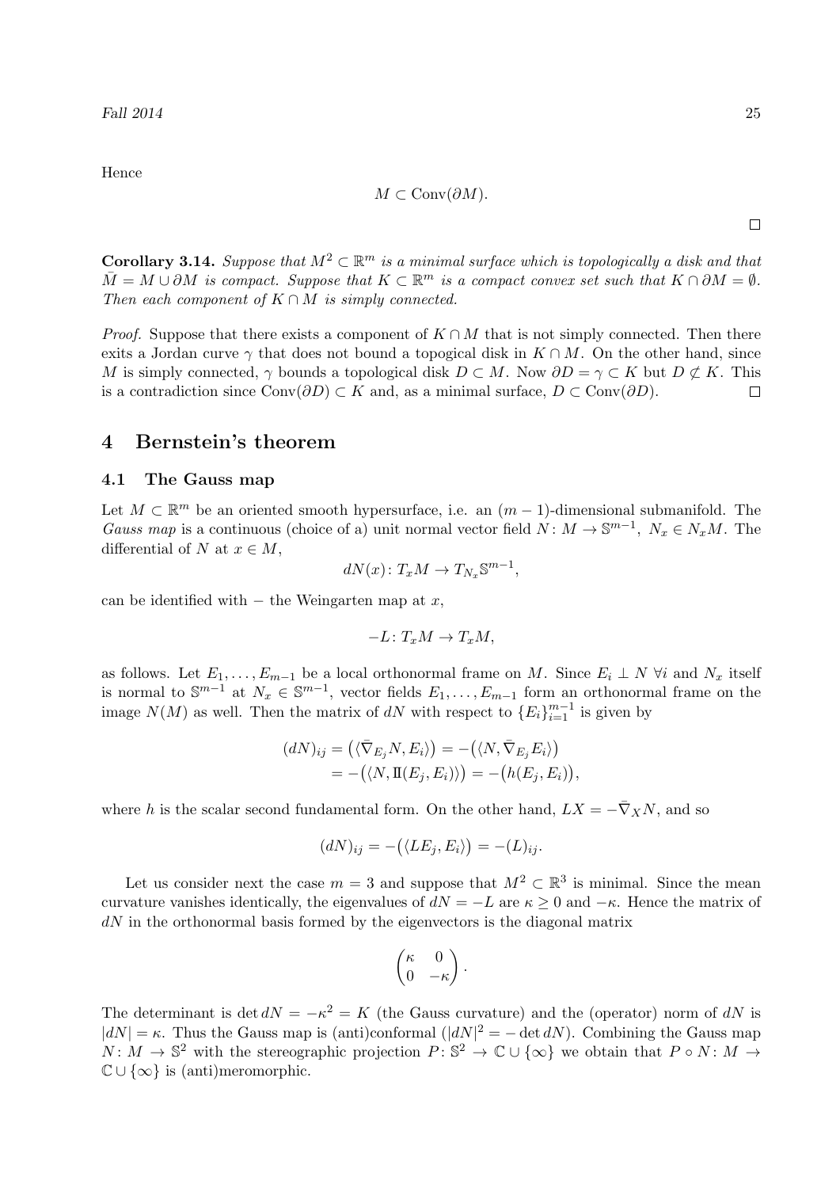Hence

$$M \subset \operatorname{Conv}(\partial M).$$

$\square$

**Corollary 3.14.** *Suppose that $M^2 \subset \mathbb{R}^m$ is a minimal surface which is topologically a disk and that $\bar{M} = M \cup \partial M$ is compact. Suppose that $K \subset \mathbb{R}^m$ is a compact convex set such that $K \cap \partial M = \emptyset$. Then each component of $K \cap M$ is simply connected.*

*Proof.* Suppose that there exists a component of $K \cap M$ that is not simply connected. Then there exits a Jordan curve $\gamma$ that does not bound a topogical disk in $K \cap M$. On the other hand, since $M$ is simply connected, $\gamma$ bounds a topological disk $D \subset M$. Now $\partial D = \gamma \subset K$ but $D \not\subset K$. This is a contradiction since $\operatorname{Conv}(\partial D) \subset K$ and, as a minimal surface, $D \subset \operatorname{Conv}(\partial D)$. $\square$

## 4 Bernstein's theorem

### 4.1 The Gauss map

Let $M \subset \mathbb{R}^m$ be an oriented smooth hypersurface, i.e. an $(m-1)$-dimensional submanifold. The *Gauss map* is a continuous (choice of a) unit normal vector field $N : M \to \mathbb{S}^{m-1}$, $N_x \in N_x M$. The differential of $N$ at $x \in M$,

$$dN(x) \colon T_x M \to T_{N_x} \mathbb{S}^{m-1},$$

can be identified with $-$ the Weingarten map at $x$,

$$-L \colon T_x M \to T_x M,$$

as follows. Let $E_1, \ldots, E_{m-1}$ be a local orthonormal frame on $M$. Since $E_i \perp N$ $\forall i$ and $N_x$ itself is normal to $\mathbb{S}^{m-1}$ at $N_x \in \mathbb{S}^{m-1}$, vector fields $E_1, \ldots, E_{m-1}$ form an orthonormal frame on the image $N(M)$ as well. Then the matrix of $dN$ with respect to $\{E_i\}_{i=1}^{m-1}$ is given by

$$\begin{aligned}
(dN)_{ij} &= \big(\langle \bar{\nabla}_{E_j} N, E_i \rangle\big) = -\big(\langle N, \bar{\nabla}_{E_j} E_i \rangle\big) \\
&= -\big(\langle N, \mathrm{II}(E_j, E_i) \rangle\big) = -\big(h(E_j, E_i)\big),
\end{aligned}$$

where $h$ is the scalar second fundamental form. On the other hand, $LX = -\bar{\nabla}_X N$, and so

$$(dN)_{ij} = -\big(\langle L E_j, E_i \rangle\big) = -(L)_{ij}.$$

Let us consider next the case $m = 3$ and suppose that $M^2 \subset \mathbb{R}^3$ is minimal. Since the mean curvature vanishes identically, the eigenvalues of $dN = -L$ are $\kappa \geq 0$ and $-\kappa$. Hence the matrix of $dN$ in the orthonormal basis formed by the eigenvectors is the diagonal matrix

$$\begin{pmatrix} \kappa & 0 \\ 0 & -\kappa \end{pmatrix}.$$

The determinant is $\det dN = -\kappa^2 = K$ (the Gauss curvature) and the (operator) norm of $dN$ is $|dN| = \kappa$. Thus the Gauss map is (anti)conformal ($|dN|^2 = -\det dN$). Combining the Gauss map $N : M \to \mathbb{S}^2$ with the stereographic projection $P : \mathbb{S}^2 \to \mathbb{C} \cup \{\infty\}$ we obtain that $P \circ N : M \to \mathbb{C} \cup \{\infty\}$ is (anti)meromorphic.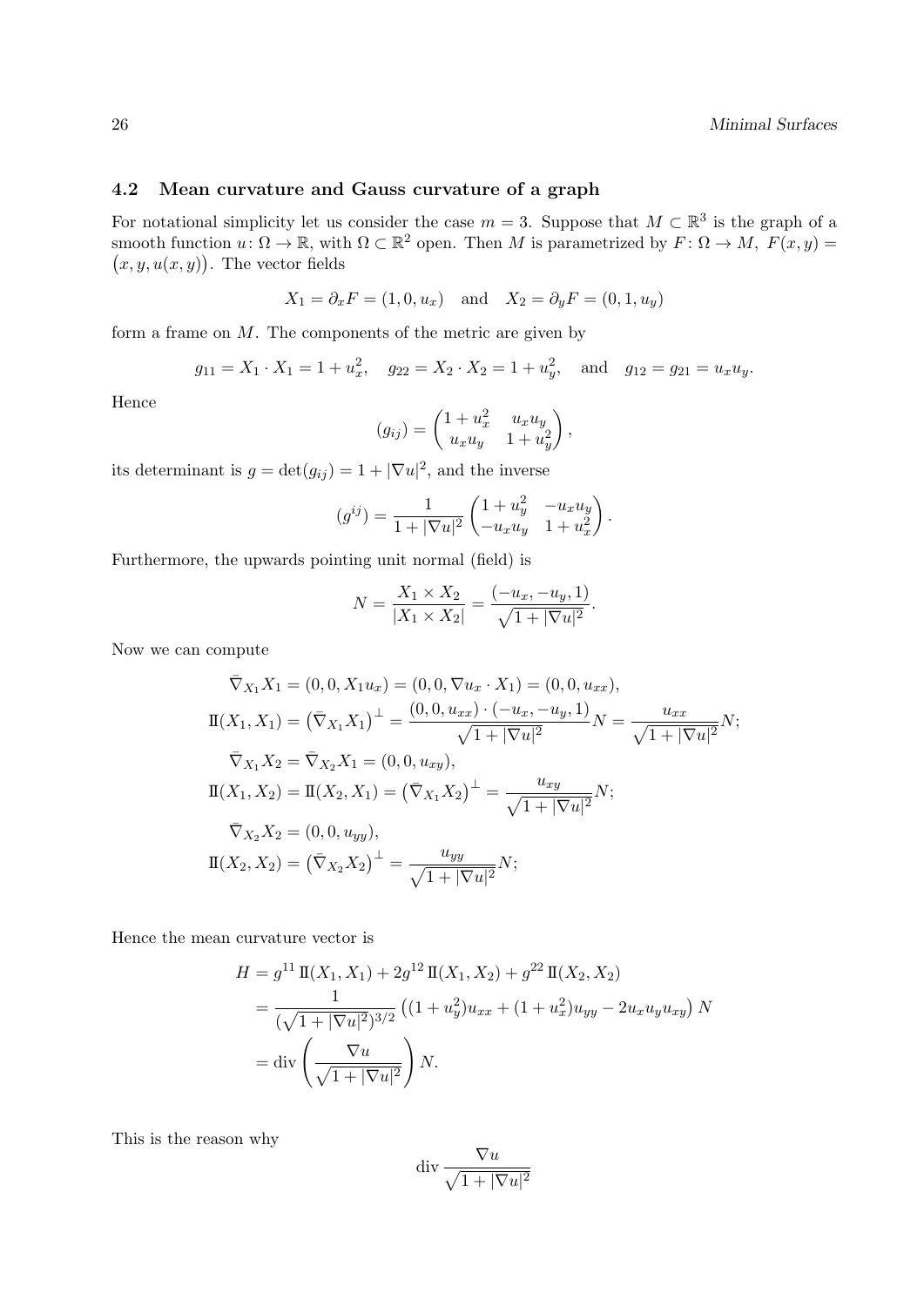### 4.2 Mean curvature and Gauss curvature of a graph

For notational simplicity let us consider the case $m = 3$. Suppose that $M \subset \mathbb{R}^3$ is the graph of a smooth function $u \colon \Omega \to \mathbb{R}$, with $\Omega \subset \mathbb{R}^2$ open. Then $M$ is parametrized by $F \colon \Omega \to M$, $F(x,y) = \big(x, y, u(x,y)\big)$. The vector fields

$$X_1 = \partial_x F = (1, 0, u_x) \quad \text{and} \quad X_2 = \partial_y F = (0, 1, u_y)$$

form a frame on $M$. The components of the metric are given by

$$g_{11} = X_1 \cdot X_1 = 1 + u_x^2, \quad g_{22} = X_2 \cdot X_2 = 1 + u_y^2, \quad \text{and} \quad g_{12} = g_{21} = u_x u_y.$$

Hence

$$(g_{ij}) = \begin{pmatrix} 1 + u_x^2 & u_x u_y \\ u_x u_y & 1 + u_y^2 \end{pmatrix},$$

its determinant is $g = \det(g_{ij}) = 1 + |\nabla u|^2$, and the inverse

$$(g^{ij}) = \frac{1}{1 + |\nabla u|^2} \begin{pmatrix} 1 + u_y^2 & -u_x u_y \\ -u_x u_y & 1 + u_x^2 \end{pmatrix}.$$

Furthermore, the upwards pointing unit normal (field) is

$$N = \frac{X_1 \times X_2}{|X_1 \times X_2|} = \frac{(-u_x, -u_y, 1)}{\sqrt{1 + |\nabla u|^2}}.$$

Now we can compute

$$\begin{aligned}
\bar{\nabla}_{X_1} X_1 &= (0, 0, X_1 u_x) = (0, 0, \nabla u_x \cdot X_1) = (0, 0, u_{xx}), \\
\mathrm{I\!I}(X_1, X_1) &= \big(\bar{\nabla}_{X_1} X_1\big)^\perp = \frac{(0, 0, u_{xx}) \cdot (-u_x, -u_y, 1)}{\sqrt{1 + |\nabla u|^2}} N = \frac{u_{xx}}{\sqrt{1 + |\nabla u|^2}} N; \\
\bar{\nabla}_{X_1} X_2 &= \bar{\nabla}_{X_2} X_1 = (0, 0, u_{xy}), \\
\mathrm{I\!I}(X_1, X_2) &= \mathrm{I\!I}(X_2, X_1) = \big(\bar{\nabla}_{X_1} X_2\big)^\perp = \frac{u_{xy}}{\sqrt{1 + |\nabla u|^2}} N; \\
\bar{\nabla}_{X_2} X_2 &= (0, 0, u_{yy}), \\
\mathrm{I\!I}(X_2, X_2) &= \big(\bar{\nabla}_{X_2} X_2\big)^\perp = \frac{u_{yy}}{\sqrt{1 + |\nabla u|^2}} N;
\end{aligned}$$

Hence the mean curvature vector is

$$\begin{aligned}
H &= g^{11}\, \mathrm{I\!I}(X_1, X_1) + 2g^{12}\, \mathrm{I\!I}(X_1, X_2) + g^{22}\, \mathrm{I\!I}(X_2, X_2) \\
&= \frac{1}{(\sqrt{1 + |\nabla u|^2})^{3/2}} \left( (1 + u_y^2) u_{xx} + (1 + u_x^2) u_{yy} - 2 u_x u_y u_{xy} \right) N \\
&= \operatorname{div} \left( \frac{\nabla u}{\sqrt{1 + |\nabla u|^2}} \right) N.
\end{aligned}$$

This is the reason why

$$\operatorname{div} \frac{\nabla u}{\sqrt{1 + |\nabla u|^2}}$$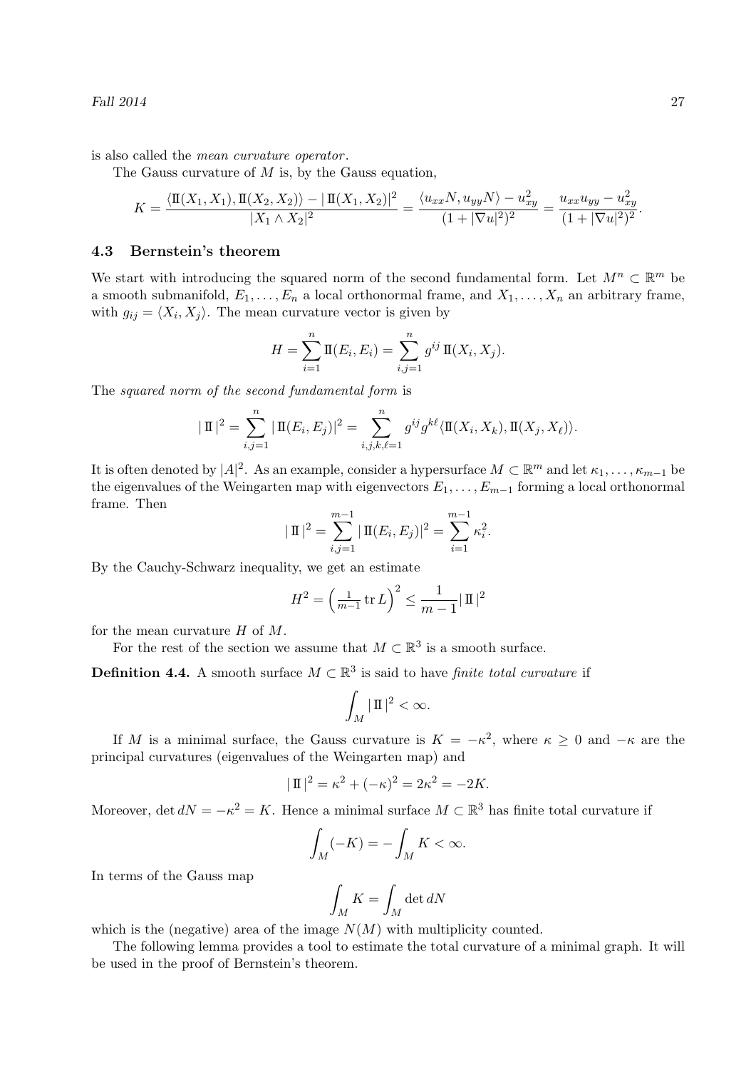is also called the *mean curvature operator*.

The Gauss curvature of $M$ is, by the Gauss equation,

$$K = \frac{\langle \mathrm{I\!I}(X_1,X_1), \mathrm{I\!I}(X_2,X_2)\rangle - |\,\mathrm{I\!I}(X_1,X_2)|^2}{|X_1 \wedge X_2|^2} = \frac{\langle u_{xx}N, u_{yy}N\rangle - u_{xy}^2}{(1+|\nabla u|^2)^2} = \frac{u_{xx}u_{yy} - u_{xy}^2}{(1+|\nabla u|^2)^2}.$$

### 4.3 Bernstein's theorem

We start with introducing the squared norm of the second fundamental form. Let $M^n \subset \mathbb{R}^m$ be a smooth submanifold, $E_1, \dots, E_n$ a local orthonormal frame, and $X_1, \dots, X_n$ an arbitrary frame, with $g_{ij} = \langle X_i, X_j\rangle$. The mean curvature vector is given by

$$H = \sum_{i=1}^n \mathrm{I\!I}(E_i,E_i) = \sum_{i,j=1}^n g^{ij}\,\mathrm{I\!I}(X_i,X_j).$$

The *squared norm of the second fundamental form* is

$$|\,\mathrm{I\!I}\,|^2 = \sum_{i,j=1}^n |\,\mathrm{I\!I}(E_i,E_j)|^2 = \sum_{i,j,k,\ell=1}^n g^{ij}g^{k\ell}\langle \mathrm{I\!I}(X_i,X_k), \mathrm{I\!I}(X_j,X_\ell)\rangle.$$

It is often denoted by $|A|^2$. As an example, consider a hypersurface $M \subset \mathbb{R}^m$ and let $\kappa_1, \dots, \kappa_{m-1}$ be the eigenvalues of the Weingarten map with eigenvectors $E_1, \dots, E_{m-1}$ forming a local orthonormal frame. Then

$$|\,\mathrm{I\!I}\,|^2 = \sum_{i,j=1}^{m-1} |\,\mathrm{I\!I}(E_i,E_j)|^2 = \sum_{i=1}^{m-1}\kappa_i^2.$$

By the Cauchy-Schwarz inequality, we get an estimate

$$H^2 = \left(\tfrac{1}{m-1}\operatorname{tr} L\right)^2 \le \frac{1}{m-1}|\,\mathrm{I\!I}\,|^2$$

for the mean curvature $H$ of $M$.

For the rest of the section we assume that $M \subset \mathbb{R}^3$ is a smooth surface.

**Definition 4.4.** A smooth surface $M \subset \mathbb{R}^3$ is said to have *finite total curvature* if

$$\int_M |\,\mathrm{I\!I}\,|^2 < \infty.$$

If $M$ is a minimal surface, the Gauss curvature is $K = -\kappa^2$, where $\kappa \ge 0$ and $-\kappa$ are the principal curvatures (eigenvalues of the Weingarten map) and

$$|\,\mathrm{I\!I}\,|^2 = \kappa^2 + (-\kappa)^2 = 2\kappa^2 = -2K.$$

Moreover, $\det dN = -\kappa^2 = K$. Hence a minimal surface $M \subset \mathbb{R}^3$ has finite total curvature if

$$\int_M (-K) = -\int_M K < \infty.$$

In terms of the Gauss map

$$\int_M K = \int_M \det dN$$

which is the (negative) area of the image $N(M)$ with multiplicity counted.

The following lemma provides a tool to estimate the total curvature of a minimal graph. It will be used in the proof of Bernstein's theorem.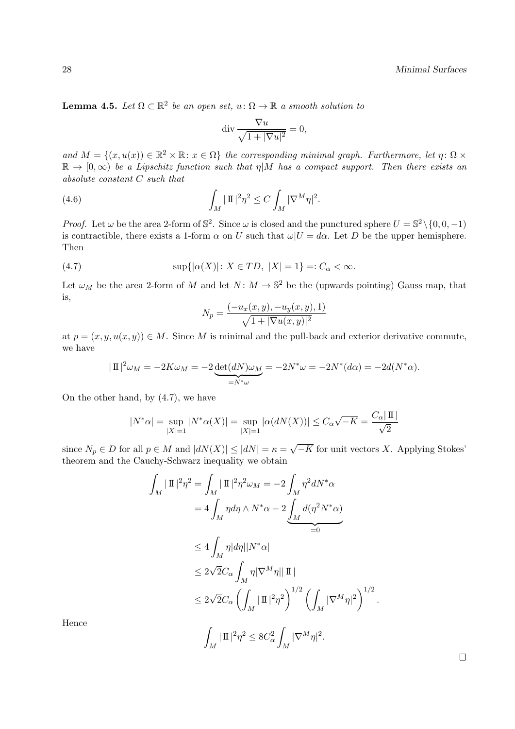**Lemma 4.5.** *Let $\Omega \subset \mathbb{R}^2$ be an open set, $u\colon \Omega \to \mathbb{R}$ a smooth solution to*

$$\operatorname{div} \frac{\nabla u}{\sqrt{1+|\nabla u|^2}} = 0,$$

*and $M = \{(x, u(x)) \in \mathbb{R}^2 \times \mathbb{R} \colon x \in \Omega\}$ the corresponding minimal graph. Furthermore, let $\eta\colon \Omega \times \mathbb{R} \to [0, \infty)$ be a Lipschitz function such that $\eta|M$ has a compact support. Then there exists an absolute constant $C$ such that*

$$\int_M |\,\mathrm{II}\,|^2 \eta^2 \le C \int_M |\nabla^M \eta|^2. \tag{4.6}$$

*Proof.* Let $\omega$ be the area 2-form of $\mathbb{S}^2$. Since $\omega$ is closed and the punctured sphere $U = \mathbb{S}^2 \backslash \{0, 0, -1\}$ is contractible, there exists a 1-form $\alpha$ on $U$ such that $\omega|U = d\alpha$. Let $D$ be the upper hemisphere. Then

$$\sup\{|\alpha(X)| \colon X \in TD,\ |X| = 1\} =: C_\alpha < \infty. \tag{4.7}$$

Let $\omega_M$ be the area 2-form of $M$ and let $N\colon M \to \mathbb{S}^2$ be the (upwards pointing) Gauss map, that is,

$$N_p = \frac{(-u_x(x,y), -u_y(x,y), 1)}{\sqrt{1+|\nabla u(x,y)|^2}}$$

at $p = (x, y, u(x, y)) \in M$. Since $M$ is minimal and the pull-back and exterior derivative commute, we have

$$|\,\mathrm{II}\,|^2 \omega_M = -2K\omega_M = -2 \underbrace{\det(dN)\omega_M}_{=N^*\omega} = -2N^*\omega = -2N^*(d\alpha) = -2d(N^*\alpha).$$

On the other hand, by (4.7), we have

$$|N^*\alpha| = \sup_{|X|=1} |N^*\alpha(X)| = \sup_{|X|=1} |\alpha(dN(X))| \le C_\alpha \sqrt{-K} = \frac{C_\alpha |\,\mathrm{II}\,|}{\sqrt{2}}$$

since $N_p \in D$ for all $p \in M$ and $|dN(X)| \le |dN| = \kappa = \sqrt{-K}$ for unit vectors $X$. Applying Stokes' theorem and the Cauchy-Schwarz inequality we obtain

$$\begin{aligned}
\int_M |\,\mathrm{II}\,|^2 \eta^2 &= \int_M |\,\mathrm{II}\,|^2 \eta^2 \omega_M = -2 \int_M \eta^2 dN^*\alpha \\
&= 4 \int_M \eta d\eta \wedge N^*\alpha - 2 \underbrace{\int_M d(\eta^2 N^*\alpha)}_{=0} \\
&\le 4 \int_M \eta |d\eta| |N^*\alpha| \\
&\le 2\sqrt{2} C_\alpha \int_M \eta |\nabla^M \eta| |\,\mathrm{II}\,| \\
&\le 2\sqrt{2} C_\alpha \left( \int_M |\,\mathrm{II}\,|^2 \eta^2 \right)^{1/2} \left( \int_M |\nabla^M \eta|^2 \right)^{1/2}.
\end{aligned}$$

Hence

$$\int_M |\,\mathrm{II}\,|^2 \eta^2 \le 8C_\alpha^2 \int_M |\nabla^M \eta|^2.$$

$\square$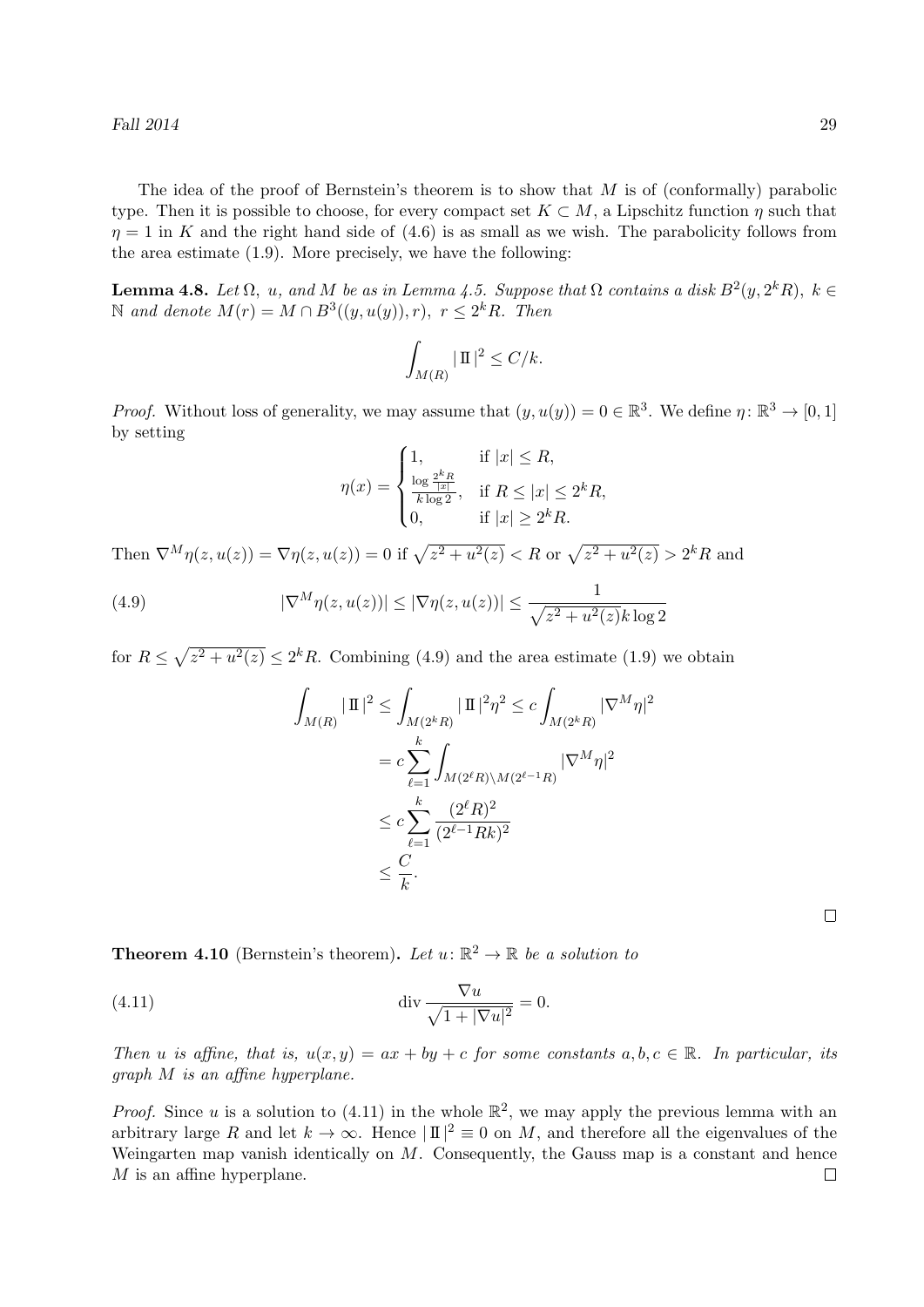The idea of the proof of Bernstein's theorem is to show that $M$ is of (conformally) parabolic type. Then it is possible to choose, for every compact set $K \subset M$, a Lipschitz function $\eta$ such that $\eta = 1$ in $K$ and the right hand side of (4.6) is as small as we wish. The parabolicity follows from the area estimate (1.9). More precisely, we have the following:

**Lemma 4.8.** *Let $\Omega$, $u$, and $M$ be as in Lemma 4.5. Suppose that $\Omega$ contains a disk $B^2(y, 2^k R)$, $k \in \mathbb{N}$ and denote $M(r) = M \cap B^3((y, u(y)), r)$, $r \le 2^k R$. Then*

$$\int_{M(R)} |\,\mathrm{II}\,|^2 \le C/k.$$

*Proof.* Without loss of generality, we may assume that $(y, u(y)) = 0 \in \mathbb{R}^3$. We define $\eta \colon \mathbb{R}^3 \to [0,1]$ by setting

$$\eta(x) = \begin{cases} 1, & \text{if } |x| \le R, \\ \frac{\log \frac{2^k R}{|x|}}{k \log 2}, & \text{if } R \le |x| \le 2^k R, \\ 0, & \text{if } |x| \ge 2^k R. \end{cases}$$

Then $\nabla^M \eta(z, u(z)) = \nabla \eta(z, u(z)) = 0$ if $\sqrt{z^2 + u^2(z)} < R$ or $\sqrt{z^2 + u^2(z)} > 2^k R$ and

$$|\nabla^M \eta(z, u(z))| \le |\nabla \eta(z, u(z))| \le \frac{1}{\sqrt{z^2 + u^2(z)}\, k \log 2} \tag{4.9}$$

for $R \le \sqrt{z^2 + u^2(z)} \le 2^k R$. Combining (4.9) and the area estimate (1.9) we obtain

$$\begin{aligned} \int_{M(R)} |\,\mathrm{II}\,|^2 &\le \int_{M(2^k R)} |\,\mathrm{II}\,|^2 \eta^2 \le c \int_{M(2^k R)} |\nabla^M \eta|^2 \\ &= c \sum_{\ell=1}^{k} \int_{M(2^\ell R) \setminus M(2^{\ell-1} R)} |\nabla^M \eta|^2 \\ &\le c \sum_{\ell=1}^{k} \frac{(2^\ell R)^2}{(2^{\ell-1} R k)^2} \\ &\le \frac{C}{k}. \end{aligned}$$

$\square$

**Theorem 4.10** (Bernstein's theorem)**.** *Let $u \colon \mathbb{R}^2 \to \mathbb{R}$ be a solution to*

$$\operatorname{div} \frac{\nabla u}{\sqrt{1 + |\nabla u|^2}} = 0. \tag{4.11}$$

*Then $u$ is affine, that is, $u(x, y) = ax + by + c$ for some constants $a, b, c \in \mathbb{R}$. In particular, its graph $M$ is an affine hyperplane.*

*Proof.* Since $u$ is a solution to (4.11) in the whole $\mathbb{R}^2$, we may apply the previous lemma with an arbitrary large $R$ and let $k \to \infty$. Hence $|\,\mathrm{II}\,|^2 \equiv 0$ on $M$, and therefore all the eigenvalues of the Weingarten map vanish identically on $M$. Consequently, the Gauss map is a constant and hence $M$ is an affine hyperplane. $\square$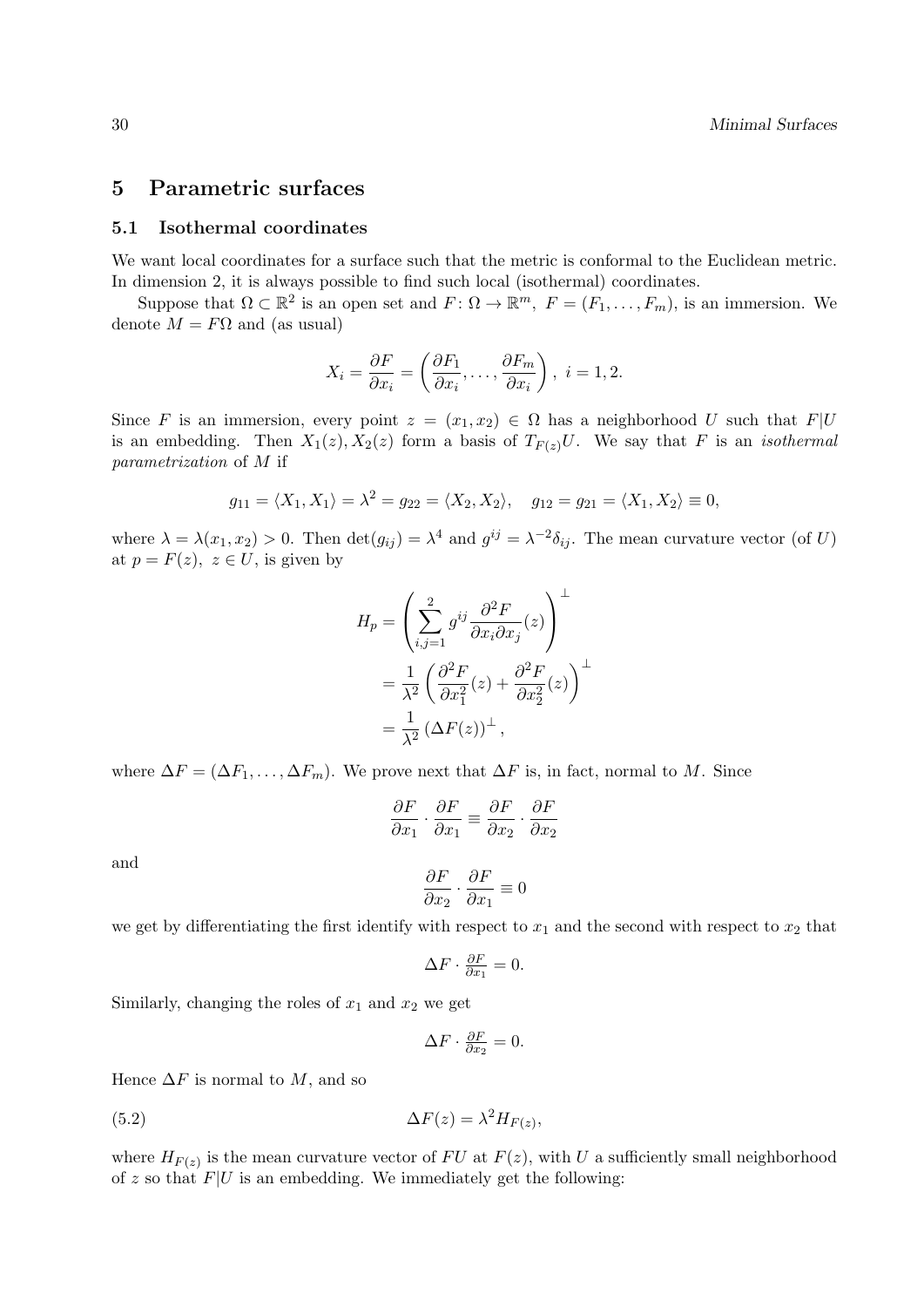# 5 Parametric surfaces

## 5.1 Isothermal coordinates

We want local coordinates for a surface such that the metric is conformal to the Euclidean metric. In dimension 2, it is always possible to find such local (isothermal) coordinates.

Suppose that $\Omega \subset \mathbb{R}^2$ is an open set and $F\colon \Omega \to \mathbb{R}^m,\ F = (F_1, \ldots, F_m)$, is an immersion. We denote $M = F\Omega$ and (as usual)

$$X_i = \frac{\partial F}{\partial x_i} = \left( \frac{\partial F_1}{\partial x_i}, \ldots, \frac{\partial F_m}{\partial x_i} \right),\ i = 1, 2.$$

Since $F$ is an immersion, every point $z = (x_1, x_2) \in \Omega$ has a neighborhood $U$ such that $F|U$ is an embedding. Then $X_1(z), X_2(z)$ form a basis of $T_{F(z)}U$. We say that $F$ is an *isothermal parametrization* of $M$ if

$$g_{11} = \langle X_1, X_1 \rangle = \lambda^2 = g_{22} = \langle X_2, X_2 \rangle, \quad g_{12} = g_{21} = \langle X_1, X_2 \rangle \equiv 0,$$

where $\lambda = \lambda(x_1, x_2) > 0$. Then $\det(g_{ij}) = \lambda^4$ and $g^{ij} = \lambda^{-2}\delta_{ij}$. The mean curvature vector (of $U$) at $p = F(z),\ z \in U$, is given by

$$\begin{aligned}
H_p &= \left( \sum_{i,j=1}^{2} g^{ij} \frac{\partial^2 F}{\partial x_i \partial x_j}(z) \right)^{\perp} \\
&= \frac{1}{\lambda^2} \left( \frac{\partial^2 F}{\partial x_1^2}(z) + \frac{\partial^2 F}{\partial x_2^2}(z) \right)^{\perp} \\
&= \frac{1}{\lambda^2} \left( \Delta F(z) \right)^{\perp},
\end{aligned}$$

where $\Delta F = (\Delta F_1, \ldots, \Delta F_m)$. We prove next that $\Delta F$ is, in fact, normal to $M$. Since

$$\frac{\partial F}{\partial x_1} \cdot \frac{\partial F}{\partial x_1} \equiv \frac{\partial F}{\partial x_2} \cdot \frac{\partial F}{\partial x_2}$$

and

$$\frac{\partial F}{\partial x_2} \cdot \frac{\partial F}{\partial x_1} \equiv 0$$

we get by differentiating the first identify with respect to $x_1$ and the second with respect to $x_2$ that

$$\Delta F \cdot \tfrac{\partial F}{\partial x_1} = 0.$$

Similarly, changing the roles of $x_1$ and $x_2$ we get

$$\Delta F \cdot \tfrac{\partial F}{\partial x_2} = 0.$$

Hence $\Delta F$ is normal to $M$, and so

$$\Delta F(z) = \lambda^2 H_{F(z)}, \tag{5.2}$$

where $H_{F(z)}$ is the mean curvature vector of $FU$ at $F(z)$, with $U$ a sufficiently small neighborhood of $z$ so that $F|U$ is an embedding. We immediately get the following: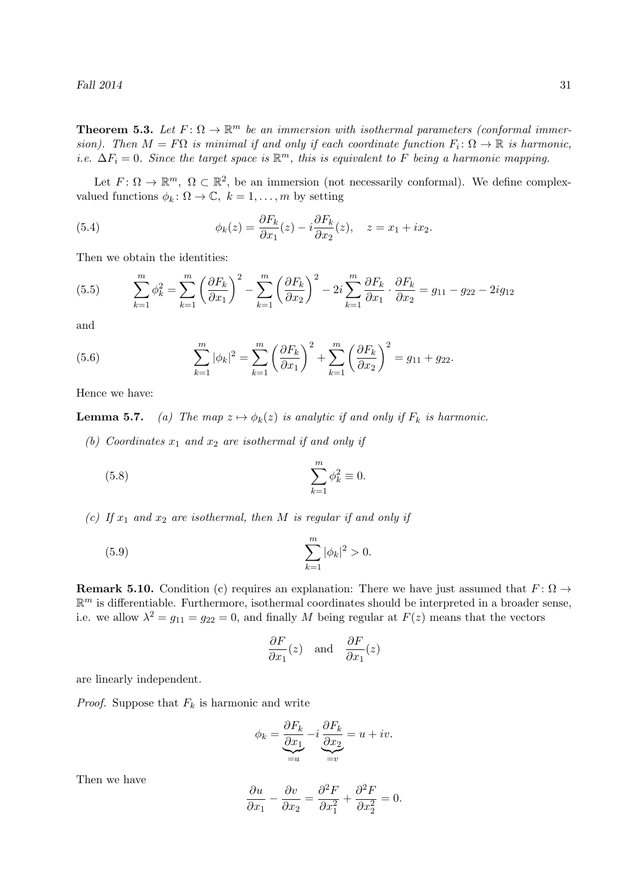**Theorem 5.3.** *Let $F\colon \Omega \to \mathbb{R}^m$ be an immersion with isothermal parameters (conformal immersion). Then $M = F\Omega$ is minimal if and only if each coordinate function $F_i\colon \Omega \to \mathbb{R}$ is harmonic, i.e. $\Delta F_i = 0$. Since the target space is $\mathbb{R}^m$, this is equivalent to $F$ being a harmonic mapping.*

Let $F\colon \Omega \to \mathbb{R}^m$, $\Omega \subset \mathbb{R}^2$, be an immersion (not necessarily conformal). We define complex-valued functions $\phi_k\colon \Omega \to \mathbb{C}$, $k = 1, \ldots, m$ by setting

$$\phi_k(z) = \frac{\partial F_k}{\partial x_1}(z) - i\frac{\partial F_k}{\partial x_2}(z), \quad z = x_1 + ix_2. \tag{5.4}$$

Then we obtain the identities:

$$\sum_{k=1}^m \phi_k^2 = \sum_{k=1}^m \left(\frac{\partial F_k}{\partial x_1}\right)^2 - \sum_{k=1}^m \left(\frac{\partial F_k}{\partial x_2}\right)^2 - 2i\sum_{k=1}^m \frac{\partial F_k}{\partial x_1} \cdot \frac{\partial F_k}{\partial x_2} = g_{11} - g_{22} - 2ig_{12} \tag{5.5}$$

and

$$\sum_{k=1}^m |\phi_k|^2 = \sum_{k=1}^m \left(\frac{\partial F_k}{\partial x_1}\right)^2 + \sum_{k=1}^m \left(\frac{\partial F_k}{\partial x_2}\right)^2 = g_{11} + g_{22}. \tag{5.6}$$

Hence we have:

**Lemma 5.7.** *(a) The map $z \mapsto \phi_k(z)$ is analytic if and only if $F_k$ is harmonic.*

*(b) Coordinates $x_1$ and $x_2$ are isothermal if and only if*

$$\sum_{k=1}^m \phi_k^2 \equiv 0. \tag{5.8}$$

*(c) If $x_1$ and $x_2$ are isothermal, then $M$ is regular if and only if*

$$\sum_{k=1}^m |\phi_k|^2 > 0. \tag{5.9}$$

**Remark 5.10.** Condition (c) requires an explanation: There we have just assumed that $F\colon \Omega \to \mathbb{R}^m$ is differentiable. Furthermore, isothermal coordinates should be interpreted in a broader sense, i.e. we allow $\lambda^2 = g_{11} = g_{22} = 0$, and finally $M$ being regular at $F(z)$ means that the vectors

$$\frac{\partial F}{\partial x_1}(z) \quad \text{and} \quad \frac{\partial F}{\partial x_1}(z)$$

are linearly independent.

*Proof.* Suppose that $F_k$ is harmonic and write

$$\phi_k = \underbrace{\frac{\partial F_k}{\partial x_1}}_{=u} - i\underbrace{\frac{\partial F_k}{\partial x_2}}_{=v} = u + iv.$$

Then we have

$$\frac{\partial u}{\partial x_1} - \frac{\partial v}{\partial x_2} = \frac{\partial^2 F}{\partial x_1^2} + \frac{\partial^2 F}{\partial x_2^2} = 0.$$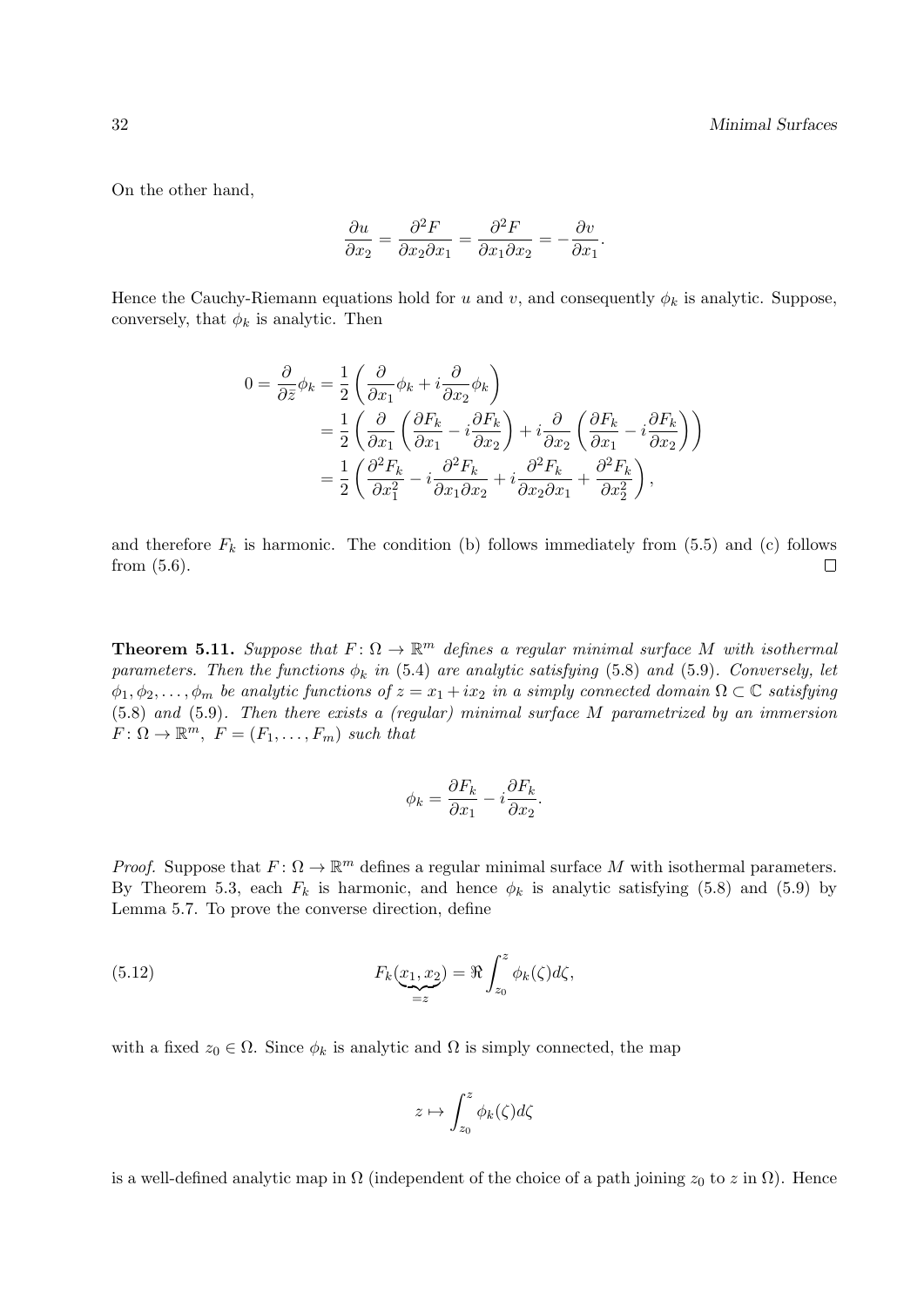On the other hand,

$$\frac{\partial u}{\partial x_2} = \frac{\partial^2 F}{\partial x_2 \partial x_1} = \frac{\partial^2 F}{\partial x_1 \partial x_2} = -\frac{\partial v}{\partial x_1}.$$

Hence the Cauchy-Riemann equations hold for $u$ and $v$, and consequently $\phi_k$ is analytic. Suppose, conversely, that $\phi_k$ is analytic. Then

$$\begin{aligned}
0 = \frac{\partial}{\partial \bar{z}}\phi_k &= \frac{1}{2}\left(\frac{\partial}{\partial x_1}\phi_k + i\frac{\partial}{\partial x_2}\phi_k\right) \\
&= \frac{1}{2}\left(\frac{\partial}{\partial x_1}\left(\frac{\partial F_k}{\partial x_1} - i\frac{\partial F_k}{\partial x_2}\right) + i\frac{\partial}{\partial x_2}\left(\frac{\partial F_k}{\partial x_1} - i\frac{\partial F_k}{\partial x_2}\right)\right) \\
&= \frac{1}{2}\left(\frac{\partial^2 F_k}{\partial x_1^2} - i\frac{\partial^2 F_k}{\partial x_1 \partial x_2} + i\frac{\partial^2 F_k}{\partial x_2 \partial x_1} + \frac{\partial^2 F_k}{\partial x_2^2}\right),
\end{aligned}$$

and therefore $F_k$ is harmonic. The condition (b) follows immediately from (5.5) and (c) follows from (5.6). $\square$

**Theorem 5.11.** *Suppose that $F\colon \Omega \to \mathbb{R}^m$ defines a regular minimal surface $M$ with isothermal parameters. Then the functions $\phi_k$ in (5.4) are analytic satisfying (5.8) and (5.9). Conversely, let $\phi_1, \phi_2, \ldots, \phi_m$ be analytic functions of $z = x_1 + ix_2$ in a simply connected domain $\Omega \subset \mathbb{C}$ satisfying (5.8) and (5.9). Then there exists a (regular) minimal surface $M$ parametrized by an immersion $F\colon \Omega \to \mathbb{R}^m$, $F = (F_1, \ldots, F_m)$ such that*

$$\phi_k = \frac{\partial F_k}{\partial x_1} - i\frac{\partial F_k}{\partial x_2}.$$

*Proof.* Suppose that $F\colon \Omega \to \mathbb{R}^m$ defines a regular minimal surface $M$ with isothermal parameters. By Theorem 5.3, each $F_k$ is harmonic, and hence $\phi_k$ is analytic satisfying (5.8) and (5.9) by Lemma 5.7. To prove the converse direction, define

$$F_k(\underbrace{x_1, x_2}_{=z}) = \Re \int_{z_0}^{z} \phi_k(\zeta) d\zeta, \tag{5.12}$$

with a fixed $z_0 \in \Omega$. Since $\phi_k$ is analytic and $\Omega$ is simply connected, the map

$$z \mapsto \int_{z_0}^{z} \phi_k(\zeta) d\zeta$$

is a well-defined analytic map in $\Omega$ (independent of the choice of a path joining $z_0$ to $z$ in $\Omega$). Hence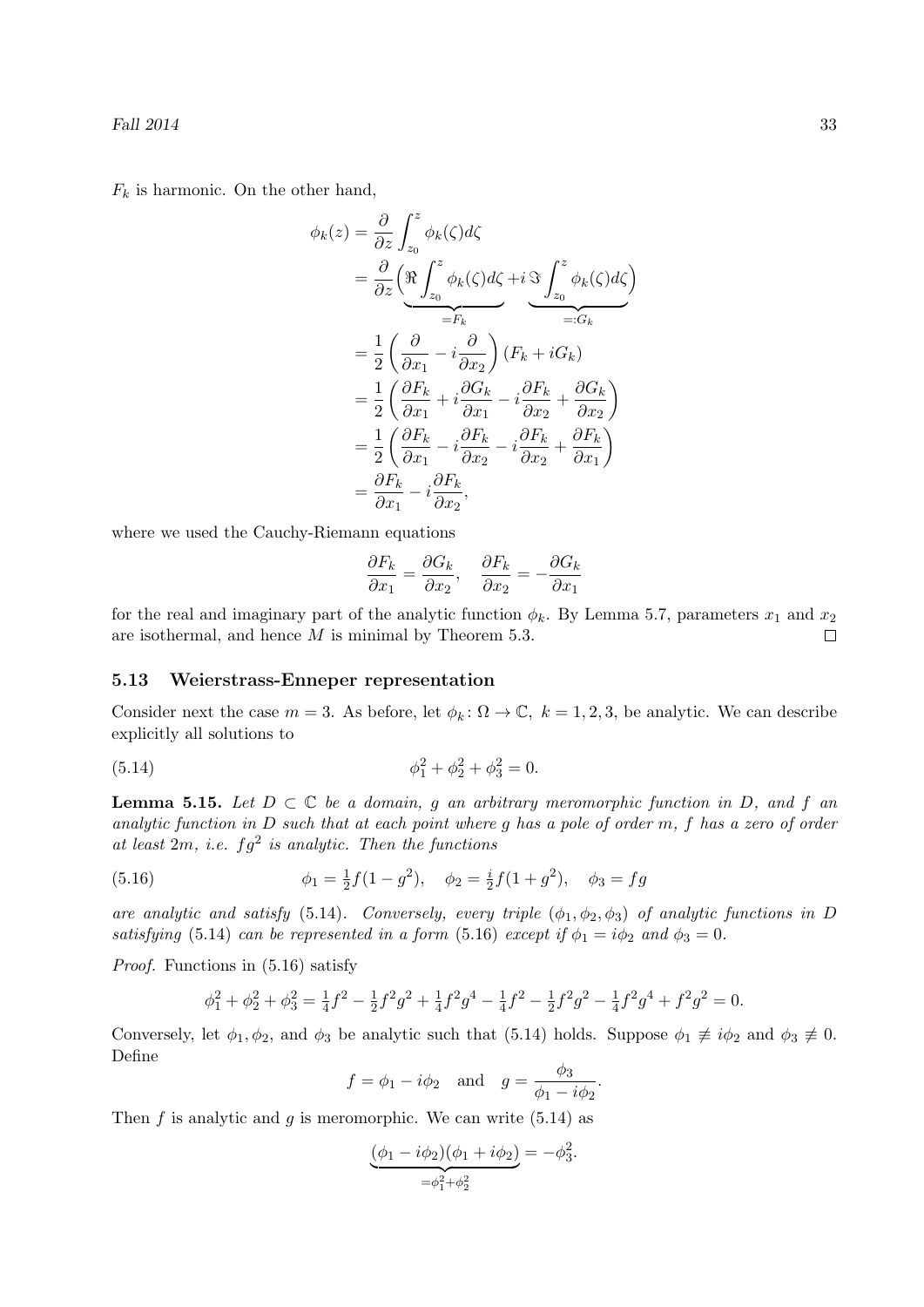$F_k$ is harmonic. On the other hand,

$$
\begin{aligned}
\phi_k(z) &= \frac{\partial}{\partial z} \int_{z_0}^{z} \phi_k(\zeta) d\zeta \\
&= \frac{\partial}{\partial z} \Big( \underbrace{\Re \int_{z_0}^{z} \phi_k(\zeta) d\zeta}_{=F_k} + i \underbrace{\Im \int_{z_0}^{z} \phi_k(\zeta) d\zeta}_{=:G_k} \Big) \\
&= \frac{1}{2} \left( \frac{\partial}{\partial x_1} - i \frac{\partial}{\partial x_2} \right) (F_k + i G_k) \\
&= \frac{1}{2} \left( \frac{\partial F_k}{\partial x_1} + i \frac{\partial G_k}{\partial x_1} - i \frac{\partial F_k}{\partial x_2} + \frac{\partial G_k}{\partial x_2} \right) \\
&= \frac{1}{2} \left( \frac{\partial F_k}{\partial x_1} - i \frac{\partial F_k}{\partial x_2} - i \frac{\partial F_k}{\partial x_2} + \frac{\partial F_k}{\partial x_1} \right) \\
&= \frac{\partial F_k}{\partial x_1} - i \frac{\partial F_k}{\partial x_2},
\end{aligned}
$$

where we used the Cauchy-Riemann equations

$$
\frac{\partial F_k}{\partial x_1} = \frac{\partial G_k}{\partial x_2}, \quad \frac{\partial F_k}{\partial x_2} = -\frac{\partial G_k}{\partial x_1}
$$

for the real and imaginary part of the analytic function $\phi_k$. By Lemma 5.7, parameters $x_1$ and $x_2$ are isothermal, and hence $M$ is minimal by Theorem 5.3. $\square$

### 5.13 Weierstrass-Enneper representation

Consider next the case $m = 3$. As before, let $\phi_k \colon \Omega \to \mathbb{C}$, $k = 1, 2, 3$, be analytic. We can describe explicitly all solutions to

$$
\phi_1^2 + \phi_2^2 + \phi_3^2 = 0. \tag{5.14}
$$

**Lemma 5.15.** *Let $D \subset \mathbb{C}$ be a domain, $g$ an arbitrary meromorphic function in $D$, and $f$ an analytic function in $D$ such that at each point where $g$ has a pole of order $m$, $f$ has a zero of order at least $2m$, i.e. $fg^2$ is analytic. Then the functions*

$$
\phi_1 = \tfrac{1}{2} f(1 - g^2), \quad \phi_2 = \tfrac{i}{2} f(1 + g^2), \quad \phi_3 = fg \tag{5.16}
$$

*are analytic and satisfy (5.14). Conversely, every triple $(\phi_1, \phi_2, \phi_3)$ of analytic functions in $D$ satisfying (5.14) can be represented in a form (5.16) except if $\phi_1 = i\phi_2$ and $\phi_3 = 0$.*

*Proof.* Functions in (5.16) satisfy

$$
\phi_1^2 + \phi_2^2 + \phi_3^2 = \tfrac{1}{4} f^2 - \tfrac{1}{2} f^2 g^2 + \tfrac{1}{4} f^2 g^4 - \tfrac{1}{4} f^2 - \tfrac{1}{2} f^2 g^2 - \tfrac{1}{4} f^2 g^4 + f^2 g^2 = 0.
$$

Conversely, let $\phi_1, \phi_2$, and $\phi_3$ be analytic such that (5.14) holds. Suppose $\phi_1 \not\equiv i\phi_2$ and $\phi_3 \not\equiv 0$. Define

$$
f = \phi_1 - i\phi_2 \quad \text{and} \quad g = \frac{\phi_3}{\phi_1 - i\phi_2}.
$$

Then $f$ is analytic and $g$ is meromorphic. We can write (5.14) as

$$
\underbrace{(\phi_1 - i\phi_2)(\phi_1 + i\phi_2)}_{=\phi_1^2 + \phi_2^2} = -\phi_3^2.
$$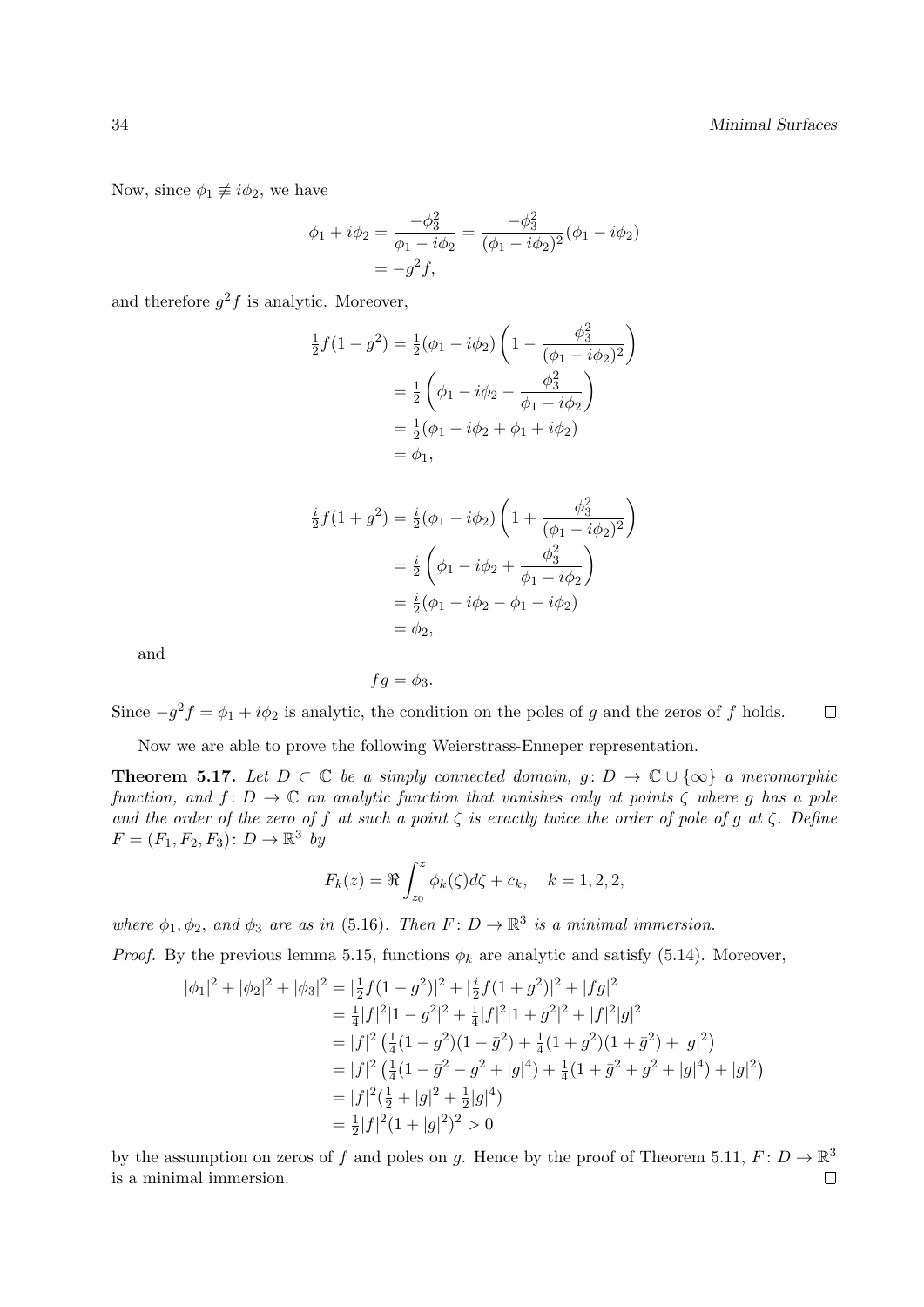Now, since $\phi_1 \not\equiv i\phi_2$, we have

$$
\begin{aligned}
\phi_1 + i\phi_2 &= \frac{-\phi_3^2}{\phi_1 - i\phi_2} = \frac{-\phi_3^2}{(\phi_1 - i\phi_2)^2}(\phi_1 - i\phi_2) \\
&= -g^2 f,
\end{aligned}
$$

and therefore $g^2 f$ is analytic. Moreover,

$$
\begin{aligned}
\tfrac{1}{2} f(1 - g^2) &= \tfrac{1}{2}(\phi_1 - i\phi_2)\left(1 - \frac{\phi_3^2}{(\phi_1 - i\phi_2)^2}\right) \\
&= \tfrac{1}{2}\left(\phi_1 - i\phi_2 - \frac{\phi_3^2}{\phi_1 - i\phi_2}\right) \\
&= \tfrac{1}{2}(\phi_1 - i\phi_2 + \phi_1 + i\phi_2) \\
&= \phi_1,
\end{aligned}
$$

$$
\begin{aligned}
\tfrac{i}{2} f(1 + g^2) &= \tfrac{i}{2}(\phi_1 - i\phi_2)\left(1 + \frac{\phi_3^2}{(\phi_1 - i\phi_2)^2}\right) \\
&= \tfrac{i}{2}\left(\phi_1 - i\phi_2 + \frac{\phi_3^2}{\phi_1 - i\phi_2}\right) \\
&= \tfrac{i}{2}(\phi_1 - i\phi_2 - \phi_1 - i\phi_2) \\
&= \phi_2,
\end{aligned}
$$

and

$$
fg = \phi_3.
$$

Since $-g^2 f = \phi_1 + i\phi_2$ is analytic, the condition on the poles of $g$ and the zeros of $f$ holds. $\square$

Now we are able to prove the following Weierstrass-Enneper representation.

**Theorem 5.17.** *Let $D \subset \mathbb{C}$ be a simply connected domain, $g\colon D \to \mathbb{C} \cup \{\infty\}$ a meromorphic function, and $f\colon D \to \mathbb{C}$ an analytic function that vanishes only at points $\zeta$ where $g$ has a pole and the order of the zero of $f$ at such a point $\zeta$ is exactly twice the order of pole of $g$ at $\zeta$. Define $F = (F_1, F_2, F_3)\colon D \to \mathbb{R}^3$ by*

$$
F_k(z) = \Re \int_{z_0}^{z} \phi_k(\zeta) d\zeta + c_k, \quad k = 1, 2, 2,
$$

*where $\phi_1, \phi_2$, and $\phi_3$ are as in (5.16). Then $F\colon D \to \mathbb{R}^3$ is a minimal immersion.*

*Proof.* By the previous lemma 5.15, functions $\phi_k$ are analytic and satisfy (5.14). Moreover,

$$
\begin{aligned}
|\phi_1|^2 + |\phi_2|^2 + |\phi_3|^2 &= |\tfrac{1}{2} f(1 - g^2)|^2 + |\tfrac{i}{2} f(1 + g^2)|^2 + |fg|^2 \\
&= \tfrac{1}{4}|f|^2 |1 - g^2|^2 + \tfrac{1}{4}|f|^2 |1 + g^2|^2 + |f|^2 |g|^2 \\
&= |f|^2 \left(\tfrac{1}{4}(1 - g^2)(1 - \bar{g}^2) + \tfrac{1}{4}(1 + g^2)(1 + \bar{g}^2) + |g|^2\right) \\
&= |f|^2 \left(\tfrac{1}{4}(1 - \bar{g}^2 - g^2 + |g|^4) + \tfrac{1}{4}(1 + \bar{g}^2 + g^2 + |g|^4) + |g|^2\right) \\
&= |f|^2 (\tfrac{1}{2} + |g|^2 + \tfrac{1}{2}|g|^4) \\
&= \tfrac{1}{2}|f|^2 (1 + |g|^2)^2 > 0
\end{aligned}
$$

by the assumption on zeros of $f$ and poles on $g$. Hence by the proof of Theorem 5.11, $F\colon D \to \mathbb{R}^3$ is a minimal immersion. $\square$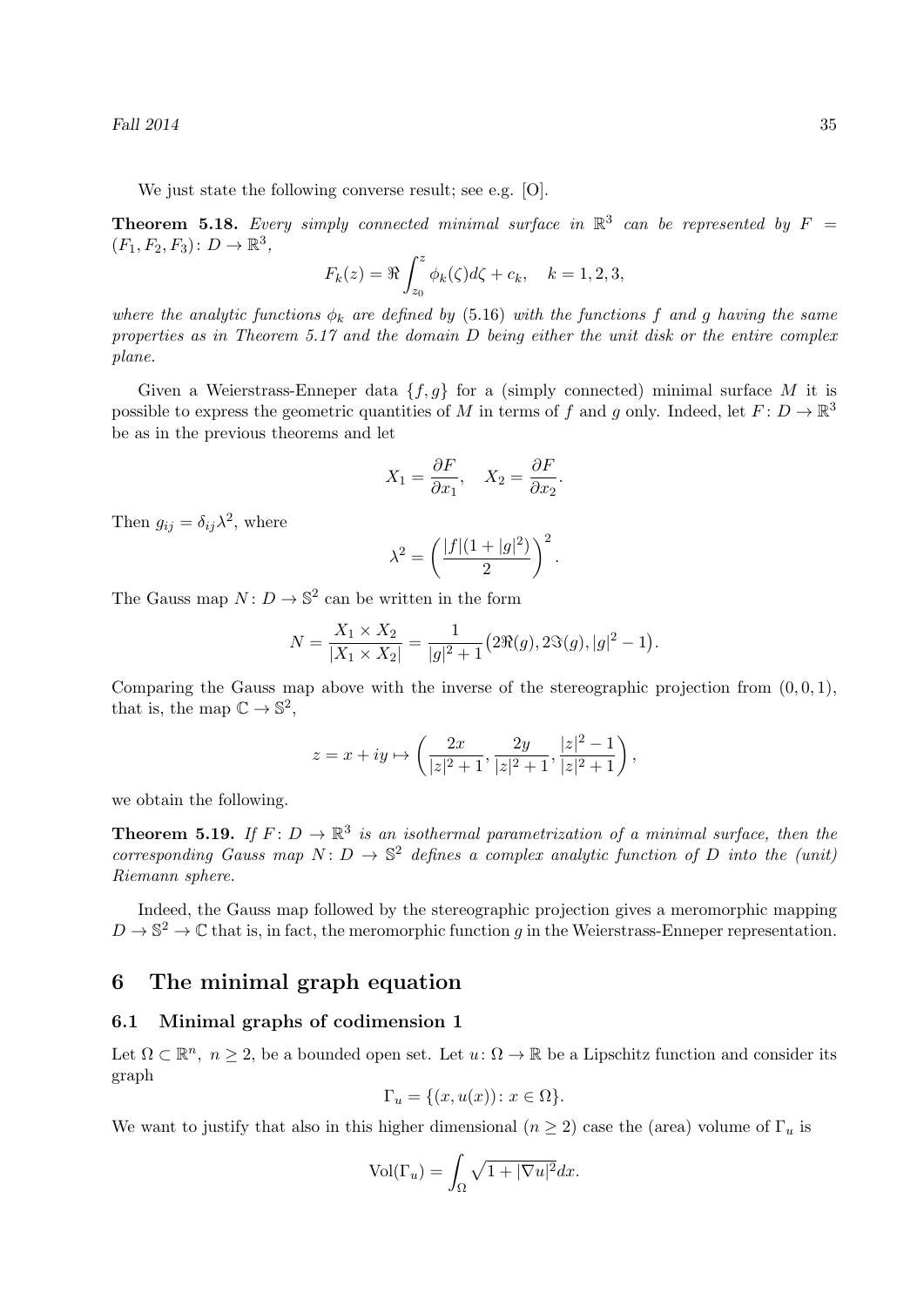We just state the following converse result; see e.g. [O].

**Theorem 5.18.** *Every simply connected minimal surface in* $\mathbb{R}^3$ *can be represented by* $F = (F_1, F_2, F_3)\colon D \to \mathbb{R}^3$,

$$F_k(z) = \Re \int_{z_0}^{z} \phi_k(\zeta) d\zeta + c_k, \quad k = 1, 2, 3,$$

*where the analytic functions* $\phi_k$ *are defined by (5.16) with the functions* $f$ *and* $g$ *having the same properties as in Theorem 5.17 and the domain* $D$ *being either the unit disk or the entire complex plane.*

Given a Weierstrass-Enneper data $\{f, g\}$ for a (simply connected) minimal surface $M$ it is possible to express the geometric quantities of $M$ in terms of $f$ and $g$ only. Indeed, let $F\colon D \to \mathbb{R}^3$ be as in the previous theorems and let

$$X_1 = \frac{\partial F}{\partial x_1}, \quad X_2 = \frac{\partial F}{\partial x_2}.$$

Then $g_{ij} = \delta_{ij}\lambda^2$, where

$$\lambda^2 = \left( \frac{|f|(1 + |g|^2)}{2} \right)^2.$$

The Gauss map $N\colon D \to \mathbb{S}^2$ can be written in the form

$$N = \frac{X_1 \times X_2}{|X_1 \times X_2|} = \frac{1}{|g|^2 + 1}\big(2\Re(g), 2\Im(g), |g|^2 - 1\big).$$

Comparing the Gauss map above with the inverse of the stereographic projection from $(0, 0, 1)$, that is, the map $\mathbb{C} \to \mathbb{S}^2$,

$$z = x + iy \mapsto \left( \frac{2x}{|z|^2 + 1}, \frac{2y}{|z|^2 + 1}, \frac{|z|^2 - 1}{|z|^2 + 1} \right),$$

we obtain the following.

**Theorem 5.19.** *If* $F\colon D \to \mathbb{R}^3$ *is an isothermal parametrization of a minimal surface, then the corresponding Gauss map* $N\colon D \to \mathbb{S}^2$ *defines a complex analytic function of* $D$ *into the (unit) Riemann sphere.*

Indeed, the Gauss map followed by the stereographic projection gives a meromorphic mapping $D \to \mathbb{S}^2 \to \mathbb{C}$ that is, in fact, the meromorphic function $g$ in the Weierstrass-Enneper representation.

# 6 The minimal graph equation

## 6.1 Minimal graphs of codimension 1

Let $\Omega \subset \mathbb{R}^n$, $n \geq 2$, be a bounded open set. Let $u\colon \Omega \to \mathbb{R}$ be a Lipschitz function and consider its graph

$$\Gamma_u = \{(x, u(x)) \colon x \in \Omega\}.$$

We want to justify that also in this higher dimensional ($n \geq 2$) case the (area) volume of $\Gamma_u$ is

$$\text{Vol}(\Gamma_u) = \int_\Omega \sqrt{1 + |\nabla u|^2} dx.$$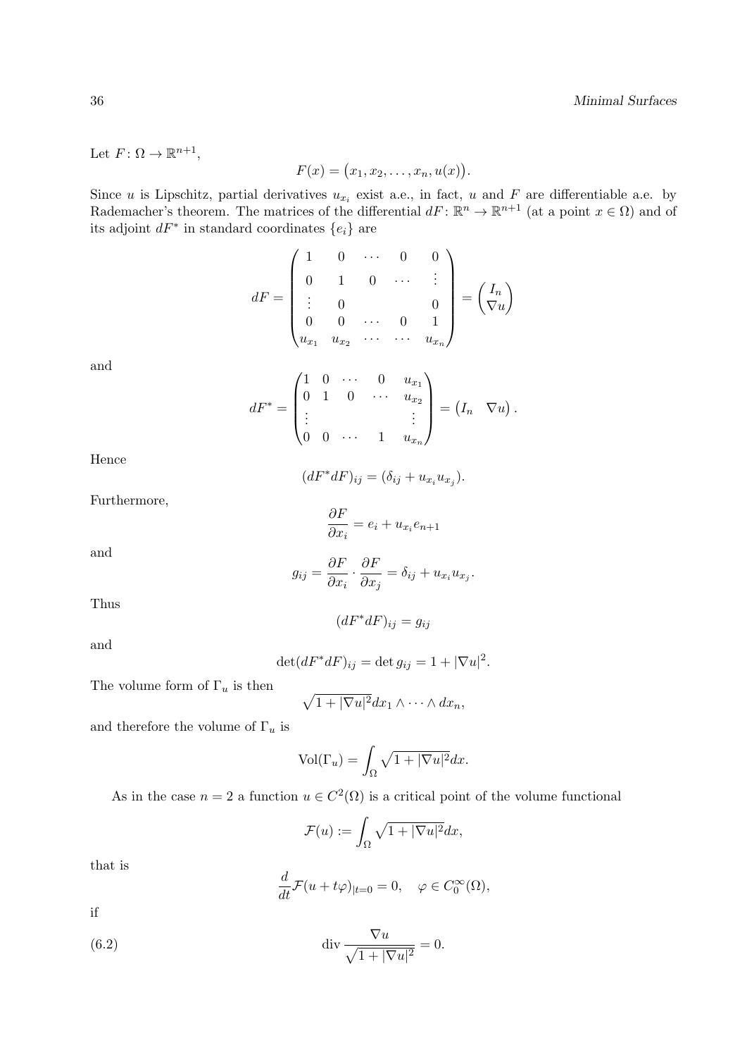Let $F\colon \Omega \to \mathbb{R}^{n+1}$,

$$F(x) = \big(x_1, x_2, \dots, x_n, u(x)\big).$$

Since $u$ is Lipschitz, partial derivatives $u_{x_i}$ exist a.e., in fact, $u$ and $F$ are differentiable a.e. by Rademacher's theorem. The matrices of the differential $dF\colon \mathbb{R}^n \to \mathbb{R}^{n+1}$ (at a point $x \in \Omega$) and of its adjoint $dF^*$ in standard coordinates $\{e_i\}$ are

$$dF = \begin{pmatrix} 1 & 0 & \cdots & 0 & 0 \\ 0 & 1 & 0 & \cdots & \vdots \\ \vdots & 0 & & & 0 \\ 0 & 0 & \cdots & 0 & 1 \\ u_{x_1} & u_{x_2} & \cdots & \cdots & u_{x_n} \end{pmatrix} = \begin{pmatrix} I_n \\ \nabla u \end{pmatrix}$$

and

$$dF^* = \begin{pmatrix} 1 & 0 & \cdots & 0 & u_{x_1} \\ 0 & 1 & 0 & \cdots & u_{x_2} \\ \vdots & & & & \vdots \\ 0 & 0 & \cdots & 1 & u_{x_n} \end{pmatrix} = \begin{pmatrix} I_n & \nabla u \end{pmatrix}.$$

Hence

$$(dF^* dF)_{ij} = (\delta_{ij} + u_{x_i} u_{x_j}).$$

Furthermore,

$$\frac{\partial F}{\partial x_i} = e_i + u_{x_i} e_{n+1}$$

and

$$g_{ij} = \frac{\partial F}{\partial x_i} \cdot \frac{\partial F}{\partial x_j} = \delta_{ij} + u_{x_i} u_{x_j}.$$

Thus

$$(dF^* dF)_{ij} = g_{ij}$$

and

$$\det(dF^* dF)_{ij} = \det g_{ij} = 1 + |\nabla u|^2.$$

The volume form of $\Gamma_u$ is then

$$\sqrt{1 + |\nabla u|^2} dx_1 \wedge \cdots \wedge dx_n,$$

and therefore the volume of $\Gamma_u$ is

$$\mathrm{Vol}(\Gamma_u) = \int_\Omega \sqrt{1 + |\nabla u|^2} dx.$$

As in the case $n = 2$ a function $u \in C^2(\Omega)$ is a critical point of the volume functional

$$\mathcal{F}(u) := \int_\Omega \sqrt{1 + |\nabla u|^2} dx,$$

that is

$$\frac{d}{dt} \mathcal{F}(u + t\varphi)_{|t=0} = 0, \quad \varphi \in C_0^\infty(\Omega),$$

if

$$\operatorname{div} \frac{\nabla u}{\sqrt{1 + |\nabla u|^2}} = 0. \tag{6.2}$$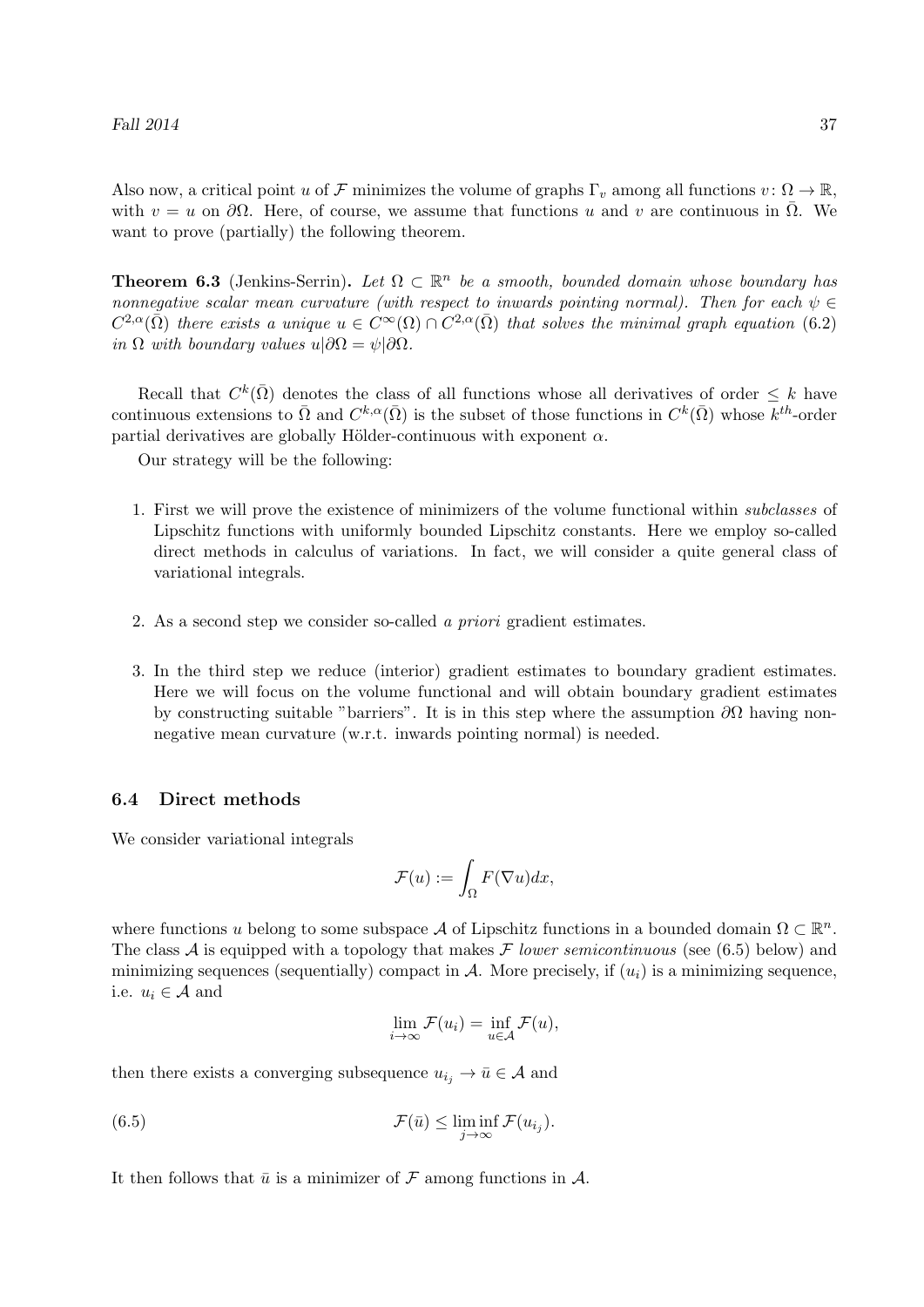Also now, a critical point $u$ of $\mathcal{F}$ minimizes the volume of graphs $\Gamma_v$ among all functions $v\colon \Omega \to \mathbb{R}$, with $v = u$ on $\partial\Omega$. Here, of course, we assume that functions $u$ and $v$ are continuous in $\bar{\Omega}$. We want to prove (partially) the following theorem.

**Theorem 6.3** (Jenkins-Serrin). *Let $\Omega \subset \mathbb{R}^n$ be a smooth, bounded domain whose boundary has nonnegative scalar mean curvature (with respect to inwards pointing normal). Then for each $\psi \in C^{2,\alpha}(\bar{\Omega})$ there exists a unique $u \in C^{\infty}(\Omega) \cap C^{2,\alpha}(\bar{\Omega})$ that solves the minimal graph equation (6.2) in $\Omega$ with boundary values $u|\partial\Omega = \psi|\partial\Omega$.*

Recall that $C^k(\bar{\Omega})$ denotes the class of all functions whose all derivatives of order $\leq k$ have continuous extensions to $\bar{\Omega}$ and $C^{k,\alpha}(\bar{\Omega})$ is the subset of those functions in $C^k(\bar{\Omega})$ whose $k^{th}$-order partial derivatives are globally Hölder-continuous with exponent $\alpha$.

Our strategy will be the following:

1. First we will prove the existence of minimizers of the volume functional within *subclasses* of Lipschitz functions with uniformly bounded Lipschitz constants. Here we employ so-called direct methods in calculus of variations. In fact, we will consider a quite general class of variational integrals.

2. As a second step we consider so-called *a priori* gradient estimates.

3. In the third step we reduce (interior) gradient estimates to boundary gradient estimates. Here we will focus on the volume functional and will obtain boundary gradient estimates by constructing suitable "barriers". It is in this step where the assumption $\partial\Omega$ having non-negative mean curvature (w.r.t. inwards pointing normal) is needed.

### 6.4 Direct methods

We consider variational integrals

$$\mathcal{F}(u) := \int_{\Omega} F(\nabla u)dx,$$

where functions $u$ belong to some subspace $\mathcal{A}$ of Lipschitz functions in a bounded domain $\Omega \subset \mathbb{R}^n$. The class $\mathcal{A}$ is equipped with a topology that makes $\mathcal{F}$ *lower semicontinuous* (see (6.5) below) and minimizing sequences (sequentially) compact in $\mathcal{A}$. More precisely, if $(u_i)$ is a minimizing sequence, i.e. $u_i \in \mathcal{A}$ and

$$\lim_{i\to\infty} \mathcal{F}(u_i) = \inf_{u\in\mathcal{A}} \mathcal{F}(u),$$

then there exists a converging subsequence $u_{i_j} \to \bar{u} \in \mathcal{A}$ and

$$\mathcal{F}(\bar{u}) \leq \liminf_{j\to\infty} \mathcal{F}(u_{i_j}). \tag{6.5}$$

It then follows that $\bar{u}$ is a minimizer of $\mathcal{F}$ among functions in $\mathcal{A}$.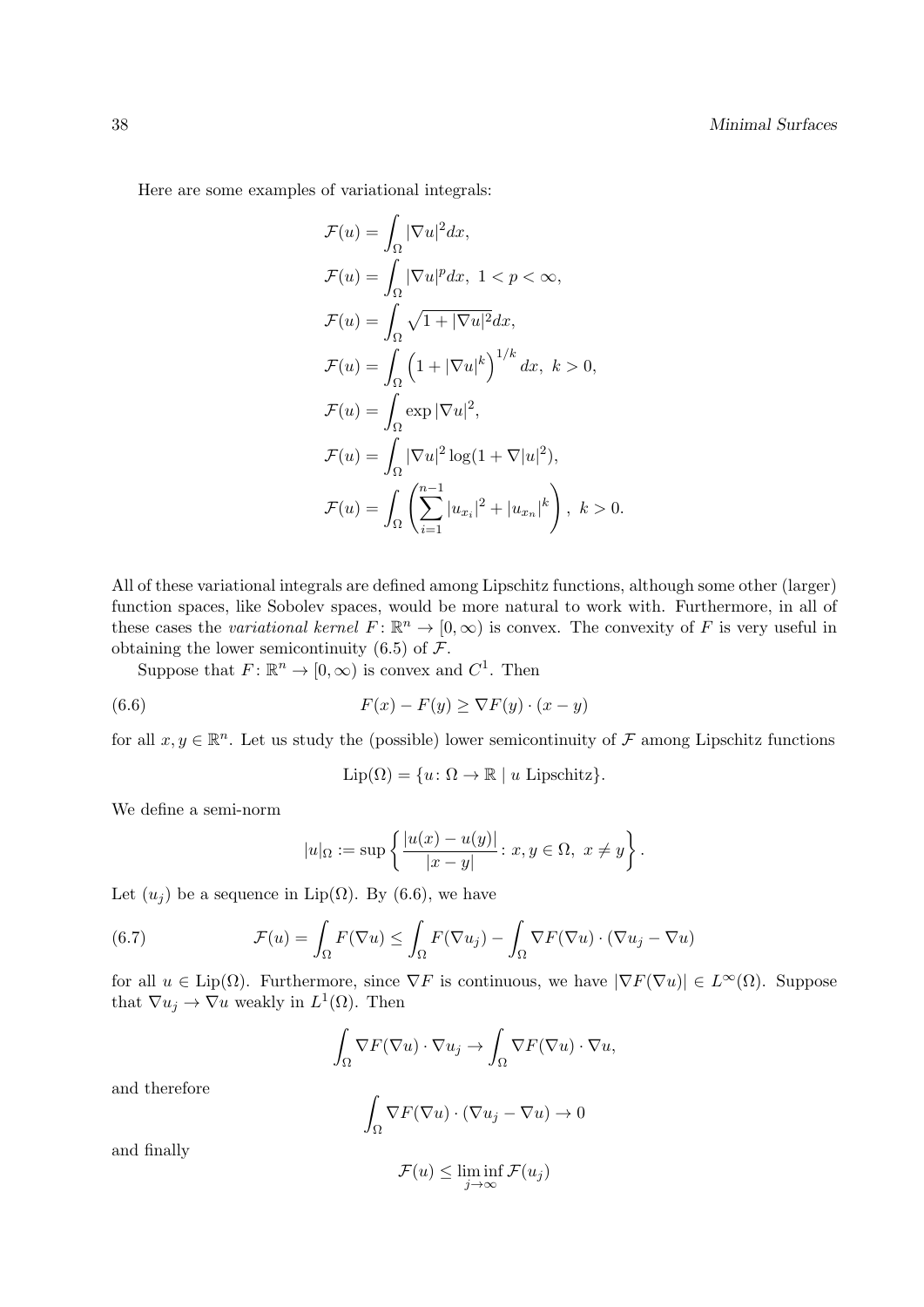Here are some examples of variational integrals:

$$
\begin{aligned}
\mathcal{F}(u) &= \int_\Omega |\nabla u|^2 dx, \\
\mathcal{F}(u) &= \int_\Omega |\nabla u|^p dx, \ 1 < p < \infty, \\
\mathcal{F}(u) &= \int_\Omega \sqrt{1 + |\nabla u|^2} dx, \\
\mathcal{F}(u) &= \int_\Omega \left(1 + |\nabla u|^k\right)^{1/k} dx, \ k > 0, \\
\mathcal{F}(u) &= \int_\Omega \exp |\nabla u|^2, \\
\mathcal{F}(u) &= \int_\Omega |\nabla u|^2 \log(1 + \nabla |u|^2), \\
\mathcal{F}(u) &= \int_\Omega \left( \sum_{i=1}^{n-1} |u_{x_i}|^2 + |u_{x_n}|^k \right), \ k > 0.
\end{aligned}
$$

All of these variational integrals are defined among Lipschitz functions, although some other (larger) function spaces, like Sobolev spaces, would be more natural to work with. Furthermore, in all of these cases the *variational kernel* $F\colon \mathbb{R}^n \to [0, \infty)$ is convex. The convexity of $F$ is very useful in obtaining the lower semicontinuity (6.5) of $\mathcal{F}$.

Suppose that $F\colon \mathbb{R}^n \to [0, \infty)$ is convex and $C^1$. Then

$$
F(x) - F(y) \geq \nabla F(y) \cdot (x - y) \tag{6.6}
$$

for all $x, y \in \mathbb{R}^n$. Let us study the (possible) lower semicontinuity of $\mathcal{F}$ among Lipschitz functions

$$
\mathrm{Lip}(\Omega) = \{u\colon \Omega \to \mathbb{R} \mid u \text{ Lipschitz}\}.
$$

We define a semi-norm

$$
|u|_\Omega := \sup \left\{ \frac{|u(x) - u(y)|}{|x - y|} : x, y \in \Omega, \ x \neq y \right\}.
$$

Let $(u_j)$ be a sequence in $\mathrm{Lip}(\Omega)$. By (6.6), we have

$$
\mathcal{F}(u) = \int_\Omega F(\nabla u) \leq \int_\Omega F(\nabla u_j) - \int_\Omega \nabla F(\nabla u) \cdot (\nabla u_j - \nabla u) \tag{6.7}
$$

for all $u \in \mathrm{Lip}(\Omega)$. Furthermore, since $\nabla F$ is continuous, we have $|\nabla F(\nabla u)| \in L^\infty(\Omega)$. Suppose that $\nabla u_j \to \nabla u$ weakly in $L^1(\Omega)$. Then

$$
\int_\Omega \nabla F(\nabla u) \cdot \nabla u_j \to \int_\Omega \nabla F(\nabla u) \cdot \nabla u,
$$

and therefore

$$
\int_\Omega \nabla F(\nabla u) \cdot (\nabla u_j - \nabla u) \to 0
$$

and finally

$$
\mathcal{F}(u) \leq \liminf_{j \to \infty} \mathcal{F}(u_j)
$$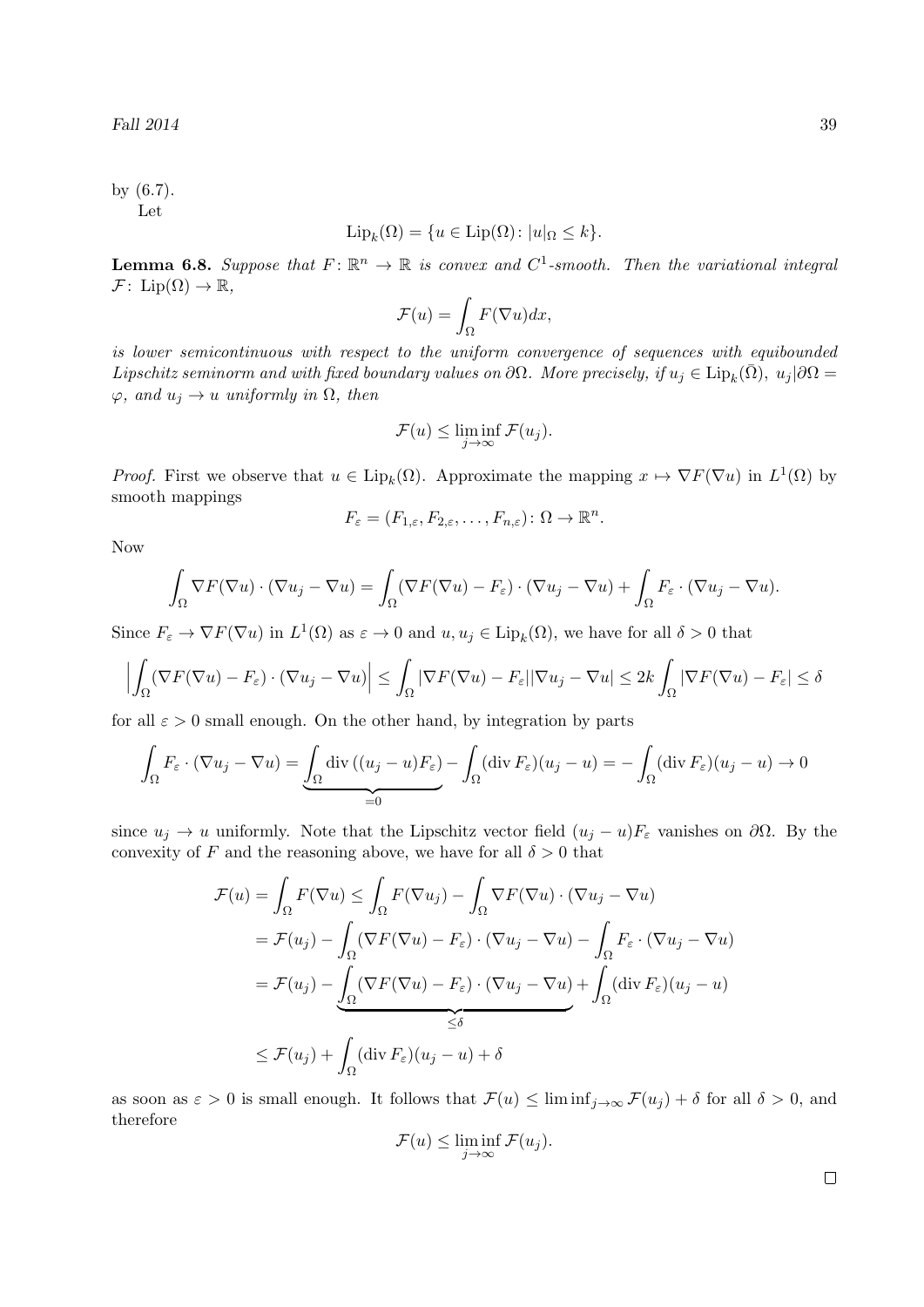by (6.7).

Let

$$\mathrm{Lip}_k(\Omega) = \{u \in \mathrm{Lip}(\Omega) \colon |u|_\Omega \leq k\}.$$

**Lemma 6.8.** *Suppose that $F \colon \mathbb{R}^n \to \mathbb{R}$ is convex and $C^1$-smooth. Then the variational integral $\mathcal{F} \colon \mathrm{Lip}(\Omega) \to \mathbb{R}$,*

$$\mathcal{F}(u) = \int_\Omega F(\nabla u) dx,$$

*is lower semicontinuous with respect to the uniform convergence of sequences with equibounded Lipschitz seminorm and with fixed boundary values on $\partial\Omega$. More precisely, if $u_j \in \mathrm{Lip}_k(\bar{\Omega})$, $u_j|\partial\Omega = \varphi$, and $u_j \to u$ uniformly in $\Omega$, then*

$$\mathcal{F}(u) \leq \liminf_{j\to\infty} \mathcal{F}(u_j).$$

*Proof.* First we observe that $u \in \mathrm{Lip}_k(\Omega)$. Approximate the mapping $x \mapsto \nabla F(\nabla u)$ in $L^1(\Omega)$ by smooth mappings

$$F_\varepsilon = (F_{1,\varepsilon}, F_{2,\varepsilon}, \ldots, F_{n,\varepsilon}) \colon \Omega \to \mathbb{R}^n.$$

Now

$$\int_\Omega \nabla F(\nabla u) \cdot (\nabla u_j - \nabla u) = \int_\Omega (\nabla F(\nabla u) - F_\varepsilon) \cdot (\nabla u_j - \nabla u) + \int_\Omega F_\varepsilon \cdot (\nabla u_j - \nabla u).$$

Since $F_\varepsilon \to \nabla F(\nabla u)$ in $L^1(\Omega)$ as $\varepsilon \to 0$ and $u, u_j \in \mathrm{Lip}_k(\Omega)$, we have for all $\delta > 0$ that

$$\Big| \int_\Omega (\nabla F(\nabla u) - F_\varepsilon) \cdot (\nabla u_j - \nabla u) \Big| \leq \int_\Omega |\nabla F(\nabla u) - F_\varepsilon||\nabla u_j - \nabla u| \leq 2k \int_\Omega |\nabla F(\nabla u) - F_\varepsilon| \leq \delta$$

for all $\varepsilon > 0$ small enough. On the other hand, by integration by parts

$$\int_\Omega F_\varepsilon \cdot (\nabla u_j - \nabla u) = \underbrace{\int_\Omega \mathrm{div}\,((u_j - u)F_\varepsilon)}_{=0} - \int_\Omega (\mathrm{div}\, F_\varepsilon)(u_j - u) = -\int_\Omega (\mathrm{div}\, F_\varepsilon)(u_j - u) \to 0$$

since $u_j \to u$ uniformly. Note that the Lipschitz vector field $(u_j - u)F_\varepsilon$ vanishes on $\partial\Omega$. By the convexity of $F$ and the reasoning above, we have for all $\delta > 0$ that

$$\begin{aligned}
\mathcal{F}(u) = \int_\Omega F(\nabla u) &\leq \int_\Omega F(\nabla u_j) - \int_\Omega \nabla F(\nabla u) \cdot (\nabla u_j - \nabla u) \\
&= \mathcal{F}(u_j) - \int_\Omega (\nabla F(\nabla u) - F_\varepsilon) \cdot (\nabla u_j - \nabla u) - \int_\Omega F_\varepsilon \cdot (\nabla u_j - \nabla u) \\
&= \mathcal{F}(u_j) - \underbrace{\int_\Omega (\nabla F(\nabla u) - F_\varepsilon) \cdot (\nabla u_j - \nabla u)}_{\leq \delta} + \int_\Omega (\mathrm{div}\, F_\varepsilon)(u_j - u) \\
&\leq \mathcal{F}(u_j) + \int_\Omega (\mathrm{div}\, F_\varepsilon)(u_j - u) + \delta
\end{aligned}$$

as soon as $\varepsilon > 0$ is small enough. It follows that $\mathcal{F}(u) \leq \liminf_{j\to\infty} \mathcal{F}(u_j) + \delta$ for all $\delta > 0$, and therefore

$$\mathcal{F}(u) \leq \liminf_{j\to\infty} \mathcal{F}(u_j).$$

□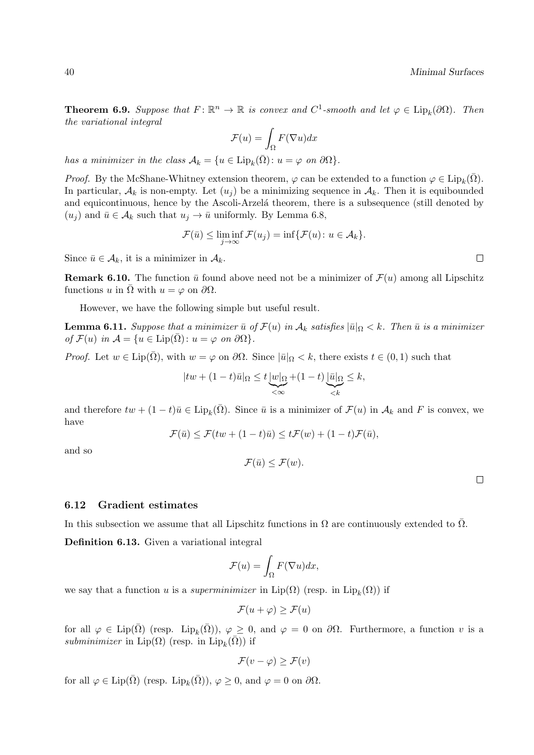**Theorem 6.9.** *Suppose that $F: \mathbb{R}^n \to \mathbb{R}$ is convex and $C^1$-smooth and let $\varphi \in \mathrm{Lip}_k(\partial\Omega)$. Then the variational integral*

$$\mathcal{F}(u) = \int_\Omega F(\nabla u)dx$$

*has a minimizer in the class $\mathcal{A}_k = \{u \in \mathrm{Lip}_k(\bar{\Omega}) : u = \varphi \text{ on } \partial\Omega\}$.*

*Proof.* By the McShane-Whitney extension theorem, $\varphi$ can be extended to a function $\varphi \in \mathrm{Lip}_k(\bar{\Omega})$. In particular, $\mathcal{A}_k$ is non-empty. Let $(u_j)$ be a minimizing sequence in $\mathcal{A}_k$. Then it is equibounded and equicontinuous, hence by the Ascoli-Arzelá theorem, there is a subsequence (still denoted by $(u_j)$ and $\bar{u} \in \mathcal{A}_k$ such that $u_j \to \bar{u}$ uniformly. By Lemma 6.8,

$$\mathcal{F}(\bar{u}) \leq \liminf_{j\to\infty} \mathcal{F}(u_j) = \inf\{\mathcal{F}(u) : u \in \mathcal{A}_k\}.$$

Since $\bar{u} \in \mathcal{A}_k$, it is a minimizer in $\mathcal{A}_k$. $\square$

**Remark 6.10.** The function $\bar{u}$ found above need not be a minimizer of $\mathcal{F}(u)$ among all Lipschitz functions $u$ in $\bar{\Omega}$ with $u = \varphi$ on $\partial\Omega$.

However, we have the following simple but useful result.

**Lemma 6.11.** *Suppose that a minimizer $\bar{u}$ of $\mathcal{F}(u)$ in $\mathcal{A}_k$ satisfies $|\bar{u}|_\Omega < k$. Then $\bar{u}$ is a minimizer of $\mathcal{F}(u)$ in $\mathcal{A} = \{u \in \mathrm{Lip}(\bar{\Omega}) : u = \varphi \text{ on } \partial\Omega\}$.*

*Proof.* Let $w \in \mathrm{Lip}(\bar{\Omega})$, with $w = \varphi$ on $\partial\Omega$. Since $|\bar{u}|_\Omega < k$, there exists $t \in (0,1)$ such that

$$|tw + (1-t)\bar{u}|_\Omega \leq t\underbrace{|w|_\Omega}_{<\infty} + (1-t)\underbrace{|\bar{u}|_\Omega}_{<k} \leq k,$$

and therefore $tw + (1-t)\bar{u} \in \mathrm{Lip}_k(\bar{\Omega})$. Since $\bar{u}$ is a minimizer of $\mathcal{F}(u)$ in $\mathcal{A}_k$ and $F$ is convex, we have

$$\mathcal{F}(\bar{u}) \leq \mathcal{F}(tw + (1-t)\bar{u}) \leq t\mathcal{F}(w) + (1-t)\mathcal{F}(\bar{u}),$$

and so

$$\mathcal{F}(\bar{u}) \leq \mathcal{F}(w).$$

$\square$

### 6.12 Gradient estimates

In this subsection we assume that all Lipschitz functions in $\Omega$ are continuously extended to $\bar{\Omega}$.

**Definition 6.13.** Given a variational integral

$$\mathcal{F}(u) = \int_\Omega F(\nabla u)dx,$$

we say that a function $u$ is a *superminimizer* in $\mathrm{Lip}(\Omega)$ (resp. in $\mathrm{Lip}_k(\Omega)$) if

$$\mathcal{F}(u + \varphi) \geq \mathcal{F}(u)$$

for all $\varphi \in \mathrm{Lip}(\bar{\Omega})$ (resp. $\mathrm{Lip}_k(\bar{\Omega})$), $\varphi \geq 0$, and $\varphi = 0$ on $\partial\Omega$. Furthermore, a function $v$ is a *subminimizer* in $\mathrm{Lip}(\Omega)$ (resp. in $\mathrm{Lip}_k(\bar{\Omega})$) if

$$\mathcal{F}(v - \varphi) \geq \mathcal{F}(v)$$

for all $\varphi \in \mathrm{Lip}(\bar{\Omega})$ (resp. $\mathrm{Lip}_k(\bar{\Omega})$), $\varphi \geq 0$, and $\varphi = 0$ on $\partial\Omega$.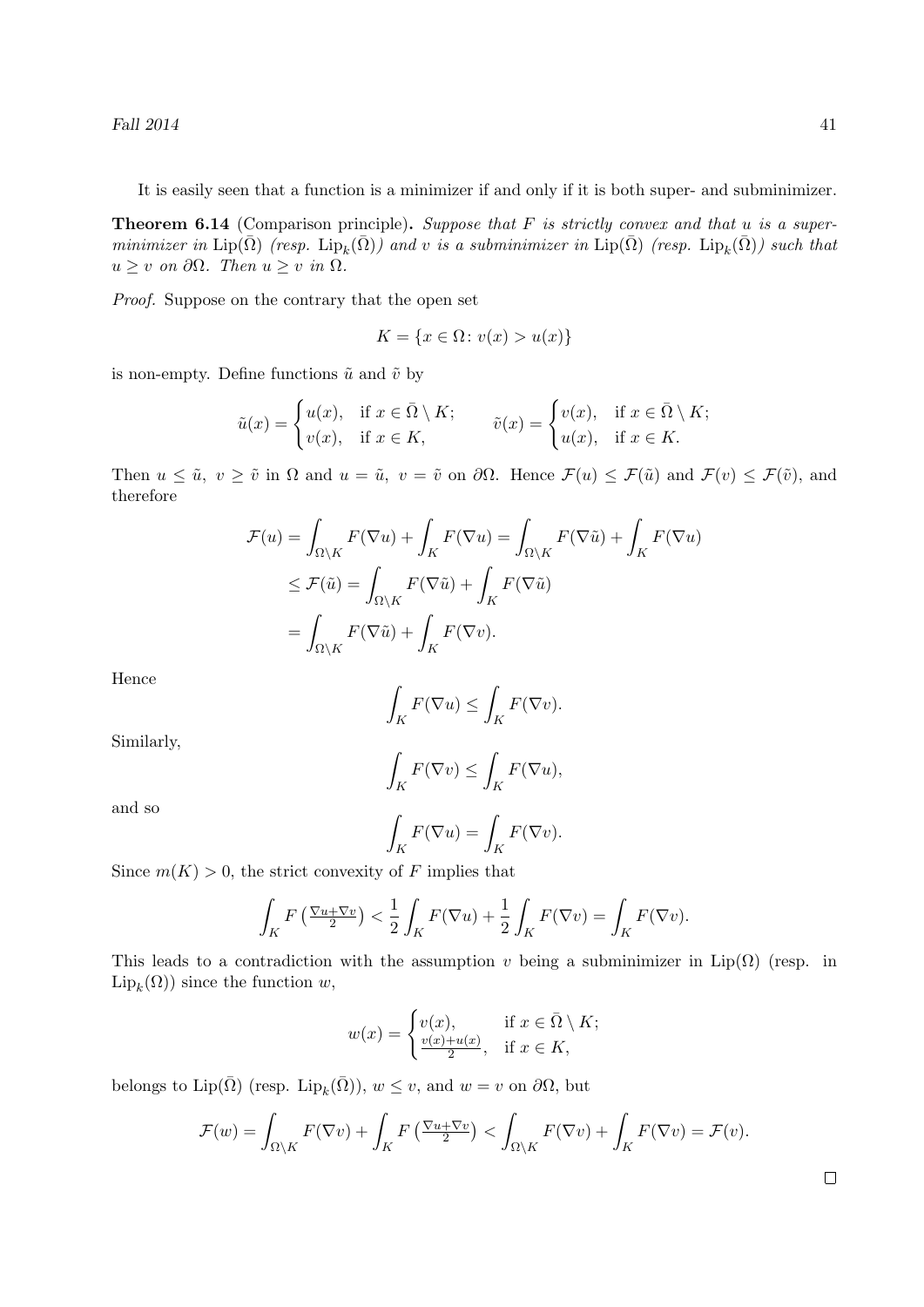It is easily seen that a function is a minimizer if and only if it is both super- and subminimizer.

**Theorem 6.14** (Comparison principle)**.** *Suppose that $F$ is strictly convex and that $u$ is a superminimizer in $\operatorname{Lip}(\bar\Omega)$ (resp. $\operatorname{Lip}_k(\bar\Omega)$) and $v$ is a subminimizer in $\operatorname{Lip}(\bar\Omega)$ (resp. $\operatorname{Lip}_k(\bar\Omega)$) such that $u \ge v$ on $\partial\Omega$. Then $u \ge v$ in $\Omega$.*

*Proof.* Suppose on the contrary that the open set

$$K = \{x \in \Omega \colon v(x) > u(x)\}$$

is non-empty. Define functions $\tilde u$ and $\tilde v$ by

$$\tilde u(x) = \begin{cases} u(x), & \text{if } x \in \bar\Omega \setminus K; \\ v(x), & \text{if } x \in K, \end{cases} \qquad \tilde v(x) = \begin{cases} v(x), & \text{if } x \in \bar\Omega \setminus K; \\ u(x), & \text{if } x \in K. \end{cases}$$

Then $u \le \tilde u$, $v \ge \tilde v$ in $\Omega$ and $u = \tilde u$, $v = \tilde v$ on $\partial\Omega$. Hence $\mathcal{F}(u) \le \mathcal{F}(\tilde u)$ and $\mathcal{F}(v) \le \mathcal{F}(\tilde v)$, and therefore

$$\begin{aligned}
\mathcal{F}(u) &= \int_{\Omega\setminus K} F(\nabla u) + \int_K F(\nabla u) = \int_{\Omega\setminus K} F(\nabla \tilde u) + \int_K F(\nabla u) \\
&\le \mathcal{F}(\tilde u) = \int_{\Omega\setminus K} F(\nabla \tilde u) + \int_K F(\nabla \tilde u) \\
&= \int_{\Omega\setminus K} F(\nabla \tilde u) + \int_K F(\nabla v).
\end{aligned}$$

Hence

$$\int_K F(\nabla u) \le \int_K F(\nabla v).$$

Similarly,

$$\int_K F(\nabla v) \le \int_K F(\nabla u),$$

and so

$$\int_K F(\nabla u) = \int_K F(\nabla v).$$

Since $m(K) > 0$, the strict convexity of $F$ implies that

$$\int_K F\left(\tfrac{\nabla u + \nabla v}{2}\right) < \frac{1}{2}\int_K F(\nabla u) + \frac{1}{2}\int_K F(\nabla v) = \int_K F(\nabla v).$$

This leads to a contradiction with the assumption $v$ being a subminimizer in $\operatorname{Lip}(\Omega)$ (resp. in $\operatorname{Lip}_k(\Omega)$) since the function $w$,

$$w(x) = \begin{cases} v(x), & \text{if } x \in \bar\Omega \setminus K; \\ \frac{v(x)+u(x)}{2}, & \text{if } x \in K, \end{cases}$$

belongs to $\operatorname{Lip}(\bar\Omega)$ (resp. $\operatorname{Lip}_k(\bar\Omega)$), $w \le v$, and $w = v$ on $\partial\Omega$, but

$$\mathcal{F}(w) = \int_{\Omega\setminus K} F(\nabla v) + \int_K F\left(\tfrac{\nabla u + \nabla v}{2}\right) < \int_{\Omega\setminus K} F(\nabla v) + \int_K F(\nabla v) = \mathcal{F}(v).$$

$\square$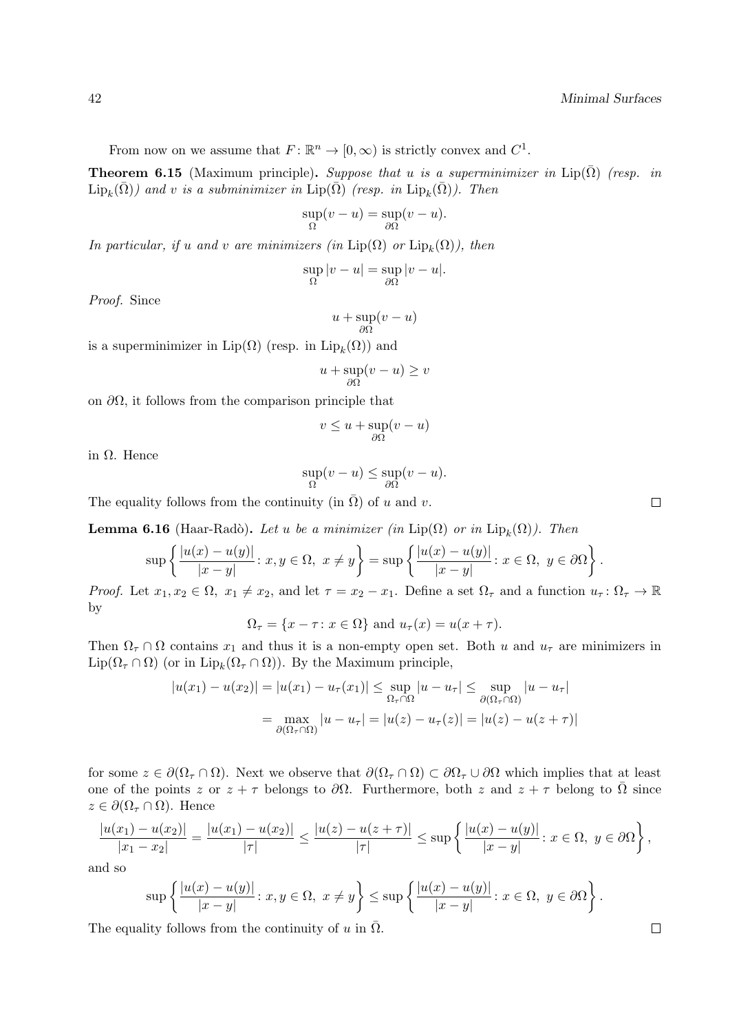From now on we assume that $F\colon \mathbb{R}^n \to [0,\infty)$ is strictly convex and $C^1$.

**Theorem 6.15** (Maximum principle)**.** *Suppose that $u$ is a superminimizer in $\operatorname{Lip}(\bar\Omega)$ (resp. in $\operatorname{Lip}_k(\bar\Omega)$) and $v$ is a subminimizer in $\operatorname{Lip}(\bar\Omega)$ (resp. in $\operatorname{Lip}_k(\bar\Omega)$). Then*

$$\sup_{\Omega}(v-u) = \sup_{\partial\Omega}(v-u).$$

*In particular, if $u$ and $v$ are minimizers (in $\operatorname{Lip}(\Omega)$ or $\operatorname{Lip}_k(\Omega)$), then*

$$\sup_{\Omega}|v-u| = \sup_{\partial\Omega}|v-u|.$$

*Proof.* Since

$$u + \sup_{\partial\Omega}(v-u)$$

is a superminimizer in $\operatorname{Lip}(\Omega)$ (resp. in $\operatorname{Lip}_k(\Omega)$) and

$$u + \sup_{\partial\Omega}(v-u) \ge v$$

on $\partial\Omega$, it follows from the comparison principle that

$$v \le u + \sup_{\partial\Omega}(v-u)$$

in $\Omega$. Hence

$$\sup_{\Omega}(v-u) \le \sup_{\partial\Omega}(v-u).$$

The equality follows from the continuity (in $\bar\Omega$) of $u$ and $v$. $\square$

**Lemma 6.16** (Haar-Radò)**.** *Let $u$ be a minimizer (in $\operatorname{Lip}(\Omega)$ or in $\operatorname{Lip}_k(\Omega)$). Then*

$$\sup\left\{\frac{|u(x)-u(y)|}{|x-y|}\colon x,y\in\Omega,\ x\ne y\right\} = \sup\left\{\frac{|u(x)-u(y)|}{|x-y|}\colon x\in\Omega,\ y\in\partial\Omega\right\}.$$

*Proof.* Let $x_1, x_2 \in \Omega,\ x_1 \ne x_2$, and let $\tau = x_2 - x_1$. Define a set $\Omega_\tau$ and a function $u_\tau\colon \Omega_\tau \to \mathbb{R}$ by

$$\Omega_\tau = \{x-\tau\colon x\in\Omega\} \text{ and } u_\tau(x) = u(x+\tau).$$

Then $\Omega_\tau \cap \Omega$ contains $x_1$ and thus it is a non-empty open set. Both $u$ and $u_\tau$ are minimizers in $\operatorname{Lip}(\Omega_\tau\cap\Omega)$ (or in $\operatorname{Lip}_k(\Omega_\tau\cap\Omega)$). By the Maximum principle,

$$\begin{aligned}
|u(x_1)-u(x_2)| = |u(x_1)-u_\tau(x_1)| &\le \sup_{\Omega_\tau\cap\Omega}|u-u_\tau| \le \sup_{\partial(\Omega_\tau\cap\Omega)}|u-u_\tau| \\
&= \max_{\partial(\Omega_\tau\cap\Omega)}|u-u_\tau| = |u(z)-u_\tau(z)| = |u(z)-u(z+\tau)|
\end{aligned}$$

for some $z\in\partial(\Omega_\tau\cap\Omega)$. Next we observe that $\partial(\Omega_\tau\cap\Omega)\subset\partial\Omega_\tau\cup\partial\Omega$ which implies that at least one of the points $z$ or $z+\tau$ belongs to $\partial\Omega$. Furthermore, both $z$ and $z+\tau$ belong to $\bar\Omega$ since $z\in\partial(\Omega_\tau\cap\Omega)$. Hence

$$\frac{|u(x_1)-u(x_2)|}{|x_1-x_2|} = \frac{|u(x_1)-u(x_2)|}{|\tau|} \le \frac{|u(z)-u(z+\tau)|}{|\tau|} \le \sup\left\{\frac{|u(x)-u(y)|}{|x-y|}\colon x\in\Omega,\ y\in\partial\Omega\right\},$$

and so

$$\sup\left\{\frac{|u(x)-u(y)|}{|x-y|}\colon x,y\in\Omega,\ x\ne y\right\} \le \sup\left\{\frac{|u(x)-u(y)|}{|x-y|}\colon x\in\Omega,\ y\in\partial\Omega\right\}.$$

The equality follows from the continuity of $u$ in $\bar\Omega$. $\square$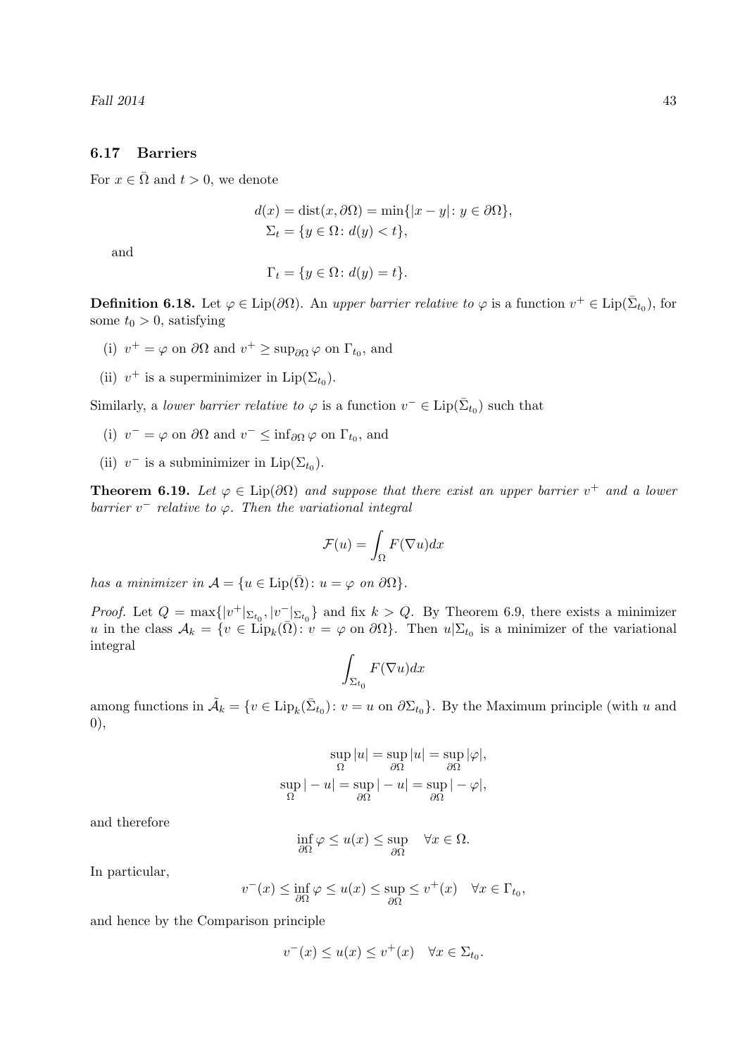### 6.17 Barriers

For $x \in \bar{\Omega}$ and $t > 0$, we denote

$$
\begin{aligned}
d(x) &= \operatorname{dist}(x, \partial\Omega) = \min\{|x - y| \colon y \in \partial\Omega\}, \\
\Sigma_t &= \{y \in \Omega \colon d(y) < t\},
\end{aligned}
$$

and

$$
\Gamma_t = \{y \in \Omega \colon d(y) = t\}.
$$

**Definition 6.18.** Let $\varphi \in \operatorname{Lip}(\partial\Omega)$. An *upper barrier relative to* $\varphi$ is a function $v^+ \in \operatorname{Lip}(\bar{\Sigma}_{t_0})$, for some $t_0 > 0$, satisfying

(i) $v^+ = \varphi$ on $\partial\Omega$ and $v^+ \geq \sup_{\partial\Omega} \varphi$ on $\Gamma_{t_0}$, and

(ii) $v^+$ is a superminimizer in $\operatorname{Lip}(\Sigma_{t_0})$.

Similarly, a *lower barrier relative to* $\varphi$ is a function $v^- \in \operatorname{Lip}(\bar{\Sigma}_{t_0})$ such that

(i) $v^- = \varphi$ on $\partial\Omega$ and $v^- \leq \inf_{\partial\Omega} \varphi$ on $\Gamma_{t_0}$, and

(ii) $v^-$ is a subminimizer in $\operatorname{Lip}(\Sigma_{t_0})$.

**Theorem 6.19.** *Let $\varphi \in \operatorname{Lip}(\partial\Omega)$ and suppose that there exist an upper barrier $v^+$ and a lower barrier $v^-$ relative to $\varphi$. Then the variational integral*

$$
\mathcal{F}(u) = \int_\Omega F(\nabla u) dx
$$

*has a minimizer in $\mathcal{A} = \{u \in \operatorname{Lip}(\bar{\Omega}) \colon u = \varphi \text{ on } \partial\Omega\}$.*

*Proof.* Let $Q = \max\{|v^+|_{\Sigma_{t_0}}, |v^-|_{\Sigma_{t_0}}\}$ and fix $k > Q$. By Theorem 6.9, there exists a minimizer $u$ in the class $\mathcal{A}_k = \{v \in \operatorname{Lip}_k(\bar{\Omega}) \colon v = \varphi \text{ on } \partial\Omega\}$. Then $u|\Sigma_{t_0}$ is a minimizer of the variational integral

$$
\int_{\Sigma_{t_0}} F(\nabla u) dx
$$

among functions in $\tilde{\mathcal{A}}_k = \{v \in \operatorname{Lip}_k(\bar{\Sigma}_{t_0}) \colon v = u \text{ on } \partial\Sigma_{t_0}\}$. By the Maximum principle (with $u$ and 0),

$$
\begin{aligned}
\sup_\Omega |u| &= \sup_{\partial\Omega} |u| = \sup_{\partial\Omega} |\varphi|, \\
\sup_\Omega |-u| &= \sup_{\partial\Omega} |-u| = \sup_{\partial\Omega} |-\varphi|,
\end{aligned}
$$

and therefore

$$
\inf_{\partial\Omega} \varphi \leq u(x) \leq \sup_{\partial\Omega} \quad \forall x \in \Omega.
$$

In particular,

$$
v^-(x) \leq \inf_{\partial\Omega} \varphi \leq u(x) \leq \sup_{\partial\Omega} \leq v^+(x) \quad \forall x \in \Gamma_{t_0},
$$

and hence by the Comparison principle

$$
v^-(x) \leq u(x) \leq v^+(x) \quad \forall x \in \Sigma_{t_0}.
$$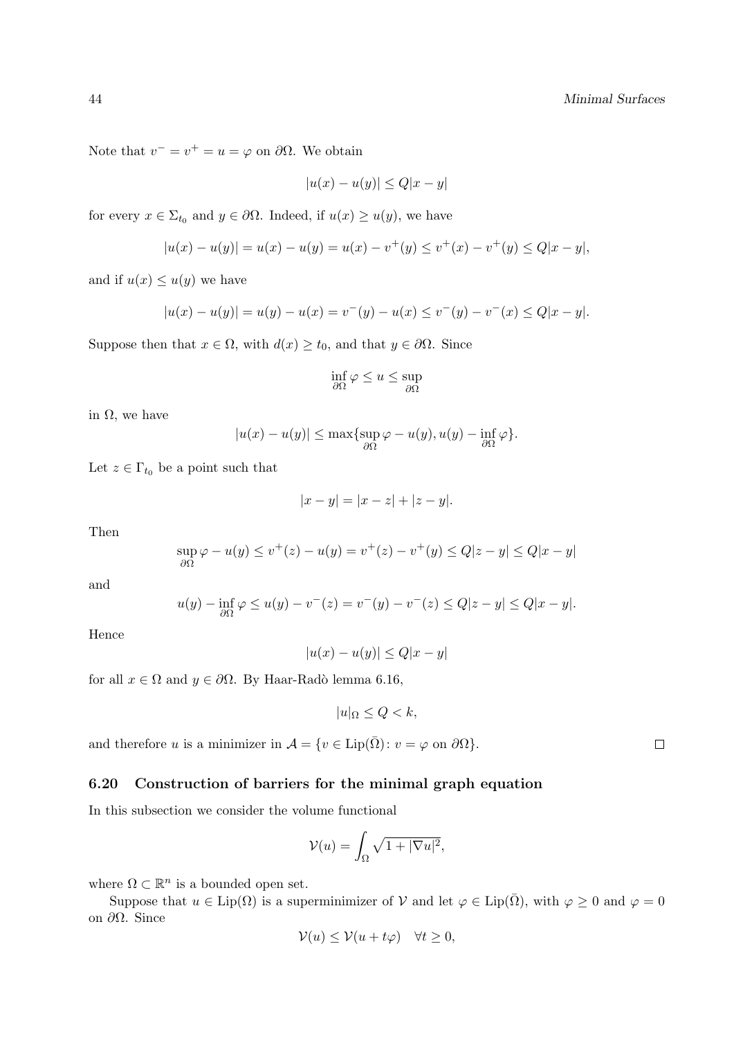Note that $v^- = v^+ = u = \varphi$ on $\partial\Omega$. We obtain

$$|u(x) - u(y)| \le Q|x-y|$$

for every $x \in \Sigma_{t_0}$ and $y \in \partial\Omega$. Indeed, if $u(x) \ge u(y)$, we have

$$|u(x) - u(y)| = u(x) - u(y) = u(x) - v^+(y) \le v^+(x) - v^+(y) \le Q|x-y|,$$

and if $u(x) \le u(y)$ we have

$$|u(x) - u(y)| = u(y) - u(x) = v^-(y) - u(x) \le v^-(y) - v^-(x) \le Q|x-y|.$$

Suppose then that $x \in \Omega$, with $d(x) \ge t_0$, and that $y \in \partial\Omega$. Since

$$\inf_{\partial\Omega} \varphi \le u \le \sup_{\partial\Omega}$$

in $\Omega$, we have

$$|u(x) - u(y)| \le \max\{\sup_{\partial\Omega} \varphi - u(y), u(y) - \inf_{\partial\Omega} \varphi\}.$$

Let $z \in \Gamma_{t_0}$ be a point such that

$$|x-y| = |x-z| + |z-y|.$$

Then

$$\sup_{\partial\Omega} \varphi - u(y) \le v^+(z) - u(y) = v^+(z) - v^+(y) \le Q|z-y| \le Q|x-y|$$

and

$$u(y) - \inf_{\partial\Omega} \varphi \le u(y) - v^-(z) = v^-(y) - v^-(z) \le Q|z-y| \le Q|x-y|.$$

Hence

$$|u(x) - u(y)| \le Q|x-y|$$

for all $x \in \Omega$ and $y \in \partial\Omega$. By Haar-Radò lemma 6.16,

$$|u|_\Omega \le Q < k,$$

and therefore $u$ is a minimizer in $\mathcal{A} = \{v \in \mathrm{Lip}(\bar{\Omega}) \colon v = \varphi \text{ on } \partial\Omega\}$. $\square$

### 6.20 Construction of barriers for the minimal graph equation

In this subsection we consider the volume functional

$$\mathcal{V}(u) = \int_\Omega \sqrt{1 + |\nabla u|^2},$$

where $\Omega \subset \mathbb{R}^n$ is a bounded open set.

Suppose that $u \in \mathrm{Lip}(\Omega)$ is a superminimizer of $\mathcal{V}$ and let $\varphi \in \mathrm{Lip}(\bar{\Omega})$, with $\varphi \ge 0$ and $\varphi = 0$ on $\partial\Omega$. Since

$$\mathcal{V}(u) \le \mathcal{V}(u + t\varphi) \quad \forall t \ge 0,$$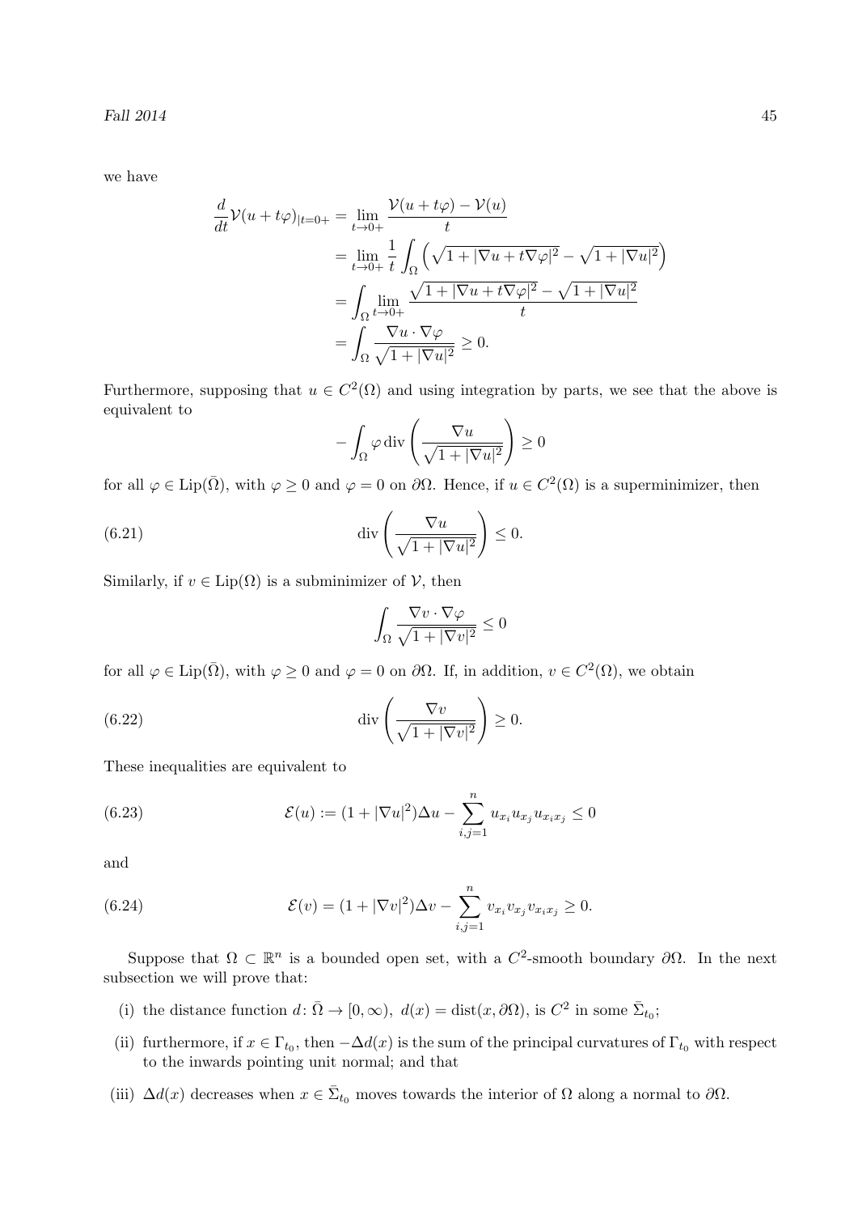we have

$$\begin{aligned}
\frac{d}{dt}\mathcal{V}(u+t\varphi)_{|t=0+} &= \lim_{t\to 0+} \frac{\mathcal{V}(u+t\varphi)-\mathcal{V}(u)}{t} \\
&= \lim_{t\to 0+} \frac{1}{t}\int_\Omega \left(\sqrt{1+|\nabla u+t\nabla\varphi|^2}-\sqrt{1+|\nabla u|^2}\right) \\
&= \int_\Omega \lim_{t\to 0+} \frac{\sqrt{1+|\nabla u+t\nabla\varphi|^2}-\sqrt{1+|\nabla u|^2}}{t} \\
&= \int_\Omega \frac{\nabla u\cdot\nabla\varphi}{\sqrt{1+|\nabla u|^2}} \geq 0.
\end{aligned}$$

Furthermore, supposing that $u \in C^2(\Omega)$ and using integration by parts, we see that the above is equivalent to

$$-\int_\Omega \varphi \operatorname{div}\left(\frac{\nabla u}{\sqrt{1+|\nabla u|^2}}\right) \geq 0$$

for all $\varphi \in \operatorname{Lip}(\bar{\Omega})$, with $\varphi \geq 0$ and $\varphi = 0$ on $\partial\Omega$. Hence, if $u \in C^2(\Omega)$ is a superminimizer, then

$$\operatorname{div}\left(\frac{\nabla u}{\sqrt{1+|\nabla u|^2}}\right) \leq 0. \tag{6.21}$$

Similarly, if $v \in \operatorname{Lip}(\Omega)$ is a subminimizer of $\mathcal{V}$, then

$$\int_\Omega \frac{\nabla v\cdot\nabla\varphi}{\sqrt{1+|\nabla v|^2}} \leq 0$$

for all $\varphi \in \operatorname{Lip}(\bar{\Omega})$, with $\varphi \geq 0$ and $\varphi = 0$ on $\partial\Omega$. If, in addition, $v \in C^2(\Omega)$, we obtain

$$\operatorname{div}\left(\frac{\nabla v}{\sqrt{1+|\nabla v|^2}}\right) \geq 0. \tag{6.22}$$

These inequalities are equivalent to

$$\mathcal{E}(u) := (1+|\nabla u|^2)\Delta u - \sum_{i,j=1}^n u_{x_i}u_{x_j}u_{x_ix_j} \leq 0 \tag{6.23}$$

and

$$\mathcal{E}(v) = (1+|\nabla v|^2)\Delta v - \sum_{i,j=1}^n v_{x_i}v_{x_j}v_{x_ix_j} \geq 0. \tag{6.24}$$

Suppose that $\Omega \subset \mathbb{R}^n$ is a bounded open set, with a $C^2$-smooth boundary $\partial\Omega$. In the next subsection we will prove that:

(i) the distance function $d\colon \bar{\Omega} \to [0,\infty)$, $d(x) = \operatorname{dist}(x,\partial\Omega)$, is $C^2$ in some $\bar{\Sigma}_{t_0}$;

(ii) furthermore, if $x \in \Gamma_{t_0}$, then $-\Delta d(x)$ is the sum of the principal curvatures of $\Gamma_{t_0}$ with respect to the inwards pointing unit normal; and that

(iii) $\Delta d(x)$ decreases when $x \in \bar{\Sigma}_{t_0}$ moves towards the interior of $\Omega$ along a normal to $\partial\Omega$.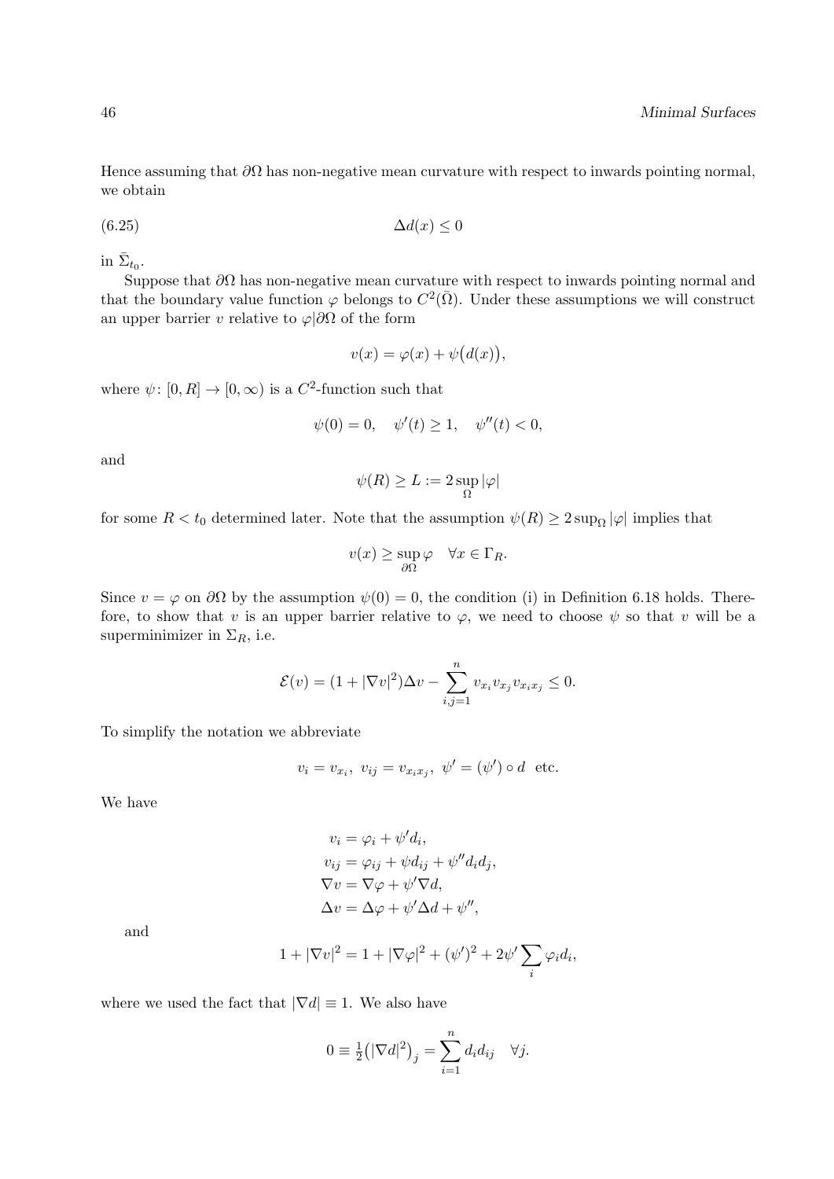Hence assuming that $\partial\Omega$ has non-negative mean curvature with respect to inwards pointing normal, we obtain

$$\Delta d(x) \le 0 \tag{6.25}$$

in $\bar{\Sigma}_{t_0}$.

Suppose that $\partial\Omega$ has non-negative mean curvature with respect to inwards pointing normal and that the boundary value function $\varphi$ belongs to $C^2(\bar{\Omega})$. Under these assumptions we will construct an upper barrier $v$ relative to $\varphi|\partial\Omega$ of the form

$$v(x) = \varphi(x) + \psi\big(d(x)\big),$$

where $\psi\colon [0,R] \to [0,\infty)$ is a $C^2$-function such that

$$\psi(0) = 0, \quad \psi'(t) \ge 1, \quad \psi''(t) < 0,$$

and

$$\psi(R) \ge L := 2\sup_{\Omega} |\varphi|$$

for some $R < t_0$ determined later. Note that the assumption $\psi(R) \ge 2\sup_\Omega |\varphi|$ implies that

$$v(x) \ge \sup_{\partial\Omega} \varphi \quad \forall x \in \Gamma_R.$$

Since $v = \varphi$ on $\partial\Omega$ by the assumption $\psi(0) = 0$, the condition (i) in Definition 6.18 holds. Therefore, to show that $v$ is an upper barrier relative to $\varphi$, we need to choose $\psi$ so that $v$ will be a superminimizer in $\Sigma_R$, i.e.

$$\mathcal{E}(v) = (1 + |\nabla v|^2)\Delta v - \sum_{i,j=1}^{n} v_{x_i} v_{x_j} v_{x_i x_j} \le 0.$$

To simplify the notation we abbreviate

$$v_i = v_{x_i},\ v_{ij} = v_{x_i x_j},\ \psi' = (\psi') \circ d \ \text{ etc.}$$

We have

$$\begin{aligned}
v_i &= \varphi_i + \psi' d_i, \\
v_{ij} &= \varphi_{ij} + \psi d_{ij} + \psi'' d_i d_j, \\
\nabla v &= \nabla \varphi + \psi' \nabla d, \\
\Delta v &= \Delta \varphi + \psi' \Delta d + \psi'',
\end{aligned}$$

and

$$1 + |\nabla v|^2 = 1 + |\nabla \varphi|^2 + (\psi')^2 + 2\psi' \sum_i \varphi_i d_i,$$

where we used the fact that $|\nabla d| \equiv 1$. We also have

$$0 \equiv \tfrac{1}{2}\big(|\nabla d|^2\big)_j = \sum_{i=1}^{n} d_i d_{ij} \quad \forall j.$$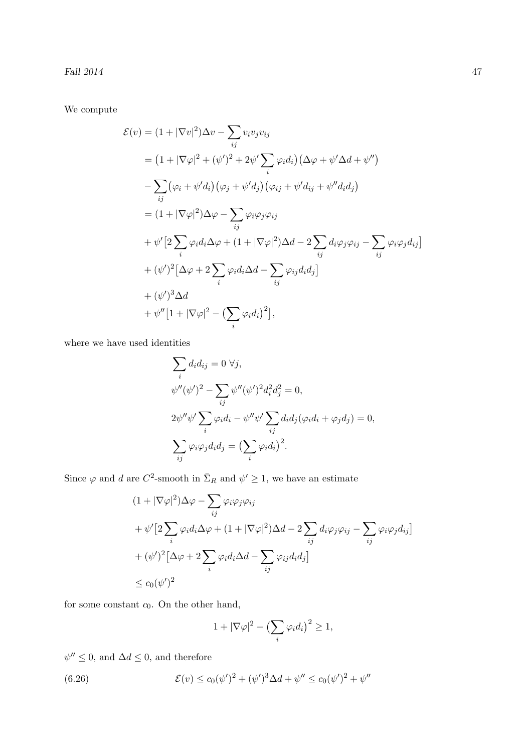We compute

$$
\begin{aligned}
\mathcal{E}(v) &= (1+|\nabla v|^2)\Delta v - \sum_{ij} v_i v_j v_{ij} \\
&= \big(1+|\nabla\varphi|^2 + (\psi')^2 + 2\psi'\sum_i \varphi_i d_i\big)\big(\Delta\varphi + \psi'\Delta d + \psi''\big) \\
&- \sum_{ij}\big(\varphi_i + \psi' d_i\big)\big(\varphi_j + \psi' d_j\big)\big(\varphi_{ij} + \psi' d_{ij} + \psi'' d_i d_j\big) \\
&= (1+|\nabla\varphi|^2)\Delta\varphi - \sum_{ij}\varphi_i\varphi_j\varphi_{ij} \\
&+ \psi'\big[2\sum_i \varphi_i d_i \Delta\varphi + (1+|\nabla\varphi|^2)\Delta d - 2\sum_{ij} d_i\varphi_j\varphi_{ij} - \sum_{ij}\varphi_i\varphi_j d_{ij}\big] \\
&+ (\psi')^2\big[\Delta\varphi + 2\sum_i \varphi_i d_i \Delta d - \sum_{ij}\varphi_{ij} d_i d_j\big] \\
&+ (\psi')^3\Delta d \\
&+ \psi''\big[1+|\nabla\varphi|^2 - \big(\sum_i \varphi_i d_i\big)^2\big],
\end{aligned}
$$

where we have used identities

$$
\begin{aligned}
&\sum_i d_i d_{ij} = 0 \ \forall j, \\
&\psi''(\psi')^2 - \sum_{ij}\psi''(\psi')^2 d_i^2 d_j^2 = 0, \\
&2\psi''\psi'\sum_i \varphi_i d_i - \psi''\psi'\sum_{ij} d_i d_j(\varphi_i d_i + \varphi_j d_j) = 0, \\
&\sum_{ij}\varphi_i\varphi_j d_i d_j = \big(\sum_i \varphi_i d_i\big)^2.
\end{aligned}
$$

Since $\varphi$ and $d$ are $C^2$-smooth in $\bar{\Sigma}_R$ and $\psi' \geq 1$, we have an estimate

$$
\begin{aligned}
&(1+|\nabla\varphi|^2)\Delta\varphi - \sum_{ij}\varphi_i\varphi_j\varphi_{ij} \\
&+ \psi'\big[2\sum_i \varphi_i d_i \Delta\varphi + (1+|\nabla\varphi|^2)\Delta d - 2\sum_{ij} d_i\varphi_j\varphi_{ij} - \sum_{ij}\varphi_i\varphi_j d_{ij}\big] \\
&+ (\psi')^2\big[\Delta\varphi + 2\sum_i \varphi_i d_i \Delta d - \sum_{ij}\varphi_{ij} d_i d_j\big] \\
&\leq c_0(\psi')^2
\end{aligned}
$$

for some constant $c_0$. On the other hand,

$$
1+|\nabla\varphi|^2 - \big(\sum_i \varphi_i d_i\big)^2 \geq 1,
$$

$\psi'' \leq 0$, and $\Delta d \leq 0$, and therefore

$$
\mathcal{E}(v) \leq c_0(\psi')^2 + (\psi')^3\Delta d + \psi'' \leq c_0(\psi')^2 + \psi'' \tag{6.26}
$$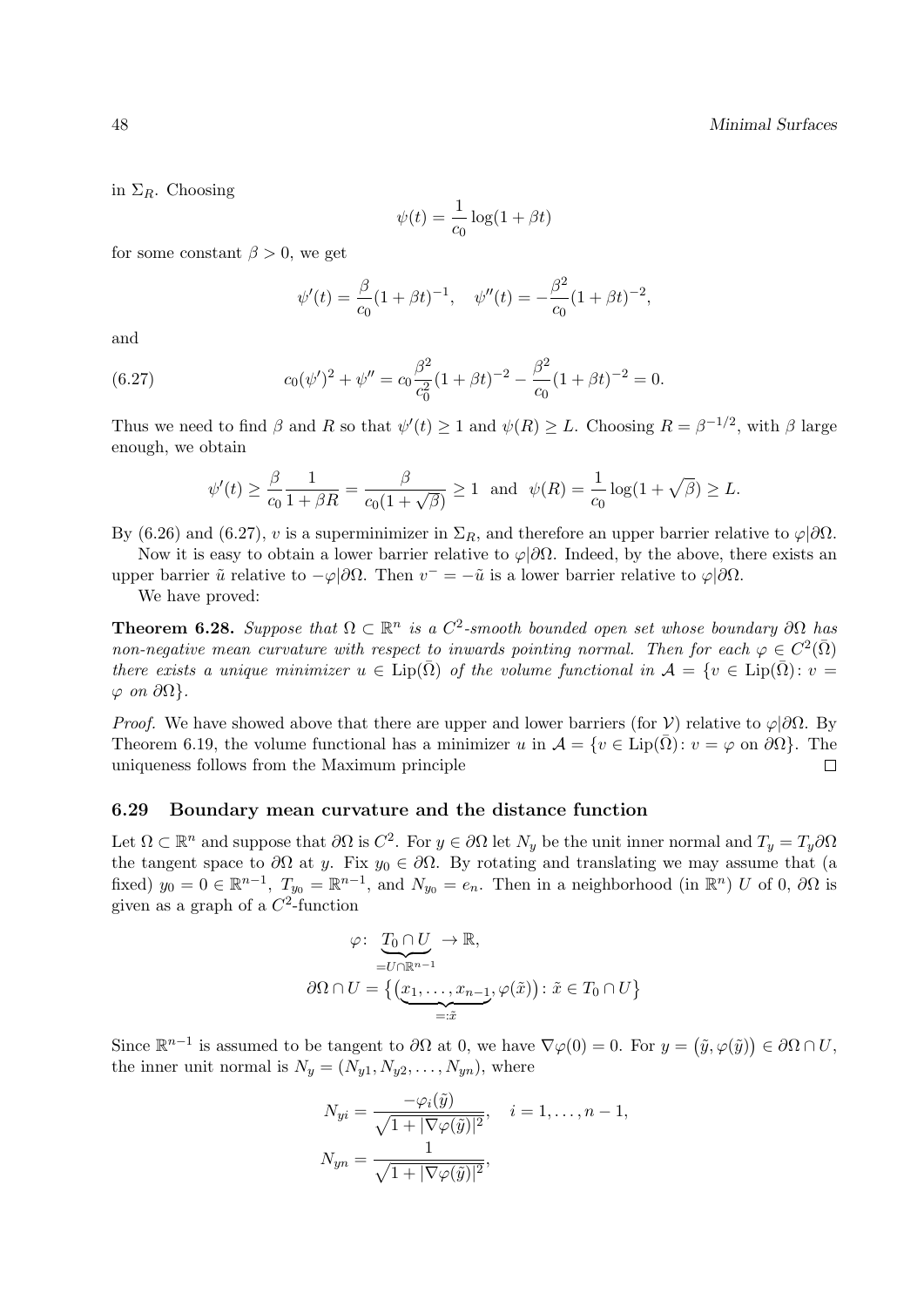in $\Sigma_R$. Choosing

$$\psi(t) = \frac{1}{c_0}\log(1+\beta t)$$

for some constant $\beta > 0$, we get

$$\psi'(t) = \frac{\beta}{c_0}(1+\beta t)^{-1}, \quad \psi''(t) = -\frac{\beta^2}{c_0}(1+\beta t)^{-2},$$

and

$$c_0(\psi')^2 + \psi'' = c_0\frac{\beta^2}{c_0^2}(1+\beta t)^{-2} - \frac{\beta^2}{c_0}(1+\beta t)^{-2} = 0. \tag{6.27}$$

Thus we need to find $\beta$ and $R$ so that $\psi'(t) \geq 1$ and $\psi(R) \geq L$. Choosing $R = \beta^{-1/2}$, with $\beta$ large enough, we obtain

$$\psi'(t) \geq \frac{\beta}{c_0}\frac{1}{1+\beta R} = \frac{\beta}{c_0(1+\sqrt{\beta})} \geq 1 \quad \text{and} \quad \psi(R) = \frac{1}{c_0}\log(1+\sqrt{\beta}) \geq L.$$

By (6.26) and (6.27), $v$ is a superminimizer in $\Sigma_R$, and therefore an upper barrier relative to $\varphi|\partial\Omega$.

Now it is easy to obtain a lower barrier relative to $\varphi|\partial\Omega$. Indeed, by the above, there exists an upper barrier $\tilde{u}$ relative to $-\varphi|\partial\Omega$. Then $v^- = -\tilde{u}$ is a lower barrier relative to $\varphi|\partial\Omega$.

We have proved:

**Theorem 6.28.** *Suppose that $\Omega \subset \mathbb{R}^n$ is a $C^2$-smooth bounded open set whose boundary $\partial\Omega$ has non-negative mean curvature with respect to inwards pointing normal. Then for each $\varphi \in C^2(\bar{\Omega})$ there exists a unique minimizer $u \in \operatorname{Lip}(\bar{\Omega})$ of the volume functional in $\mathcal{A} = \{v \in \operatorname{Lip}(\bar{\Omega}) \colon v = \varphi \text{ on } \partial\Omega\}$.*

*Proof.* We have showed above that there are upper and lower barriers (for $\mathcal{V}$) relative to $\varphi|\partial\Omega$. By Theorem 6.19, the volume functional has a minimizer $u$ in $\mathcal{A} = \{v \in \operatorname{Lip}(\bar{\Omega}) \colon v = \varphi \text{ on } \partial\Omega\}$. The uniqueness follows from the Maximum principle $\square$

### 6.29 Boundary mean curvature and the distance function

Let $\Omega \subset \mathbb{R}^n$ and suppose that $\partial\Omega$ is $C^2$. For $y \in \partial\Omega$ let $N_y$ be the unit inner normal and $T_y = T_y\partial\Omega$ the tangent space to $\partial\Omega$ at $y$. Fix $y_0 \in \partial\Omega$. By rotating and translating we may assume that (a fixed) $y_0 = 0 \in \mathbb{R}^{n-1}$, $T_{y_0} = \mathbb{R}^{n-1}$, and $N_{y_0} = e_n$. Then in a neighborhood (in $\mathbb{R}^n$) $U$ of 0, $\partial\Omega$ is given as a graph of a $C^2$-function

$$\varphi \colon \underbrace{T_0 \cap U}_{=U\cap\mathbb{R}^{n-1}} \to \mathbb{R},$$

$$\partial\Omega \cap U = \big\{\big(\underbrace{x_1,\ldots,x_{n-1}}_{=:\tilde{x}}, \varphi(\tilde{x})\big) \colon \tilde{x} \in T_0 \cap U\big\}$$

Since $\mathbb{R}^{n-1}$ is assumed to be tangent to $\partial\Omega$ at 0, we have $\nabla\varphi(0) = 0$. For $y = \big(\tilde{y}, \varphi(\tilde{y})\big) \in \partial\Omega \cap U$, the inner unit normal is $N_y = (N_{y1}, N_{y2}, \ldots, N_{yn})$, where

$$N_{yi} = \frac{-\varphi_i(\tilde{y})}{\sqrt{1+|\nabla\varphi(\tilde{y})|^2}}, \quad i = 1,\ldots,n-1,$$

$$N_{yn} = \frac{1}{\sqrt{1+|\nabla\varphi(\tilde{y})|^2}},$$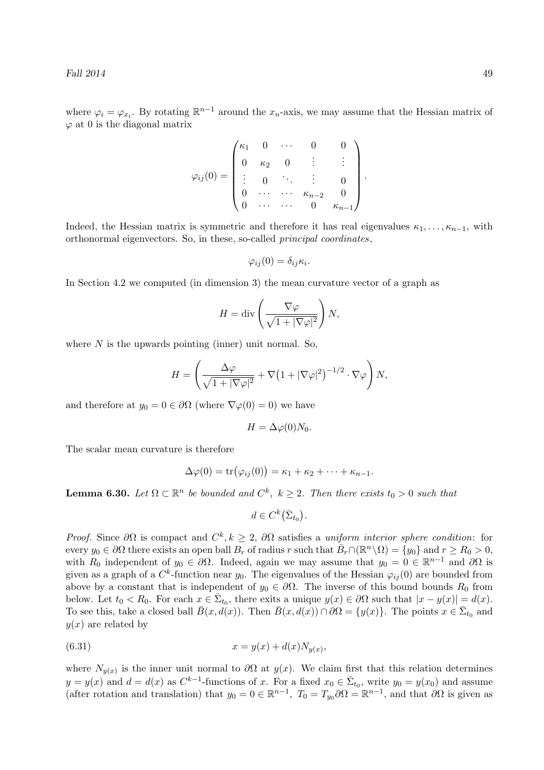where $\varphi_i = \varphi_{x_i}$. By rotating $\mathbb{R}^{n-1}$ around the $x_n$-axis, we may assume that the Hessian matrix of $\varphi$ at 0 is the diagonal matrix

$$\varphi_{ij}(0) = \begin{pmatrix} \kappa_1 & 0 & \cdots & 0 & 0 \\ 0 & \kappa_2 & 0 & \vdots & \vdots \\ \vdots & 0 & \ddots & \vdots & 0 \\ 0 & \cdots & \cdots & \kappa_{n-2} & 0 \\ 0 & \cdots & \cdots & 0 & \kappa_{n-1} \end{pmatrix}.$$

Indeed, the Hessian matrix is symmetric and therefore it has real eigenvalues $\kappa_1, \ldots, \kappa_{n-1}$, with orthonormal eigenvectors. So, in these, so-called *principal coordinates*,

$$\varphi_{ij}(0) = \delta_{ij}\kappa_i.$$

In Section 4.2 we computed (in dimension 3) the mean curvature vector of a graph as

$$H = \operatorname{div}\left(\frac{\nabla\varphi}{\sqrt{1+|\nabla\varphi|^2}}\right)N,$$

where $N$ is the upwards pointing (inner) unit normal. So,

$$H = \left(\frac{\Delta\varphi}{\sqrt{1+|\nabla\varphi|^2}} + \nabla\big(1+|\nabla\varphi|^2\big)^{-1/2}\cdot\nabla\varphi\right)N,$$

and therefore at $y_0 = 0 \in \partial\Omega$ (where $\nabla\varphi(0) = 0$) we have

$$H = \Delta\varphi(0)N_0.$$

The scalar mean curvature is therefore

$$\Delta\varphi(0) = \operatorname{tr}\big(\varphi_{ij}(0)\big) = \kappa_1 + \kappa_2 + \cdots + \kappa_{n-1}.$$

**Lemma 6.30.** *Let $\Omega \subset \mathbb{R}^n$ be bounded and $C^k$, $k \geq 2$. Then there exists $t_0 > 0$ such that*

$$d \in C^k\big(\bar{\Sigma}_{t_0}\big).$$

*Proof.* Since $\partial\Omega$ is compact and $C^k, k \geq 2$, $\partial\Omega$ satisfies a *uniform interior sphere condition*: for every $y_0 \in \partial\Omega$ there exists an open ball $B_r$ of radius $r$ such that $\bar{B}_r \cap (\mathbb{R}^n \backslash \Omega) = \{y_0\}$ and $r \geq R_0 > 0$, with $R_0$ independent of $y_0 \in \partial\Omega$. Indeed, again we may assume that $y_0 = 0 \in \mathbb{R}^{n-1}$ and $\partial\Omega$ is given as a graph of a $C^k$-function near $y_0$. The eigenvalues of the Hessian $\varphi_{ij}(0)$ are bounded from above by a constant that is independent of $y_0 \in \partial\Omega$. The inverse of this bound bounds $R_0$ from below. Let $t_0 < R_0$. For each $x \in \bar{\Sigma}_{t_0}$, there exits a unique $y(x) \in \partial\Omega$ such that $|x - y(x)| = d(x)$. To see this, take a closed ball $\bar{B}(x, d(x))$. Then $\bar{B}(x, d(x)) \cap \partial\Omega = \{y(x)\}$. The points $x \in \bar{\Sigma}_{t_0}$ and $y(x)$ are related by

$$x = y(x) + d(x)N_{y(x)}, \tag{6.31}$$

where $N_{y(x)}$ is the inner unit normal to $\partial\Omega$ at $y(x)$. We claim first that this relation determines $y = y(x)$ and $d = d(x)$ as $C^{k-1}$-functions of $x$. For a fixed $x_0 \in \bar{\Sigma}_{t_0}$, write $y_0 = y(x_0)$ and assume (after rotation and translation) that $y_0 = 0 \in \mathbb{R}^{n-1}$, $T_0 = T_{y_0}\partial\Omega = \mathbb{R}^{n-1}$, and that $\partial\Omega$ is given as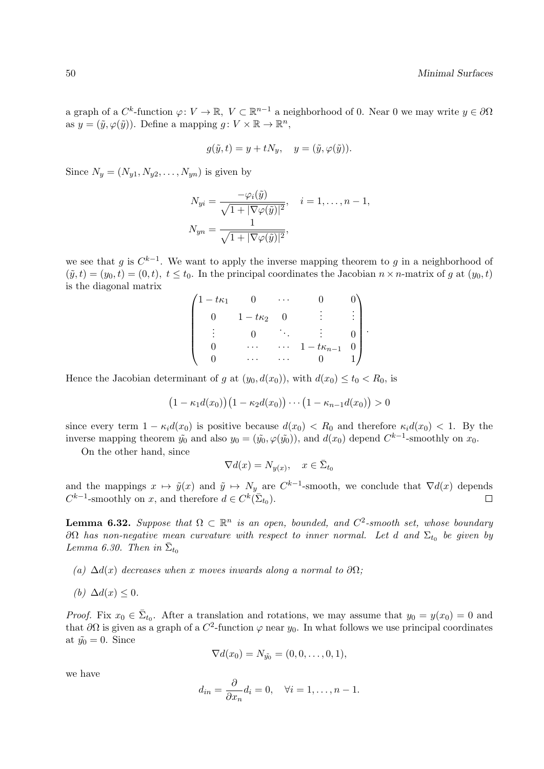a graph of a $C^k$-function $\varphi\colon V \to \mathbb{R}$, $V \subset \mathbb{R}^{n-1}$ a neighborhood of 0. Near 0 we may write $y \in \partial\Omega$ as $y = (\tilde{y}, \varphi(\tilde{y}))$. Define a mapping $g\colon V \times \mathbb{R} \to \mathbb{R}^n$,

$$g(\tilde{y}, t) = y + tN_y, \quad y = (\tilde{y}, \varphi(\tilde{y})).$$

Since $N_y = (N_{y1}, N_{y2}, \ldots, N_{yn})$ is given by

$$N_{yi} = \frac{-\varphi_i(\tilde{y})}{\sqrt{1 + |\nabla\varphi(\tilde{y})|^2}}, \quad i = 1, \ldots, n-1,$$
$$N_{yn} = \frac{1}{\sqrt{1 + |\nabla\varphi(\tilde{y})|^2}},$$

we see that $g$ is $C^{k-1}$. We want to apply the inverse mapping theorem to $g$ in a neighborhood of $(\tilde{y}, t) = (y_0, t) = (0, t)$, $t \le t_0$. In the principal coordinates the Jacobian $n \times n$-matrix of $g$ at $(y_0, t)$ is the diagonal matrix

$$\begin{pmatrix} 1 - t\kappa_1 & 0 & \cdots & 0 & 0 \\ 0 & 1 - t\kappa_2 & 0 & \vdots & \vdots \\ \vdots & 0 & \ddots & \vdots & 0 \\ 0 & \cdots & \cdots & 1 - t\kappa_{n-1} & 0 \\ 0 & \cdots & \cdots & 0 & 1 \end{pmatrix}.$$

Hence the Jacobian determinant of $g$ at $(y_0, d(x_0))$, with $d(x_0) \le t_0 < R_0$, is

$$\big(1 - \kappa_1 d(x_0)\big)\big(1 - \kappa_2 d(x_0)\big) \cdots \big(1 - \kappa_{n-1} d(x_0)\big) > 0$$

since every term $1 - \kappa_i d(x_0)$ is positive because $d(x_0) < R_0$ and therefore $\kappa_i d(x_0) < 1$. By the inverse mapping theorem $\tilde{y_0}$ and also $y_0 = (\tilde{y_0}, \varphi(\tilde{y_0}))$, and $d(x_0)$ depend $C^{k-1}$-smoothly on $x_0$.

On the other hand, since

$$\nabla d(x) = N_{y(x)}, \quad x \in \bar{\Sigma}_{t_0}$$

and the mappings $x \mapsto \tilde{y}(x)$ and $\tilde{y} \mapsto N_y$ are $C^{k-1}$-smooth, we conclude that $\nabla d(x)$ depends $C^{k-1}$-smoothly on $x$, and therefore $d \in C^k(\bar{\Sigma}_{t_0})$. □

**Lemma 6.32.** *Suppose that $\Omega \subset \mathbb{R}^n$ is an open, bounded, and $C^2$-smooth set, whose boundary $\partial\Omega$ has non-negative mean curvature with respect to inner normal. Let $d$ and $\Sigma_{t_0}$ be given by Lemma 6.30. Then in $\bar{\Sigma}_{t_0}$*

*(a) $\Delta d(x)$ decreases when $x$ moves inwards along a normal to $\partial\Omega$;*

*(b) $\Delta d(x) \le 0$.*

*Proof.* Fix $x_0 \in \bar{\Sigma}_{t_0}$. After a translation and rotations, we may assume that $y_0 = y(x_0) = 0$ and that $\partial\Omega$ is given as a graph of a $C^2$-function $\varphi$ near $y_0$. In what follows we use principal coordinates at $\tilde{y_0} = 0$. Since

$$\nabla d(x_0) = N_{\tilde{y_0}} = (0, 0, \ldots, 0, 1),$$

we have

$$d_{in} = \frac{\partial}{\partial x_n} d_i = 0, \quad \forall i = 1, \ldots, n-1.$$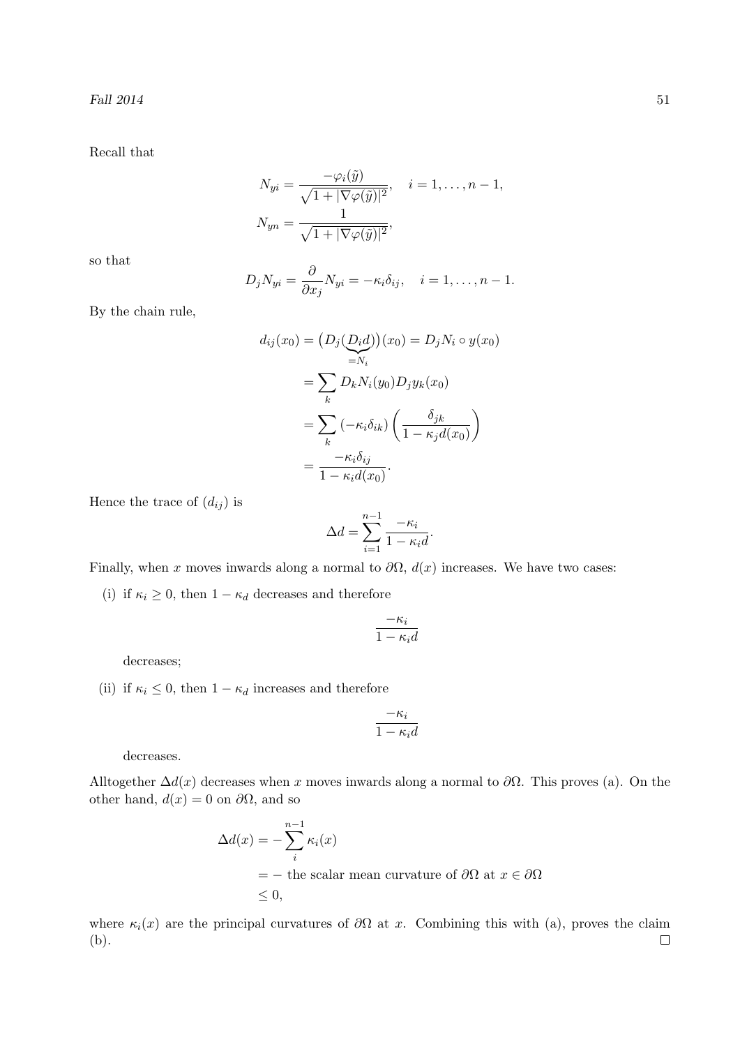Recall that

$$N_{yi} = \frac{-\varphi_i(\tilde{y})}{\sqrt{1+|\nabla\varphi(\tilde{y})|^2}}, \quad i = 1, \ldots, n-1,$$
$$N_{yn} = \frac{1}{\sqrt{1+|\nabla\varphi(\tilde{y})|^2}},$$

so that

$$D_j N_{yi} = \frac{\partial}{\partial x_j} N_{yi} = -\kappa_i \delta_{ij}, \quad i = 1, \ldots, n-1.$$

By the chain rule,

$$\begin{aligned}
d_{ij}(x_0) &= \big(D_j(\underbrace{D_i d}_{=N_i})\big)(x_0) = D_j N_i \circ y(x_0) \\
&= \sum_k D_k N_i(y_0) D_j y_k(x_0) \\
&= \sum_k (-\kappa_i \delta_{ik}) \left(\frac{\delta_{jk}}{1-\kappa_j d(x_0)}\right) \\
&= \frac{-\kappa_i \delta_{ij}}{1-\kappa_i d(x_0)}.
\end{aligned}$$

Hence the trace of $(d_{ij})$ is

$$\Delta d = \sum_{i=1}^{n-1} \frac{-\kappa_i}{1-\kappa_i d}.$$

Finally, when $x$ moves inwards along a normal to $\partial\Omega$, $d(x)$ increases. We have two cases:

(i) if $\kappa_i \geq 0$, then $1-\kappa_d$ decreases and therefore

$$\frac{-\kappa_i}{1-\kappa_i d}$$

decreases;

(ii) if $\kappa_i \leq 0$, then $1-\kappa_d$ increases and therefore

$$\frac{-\kappa_i}{1-\kappa_i d}$$

decreases.

Alltogether $\Delta d(x)$ decreases when $x$ moves inwards along a normal to $\partial\Omega$. This proves (a). On the other hand, $d(x) = 0$ on $\partial\Omega$, and so

$$\begin{aligned}
\Delta d(x) &= -\sum_{i}^{n-1} \kappa_i(x) \\
&= -\text{ the scalar mean curvature of } \partial\Omega \text{ at } x \in \partial\Omega \\
&\leq 0,
\end{aligned}$$

where $\kappa_i(x)$ are the principal curvatures of $\partial\Omega$ at $x$. Combining this with (a), proves the claim (b). $\square$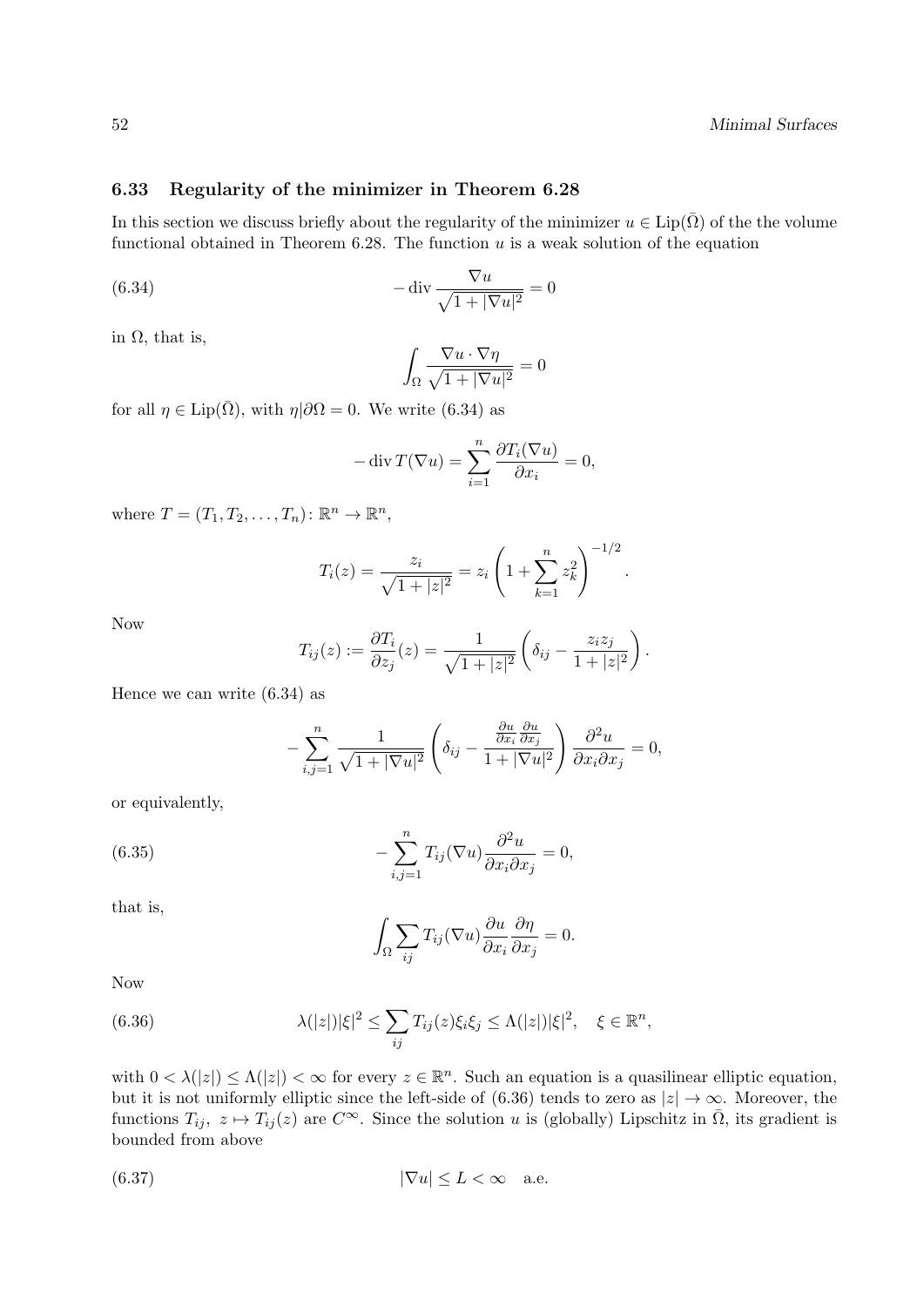### 6.33 Regularity of the minimizer in Theorem 6.28

In this section we discuss briefly about the regularity of the minimizer $u \in \operatorname{Lip}(\bar{\Omega})$ of the the volume functional obtained in Theorem 6.28. The function $u$ is a weak solution of the equation

$$
-\operatorname{div} \frac{\nabla u}{\sqrt{1+|\nabla u|^2}} = 0 \tag{6.34}
$$

in $\Omega$, that is,

$$
\int_\Omega \frac{\nabla u \cdot \nabla \eta}{\sqrt{1+|\nabla u|^2}} = 0
$$

for all $\eta \in \operatorname{Lip}(\bar{\Omega})$, with $\eta|\partial\Omega = 0$. We write (6.34) as

$$
-\operatorname{div} T(\nabla u) = \sum_{i=1}^n \frac{\partial T_i(\nabla u)}{\partial x_i} = 0,
$$

where $T = (T_1, T_2, \ldots, T_n) \colon \mathbb{R}^n \to \mathbb{R}^n$,

$$
T_i(z) = \frac{z_i}{\sqrt{1+|z|^2}} = z_i \left(1 + \sum_{k=1}^n z_k^2\right)^{-1/2}.
$$

Now

$$
T_{ij}(z) := \frac{\partial T_i}{\partial z_j}(z) = \frac{1}{\sqrt{1+|z|^2}} \left(\delta_{ij} - \frac{z_i z_j}{1+|z|^2}\right).
$$

Hence we can write (6.34) as

$$
-\sum_{i,j=1}^n \frac{1}{\sqrt{1+|\nabla u|^2}} \left(\delta_{ij} - \frac{\frac{\partial u}{\partial x_i}\frac{\partial u}{\partial x_j}}{1+|\nabla u|^2}\right) \frac{\partial^2 u}{\partial x_i \partial x_j} = 0,
$$

or equivalently,

$$
-\sum_{i,j=1}^n T_{ij}(\nabla u) \frac{\partial^2 u}{\partial x_i \partial x_j} = 0, \tag{6.35}
$$

that is,

$$
\int_\Omega \sum_{ij} T_{ij}(\nabla u) \frac{\partial u}{\partial x_i} \frac{\partial \eta}{\partial x_j} = 0.
$$

Now

$$
\lambda(|z|)|\xi|^2 \le \sum_{ij} T_{ij}(z)\xi_i\xi_j \le \Lambda(|z|)|\xi|^2, \quad \xi \in \mathbb{R}^n, \tag{6.36}
$$

with $0 < \lambda(|z|) \le \Lambda(|z|) < \infty$ for every $z \in \mathbb{R}^n$. Such an equation is a quasilinear elliptic equation, but it is not uniformly elliptic since the left-side of (6.36) tends to zero as $|z| \to \infty$. Moreover, the functions $T_{ij}$, $z \mapsto T_{ij}(z)$ are $C^\infty$. Since the solution $u$ is (globally) Lipschitz in $\bar{\Omega}$, its gradient is bounded from above

$$
|\nabla u| \le L < \infty \quad \text{a.e.} \tag{6.37}
$$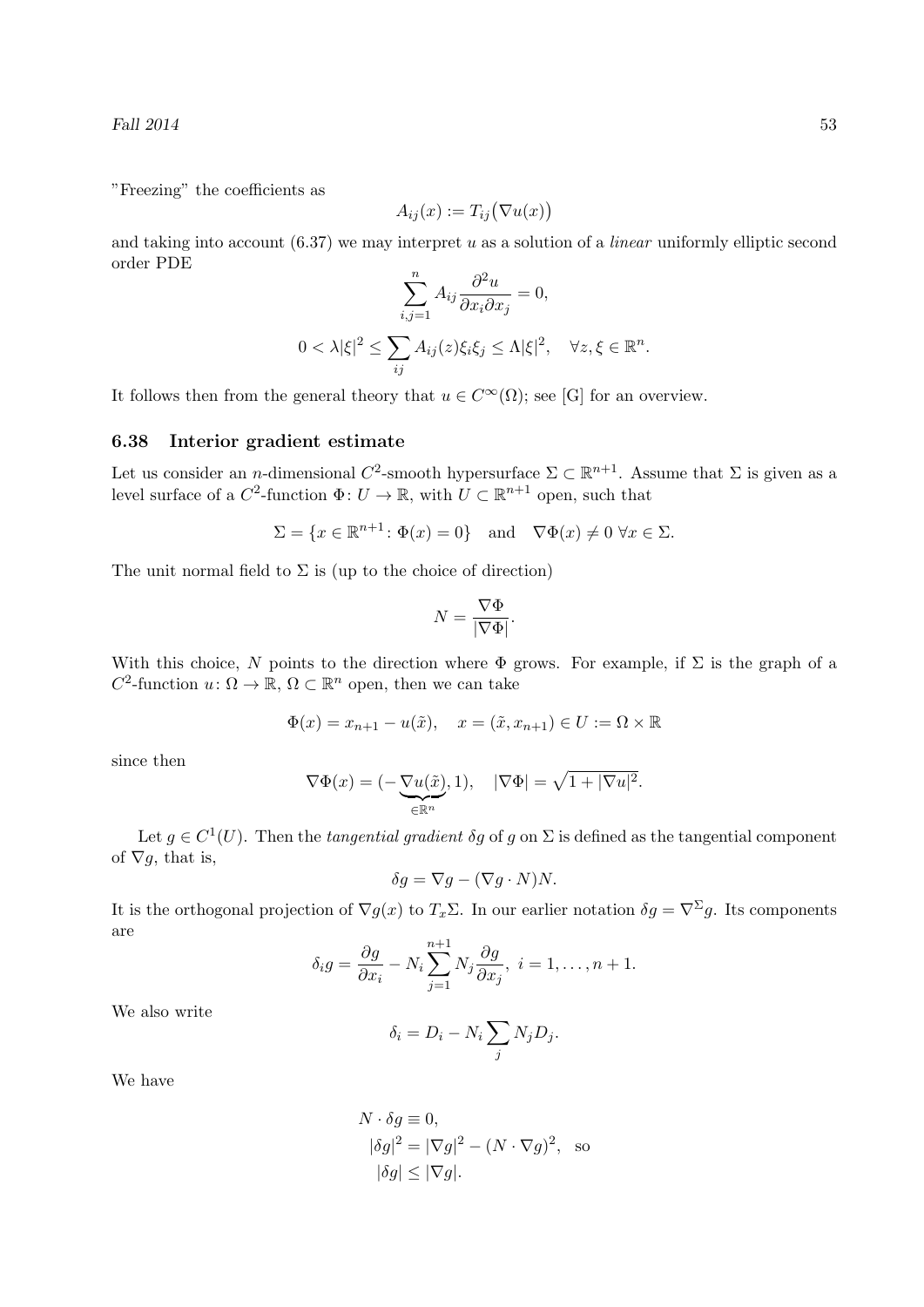"Freezing" the coefficients as

$$A_{ij}(x) := T_{ij}\big(\nabla u(x)\big)$$

and taking into account (6.37) we may interpret $u$ as a solution of a *linear* uniformly elliptic second order PDE

$$\sum_{i,j=1}^{n} A_{ij} \frac{\partial^2 u}{\partial x_i \partial x_j} = 0,$$

$$0 < \lambda |\xi|^2 \leq \sum_{ij} A_{ij}(z) \xi_i \xi_j \leq \Lambda |\xi|^2, \quad \forall z, \xi \in \mathbb{R}^n.$$

It follows then from the general theory that $u \in C^\infty(\Omega)$; see [G] for an overview.

### 6.38 Interior gradient estimate

Let us consider an $n$-dimensional $C^2$-smooth hypersurface $\Sigma \subset \mathbb{R}^{n+1}$. Assume that $\Sigma$ is given as a level surface of a $C^2$-function $\Phi \colon U \to \mathbb{R}$, with $U \subset \mathbb{R}^{n+1}$ open, such that

$$\Sigma = \{x \in \mathbb{R}^{n+1} \colon \Phi(x) = 0\} \quad \text{and} \quad \nabla \Phi(x) \neq 0 \ \forall x \in \Sigma.$$

The unit normal field to $\Sigma$ is (up to the choice of direction)

$$N = \frac{\nabla \Phi}{|\nabla \Phi|}.$$

With this choice, $N$ points to the direction where $\Phi$ grows. For example, if $\Sigma$ is the graph of a $C^2$-function $u \colon \Omega \to \mathbb{R}$, $\Omega \subset \mathbb{R}^n$ open, then we can take

$$\Phi(x) = x_{n+1} - u(\tilde{x}), \quad x = (\tilde{x}, x_{n+1}) \in U := \Omega \times \mathbb{R}$$

since then

$$\nabla \Phi(x) = (-\underbrace{\nabla u(\tilde{x})}_{\in \mathbb{R}^n}, 1), \quad |\nabla \Phi| = \sqrt{1 + |\nabla u|^2}.$$

Let $g \in C^1(U)$. Then the *tangential gradient* $\delta g$ of $g$ on $\Sigma$ is defined as the tangential component of $\nabla g$, that is,

$$\delta g = \nabla g - (\nabla g \cdot N) N.$$

It is the orthogonal projection of $\nabla g(x)$ to $T_x \Sigma$. In our earlier notation $\delta g = \nabla^\Sigma g$. Its components are

$$\delta_i g = \frac{\partial g}{\partial x_i} - N_i \sum_{j=1}^{n+1} N_j \frac{\partial g}{\partial x_j}, \ i = 1, \ldots, n+1.$$

We also write

$$\delta_i = D_i - N_i \sum_j N_j D_j.$$

We have

$$\begin{aligned}
&N \cdot \delta g \equiv 0, \\
&|\delta g|^2 = |\nabla g|^2 - (N \cdot \nabla g)^2, \ \text{ so} \\
&|\delta g| \leq |\nabla g|.
\end{aligned}$$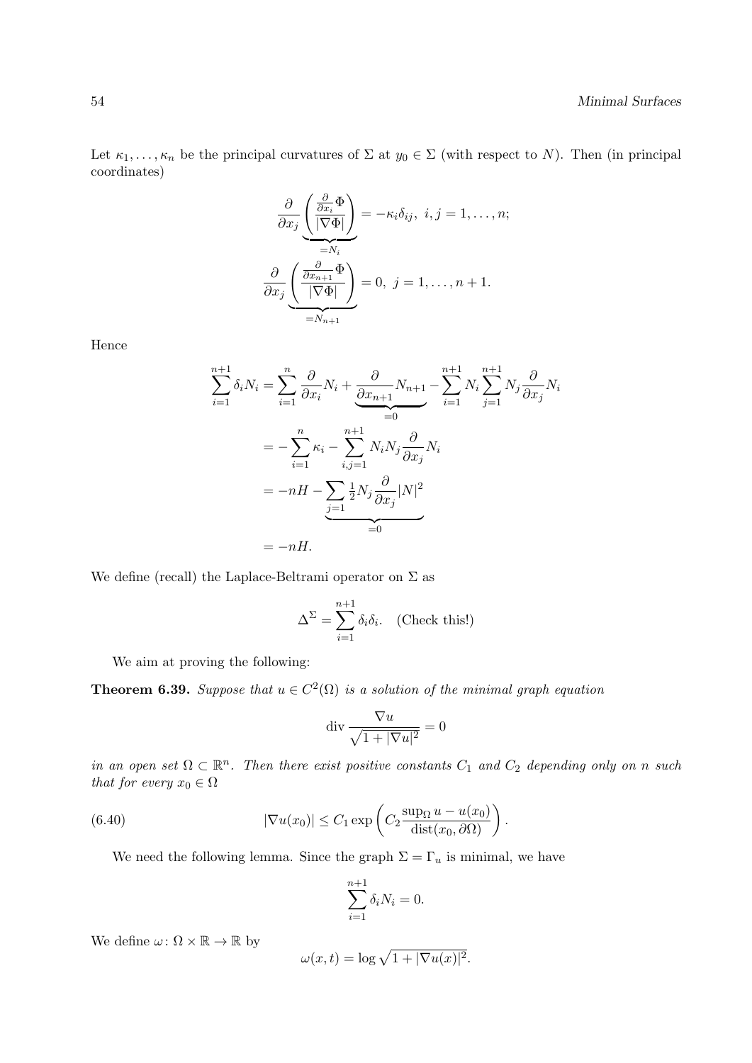Let $\kappa_1, \ldots, \kappa_n$ be the principal curvatures of $\Sigma$ at $y_0 \in \Sigma$ (with respect to $N$). Then (in principal coordinates)

$$
\frac{\partial}{\partial x_j} \underbrace{\left( \frac{\frac{\partial}{\partial x_i}\Phi}{|\nabla \Phi|} \right)}_{=N_i} = -\kappa_i \delta_{ij}, \ i,j = 1,\ldots,n;
$$

$$
\frac{\partial}{\partial x_j} \underbrace{\left( \frac{\frac{\partial}{\partial x_{n+1}}\Phi}{|\nabla \Phi|} \right)}_{=N_{n+1}} = 0, \ j = 1,\ldots,n+1.
$$

Hence

$$
\begin{aligned}
\sum_{i=1}^{n+1} \delta_i N_i &= \sum_{i=1}^{n} \frac{\partial}{\partial x_i} N_i + \underbrace{\frac{\partial}{\partial x_{n+1}} N_{n+1}}_{=0} - \sum_{i=1}^{n+1} N_i \sum_{j=1}^{n+1} N_j \frac{\partial}{\partial x_j} N_i \\
&= -\sum_{i=1}^{n} \kappa_i - \sum_{i,j=1}^{n+1} N_i N_j \frac{\partial}{\partial x_j} N_i \\
&= -nH - \underbrace{\sum_{j=1} \tfrac{1}{2} N_j \frac{\partial}{\partial x_j} |N|^2}_{=0} \\
&= -nH.
\end{aligned}
$$

We define (recall) the Laplace-Beltrami operator on $\Sigma$ as

$$
\Delta^{\Sigma} = \sum_{i=1}^{n+1} \delta_i \delta_i. \quad \text{(Check this!)}
$$

We aim at proving the following:

**Theorem 6.39.** *Suppose that $u \in C^2(\Omega)$ is a solution of the minimal graph equation*

$$
\operatorname{div} \frac{\nabla u}{\sqrt{1+|\nabla u|^2}} = 0
$$

*in an open set $\Omega \subset \mathbb{R}^n$. Then there exist positive constants $C_1$ and $C_2$ depending only on $n$ such that for every $x_0 \in \Omega$*

$$
|\nabla u(x_0)| \le C_1 \exp\left( C_2 \frac{\sup_\Omega u - u(x_0)}{\operatorname{dist}(x_0, \partial\Omega)} \right). \tag{6.40}
$$

We need the following lemma. Since the graph $\Sigma = \Gamma_u$ is minimal, we have

$$
\sum_{i=1}^{n+1} \delta_i N_i = 0.
$$

We define $\omega \colon \Omega \times \mathbb{R} \to \mathbb{R}$ by

$$
\omega(x,t) = \log \sqrt{1+|\nabla u(x)|^2}.
$$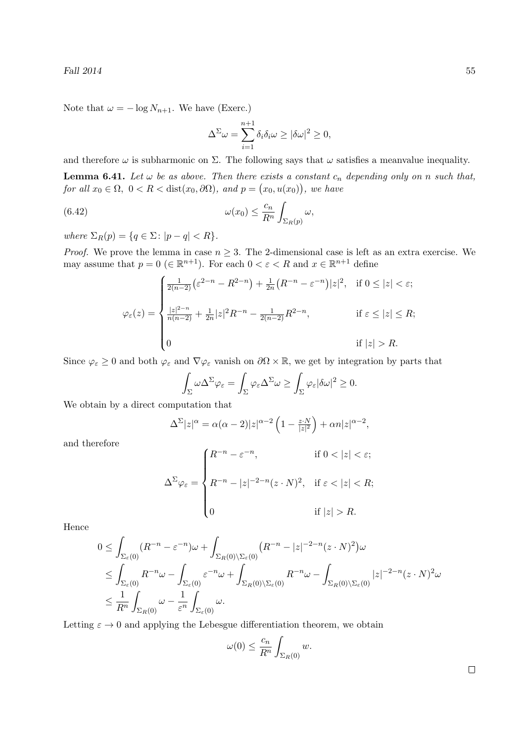Note that $\omega = -\log N_{n+1}$. We have (Exerc.)

$$\Delta^{\Sigma}\omega = \sum_{i=1}^{n+1} \delta_i \delta_i \omega \geq |\delta\omega|^2 \geq 0,$$

and therefore $\omega$ is subharmonic on $\Sigma$. The following says that $\omega$ satisfies a meanvalue inequality.

**Lemma 6.41.** *Let $\omega$ be as above. Then there exists a constant $c_n$ depending only on $n$ such that, for all $x_0 \in \Omega$, $0 < R < \operatorname{dist}(x_0, \partial\Omega)$, and $p = \big(x_0, u(x_0)\big)$, we have*

$$\omega(x_0) \leq \frac{c_n}{R^n} \int_{\Sigma_R(p)} \omega, \tag{6.42}$$

*where $\Sigma_R(p) = \{q \in \Sigma \colon |p - q| < R\}$.*

*Proof.* We prove the lemma in case $n \geq 3$. The 2-dimensional case is left as an extra exercise. We may assume that $p = 0$ ($\in \mathbb{R}^{n+1}$). For each $0 < \varepsilon < R$ and $x \in \mathbb{R}^{n+1}$ define

$$\varphi_\varepsilon(z) = \begin{cases} \frac{1}{2(n-2)}\big(\varepsilon^{2-n} - R^{2-n}\big) + \frac{1}{2n}\big(R^{-n} - \varepsilon^{-n}\big)|z|^2, & \text{if } 0 \leq |z| < \varepsilon; \\ \\ \frac{|z|^{2-n}}{n(n-2)} + \frac{1}{2n}|z|^2 R^{-n} - \frac{1}{2(n-2)}R^{2-n}, & \text{if } \varepsilon \leq |z| \leq R; \\ \\ 0 & \text{if } |z| > R. \end{cases}$$

Since $\varphi_\varepsilon \geq 0$ and both $\varphi_\varepsilon$ and $\nabla\varphi_\varepsilon$ vanish on $\partial\Omega \times \mathbb{R}$, we get by integration by parts that

$$\int_\Sigma \omega \Delta^\Sigma \varphi_\varepsilon = \int_\Sigma \varphi_\varepsilon \Delta^\Sigma \omega \geq \int_\Sigma \varphi_\varepsilon |\delta\omega|^2 \geq 0.$$

We obtain by a direct computation that

$$\Delta^\Sigma |z|^\alpha = \alpha(\alpha - 2)|z|^{\alpha-2}\left(1 - \tfrac{z \cdot N}{|z|^2}\right) + \alpha n |z|^{\alpha-2},$$

and therefore

$$\Delta^\Sigma \varphi_\varepsilon = \begin{cases} R^{-n} - \varepsilon^{-n}, & \text{if } 0 < |z| < \varepsilon; \\ \\ R^{-n} - |z|^{-2-n}(z \cdot N)^2, & \text{if } \varepsilon < |z| < R; \\ \\ 0 & \text{if } |z| > R. \end{cases}$$

Hence

$$\begin{aligned} 0 &\leq \int_{\Sigma_\varepsilon(0)} (R^{-n} - \varepsilon^{-n})\omega + \int_{\Sigma_R(0)\setminus\Sigma_\varepsilon(0)} \big(R^{-n} - |z|^{-2-n}(z \cdot N)^2\big)\omega \\ &\leq \int_{\Sigma_\varepsilon(0)} R^{-n}\omega - \int_{\Sigma_\varepsilon(0)} \varepsilon^{-n}\omega + \int_{\Sigma_R(0)\setminus\Sigma_\varepsilon(0)} R^{-n}\omega - \int_{\Sigma_R(0)\setminus\Sigma_\varepsilon(0)} |z|^{-2-n}(z \cdot N)^2\omega \\ &\leq \frac{1}{R^n}\int_{\Sigma_R(0)} \omega - \frac{1}{\varepsilon^n}\int_{\Sigma_\varepsilon(0)} \omega. \end{aligned}$$

Letting $\varepsilon \to 0$ and applying the Lebesgue differentiation theorem, we obtain

$$\omega(0) \leq \frac{c_n}{R^n}\int_{\Sigma_R(0)} w.$$

$\square$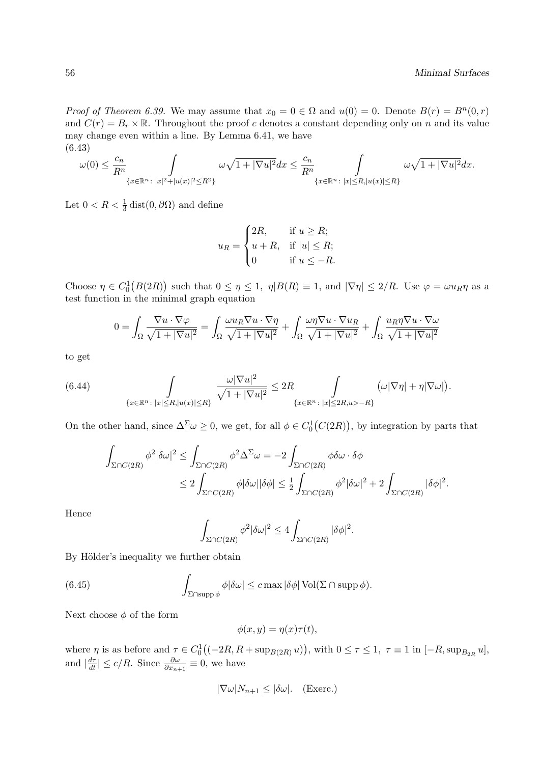*Proof of Theorem 6.39.* We may assume that $x_0 = 0 \in \Omega$ and $u(0) = 0$. Denote $B(r) = B^n(0,r)$ and $C(r) = B_r \times \mathbb{R}$. Throughout the proof $c$ denotes a constant depending only on $n$ and its value may change even within a line. By Lemma 6.41, we have

(6.43)
$$\omega(0) \leq \frac{c_n}{R^n} \int_{\{x\in\mathbb{R}^n:\, |x|^2+|u(x)|^2\leq R^2\}} \omega\sqrt{1+|\nabla u|^2}dx \leq \frac{c_n}{R^n} \int_{\{x\in\mathbb{R}^n:\, |x|\leq R, |u(x)|\leq R\}} \omega\sqrt{1+|\nabla u|^2}dx.$$

Let $0 < R < \frac{1}{3}\operatorname{dist}(0, \partial\Omega)$ and define

$$u_R = \begin{cases} 2R, & \text{if } u \geq R; \\ u + R, & \text{if } |u| \leq R; \\ 0 & \text{if } u \leq -R. \end{cases}$$

Choose $\eta \in C_0^1\big(B(2R)\big)$ such that $0 \leq \eta \leq 1$, $\eta|B(R) \equiv 1$, and $|\nabla\eta| \leq 2/R$. Use $\varphi = \omega u_R \eta$ as a test function in the minimal graph equation

$$0 = \int_\Omega \frac{\nabla u \cdot \nabla\varphi}{\sqrt{1+|\nabla u|^2}} = \int_\Omega \frac{\omega u_R \nabla u\cdot\nabla\eta}{\sqrt{1+|\nabla u|^2}} + \int_\Omega \frac{\omega\eta\nabla u\cdot\nabla u_R}{\sqrt{1+|\nabla u|^2}} + \int_\Omega \frac{u_R\eta\nabla u\cdot\nabla\omega}{\sqrt{1+|\nabla u|^2}}$$

to get

(6.44)
$$\int_{\{x\in\mathbb{R}^n:\, |x|\leq R, |u(x)|\leq R\}} \frac{\omega|\nabla u|^2}{\sqrt{1+|\nabla u|^2}} \leq 2R \int_{\{x\in\mathbb{R}^n:\, |x|\leq 2R, u>-R\}} \big(\omega|\nabla\eta| + \eta|\nabla\omega|\big).$$

On the other hand, since $\Delta^\Sigma\omega \geq 0$, we get, for all $\phi \in C_0^1\big(C(2R)\big)$, by integration by parts that

$$\begin{aligned}\int_{\Sigma\cap C(2R)} \phi^2|\delta\omega|^2 &\leq \int_{\Sigma\cap C(2R)} \phi^2\Delta^\Sigma\omega = -2\int_{\Sigma\cap C(2R)} \phi\delta\omega\cdot\delta\phi \\ &\leq 2\int_{\Sigma\cap C(2R)} \phi|\delta\omega||\delta\phi| \leq \tfrac{1}{2}\int_{\Sigma\cap C(2R)} \phi^2|\delta\omega|^2 + 2\int_{\Sigma\cap C(2R)} |\delta\phi|^2.\end{aligned}$$

Hence

$$\int_{\Sigma\cap C(2R)} \phi^2|\delta\omega|^2 \leq 4\int_{\Sigma\cap C(2R)} |\delta\phi|^2.$$

By Hölder's inequality we further obtain

(6.45)
$$\int_{\Sigma\cap\operatorname{supp}\phi} \phi|\delta\omega| \leq c\max|\delta\phi| \operatorname{Vol}(\Sigma\cap\operatorname{supp}\phi).$$

Next choose $\phi$ of the form

$$\phi(x,y) = \eta(x)\tau(t),$$

where $\eta$ is as before and $\tau \in C_0^1\big((-2R, R + \sup_{B(2R)} u)\big)$, with $0 \leq \tau \leq 1$, $\tau \equiv 1$ in $[-R, \sup_{B_{2R}} u]$, and $|\frac{d\tau}{dt}| \leq c/R$. Since $\frac{\partial\omega}{\partial x_{n+1}} \equiv 0$, we have

$$|\nabla\omega|N_{n+1} \leq |\delta\omega|. \quad \text{(Exerc.)}$$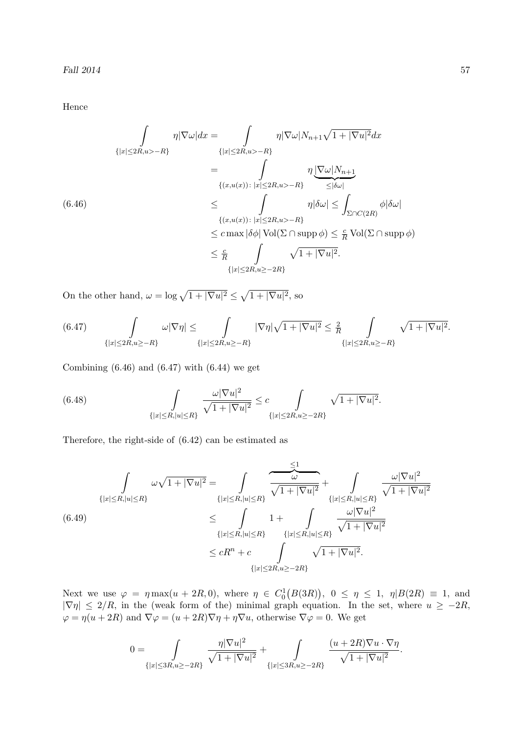Hence

$$
\begin{aligned}
\int\limits_{\{|x|\le 2R, u>-R\}} \eta|\nabla\omega|dx &= \int\limits_{\{|x|\le 2R, u>-R\}} \eta|\nabla\omega|N_{n+1}\sqrt{1+|\nabla u|^2}dx \\
&= \int\limits_{\{(x,u(x)):\, |x|\le 2R, u>-R\}} \eta\underbrace{|\nabla\omega|N_{n+1}}_{\le|\delta\omega|} \\
&\le \int\limits_{\{(x,u(x)):\, |x|\le 2R, u>-R\}} \eta|\delta\omega| \le \int_{\Sigma\cap C(2R)} \phi|\delta\omega| \\
&\le c\max|\delta\phi|\operatorname{Vol}(\Sigma\cap\operatorname{supp}\phi) \le \tfrac{c}{R}\operatorname{Vol}(\Sigma\cap\operatorname{supp}\phi) \\
&\le \tfrac{c}{R}\int\limits_{\{|x|\le 2R, u\ge -2R\}} \sqrt{1+|\nabla u|^2}.
\end{aligned}
\tag{6.46}
$$

On the other hand, $\omega = \log\sqrt{1+|\nabla u|^2} \le \sqrt{1+|\nabla u|^2}$, so

$$
\int\limits_{\{|x|\le 2R, u\ge -R\}} \omega|\nabla\eta| \le \int\limits_{\{|x|\le 2R, u\ge -R\}} |\nabla\eta|\sqrt{1+|\nabla u|^2} \le \tfrac{2}{R}\int\limits_{\{|x|\le 2R, u\ge -R\}} \sqrt{1+|\nabla u|^2}.
\tag{6.47}
$$

Combining (6.46) and (6.47) with (6.44) we get

$$
\int\limits_{\{|x|\le R, |u|\le R\}} \frac{\omega|\nabla u|^2}{\sqrt{1+|\nabla u|^2}} \le c\int\limits_{\{|x|\le 2R, u\ge -2R\}} \sqrt{1+|\nabla u|^2}.
\tag{6.48}
$$

Therefore, the right-side of (6.42) can be estimated as

$$
\begin{aligned}
\int\limits_{\{|x|\le R, |u|\le R\}} \omega\sqrt{1+|\nabla u|^2} &= \int\limits_{\{|x|\le R, |u|\le R\}} \overbrace{\frac{\omega}{\sqrt{1+|\nabla u|^2}}}^{\le 1} + \int\limits_{\{|x|\le R, |u|\le R\}} \frac{\omega|\nabla u|^2}{\sqrt{1+|\nabla u|^2}} \\
&\le \int\limits_{\{|x|\le R, |u|\le R\}} 1 + \int\limits_{\{|x|\le R, |u|\le R\}} \frac{\omega|\nabla u|^2}{\sqrt{1+|\nabla u|^2}} \\
&\le cR^n + c\int\limits_{\{|x|\le 2R, u\ge -2R\}} \sqrt{1+|\nabla u|^2}.
\end{aligned}
\tag{6.49}
$$

Next we use $\varphi = \eta\max(u+2R, 0)$, where $\eta \in C_0^1\big(B(3R)\big)$, $0\le\eta\le 1$, $\eta|B(2R)\equiv 1$, and $|\nabla\eta|\le 2/R$, in the (weak form of the) minimal graph equation. In the set, where $u\ge -2R$, $\varphi = \eta(u+2R)$ and $\nabla\varphi = (u+2R)\nabla\eta + \eta\nabla u$, otherwise $\nabla\varphi = 0$. We get

$$
0 = \int\limits_{\{|x|\le 3R, u\ge -2R\}} \frac{\eta|\nabla u|^2}{\sqrt{1+|\nabla u|^2}} + \int\limits_{\{|x|\le 3R, u\ge -2R\}} \frac{(u+2R)\nabla u\cdot\nabla\eta}{\sqrt{1+|\nabla u|^2}}.
$$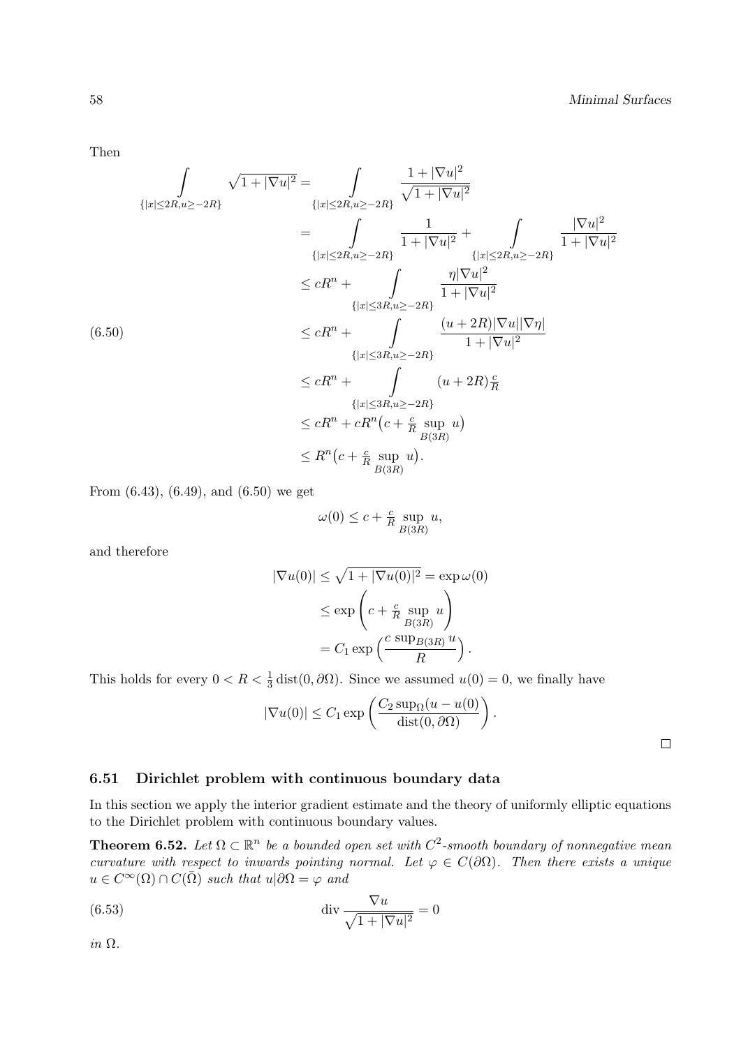Then

$$
\begin{aligned}
\int\limits_{\{|x|\le 2R, u\ge -2R\}} \sqrt{1+|\nabla u|^2} &= \int\limits_{\{|x|\le 2R, u\ge -2R\}} \frac{1+|\nabla u|^2}{\sqrt{1+|\nabla u|^2}} \\
&= \int\limits_{\{|x|\le 2R, u\ge -2R\}} \frac{1}{1+|\nabla u|^2} + \int\limits_{\{|x|\le 2R, u\ge -2R\}} \frac{|\nabla u|^2}{1+|\nabla u|^2} \\
&\le cR^n + \int\limits_{\{|x|\le 3R, u\ge -2R\}} \frac{\eta |\nabla u|^2}{1+|\nabla u|^2} \\
&\le cR^n + \int\limits_{\{|x|\le 3R, u\ge -2R\}} \frac{(u+2R)|\nabla u||\nabla \eta|}{1+|\nabla u|^2} \\
&\le cR^n + \int\limits_{\{|x|\le 3R, u\ge -2R\}} (u+2R)\tfrac{c}{R} \\
&\le cR^n + cR^n\big(c + \tfrac{c}{R}\sup_{B(3R)} u\big) \\
&\le R^n\big(c + \tfrac{c}{R}\sup_{B(3R)} u\big).
\end{aligned}
\tag{6.50}
$$

From (6.43), (6.49), and (6.50) we get

$$
\omega(0) \le c + \tfrac{c}{R}\sup_{B(3R)} u,
$$

and therefore

$$
\begin{aligned}
|\nabla u(0)| \le \sqrt{1+|\nabla u(0)|^2} &= \exp \omega(0) \\
&\le \exp\left(c + \tfrac{c}{R}\sup_{B(3R)} u\right) \\
&= C_1 \exp\left(\frac{c\sup_{B(3R)} u}{R}\right).
\end{aligned}
$$

This holds for every $0 < R < \frac{1}{3}\operatorname{dist}(0,\partial\Omega)$. Since we assumed $u(0) = 0$, we finally have

$$
|\nabla u(0)| \le C_1 \exp\left(\frac{C_2 \sup_\Omega (u-u(0))}{\operatorname{dist}(0,\partial\Omega)}\right).
$$

□

## 6.51 Dirichlet problem with continuous boundary data

In this section we apply the interior gradient estimate and the theory of uniformly elliptic equations to the Dirichlet problem with continuous boundary values.

**Theorem 6.52.** *Let $\Omega \subset \mathbb{R}^n$ be a bounded open set with $C^2$-smooth boundary of nonnegative mean curvature with respect to inwards pointing normal. Let $\varphi \in C(\partial\Omega)$. Then there exists a unique $u \in C^\infty(\Omega) \cap C(\bar\Omega)$ such that $u|\partial\Omega = \varphi$ and*

$$
\operatorname{div} \frac{\nabla u}{\sqrt{1+|\nabla u|^2}} = 0 \tag{6.53}
$$

*in $\Omega$.*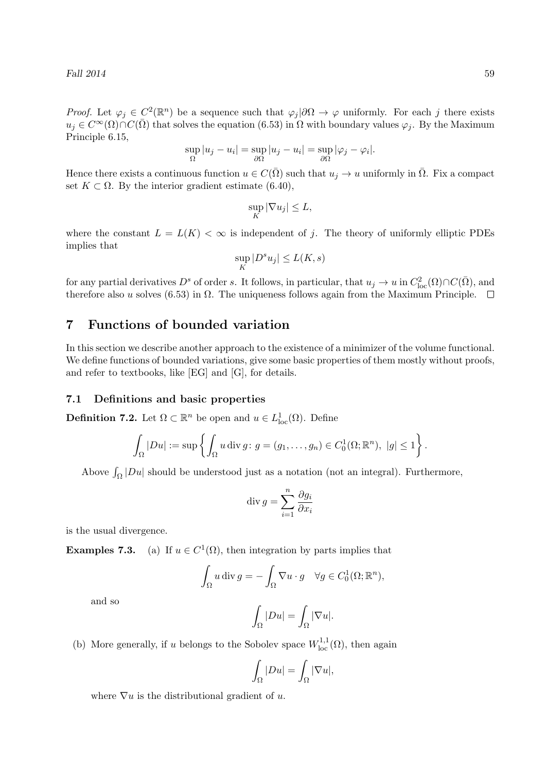*Proof.* Let $\varphi_j \in C^2(\mathbb{R}^n)$ be a sequence such that $\varphi_j|\partial\Omega \to \varphi$ uniformly. For each $j$ there exists $u_j \in C^\infty(\Omega)\cap C(\bar{\Omega})$ that solves the equation (6.53) in $\Omega$ with boundary values $\varphi_j$. By the Maximum Principle 6.15,

$$\sup_\Omega |u_j - u_i| = \sup_{\partial\Omega} |u_j - u_i| = \sup_{\partial\Omega} |\varphi_j - \varphi_i|.$$

Hence there exists a continuous function $u \in C(\bar{\Omega})$ such that $u_j \to u$ uniformly in $\bar{\Omega}$. Fix a compact set $K \subset \Omega$. By the interior gradient estimate (6.40),

$$\sup_K |\nabla u_j| \leq L,$$

where the constant $L = L(K) < \infty$ is independent of $j$. The theory of uniformly elliptic PDEs implies that

$$\sup_K |D^s u_j| \leq L(K, s)$$

for any partial derivatives $D^s$ of order $s$. It follows, in particular, that $u_j \to u$ in $C^2_{\text{loc}}(\Omega)\cap C(\bar{\Omega})$, and therefore also $u$ solves (6.53) in $\Omega$. The uniqueness follows again from the Maximum Principle. $\square$

# 7 Functions of bounded variation

In this section we describe another approach to the existence of a minimizer of the volume functional. We define functions of bounded variations, give some basic properties of them mostly without proofs, and refer to textbooks, like [EG] and [G], for details.

## 7.1 Definitions and basic properties

**Definition 7.2.** Let $\Omega \subset \mathbb{R}^n$ be open and $u \in L^1_{\text{loc}}(\Omega)$. Define

$$\int_\Omega |Du| := \sup\left\{ \int_\Omega u \operatorname{div} g \colon g = (g_1, \ldots, g_n) \in C^1_0(\Omega; \mathbb{R}^n),\ |g| \leq 1 \right\}.$$

Above $\int_\Omega |Du|$ should be understood just as a notation (not an integral). Furthermore,

$$\operatorname{div} g = \sum_{i=1}^n \frac{\partial g_i}{\partial x_i}$$

is the usual divergence.

**Examples 7.3.** (a) If $u \in C^1(\Omega)$, then integration by parts implies that

$$\int_\Omega u \operatorname{div} g = -\int_\Omega \nabla u \cdot g \quad \forall g \in C^1_0(\Omega; \mathbb{R}^n),$$

and so

$$\int_\Omega |Du| = \int_\Omega |\nabla u|.$$

(b) More generally, if $u$ belongs to the Sobolev space $W^{1,1}_{\text{loc}}(\Omega)$, then again

$$\int_\Omega |Du| = \int_\Omega |\nabla u|,$$

where $\nabla u$ is the distributional gradient of $u$.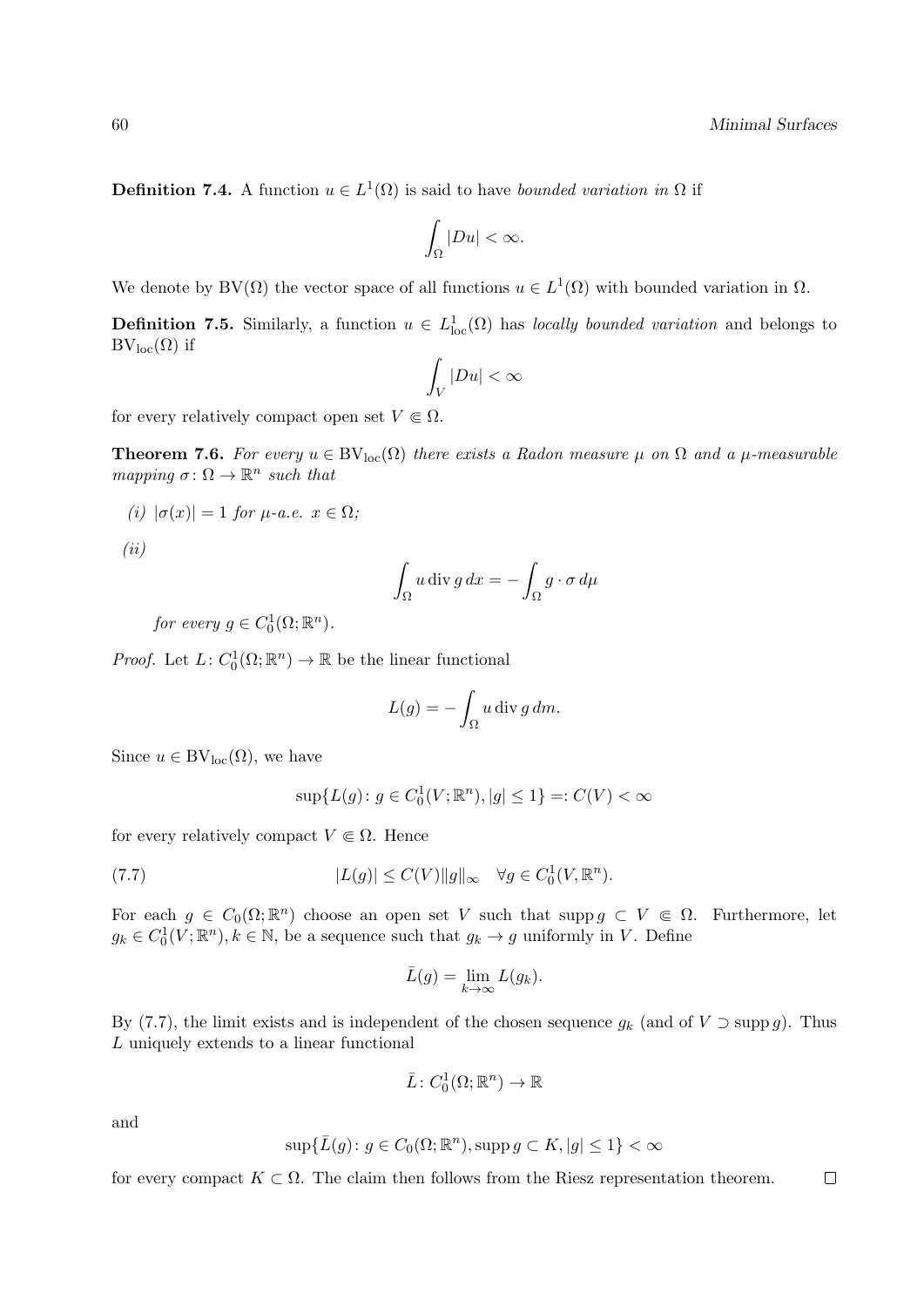**Definition 7.4.** A function $u \in L^1(\Omega)$ is said to have *bounded variation in* $\Omega$ if

$$\int_\Omega |Du| < \infty.$$

We denote by $\mathrm{BV}(\Omega)$ the vector space of all functions $u \in L^1(\Omega)$ with bounded variation in $\Omega$.

**Definition 7.5.** Similarly, a function $u \in L^1_{\mathrm{loc}}(\Omega)$ has *locally bounded variation* and belongs to $\mathrm{BV}_{\mathrm{loc}}(\Omega)$ if

$$\int_V |Du| < \infty$$

for every relatively compact open set $V \Subset \Omega$.

**Theorem 7.6.** *For every $u \in \mathrm{BV}_{\mathrm{loc}}(\Omega)$ there exists a Radon measure $\mu$ on $\Omega$ and a $\mu$-measurable mapping $\sigma \colon \Omega \to \mathbb{R}^n$ such that*

*(i)* $|\sigma(x)| = 1$ *for $\mu$-a.e. $x \in \Omega$;*

*(ii)*

$$\int_\Omega u \operatorname{div} g \, dx = -\int_\Omega g \cdot \sigma \, d\mu$$

*for every $g \in C^1_0(\Omega; \mathbb{R}^n)$.*

*Proof.* Let $L \colon C^1_0(\Omega; \mathbb{R}^n) \to \mathbb{R}$ be the linear functional

$$L(g) = -\int_\Omega u \operatorname{div} g \, dm.$$

Since $u \in \mathrm{BV}_{\mathrm{loc}}(\Omega)$, we have

$$\sup\{L(g) \colon g \in C^1_0(V; \mathbb{R}^n), |g| \le 1\} =: C(V) < \infty$$

for every relatively compact $V \Subset \Omega$. Hence

$$|L(g)| \le C(V) \|g\|_\infty \quad \forall g \in C^1_0(V, \mathbb{R}^n). \tag{7.7}$$

For each $g \in C_0(\Omega; \mathbb{R}^n)$ choose an open set $V$ such that $\operatorname{supp} g \subset V \Subset \Omega$. Furthermore, let $g_k \in C^1_0(V; \mathbb{R}^n), k \in \mathbb{N}$, be a sequence such that $g_k \to g$ uniformly in $V$. Define

$$\bar{L}(g) = \lim_{k \to \infty} L(g_k).$$

By (7.7), the limit exists and is independent of the chosen sequence $g_k$ (and of $V \supset \operatorname{supp} g$). Thus $L$ uniquely extends to a linear functional

$$\bar{L} \colon C^1_0(\Omega; \mathbb{R}^n) \to \mathbb{R}$$

and

$$\sup\{\bar{L}(g) \colon g \in C_0(\Omega; \mathbb{R}^n), \operatorname{supp} g \subset K, |g| \le 1\} < \infty$$

for every compact $K \subset \Omega$. The claim then follows from the Riesz representation theorem. $\square$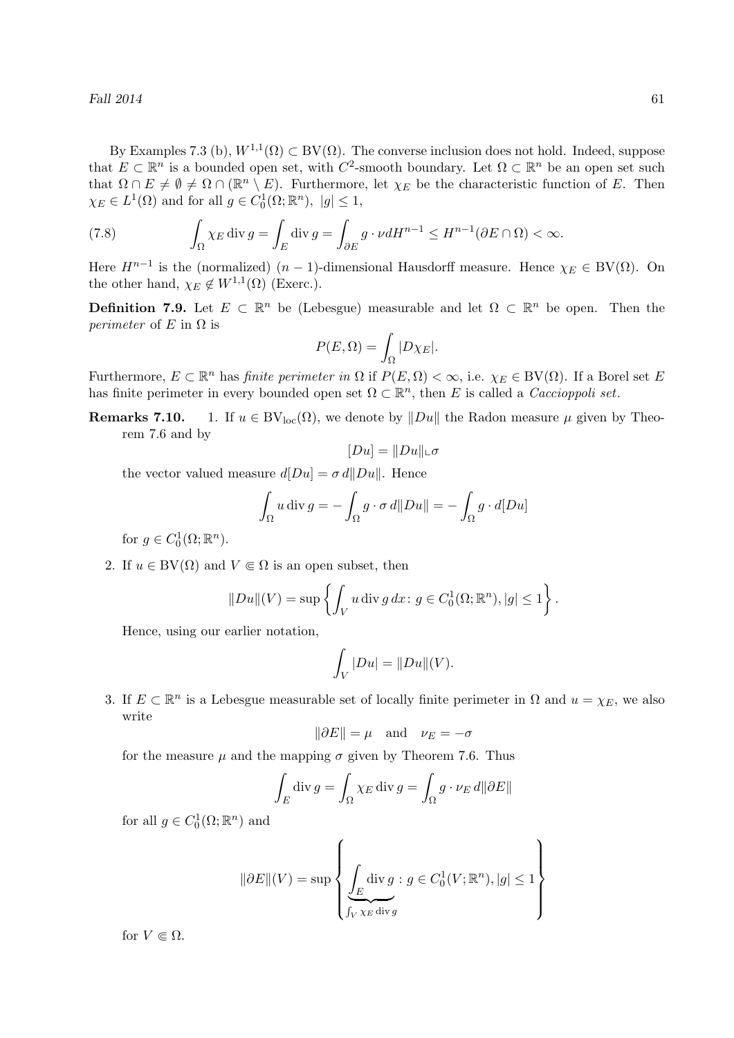By Examples 7.3 (b), $W^{1,1}(\Omega) \subset \mathrm{BV}(\Omega)$. The converse inclusion does not hold. Indeed, suppose that $E \subset \mathbb{R}^n$ is a bounded open set, with $C^2$-smooth boundary. Let $\Omega \subset \mathbb{R}^n$ be an open set such that $\Omega \cap E \neq \emptyset \neq \Omega \cap (\mathbb{R}^n \setminus E)$. Furthermore, let $\chi_E$ be the characteristic function of $E$. Then $\chi_E \in L^1(\Omega)$ and for all $g \in C_0^1(\Omega; \mathbb{R}^n)$, $|g| \leq 1$,

$$\int_\Omega \chi_E \operatorname{div} g = \int_E \operatorname{div} g = \int_{\partial E} g \cdot \nu dH^{n-1} \leq H^{n-1}(\partial E \cap \Omega) < \infty. \tag{7.8}$$

Here $H^{n-1}$ is the (normalized) $(n-1)$-dimensional Hausdorff measure. Hence $\chi_E \in \mathrm{BV}(\Omega)$. On the other hand, $\chi_E \notin W^{1,1}(\Omega)$ (Exerc.).

**Definition 7.9.** Let $E \subset \mathbb{R}^n$ be (Lebesgue) measurable and let $\Omega \subset \mathbb{R}^n$ be open. Then the *perimeter* of $E$ in $\Omega$ is

$$P(E, \Omega) = \int_\Omega |D\chi_E|.$$

Furthermore, $E \subset \mathbb{R}^n$ has *finite perimeter in* $\Omega$ if $P(E, \Omega) < \infty$, i.e. $\chi_E \in \mathrm{BV}(\Omega)$. If a Borel set $E$ has finite perimeter in every bounded open set $\Omega \subset \mathbb{R}^n$, then $E$ is called a *Caccioppoli set*.

**Remarks 7.10.**

1. If $u \in \mathrm{BV}_{\mathrm{loc}}(\Omega)$, we denote by $\|Du\|$ the Radon measure $\mu$ given by Theorem 7.6 and by

$$[Du] = \|Du\| \llcorner \sigma$$

the vector valued measure $d[Du] = \sigma \, d\|Du\|$. Hence

$$\int_\Omega u \operatorname{div} g = -\int_\Omega g \cdot \sigma \, d\|Du\| = -\int_\Omega g \cdot d[Du]$$

for $g \in C_0^1(\Omega; \mathbb{R}^n)$.

2. If $u \in \mathrm{BV}(\Omega)$ and $V \Subset \Omega$ is an open subset, then

$$\|Du\|(V) = \sup \left\{ \int_V u \operatorname{div} g \, dx \colon g \in C_0^1(\Omega; \mathbb{R}^n), |g| \leq 1 \right\}.$$

Hence, using our earlier notation,

$$\int_V |Du| = \|Du\|(V).$$

3. If $E \subset \mathbb{R}^n$ is a Lebesgue measurable set of locally finite perimeter in $\Omega$ and $u = \chi_E$, we also write

$$\|\partial E\| = \mu \quad \text{and} \quad \nu_E = -\sigma$$

for the measure $\mu$ and the mapping $\sigma$ given by Theorem 7.6. Thus

$$\int_E \operatorname{div} g = \int_\Omega \chi_E \operatorname{div} g = \int_\Omega g \cdot \nu_E \, d\|\partial E\|$$

for all $g \in C_0^1(\Omega; \mathbb{R}^n)$ and

$$\|\partial E\|(V) = \sup \left\{ \underbrace{\int_E \operatorname{div} g}_{\int_V \chi_E \operatorname{div} g} : g \in C_0^1(V; \mathbb{R}^n), |g| \leq 1 \right\}$$

for $V \Subset \Omega$.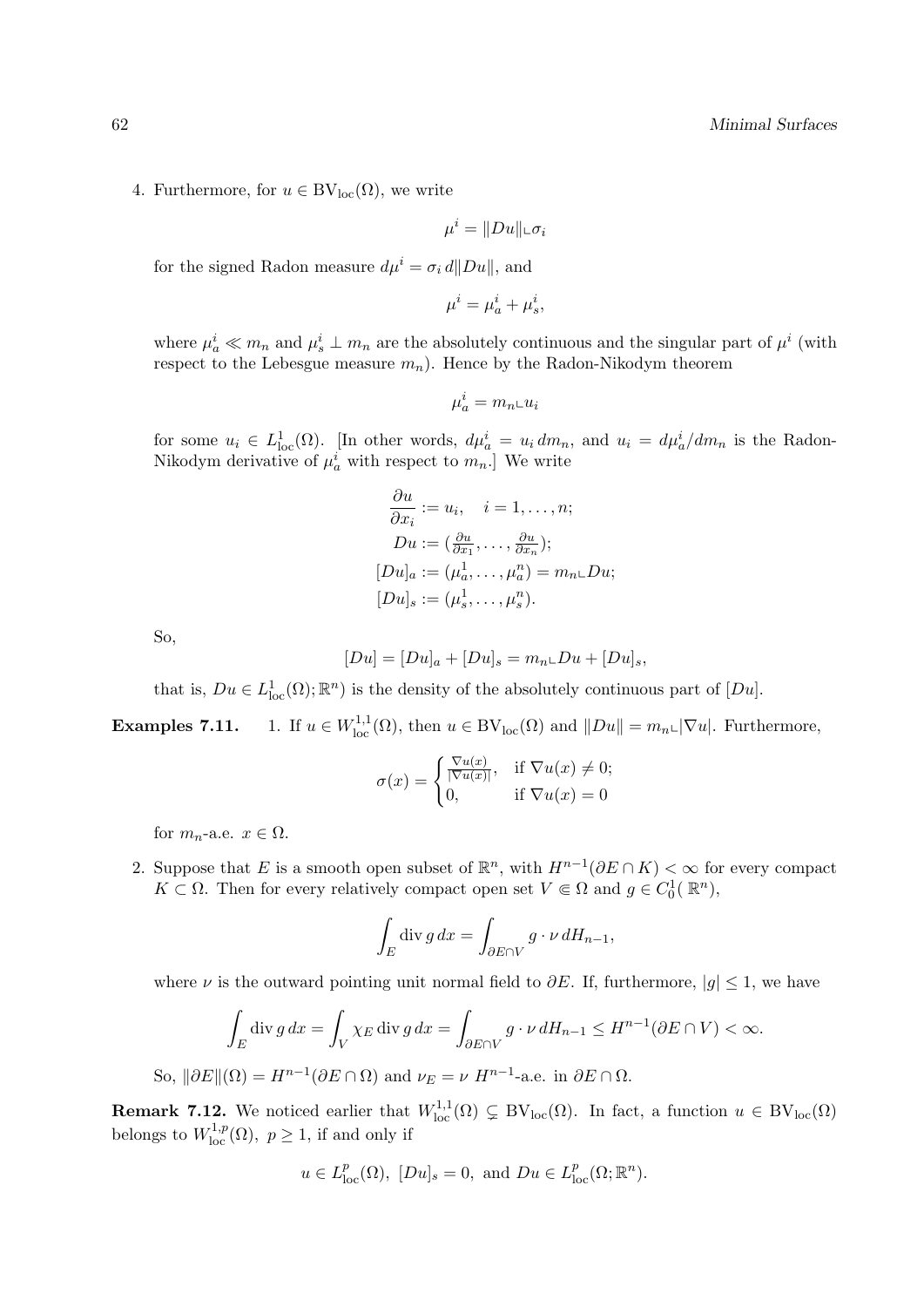4. Furthermore, for $u \in \mathrm{BV}_{\mathrm{loc}}(\Omega)$, we write

$$\mu^i = \|Du\| \llcorner \sigma_i$$

for the signed Radon measure $d\mu^i = \sigma_i \, d\|Du\|$, and

$$\mu^i = \mu^i_a + \mu^i_s,$$

where $\mu^i_a \ll m_n$ and $\mu^i_s \perp m_n$ are the absolutely continuous and the singular part of $\mu^i$ (with respect to the Lebesgue measure $m_n$). Hence by the Radon-Nikodym theorem

$$\mu^i_a = m_n \llcorner u_i$$

for some $u_i \in L^1_{\mathrm{loc}}(\Omega)$. [In other words, $d\mu^i_a = u_i \, dm_n$, and $u_i = d\mu^i_a/dm_n$ is the Radon-Nikodym derivative of $\mu^i_a$ with respect to $m_n$.] We write

$$\begin{aligned}
\frac{\partial u}{\partial x_i} &:= u_i, \quad i = 1, \ldots, n; \\
Du &:= (\tfrac{\partial u}{\partial x_1}, \ldots, \tfrac{\partial u}{\partial x_n}); \\
[Du]_a &:= (\mu^1_a, \ldots, \mu^n_a) = m_n \llcorner Du; \\
[Du]_s &:= (\mu^1_s, \ldots, \mu^n_s).
\end{aligned}$$

So,

$$[Du] = [Du]_a + [Du]_s = m_n \llcorner Du + [Du]_s,$$

that is, $Du \in L^1_{\mathrm{loc}}(\Omega); \mathbb{R}^n)$ is the density of the absolutely continuous part of $[Du]$.

**Examples 7.11.** 1. If $u \in W^{1,1}_{\mathrm{loc}}(\Omega)$, then $u \in \mathrm{BV}_{\mathrm{loc}}(\Omega)$ and $\|Du\| = m_n \llcorner |\nabla u|$. Furthermore,

$$\sigma(x) = \begin{cases} \frac{\nabla u(x)}{|\nabla u(x)|}, & \text{if } \nabla u(x) \neq 0; \\ 0, & \text{if } \nabla u(x) = 0 \end{cases}$$

for $m_n$-a.e. $x \in \Omega$.

2. Suppose that $E$ is a smooth open subset of $\mathbb{R}^n$, with $H^{n-1}(\partial E \cap K) < \infty$ for every compact $K \subset \Omega$. Then for every relatively compact open set $V \Subset \Omega$ and $g \in C^1_0(\mathbb{R}^n)$,

$$\int_E \operatorname{div} g \, dx = \int_{\partial E \cap V} g \cdot \nu \, dH_{n-1},$$

where $\nu$ is the outward pointing unit normal field to $\partial E$. If, furthermore, $|g| \leq 1$, we have

$$\int_E \operatorname{div} g \, dx = \int_V \chi_E \operatorname{div} g \, dx = \int_{\partial E \cap V} g \cdot \nu \, dH_{n-1} \leq H^{n-1}(\partial E \cap V) < \infty.$$

So, $\|\partial E\|(\Omega) = H^{n-1}(\partial E \cap \Omega)$ and $\nu_E = \nu$ $H^{n-1}$-a.e. in $\partial E \cap \Omega$.

**Remark 7.12.** We noticed earlier that $W^{1,1}_{\mathrm{loc}}(\Omega) \subsetneq \mathrm{BV}_{\mathrm{loc}}(\Omega)$. In fact, a function $u \in \mathrm{BV}_{\mathrm{loc}}(\Omega)$ belongs to $W^{1,p}_{\mathrm{loc}}(\Omega)$, $p \geq 1$, if and only if

$$u \in L^p_{\mathrm{loc}}(\Omega), \ [Du]_s = 0, \text{ and } Du \in L^p_{\mathrm{loc}}(\Omega; \mathbb{R}^n).$$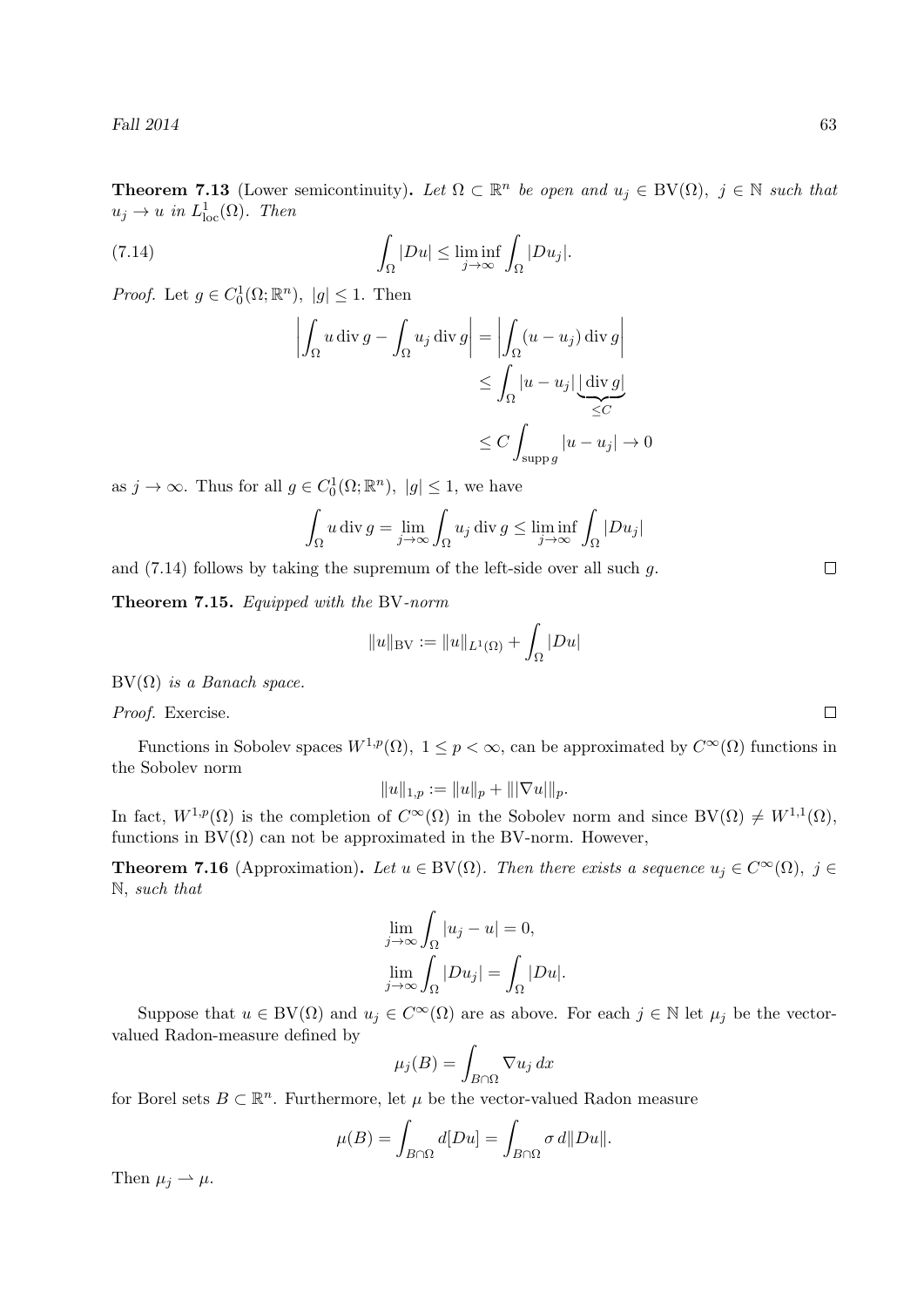**Theorem 7.13** (Lower semicontinuity)**.** *Let $\Omega \subset \mathbb{R}^n$ be open and $u_j \in \mathrm{BV}(\Omega)$, $j \in \mathbb{N}$ such that $u_j \to u$ in $L^1_{\mathrm{loc}}(\Omega)$. Then*

$$\int_\Omega |Du| \le \liminf_{j\to\infty} \int_\Omega |Du_j|. \tag{7.14}$$

*Proof.* Let $g \in C^1_0(\Omega; \mathbb{R}^n)$, $|g| \le 1$. Then

$$\begin{aligned}
\left| \int_\Omega u \operatorname{div} g - \int_\Omega u_j \operatorname{div} g \right| &= \left| \int_\Omega (u - u_j) \operatorname{div} g \right| \\
&\le \int_\Omega |u - u_j| \underbrace{|\operatorname{div} g|}_{\le C} \\
&\le C \int_{\operatorname{supp} g} |u - u_j| \to 0
\end{aligned}$$

as $j \to \infty$. Thus for all $g \in C^1_0(\Omega; \mathbb{R}^n)$, $|g| \le 1$, we have

$$\int_\Omega u \operatorname{div} g = \lim_{j\to\infty} \int_\Omega u_j \operatorname{div} g \le \liminf_{j\to\infty} \int_\Omega |Du_j|$$

and (7.14) follows by taking the supremum of the left-side over all such $g$. □

**Theorem 7.15.** *Equipped with the* BV*-norm*

$$\|u\|_{\mathrm{BV}} := \|u\|_{L^1(\Omega)} + \int_\Omega |Du|$$

$\mathrm{BV}(\Omega)$ *is a Banach space.*

*Proof.* Exercise. □

Functions in Sobolev spaces $W^{1,p}(\Omega)$, $1 \le p < \infty$, can be approximated by $C^\infty(\Omega)$ functions in the Sobolev norm

$$\|u\|_{1,p} := \|u\|_p + \||\nabla u|\|_p.$$

In fact, $W^{1,p}(\Omega)$ is the completion of $C^\infty(\Omega)$ in the Sobolev norm and since $\mathrm{BV}(\Omega) \ne W^{1,1}(\Omega)$, functions in $\mathrm{BV}(\Omega)$ can not be approximated in the BV-norm. However,

**Theorem 7.16** (Approximation)**.** *Let $u \in \mathrm{BV}(\Omega)$. Then there exists a sequence $u_j \in C^\infty(\Omega)$, $j \in \mathbb{N}$, such that*

$$\lim_{j\to\infty} \int_\Omega |u_j - u| = 0,$$

$$\lim_{j\to\infty} \int_\Omega |Du_j| = \int_\Omega |Du|.$$

Suppose that $u \in \mathrm{BV}(\Omega)$ and $u_j \in C^\infty(\Omega)$ are as above. For each $j \in \mathbb{N}$ let $\mu_j$ be the vector-valued Radon-measure defined by

$$\mu_j(B) = \int_{B\cap\Omega} \nabla u_j \, dx$$

for Borel sets $B \subset \mathbb{R}^n$. Furthermore, let $\mu$ be the vector-valued Radon measure

$$\mu(B) = \int_{B\cap\Omega} d[Du] = \int_{B\cap\Omega} \sigma \, d\|Du\|.$$

Then $\mu_j \rightharpoonup \mu$.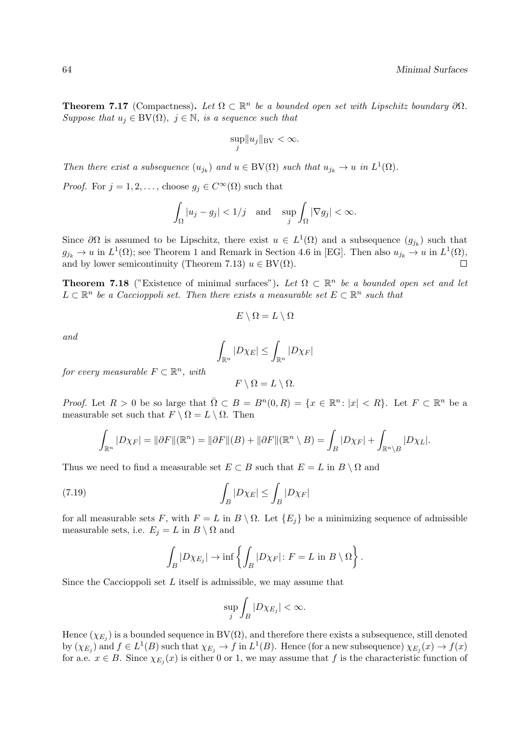**Theorem 7.17** (Compactness)**.** *Let $\Omega \subset \mathbb{R}^n$ be a bounded open set with Lipschitz boundary $\partial\Omega$. Suppose that $u_j \in \mathrm{BV}(\Omega)$, $j \in \mathbb{N}$, is a sequence such that*

$$\sup_j \|u_j\|_{\mathrm{BV}} < \infty.$$

*Then there exist a subsequence $(u_{j_k})$ and $u \in \mathrm{BV}(\Omega)$ such that $u_{j_k} \to u$ in $L^1(\Omega)$.*

*Proof.* For $j = 1, 2, \ldots$, choose $g_j \in C^\infty(\Omega)$ such that

$$\int_\Omega |u_j - g_j| < 1/j \quad \text{and} \quad \sup_j \int_\Omega |\nabla g_j| < \infty.$$

Since $\partial\Omega$ is assumed to be Lipschitz, there exist $u \in L^1(\Omega)$ and a subsequence $(g_{j_k})$ such that $g_{j_k} \to u$ in $L^1(\Omega)$; see Theorem 1 and Remark in Section 4.6 in [EG]. Then also $u_{j_k} \to u$ in $L^1(\Omega)$, and by lower semicontinuity (Theorem 7.13) $u \in \mathrm{BV}(\Omega)$. $\square$

**Theorem 7.18** ("Existence of minimal surfaces")**.** *Let $\Omega \subset \mathbb{R}^n$ be a bounded open set and let $L \subset \mathbb{R}^n$ be a Caccioppoli set. Then there exists a measurable set $E \subset \mathbb{R}^n$ such that*

$$E \setminus \Omega = L \setminus \Omega$$

*and*

$$\int_{\mathbb{R}^n} |D\chi_E| \le \int_{\mathbb{R}^n} |D\chi_F|$$

*for every measurable $F \subset \mathbb{R}^n$, with*

$$F \setminus \Omega = L \setminus \Omega.$$

*Proof.* Let $R > 0$ be so large that $\bar{\Omega} \subset B = B^n(0, R) = \{x \in \mathbb{R}^n : |x| < R\}$. Let $F \subset \mathbb{R}^n$ be a measurable set such that $F \setminus \Omega = L \setminus \Omega$. Then

$$\int_{\mathbb{R}^n} |D\chi_F| = \|\partial F\|(\mathbb{R}^n) = \|\partial F\|(B) + \|\partial F\|(\mathbb{R}^n \setminus B) = \int_B |D\chi_F| + \int_{\mathbb{R}^n \setminus B} |D\chi_L|.$$

Thus we need to find a measurable set $E \subset B$ such that $E = L$ in $B \setminus \Omega$ and

$$\int_B |D\chi_E| \le \int_B |D\chi_F| \tag{7.19}$$

for all measurable sets $F$, with $F = L$ in $B \setminus \Omega$. Let $\{E_j\}$ be a minimizing sequence of admissible measurable sets, i.e. $E_j = L$ in $B \setminus \Omega$ and

$$\int_B |D\chi_{E_j}| \to \inf \left\{ \int_B |D\chi_F| : F = L \text{ in } B \setminus \Omega \right\}.$$

Since the Caccioppoli set $L$ itself is admissible, we may assume that

$$\sup_j \int_B |D\chi_{E_j}| < \infty.$$

Hence $(\chi_{E_j})$ is a bounded sequence in $\mathrm{BV}(\Omega)$, and therefore there exists a subsequence, still denoted by $(\chi_{E_j})$ and $f \in L^1(B)$ such that $\chi_{E_j} \to f$ in $L^1(B)$. Hence (for a new subsequence) $\chi_{E_j}(x) \to f(x)$ for a.e. $x \in B$. Since $\chi_{E_j}(x)$ is either 0 or 1, we may assume that $f$ is the characteristic function of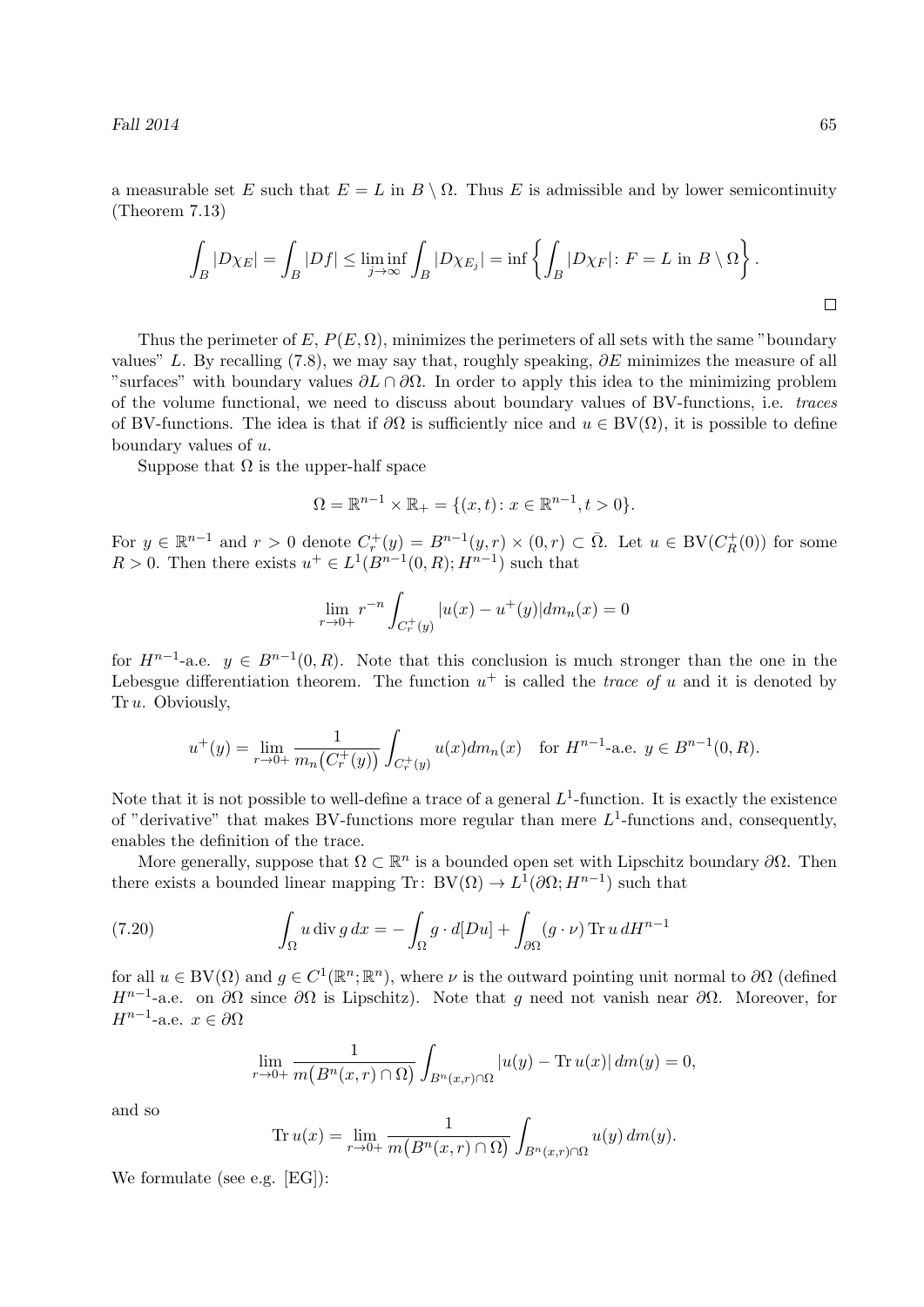a measurable set $E$ such that $E = L$ in $B \setminus \Omega$. Thus $E$ is admissible and by lower semicontinuity (Theorem 7.13)

$$\int_B |D\chi_E| = \int_B |Df| \leq \liminf_{j\to\infty} \int_B |D\chi_{E_j}| = \inf \left\{ \int_B |D\chi_F| \colon F = L \text{ in } B \setminus \Omega \right\}.$$

□

Thus the perimeter of $E$, $P(E, \Omega)$, minimizes the perimeters of all sets with the same "boundary values" $L$. By recalling (7.8), we may say that, roughly speaking, $\partial E$ minimizes the measure of all "surfaces" with boundary values $\partial L \cap \partial\Omega$. In order to apply this idea to the minimizing problem of the volume functional, we need to discuss about boundary values of BV-functions, i.e. *traces* of BV-functions. The idea is that if $\partial\Omega$ is sufficiently nice and $u \in \mathrm{BV}(\Omega)$, it is possible to define boundary values of $u$.

Suppose that $\Omega$ is the upper-half space

$$\Omega = \mathbb{R}^{n-1} \times \mathbb{R}_+ = \{(x,t) \colon x \in \mathbb{R}^{n-1}, t > 0\}.$$

For $y \in \mathbb{R}^{n-1}$ and $r > 0$ denote $C_r^+(y) = B^{n-1}(y,r) \times (0,r) \subset \bar{\Omega}$. Let $u \in \mathrm{BV}(C_R^+(0))$ for some $R > 0$. Then there exists $u^+ \in L^1(B^{n-1}(0,R); H^{n-1})$ such that

$$\lim_{r\to 0+} r^{-n} \int_{C_r^+(y)} |u(x) - u^+(y)| dm_n(x) = 0$$

for $H^{n-1}$-a.e. $y \in B^{n-1}(0,R)$. Note that this conclusion is much stronger than the one in the Lebesgue differentiation theorem. The function $u^+$ is called the *trace of* $u$ and it is denoted by $\operatorname{Tr} u$. Obviously,

$$u^+(y) = \lim_{r\to 0+} \frac{1}{m_n\big(C_r^+(y)\big)} \int_{C_r^+(y)} u(x) dm_n(x) \quad \text{for } H^{n-1}\text{-a.e. } y \in B^{n-1}(0,R).$$

Note that it is not possible to well-define a trace of a general $L^1$-function. It is exactly the existence of "derivative" that makes BV-functions more regular than mere $L^1$-functions and, consequently, enables the definition of the trace.

More generally, suppose that $\Omega \subset \mathbb{R}^n$ is a bounded open set with Lipschitz boundary $\partial\Omega$. Then there exists a bounded linear mapping $\operatorname{Tr} \colon \mathrm{BV}(\Omega) \to L^1(\partial\Omega; H^{n-1})$ such that

$$\int_\Omega u \operatorname{div} g \, dx = -\int_\Omega g \cdot d[Du] + \int_{\partial\Omega} (g \cdot \nu) \operatorname{Tr} u \, dH^{n-1} \tag{7.20}$$

for all $u \in \mathrm{BV}(\Omega)$ and $g \in C^1(\mathbb{R}^n; \mathbb{R}^n)$, where $\nu$ is the outward pointing unit normal to $\partial\Omega$ (defined $H^{n-1}$-a.e. on $\partial\Omega$ since $\partial\Omega$ is Lipschitz). Note that $g$ need not vanish near $\partial\Omega$. Moreover, for $H^{n-1}$-a.e. $x \in \partial\Omega$

$$\lim_{r\to 0+} \frac{1}{m\big(B^n(x,r) \cap \Omega\big)} \int_{B^n(x,r)\cap\Omega} |u(y) - \operatorname{Tr} u(x)| \, dm(y) = 0,$$

and so

$$\operatorname{Tr} u(x) = \lim_{r\to 0+} \frac{1}{m\big(B^n(x,r) \cap \Omega\big)} \int_{B^n(x,r)\cap\Omega} u(y) \, dm(y).$$

We formulate (see e.g. [EG]):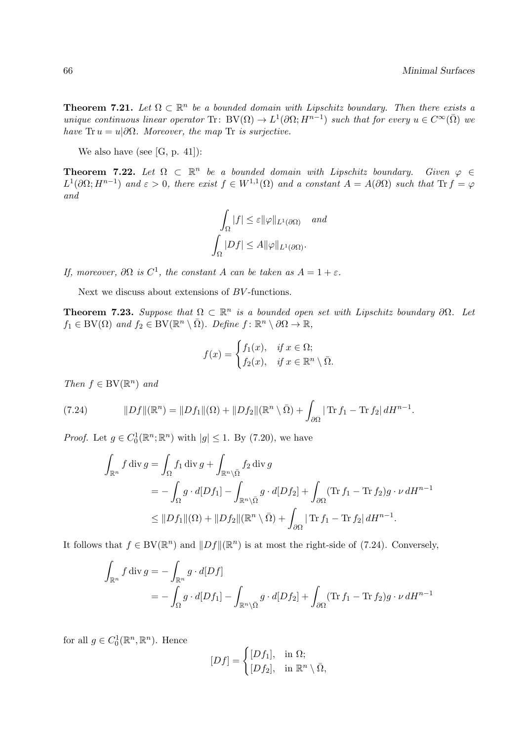**Theorem 7.21.** *Let $\Omega \subset \mathbb{R}^n$ be a bounded domain with Lipschitz boundary. Then there exists a unique continuous linear operator* $\mathrm{Tr}\colon \mathrm{BV}(\Omega) \to L^1(\partial\Omega; H^{n-1})$ *such that for every* $u \in C^\infty(\bar{\Omega})$ *we have* $\mathrm{Tr}\, u = u|\partial\Omega$. *Moreover, the map* $\mathrm{Tr}$ *is surjective.*

We also have (see [G, p. 41]):

**Theorem 7.22.** *Let $\Omega \subset \mathbb{R}^n$ be a bounded domain with Lipschitz boundary. Given* $\varphi \in L^1(\partial\Omega; H^{n-1})$ *and* $\varepsilon > 0$, *there exist* $f \in W^{1,1}(\Omega)$ *and a constant* $A = A(\partial\Omega)$ *such that* $\mathrm{Tr}\, f = \varphi$ *and*

$$\int_\Omega |f| \le \varepsilon \|\varphi\|_{L^1(\partial\Omega)} \quad \text{and}$$
$$\int_\Omega |Df| \le A \|\varphi\|_{L^1(\partial\Omega)}.$$

*If, moreover,* $\partial\Omega$ *is* $C^1$, *the constant* $A$ *can be taken as* $A = 1 + \varepsilon$.

Next we discuss about extensions of $BV$-functions.

**Theorem 7.23.** *Suppose that $\Omega \subset \mathbb{R}^n$ is a bounded open set with Lipschitz boundary $\partial\Omega$. Let* $f_1 \in \mathrm{BV}(\Omega)$ *and* $f_2 \in \mathrm{BV}(\mathbb{R}^n \setminus \bar{\Omega})$. *Define* $f\colon \mathbb{R}^n \setminus \partial\Omega \to \mathbb{R}$,

$$f(x) = \begin{cases} f_1(x), & \text{if } x \in \Omega; \\ f_2(x), & \text{if } x \in \mathbb{R}^n \setminus \bar{\Omega}. \end{cases}$$

*Then* $f \in \mathrm{BV}(\mathbb{R}^n)$ *and*

$$\|Df\|(\mathbb{R}^n) = \|Df_1\|(\Omega) + \|Df_2\|(\mathbb{R}^n \setminus \bar{\Omega}) + \int_{\partial\Omega} |\,\mathrm{Tr}\, f_1 - \mathrm{Tr}\, f_2|\, dH^{n-1}. \tag{7.24}$$

*Proof.* Let $g \in C_0^1(\mathbb{R}^n; \mathbb{R}^n)$ with $|g| \le 1$. By (7.20), we have

$$\begin{aligned}
\int_{\mathbb{R}^n} f \operatorname{div} g &= \int_\Omega f_1 \operatorname{div} g + \int_{\mathbb{R}^n \setminus \bar{\Omega}} f_2 \operatorname{div} g \\
&= -\int_\Omega g \cdot d[Df_1] - \int_{\mathbb{R}^n \setminus \bar{\Omega}} g \cdot d[Df_2] + \int_{\partial\Omega} (\mathrm{Tr}\, f_1 - \mathrm{Tr}\, f_2) g \cdot \nu \, dH^{n-1} \\
&\le \|Df_1\|(\Omega) + \|Df_2\|(\mathbb{R}^n \setminus \bar{\Omega}) + \int_{\partial\Omega} |\,\mathrm{Tr}\, f_1 - \mathrm{Tr}\, f_2|\, dH^{n-1}.
\end{aligned}$$

It follows that $f \in \mathrm{BV}(\mathbb{R}^n)$ and $\|Df\|(\mathbb{R}^n)$ is at most the right-side of (7.24). Conversely,

$$\begin{aligned}
\int_{\mathbb{R}^n} f \operatorname{div} g &= -\int_{\mathbb{R}^n} g \cdot d[Df] \\
&= -\int_\Omega g \cdot d[Df_1] - \int_{\mathbb{R}^n \setminus \bar{\Omega}} g \cdot d[Df_2] + \int_{\partial\Omega} (\mathrm{Tr}\, f_1 - \mathrm{Tr}\, f_2) g \cdot \nu \, dH^{n-1}
\end{aligned}$$

for all $g \in C_0^1(\mathbb{R}^n, \mathbb{R}^n)$. Hence

$$[Df] = \begin{cases} [Df_1], & \text{in } \Omega; \\ [Df_2], & \text{in } \mathbb{R}^n \setminus \bar{\Omega}, \end{cases}$$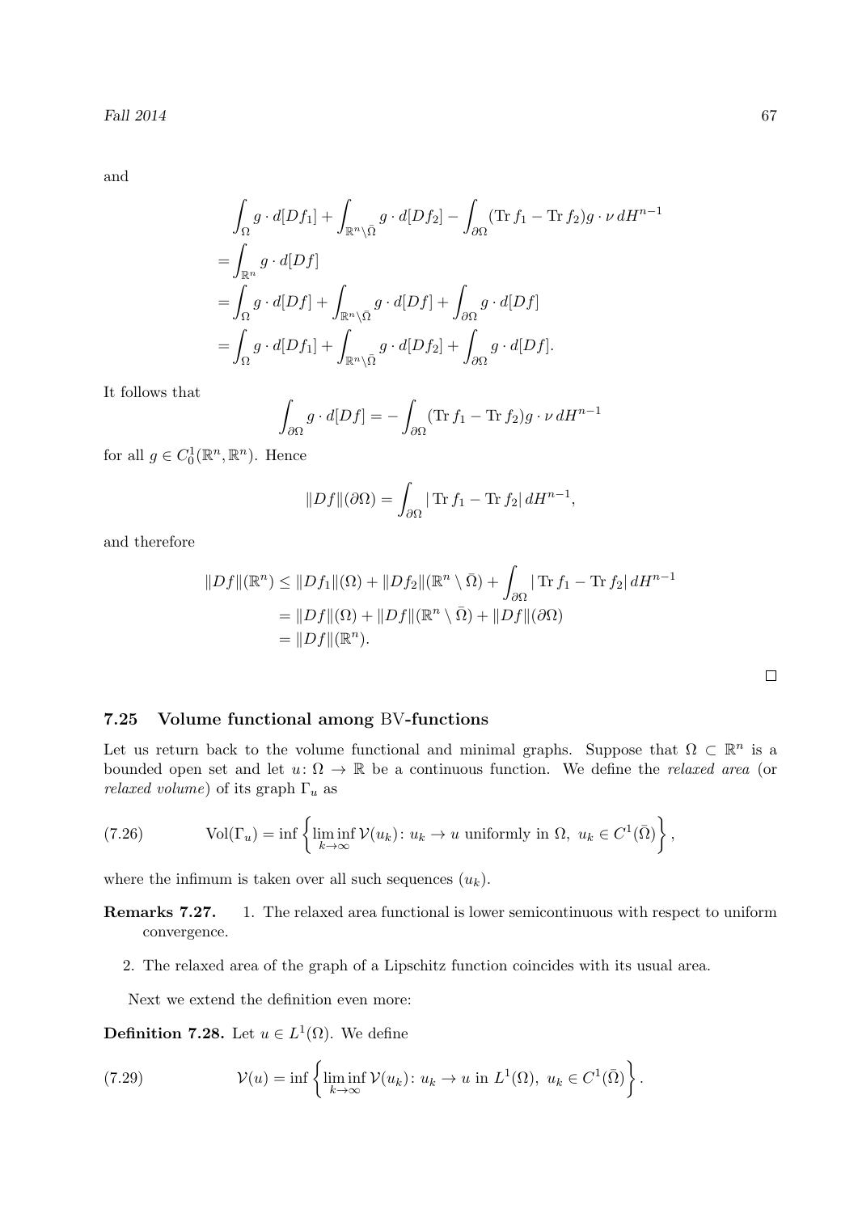and

$$
\begin{aligned}
&\int_{\Omega} g \cdot d[Df_1] + \int_{\mathbb{R}^n \setminus \bar{\Omega}} g \cdot d[Df_2] - \int_{\partial\Omega} (\operatorname{Tr} f_1 - \operatorname{Tr} f_2) g \cdot \nu \, dH^{n-1} \\
&= \int_{\mathbb{R}^n} g \cdot d[Df] \\
&= \int_{\Omega} g \cdot d[Df] + \int_{\mathbb{R}^n \setminus \bar{\Omega}} g \cdot d[Df] + \int_{\partial\Omega} g \cdot d[Df] \\
&= \int_{\Omega} g \cdot d[Df_1] + \int_{\mathbb{R}^n \setminus \bar{\Omega}} g \cdot d[Df_2] + \int_{\partial\Omega} g \cdot d[Df].
\end{aligned}
$$

It follows that

$$
\int_{\partial\Omega} g \cdot d[Df] = -\int_{\partial\Omega} (\operatorname{Tr} f_1 - \operatorname{Tr} f_2) g \cdot \nu \, dH^{n-1}
$$

for all $g \in C_0^1(\mathbb{R}^n, \mathbb{R}^n)$. Hence

$$
\|Df\|(\partial\Omega) = \int_{\partial\Omega} |\operatorname{Tr} f_1 - \operatorname{Tr} f_2| \, dH^{n-1},
$$

and therefore

$$
\begin{aligned}
\|Df\|(\mathbb{R}^n) &\leq \|Df_1\|(\Omega) + \|Df_2\|(\mathbb{R}^n \setminus \bar{\Omega}) + \int_{\partial\Omega} |\operatorname{Tr} f_1 - \operatorname{Tr} f_2| \, dH^{n-1} \\
&= \|Df\|(\Omega) + \|Df\|(\mathbb{R}^n \setminus \bar{\Omega}) + \|Df\|(\partial\Omega) \\
&= \|Df\|(\mathbb{R}^n).
\end{aligned}
$$

□

### 7.25 Volume functional among BV-functions

Let us return back to the volume functional and minimal graphs. Suppose that $\Omega \subset \mathbb{R}^n$ is a bounded open set and let $u \colon \Omega \to \mathbb{R}$ be a continuous function. We define the *relaxed area* (or *relaxed volume*) of its graph $\Gamma_u$ as

$$
\operatorname{Vol}(\Gamma_u) = \inf \left\{ \liminf_{k\to\infty} \mathcal{V}(u_k) \colon u_k \to u \text{ uniformly in } \Omega,\ u_k \in C^1(\bar{\Omega}) \right\}, \tag{7.26}
$$

where the infimum is taken over all such sequences $(u_k)$.

**Remarks 7.27.**

1. The relaxed area functional is lower semicontinuous with respect to uniform convergence.
2. The relaxed area of the graph of a Lipschitz function coincides with its usual area.

Next we extend the definition even more:

**Definition 7.28.** Let $u \in L^1(\Omega)$. We define

$$
\mathcal{V}(u) = \inf \left\{ \liminf_{k\to\infty} \mathcal{V}(u_k) \colon u_k \to u \text{ in } L^1(\Omega),\ u_k \in C^1(\bar{\Omega}) \right\}. \tag{7.29}
$$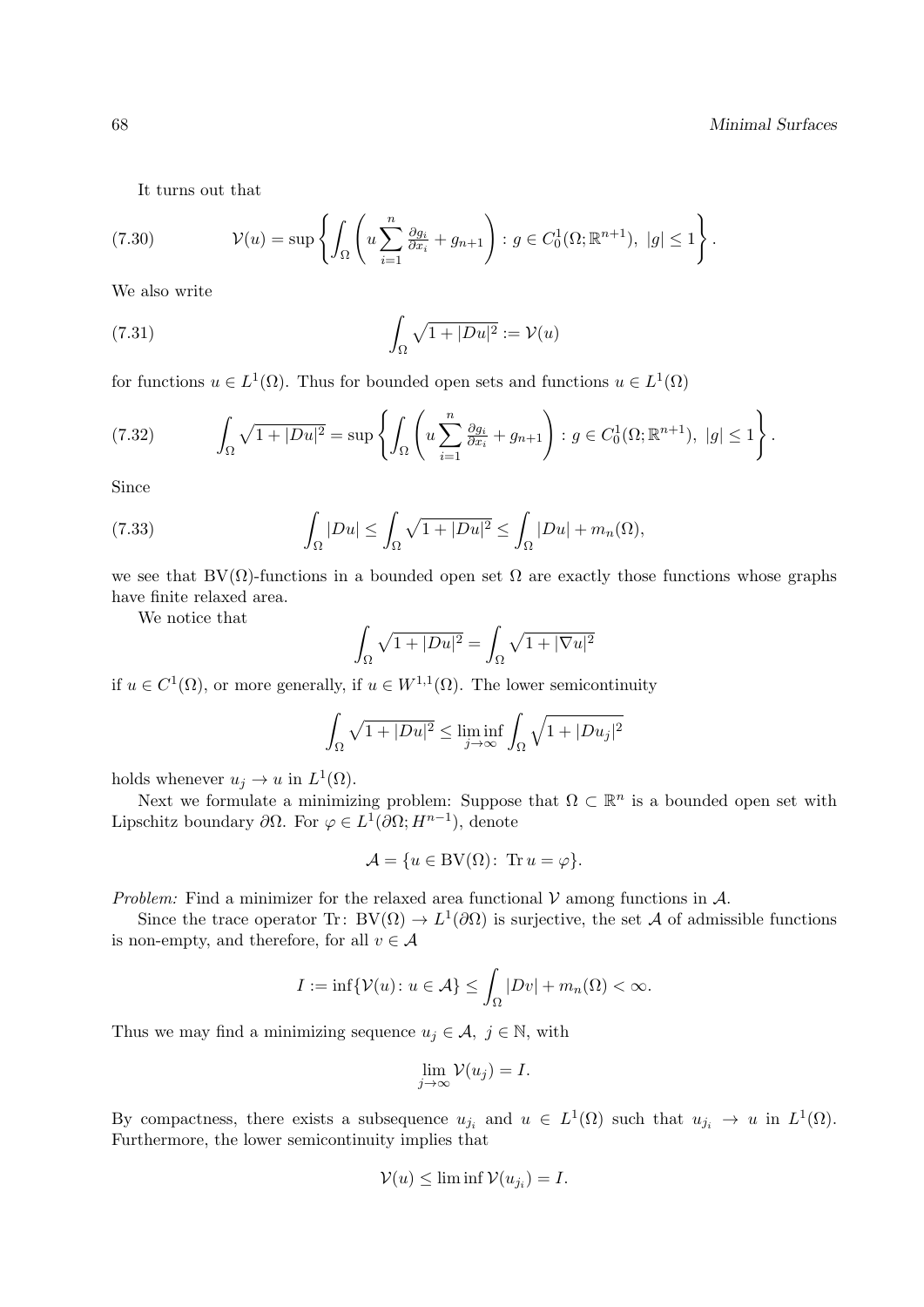It turns out that

$$\mathcal{V}(u) = \sup\left\{ \int_\Omega \left( u \sum_{i=1}^n \tfrac{\partial g_i}{\partial x_i} + g_{n+1} \right) : g \in C_0^1(\Omega; \mathbb{R}^{n+1}),\ |g| \le 1 \right\}. \tag{7.30}$$

We also write

$$\int_\Omega \sqrt{1+|Du|^2} := \mathcal{V}(u) \tag{7.31}$$

for functions $u \in L^1(\Omega)$. Thus for bounded open sets and functions $u \in L^1(\Omega)$

$$\int_\Omega \sqrt{1+|Du|^2} = \sup\left\{ \int_\Omega \left( u \sum_{i=1}^n \tfrac{\partial g_i}{\partial x_i} + g_{n+1} \right) : g \in C_0^1(\Omega; \mathbb{R}^{n+1}),\ |g| \le 1 \right\}. \tag{7.32}$$

Since

$$\int_\Omega |Du| \le \int_\Omega \sqrt{1+|Du|^2} \le \int_\Omega |Du| + m_n(\Omega), \tag{7.33}$$

we see that $\mathrm{BV}(\Omega)$-functions in a bounded open set $\Omega$ are exactly those functions whose graphs have finite relaxed area.

We notice that

$$\int_\Omega \sqrt{1+|Du|^2} = \int_\Omega \sqrt{1+|\nabla u|^2}$$

if $u \in C^1(\Omega)$, or more generally, if $u \in W^{1,1}(\Omega)$. The lower semicontinuity

$$\int_\Omega \sqrt{1+|Du|^2} \le \liminf_{j\to\infty} \int_\Omega \sqrt{1+|Du_j|^2}$$

holds whenever $u_j \to u$ in $L^1(\Omega)$.

Next we formulate a minimizing problem: Suppose that $\Omega \subset \mathbb{R}^n$ is a bounded open set with Lipschitz boundary $\partial\Omega$. For $\varphi \in L^1(\partial\Omega; H^{n-1})$, denote

$$\mathcal{A} = \{u \in \mathrm{BV}(\Omega) \colon \operatorname{Tr} u = \varphi\}.$$

*Problem:* Find a minimizer for the relaxed area functional $\mathcal{V}$ among functions in $\mathcal{A}$.

Since the trace operator $\operatorname{Tr} \colon \mathrm{BV}(\Omega) \to L^1(\partial\Omega)$ is surjective, the set $\mathcal{A}$ of admissible functions is non-empty, and therefore, for all $v \in \mathcal{A}$

$$I := \inf\{\mathcal{V}(u) \colon u \in \mathcal{A}\} \le \int_\Omega |Dv| + m_n(\Omega) < \infty.$$

Thus we may find a minimizing sequence $u_j \in \mathcal{A},\ j \in \mathbb{N}$, with

$$\lim_{j\to\infty} \mathcal{V}(u_j) = I.$$

By compactness, there exists a subsequence $u_{j_i}$ and $u \in L^1(\Omega)$ such that $u_{j_i} \to u$ in $L^1(\Omega)$. Furthermore, the lower semicontinuity implies that

$$\mathcal{V}(u) \le \liminf \mathcal{V}(u_{j_i}) = I.$$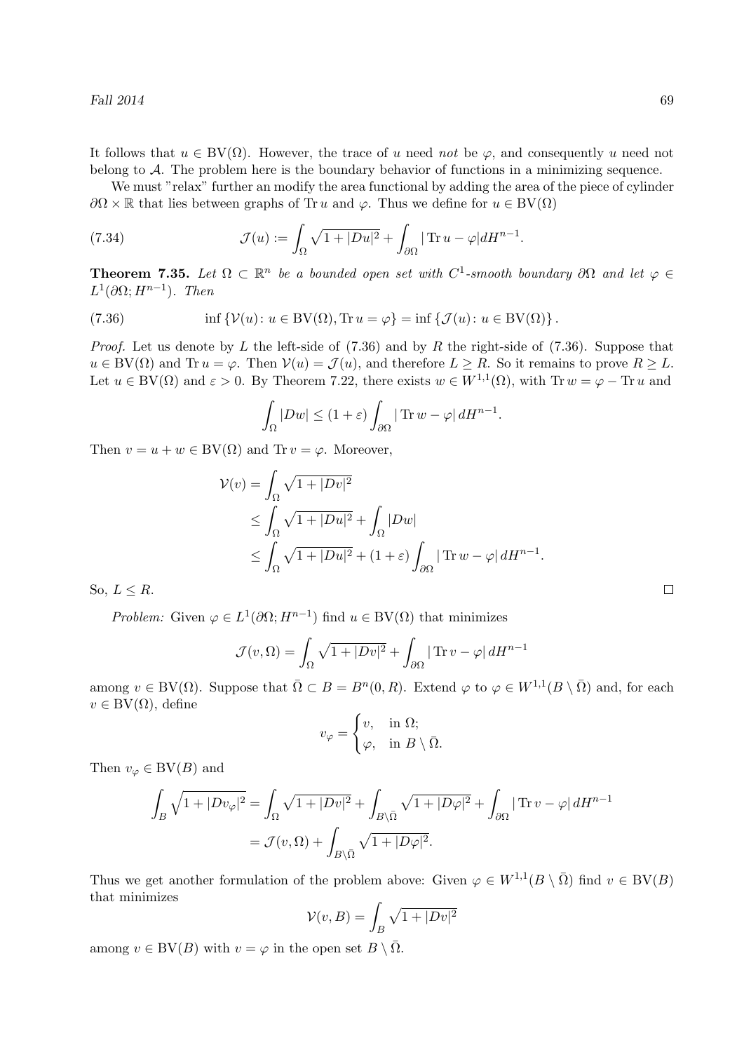It follows that $u \in \mathrm{BV}(\Omega)$. However, the trace of $u$ need *not* be $\varphi$, and consequently $u$ need not belong to $\mathcal{A}$. The problem here is the boundary behavior of functions in a minimizing sequence.

We must "relax" further an modify the area functional by adding the area of the piece of cylinder $\partial\Omega \times \mathbb{R}$ that lies between graphs of $\operatorname{Tr} u$ and $\varphi$. Thus we define for $u \in \mathrm{BV}(\Omega)$

$$\mathcal{J}(u) := \int_\Omega \sqrt{1 + |Du|^2} + \int_{\partial\Omega} |\operatorname{Tr} u - \varphi| dH^{n-1}. \tag{7.34}$$

**Theorem 7.35.** *Let $\Omega \subset \mathbb{R}^n$ be a bounded open set with $C^1$-smooth boundary $\partial\Omega$ and let $\varphi \in L^1(\partial\Omega; H^{n-1})$. Then*

$$\inf \{\mathcal{V}(u) \colon u \in \mathrm{BV}(\Omega), \operatorname{Tr} u = \varphi\} = \inf \{\mathcal{J}(u) \colon u \in \mathrm{BV}(\Omega)\}. \tag{7.36}$$

*Proof.* Let us denote by $L$ the left-side of (7.36) and by $R$ the right-side of (7.36). Suppose that $u \in \mathrm{BV}(\Omega)$ and $\operatorname{Tr} u = \varphi$. Then $\mathcal{V}(u) = \mathcal{J}(u)$, and therefore $L \geq R$. So it remains to prove $R \geq L$. Let $u \in \mathrm{BV}(\Omega)$ and $\varepsilon > 0$. By Theorem 7.22, there exists $w \in W^{1,1}(\Omega)$, with $\operatorname{Tr} w = \varphi - \operatorname{Tr} u$ and

$$\int_\Omega |Dw| \leq (1 + \varepsilon) \int_{\partial\Omega} |\operatorname{Tr} w - \varphi| \, dH^{n-1}.$$

Then $v = u + w \in \mathrm{BV}(\Omega)$ and $\operatorname{Tr} v = \varphi$. Moreover,

$$\begin{aligned}
\mathcal{V}(v) &= \int_\Omega \sqrt{1 + |Dv|^2} \\
&\leq \int_\Omega \sqrt{1 + |Du|^2} + \int_\Omega |Dw| \\
&\leq \int_\Omega \sqrt{1 + |Du|^2} + (1 + \varepsilon) \int_{\partial\Omega} |\operatorname{Tr} w - \varphi| \, dH^{n-1}.
\end{aligned}$$

So, $L \leq R$. $\square$

*Problem:* Given $\varphi \in L^1(\partial\Omega; H^{n-1})$ find $u \in \mathrm{BV}(\Omega)$ that minimizes

$$\mathcal{J}(v, \Omega) = \int_\Omega \sqrt{1 + |Dv|^2} + \int_{\partial\Omega} |\operatorname{Tr} v - \varphi| \, dH^{n-1}$$

among $v \in \mathrm{BV}(\Omega)$. Suppose that $\bar{\Omega} \subset B = B^n(0, R)$. Extend $\varphi$ to $\varphi \in W^{1,1}(B \setminus \bar{\Omega})$ and, for each $v \in \mathrm{BV}(\Omega)$, define

$$v_\varphi = \begin{cases} v, & \text{in } \Omega; \\ \varphi, & \text{in } B \setminus \bar{\Omega}. \end{cases}$$

Then $v_\varphi \in \mathrm{BV}(B)$ and

$$\begin{aligned}
\int_B \sqrt{1 + |Dv_\varphi|^2} &= \int_\Omega \sqrt{1 + |Dv|^2} + \int_{B \setminus \bar{\Omega}} \sqrt{1 + |D\varphi|^2} + \int_{\partial\Omega} |\operatorname{Tr} v - \varphi| \, dH^{n-1} \\
&= \mathcal{J}(v, \Omega) + \int_{B \setminus \bar{\Omega}} \sqrt{1 + |D\varphi|^2}.
\end{aligned}$$

Thus we get another formulation of the problem above: Given $\varphi \in W^{1,1}(B \setminus \bar{\Omega})$ find $v \in \mathrm{BV}(B)$ that minimizes

$$\mathcal{V}(v, B) = \int_B \sqrt{1 + |Dv|^2}$$

among $v \in \mathrm{BV}(B)$ with $v = \varphi$ in the open set $B \setminus \bar{\Omega}$.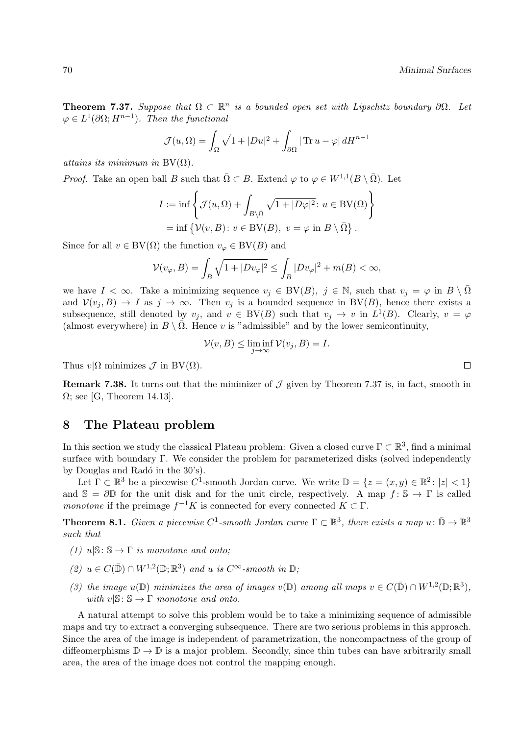**Theorem 7.37.** *Suppose that $\Omega \subset \mathbb{R}^n$ is a bounded open set with Lipschitz boundary $\partial\Omega$. Let $\varphi \in L^1(\partial\Omega; H^{n-1})$. Then the functional*

$$\mathcal{J}(u, \Omega) = \int_\Omega \sqrt{1 + |Du|^2} + \int_{\partial\Omega} |\operatorname{Tr} u - \varphi| \, dH^{n-1}$$

*attains its minimum in* $\mathrm{BV}(\Omega)$.

*Proof.* Take an open ball $B$ such that $\bar\Omega \subset B$. Extend $\varphi$ to $\varphi \in W^{1,1}(B \setminus \bar\Omega)$. Let

$$\begin{aligned} I &:= \inf \left\{ \mathcal{J}(u, \Omega) + \int_{B\setminus\bar\Omega} \sqrt{1 + |D\varphi|^2} \colon u \in \mathrm{BV}(\Omega) \right\} \\ &= \inf \left\{ \mathcal{V}(v, B) \colon v \in \mathrm{BV}(B),\ v = \varphi \text{ in } B \setminus \bar\Omega \right\}. \end{aligned}$$

Since for all $v \in \mathrm{BV}(\Omega)$ the function $v_\varphi \in \mathrm{BV}(B)$ and

$$\mathcal{V}(v_\varphi, B) = \int_B \sqrt{1 + |Dv_\varphi|^2} \le \int_B |Dv_\varphi|^2 + m(B) < \infty,$$

we have $I < \infty$. Take a minimizing sequence $v_j \in \mathrm{BV}(B)$, $j \in \mathbb{N}$, such that $v_j = \varphi$ in $B \setminus \bar\Omega$ and $\mathcal{V}(v_j, B) \to I$ as $j \to \infty$. Then $v_j$ is a bounded sequence in $\mathrm{BV}(B)$, hence there exists a subsequence, still denoted by $v_j$, and $v \in \mathrm{BV}(B)$ such that $v_j \to v$ in $L^1(B)$. Clearly, $v = \varphi$ (almost everywhere) in $B \setminus \bar\Omega$. Hence $v$ is "admissible" and by the lower semicontinuity,

$$\mathcal{V}(v, B) \le \liminf_{j\to\infty} \mathcal{V}(v_j, B) = I.$$

Thus $v|\Omega$ minimizes $\mathcal{J}$ in $\mathrm{BV}(\Omega)$. $\square$

**Remark 7.38.** It turns out that the minimizer of $\mathcal{J}$ given by Theorem 7.37 is, in fact, smooth in $\Omega$; see [G, Theorem 14.13].

## 8 The Plateau problem

In this section we study the classical Plateau problem: Given a closed curve $\Gamma \subset \mathbb{R}^3$, find a minimal surface with boundary $\Gamma$. We consider the problem for parameterized disks (solved independently by Douglas and Radó in the 30's).

Let $\Gamma \subset \mathbb{R}^3$ be a piecewise $C^1$-smooth Jordan curve. We write $\mathbb{D} = \{z = (x, y) \in \mathbb{R}^2 \colon |z| < 1\}$ and $\mathbb{S} = \partial\mathbb{D}$ for the unit disk and for the unit circle, respectively. A map $f \colon \mathbb{S} \to \Gamma$ is called *monotone* if the preimage $f^{-1}K$ is connected for every connected $K \subset \Gamma$.

**Theorem 8.1.** *Given a piecewise $C^1$-smooth Jordan curve $\Gamma \subset \mathbb{R}^3$, there exists a map $u \colon \bar{\mathbb{D}} \to \mathbb{R}^3$ such that*

*(1) $u|\mathbb{S} \colon \mathbb{S} \to \Gamma$ is monotone and onto;*

*(2) $u \in C(\bar{\mathbb{D}}) \cap W^{1,2}(\mathbb{D}; \mathbb{R}^3)$ and $u$ is $C^\infty$-smooth in $\mathbb{D}$;*

*(3) the image $u(\mathbb{D})$ minimizes the area of images $v(\mathbb{D})$ among all maps $v \in C(\bar{\mathbb{D}}) \cap W^{1,2}(\mathbb{D}; \mathbb{R}^3)$, with $v|\mathbb{S} \colon \mathbb{S} \to \Gamma$ monotone and onto.*

A natural attempt to solve this problem would be to take a minimizing sequence of admissible maps and try to extract a converging subsequence. There are two serious problems in this approach. Since the area of the image is independent of parametrization, the noncompactness of the group of diffeomerphisms $\mathbb{D} \to \mathbb{D}$ is a major problem. Secondly, since thin tubes can have arbitrarily small area, the area of the image does not control the mapping enough.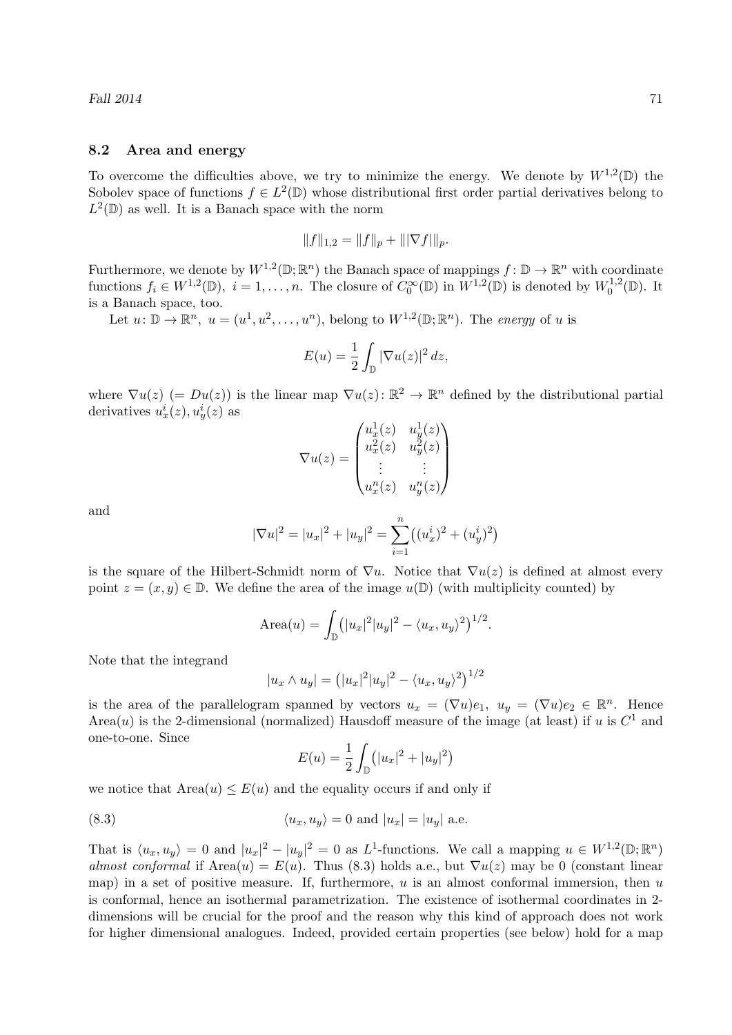### 8.2 Area and energy

To overcome the difficulties above, we try to minimize the energy. We denote by $W^{1,2}(\mathbb{D})$ the Sobolev space of functions $f \in L^2(\mathbb{D})$ whose distributional first order partial derivatives belong to $L^2(\mathbb{D})$ as well. It is a Banach space with the norm

$$\|f\|_{1,2} = \|f\|_p + \||\nabla f|\|_p.$$

Furthermore, we denote by $W^{1,2}(\mathbb{D};\mathbb{R}^n)$ the Banach space of mappings $f\colon \mathbb{D} \to \mathbb{R}^n$ with coordinate functions $f_i \in W^{1,2}(\mathbb{D})$, $i = 1,\ldots,n$. The closure of $C_0^\infty(\mathbb{D})$ in $W^{1,2}(\mathbb{D})$ is denoted by $W_0^{1,2}(\mathbb{D})$. It is a Banach space, too.

Let $u\colon \mathbb{D} \to \mathbb{R}^n$, $u = (u^1, u^2, \ldots, u^n)$, belong to $W^{1,2}(\mathbb{D};\mathbb{R}^n)$. The *energy* of $u$ is

$$E(u) = \frac{1}{2}\int_{\mathbb{D}} |\nabla u(z)|^2 \, dz,$$

where $\nabla u(z)$ $(= Du(z))$ is the linear map $\nabla u(z)\colon \mathbb{R}^2 \to \mathbb{R}^n$ defined by the distributional partial derivatives $u_x^i(z), u_y^i(z)$ as

$$\nabla u(z) = \begin{pmatrix} u_x^1(z) & u_y^1(z) \\ u_x^2(z) & u_y^2(z) \\ \vdots & \vdots \\ u_x^n(z) & u_y^n(z) \end{pmatrix}$$

and

$$|\nabla u|^2 = |u_x|^2 + |u_y|^2 = \sum_{i=1}^n \big((u_x^i)^2 + (u_y^i)^2\big)$$

is the square of the Hilbert-Schmidt norm of $\nabla u$. Notice that $\nabla u(z)$ is defined at almost every point $z = (x,y) \in \mathbb{D}$. We define the area of the image $u(\mathbb{D})$ (with multiplicity counted) by

$$\mathrm{Area}(u) = \int_{\mathbb{D}} \big(|u_x|^2|u_y|^2 - \langle u_x, u_y\rangle^2\big)^{1/2}.$$

Note that the integrand

$$|u_x \wedge u_y| = \big(|u_x|^2|u_y|^2 - \langle u_x, u_y\rangle^2\big)^{1/2}$$

is the area of the parallelogram spanned by vectors $u_x = (\nabla u)e_1,\ u_y = (\nabla u)e_2 \in \mathbb{R}^n$. Hence $\mathrm{Area}(u)$ is the 2-dimensional (normalized) Hausdoff measure of the image (at least) if $u$ is $C^1$ and one-to-one. Since

$$E(u) = \frac{1}{2}\int_{\mathbb{D}} \big(|u_x|^2 + |u_y|^2\big)$$

we notice that $\mathrm{Area}(u) \le E(u)$ and the equality occurs if and only if

$$\langle u_x, u_y\rangle = 0 \text{ and } |u_x| = |u_y| \text{ a.e.} \tag{8.3}$$

That is $\langle u_x, u_y\rangle = 0$ and $|u_x|^2 - |u_y|^2 = 0$ as $L^1$-functions. We call a mapping $u \in W^{1,2}(\mathbb{D};\mathbb{R}^n)$ *almost conformal* if $\mathrm{Area}(u) = E(u)$. Thus (8.3) holds a.e., but $\nabla u(z)$ may be 0 (constant linear map) in a set of positive measure. If, furthermore, $u$ is an almost conformal immersion, then $u$ is conformal, hence an isothermal parametrization. The existence of isothermal coordinates in 2-dimensions will be crucial for the proof and the reason why this kind of approach does not work for higher dimensional analogues. Indeed, provided certain properties (see below) hold for a map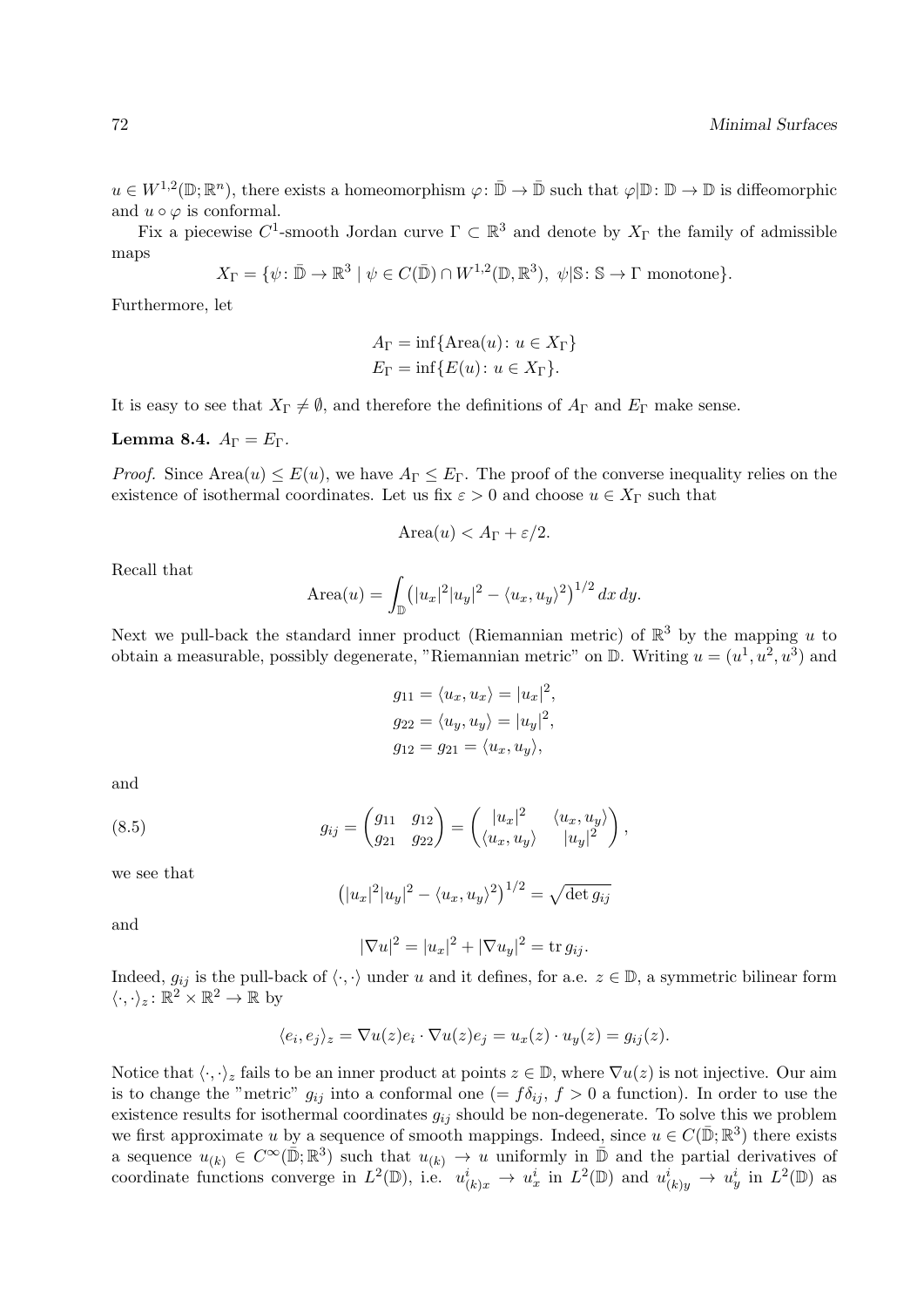$u \in W^{1,2}(\mathbb{D};\mathbb{R}^n)$, there exists a homeomorphism $\varphi\colon \bar{\mathbb{D}} \to \bar{\mathbb{D}}$ such that $\varphi|\mathbb{D}\colon \mathbb{D} \to \mathbb{D}$ is diffeomorphic and $u \circ \varphi$ is conformal.

Fix a piecewise $C^1$-smooth Jordan curve $\Gamma \subset \mathbb{R}^3$ and denote by $X_\Gamma$ the family of admissible maps

$$X_\Gamma = \{\psi\colon \bar{\mathbb{D}} \to \mathbb{R}^3 \mid \psi \in C(\bar{\mathbb{D}}) \cap W^{1,2}(\mathbb{D}, \mathbb{R}^3),\ \psi|\mathbb{S}\colon \mathbb{S} \to \Gamma \text{ monotone}\}.$$

Furthermore, let

$$\begin{aligned} A_\Gamma &= \inf\{\mathrm{Area}(u)\colon u \in X_\Gamma\} \\ E_\Gamma &= \inf\{E(u)\colon u \in X_\Gamma\}. \end{aligned}$$

It is easy to see that $X_\Gamma \neq \emptyset$, and therefore the definitions of $A_\Gamma$ and $E_\Gamma$ make sense.

**Lemma 8.4.** $A_\Gamma = E_\Gamma$.

*Proof.* Since $\mathrm{Area}(u) \leq E(u)$, we have $A_\Gamma \leq E_\Gamma$. The proof of the converse inequality relies on the existence of isothermal coordinates. Let us fix $\varepsilon > 0$ and choose $u \in X_\Gamma$ such that

$$\mathrm{Area}(u) < A_\Gamma + \varepsilon/2.$$

Recall that

$$\mathrm{Area}(u) = \int_{\mathbb{D}} \left(|u_x|^2|u_y|^2 - \langle u_x, u_y\rangle^2\right)^{1/2} dx\,dy.$$

Next we pull-back the standard inner product (Riemannian metric) of $\mathbb{R}^3$ by the mapping $u$ to obtain a measurable, possibly degenerate, "Riemannian metric" on $\mathbb{D}$. Writing $u = (u^1, u^2, u^3)$ and

$$\begin{aligned} g_{11} &= \langle u_x, u_x\rangle = |u_x|^2, \\ g_{22} &= \langle u_y, u_y\rangle = |u_y|^2, \\ g_{12} &= g_{21} = \langle u_x, u_y\rangle, \end{aligned}$$

and

$$g_{ij} = \begin{pmatrix} g_{11} & g_{12} \\ g_{21} & g_{22} \end{pmatrix} = \begin{pmatrix} |u_x|^2 & \langle u_x, u_y\rangle \\ \langle u_x, u_y\rangle & |u_y|^2 \end{pmatrix}, \tag{8.5}$$

we see that

$$\left(|u_x|^2|u_y|^2 - \langle u_x, u_y\rangle^2\right)^{1/2} = \sqrt{\det g_{ij}}$$

and

$$|\nabla u|^2 = |u_x|^2 + |\nabla u_y|^2 = \operatorname{tr} g_{ij}.$$

Indeed, $g_{ij}$ is the pull-back of $\langle\cdot,\cdot\rangle$ under $u$ and it defines, for a.e. $z \in \mathbb{D}$, a symmetric bilinear form $\langle\cdot,\cdot\rangle_z\colon \mathbb{R}^2 \times \mathbb{R}^2 \to \mathbb{R}$ by

$$\langle e_i, e_j\rangle_z = \nabla u(z)e_i \cdot \nabla u(z)e_j = u_x(z) \cdot u_y(z) = g_{ij}(z).$$

Notice that $\langle\cdot,\cdot\rangle_z$ fails to be an inner product at points $z \in \mathbb{D}$, where $\nabla u(z)$ is not injective. Our aim is to change the "metric" $g_{ij}$ into a conformal one ($= f\delta_{ij}$, $f > 0$ a function). In order to use the existence results for isothermal coordinates $g_{ij}$ should be non-degenerate. To solve this we problem we first approximate $u$ by a sequence of smooth mappings. Indeed, since $u \in C(\bar{\mathbb{D}};\mathbb{R}^3)$ there exists a sequence $u_{(k)} \in C^\infty(\bar{\mathbb{D}};\mathbb{R}^3)$ such that $u_{(k)} \to u$ uniformly in $\bar{\mathbb{D}}$ and the partial derivatives of coordinate functions converge in $L^2(\mathbb{D})$, i.e. $u^i_{(k)x} \to u^i_x$ in $L^2(\mathbb{D})$ and $u^i_{(k)y} \to u^i_y$ in $L^2(\mathbb{D})$ as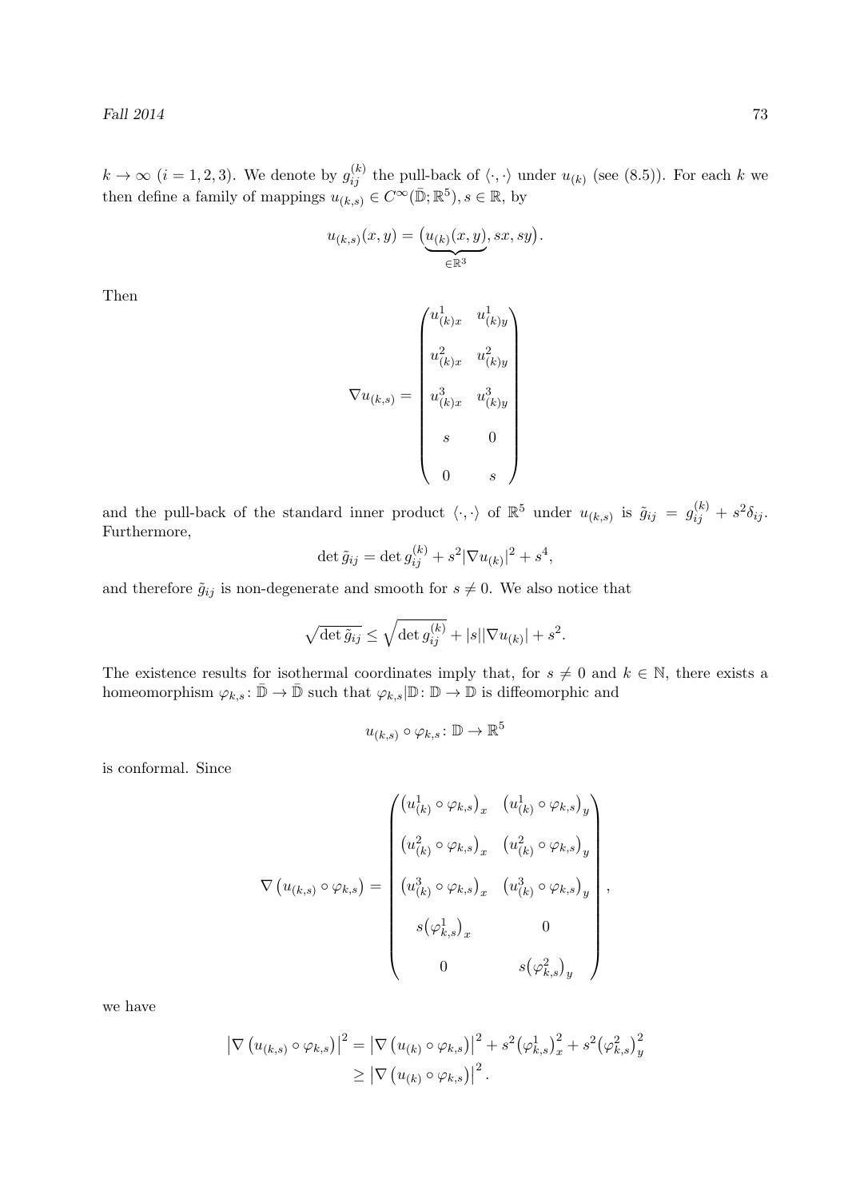$k \to \infty$ $(i = 1, 2, 3)$. We denote by $g_{ij}^{(k)}$ the pull-back of $\langle \cdot, \cdot \rangle$ under $u_{(k)}$ (see (8.5)). For each $k$ we then define a family of mappings $u_{(k,s)} \in C^\infty(\bar{\mathbb{D}}; \mathbb{R}^5)$, $s \in \mathbb{R}$, by

$$u_{(k,s)}(x, y) = \big(\underbrace{u_{(k)}(x, y)}_{\in \mathbb{R}^3}, sx, sy\big).$$

Then

$$\nabla u_{(k,s)} = \begin{pmatrix} u^1_{(k)x} & u^1_{(k)y} \\ u^2_{(k)x} & u^2_{(k)y} \\ u^3_{(k)x} & u^3_{(k)y} \\ s & 0 \\ 0 & s \end{pmatrix}$$

and the pull-back of the standard inner product $\langle \cdot, \cdot \rangle$ of $\mathbb{R}^5$ under $u_{(k,s)}$ is $\tilde{g}_{ij} = g_{ij}^{(k)} + s^2 \delta_{ij}$. Furthermore,

$$\det \tilde{g}_{ij} = \det g_{ij}^{(k)} + s^2 |\nabla u_{(k)}|^2 + s^4,$$

and therefore $\tilde{g}_{ij}$ is non-degenerate and smooth for $s \neq 0$. We also notice that

$$\sqrt{\det \tilde{g}_{ij}} \leq \sqrt{\det g_{ij}^{(k)}} + |s||\nabla u_{(k)}| + s^2.$$

The existence results for isothermal coordinates imply that, for $s \neq 0$ and $k \in \mathbb{N}$, there exists a homeomorphism $\varphi_{k,s} \colon \bar{\mathbb{D}} \to \bar{\mathbb{D}}$ such that $\varphi_{k,s}|\mathbb{D} \colon \mathbb{D} \to \mathbb{D}$ is diffeomorphic and

$$u_{(k,s)} \circ \varphi_{k,s} \colon \mathbb{D} \to \mathbb{R}^5$$

is conformal. Since

$$\nabla \left(u_{(k,s)} \circ \varphi_{k,s}\right) = \begin{pmatrix} \left(u^1_{(k)} \circ \varphi_{k,s}\right)_x & \left(u^1_{(k)} \circ \varphi_{k,s}\right)_y \\ \left(u^2_{(k)} \circ \varphi_{k,s}\right)_x & \left(u^2_{(k)} \circ \varphi_{k,s}\right)_y \\ \left(u^3_{(k)} \circ \varphi_{k,s}\right)_x & \left(u^3_{(k)} \circ \varphi_{k,s}\right)_y \\ s\big(\varphi^1_{k,s}\big)_x & 0 \\ 0 & s\big(\varphi^2_{k,s}\big)_y \end{pmatrix},$$

we have

$$\begin{aligned} \left|\nabla \left(u_{(k,s)} \circ \varphi_{k,s}\right)\right|^2 &= \left|\nabla \left(u_{(k)} \circ \varphi_{k,s}\right)\right|^2 + s^2 \big(\varphi^1_{k,s}\big)_x^2 + s^2 \big(\varphi^2_{k,s}\big)_y^2 \\ &\geq \left|\nabla \left(u_{(k)} \circ \varphi_{k,s}\right)\right|^2. \end{aligned}$$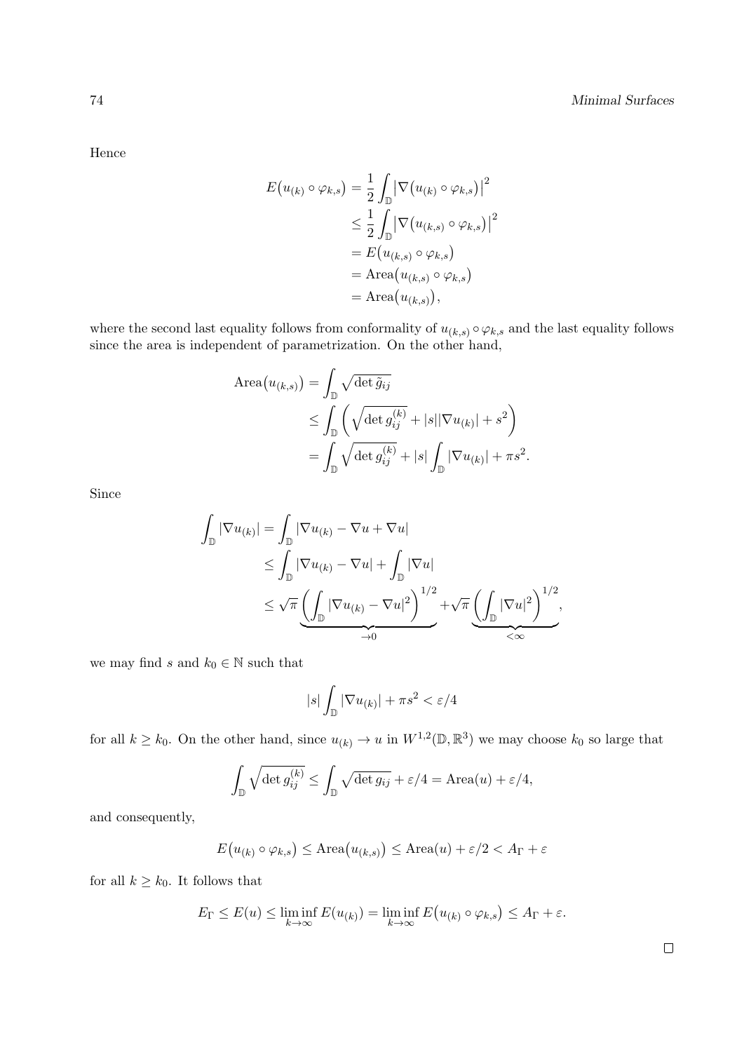Hence

$$
\begin{aligned}
E\big(u_{(k)} \circ \varphi_{k,s}\big) &= \frac{1}{2}\int_{\mathbb{D}} \big|\nabla\big(u_{(k)} \circ \varphi_{k,s}\big)\big|^2 \\
&\leq \frac{1}{2}\int_{\mathbb{D}} \big|\nabla\big(u_{(k,s)} \circ \varphi_{k,s}\big)\big|^2 \\
&= E\big(u_{(k,s)} \circ \varphi_{k,s}\big) \\
&= \mathrm{Area}\big(u_{(k,s)} \circ \varphi_{k,s}\big) \\
&= \mathrm{Area}\big(u_{(k,s)}\big),
\end{aligned}
$$

where the second last equality follows from conformality of $u_{(k,s)} \circ \varphi_{k,s}$ and the last equality follows since the area is independent of parametrization. On the other hand,

$$
\begin{aligned}
\mathrm{Area}\big(u_{(k,s)}\big) &= \int_{\mathbb{D}} \sqrt{\det \tilde{g}_{ij}} \\
&\leq \int_{\mathbb{D}} \left(\sqrt{\det g_{ij}^{(k)}} + |s||\nabla u_{(k)}| + s^2\right) \\
&= \int_{\mathbb{D}} \sqrt{\det g_{ij}^{(k)}} + |s|\int_{\mathbb{D}} |\nabla u_{(k)}| + \pi s^2.
\end{aligned}
$$

Since

$$
\begin{aligned}
\int_{\mathbb{D}} |\nabla u_{(k)}| &= \int_{\mathbb{D}} |\nabla u_{(k)} - \nabla u + \nabla u| \\
&\leq \int_{\mathbb{D}} |\nabla u_{(k)} - \nabla u| + \int_{\mathbb{D}} |\nabla u| \\
&\leq \sqrt{\pi}\underbrace{\left(\int_{\mathbb{D}} |\nabla u_{(k)} - \nabla u|^2\right)^{1/2}}_{\to 0} + \sqrt{\pi}\underbrace{\left(\int_{\mathbb{D}} |\nabla u|^2\right)^{1/2}}_{<\infty},
\end{aligned}
$$

we may find $s$ and $k_0 \in \mathbb{N}$ such that

$$
|s|\int_{\mathbb{D}} |\nabla u_{(k)}| + \pi s^2 < \varepsilon/4
$$

for all $k \geq k_0$. On the other hand, since $u_{(k)} \to u$ in $W^{1,2}(\mathbb{D}, \mathbb{R}^3)$ we may choose $k_0$ so large that

$$
\int_{\mathbb{D}} \sqrt{\det g_{ij}^{(k)}} \leq \int_{\mathbb{D}} \sqrt{\det g_{ij}} + \varepsilon/4 = \mathrm{Area}(u) + \varepsilon/4,
$$

and consequently,

$$
E\big(u_{(k)} \circ \varphi_{k,s}\big) \leq \mathrm{Area}\big(u_{(k,s)}\big) \leq \mathrm{Area}(u) + \varepsilon/2 < A_\Gamma + \varepsilon
$$

for all $k \geq k_0$. It follows that

$$
E_\Gamma \leq E(u) \leq \liminf_{k\to\infty} E(u_{(k)}) = \liminf_{k\to\infty} E\big(u_{(k)} \circ \varphi_{k,s}\big) \leq A_\Gamma + \varepsilon.
$$

$\square$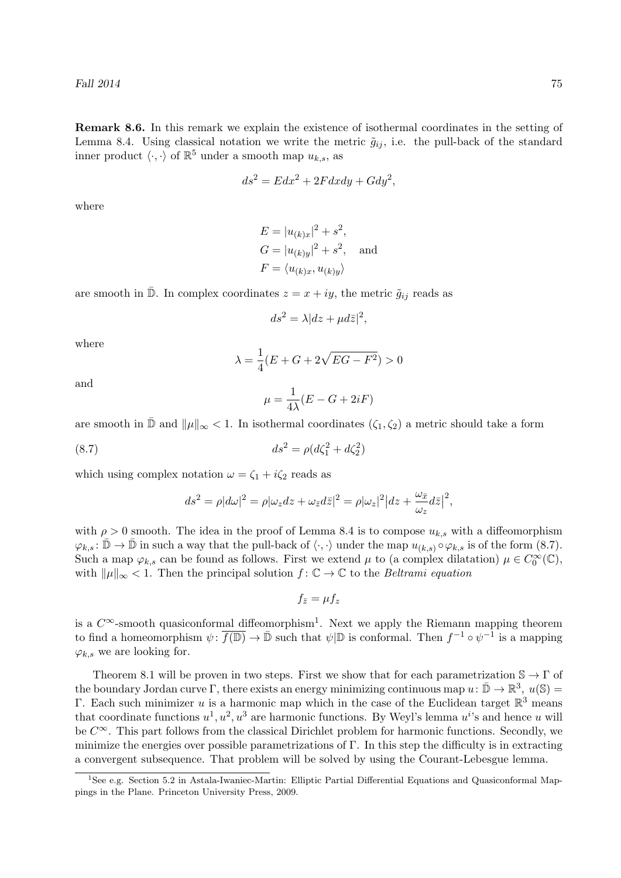**Remark 8.6.** In this remark we explain the existence of isothermal coordinates in the setting of Lemma 8.4. Using classical notation we write the metric $\tilde{g}_{ij}$, i.e. the pull-back of the standard inner product $\langle \cdot, \cdot \rangle$ of $\mathbb{R}^5$ under a smooth map $u_{k,s}$, as

$$ds^2 = Edx^2 + 2Fdxdy + Gdy^2,$$

where

$$E = |u_{(k)x}|^2 + s^2,$$
$$G = |u_{(k)y}|^2 + s^2, \quad \text{and}$$
$$F = \langle u_{(k)x}, u_{(k)y} \rangle$$

are smooth in $\bar{\mathbb{D}}$. In complex coordinates $z = x + iy$, the metric $\tilde{g}_{ij}$ reads as

$$ds^2 = \lambda |dz + \mu d\bar{z}|^2,$$

where

$$\lambda = \frac{1}{4}(E + G + 2\sqrt{EG - F^2}) > 0$$

and

$$\mu = \frac{1}{4\lambda}(E - G + 2iF)$$

are smooth in $\bar{\mathbb{D}}$ and $\|\mu\|_\infty < 1$. In isothermal coordinates $(\zeta_1, \zeta_2)$ a metric should take a form

$$ds^2 = \rho(d\zeta_1^2 + d\zeta_2^2) \tag{8.7}$$

which using complex notation $\omega = \zeta_1 + i\zeta_2$ reads as

$$ds^2 = \rho|d\omega|^2 = \rho|\omega_z dz + \omega_{\bar{z}} d\bar{z}|^2 = \rho|\omega_z|^2 \big|dz + \frac{\omega_{\bar{z}}}{\omega_z} d\bar{z}\big|^2,$$

with $\rho > 0$ smooth. The idea in the proof of Lemma 8.4 is to compose $u_{k,s}$ with a diffeomorphism $\varphi_{k,s} \colon \bar{\mathbb{D}} \to \bar{\mathbb{D}}$ in such a way that the pull-back of $\langle \cdot, \cdot \rangle$ under the map $u_{(k,s)} \circ \varphi_{k,s}$ is of the form (8.7). Such a map $\varphi_{k,s}$ can be found as follows. First we extend $\mu$ to (a complex dilatation) $\mu \in C_0^\infty(\mathbb{C})$, with $\|\mu\|_\infty < 1$. Then the principal solution $f \colon \mathbb{C} \to \mathbb{C}$ to the *Beltrami equation*

$$f_{\bar{z}} = \mu f_z$$

is a $C^\infty$-smooth quasiconformal diffeomorphism[1]. Next we apply the Riemann mapping theorem to find a homeomorphism $\psi \colon \overline{f(\mathbb{D})} \to \bar{\mathbb{D}}$ such that $\psi|\mathbb{D}$ is conformal. Then $f^{-1} \circ \psi^{-1}$ is a mapping $\varphi_{k,s}$ we are looking for.

Theorem 8.1 will be proven in two steps. First we show that for each parametrization $\mathbb{S} \to \Gamma$ of the boundary Jordan curve $\Gamma$, there exists an energy minimizing continuous map $u \colon \bar{\mathbb{D}} \to \mathbb{R}^3$, $u(\mathbb{S}) = \Gamma$. Each such minimizer $u$ is a harmonic map which in the case of the Euclidean target $\mathbb{R}^3$ means that coordinate functions $u^1, u^2, u^3$ are harmonic functions. By Weyl's lemma $u^i$'s and hence $u$ will be $C^\infty$. This part follows from the classical Dirichlet problem for harmonic functions. Secondly, we minimize the energies over possible parametrizations of $\Gamma$. In this step the difficulty is in extracting a convergent subsequence. That problem will be solved by using the Courant-Lebesgue lemma.

[1] See e.g. Section 5.2 in Astala-Iwaniec-Martin: Elliptic Partial Differential Equations and Quasiconformal Mappings in the Plane. Princeton University Press, 2009.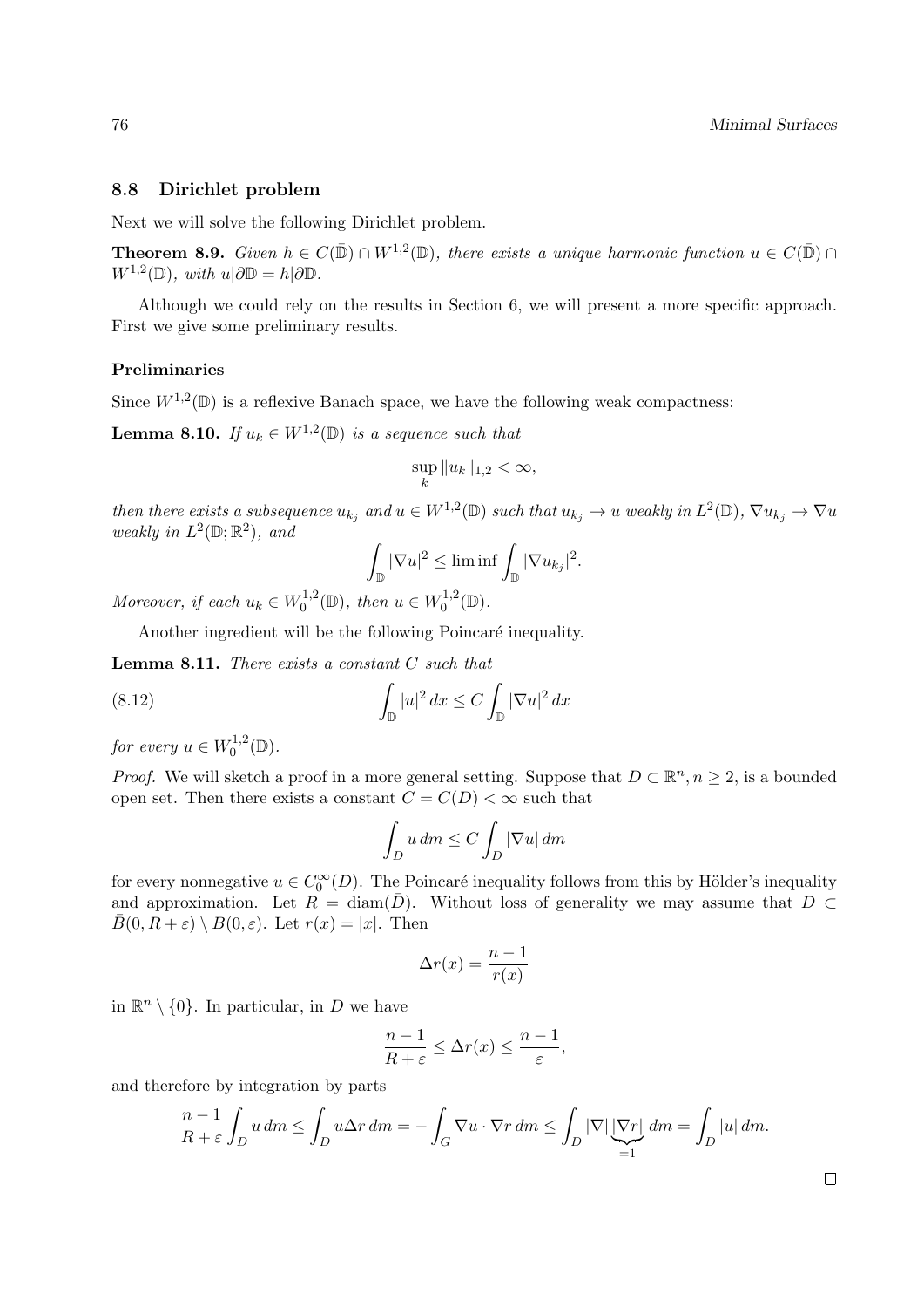## 8.8 Dirichlet problem

Next we will solve the following Dirichlet problem.

**Theorem 8.9.** *Given $h \in C(\bar{\mathbb{D}}) \cap W^{1,2}(\mathbb{D})$, there exists a unique harmonic function $u \in C(\bar{\mathbb{D}}) \cap W^{1,2}(\mathbb{D})$, with $u|\partial\mathbb{D} = h|\partial\mathbb{D}$.*

Although we could rely on the results in Section 6, we will present a more specific approach. First we give some preliminary results.

### Preliminaries

Since $W^{1,2}(\mathbb{D})$ is a reflexive Banach space, we have the following weak compactness:

**Lemma 8.10.** *If $u_k \in W^{1,2}(\mathbb{D})$ is a sequence such that*

$$\sup_k \|u_k\|_{1,2} < \infty,$$

*then there exists a subsequence $u_{k_j}$ and $u \in W^{1,2}(\mathbb{D})$ such that $u_{k_j} \to u$ weakly in $L^2(\mathbb{D})$, $\nabla u_{k_j} \to \nabla u$ weakly in $L^2(\mathbb{D}; \mathbb{R}^2)$, and*

$$\int_{\mathbb{D}} |\nabla u|^2 \le \liminf \int_{\mathbb{D}} |\nabla u_{k_j}|^2.$$

*Moreover, if each $u_k \in W_0^{1,2}(\mathbb{D})$, then $u \in W_0^{1,2}(\mathbb{D})$.*

Another ingredient will be the following Poincaré inequality.

**Lemma 8.11.** *There exists a constant $C$ such that*

$$\int_{\mathbb{D}} |u|^2 \, dx \le C \int_{\mathbb{D}} |\nabla u|^2 \, dx \tag{8.12}$$

*for every $u \in W_0^{1,2}(\mathbb{D})$.*

*Proof.* We will sketch a proof in a more general setting. Suppose that $D \subset \mathbb{R}^n, n \ge 2$, is a bounded open set. Then there exists a constant $C = C(D) < \infty$ such that

$$\int_D u \, dm \le C \int_D |\nabla u| \, dm$$

for every nonnegative $u \in C_0^\infty(D)$. The Poincaré inequality follows from this by Hölder's inequality and approximation. Let $R = \operatorname{diam}(\bar{D})$. Without loss of generality we may assume that $D \subset \bar{B}(0, R + \varepsilon) \setminus B(0, \varepsilon)$. Let $r(x) = |x|$. Then

$$\Delta r(x) = \frac{n-1}{r(x)}$$

in $\mathbb{R}^n \setminus \{0\}$. In particular, in $D$ we have

$$\frac{n-1}{R+\varepsilon} \le \Delta r(x) \le \frac{n-1}{\varepsilon},$$

and therefore by integration by parts

$$\frac{n-1}{R+\varepsilon} \int_D u \, dm \le \int_D u \Delta r \, dm = -\int_G \nabla u \cdot \nabla r \, dm \le \int_D |\nabla| \underbrace{|\nabla r|}_{=1} \, dm = \int_D |u| \, dm.$$

$\square$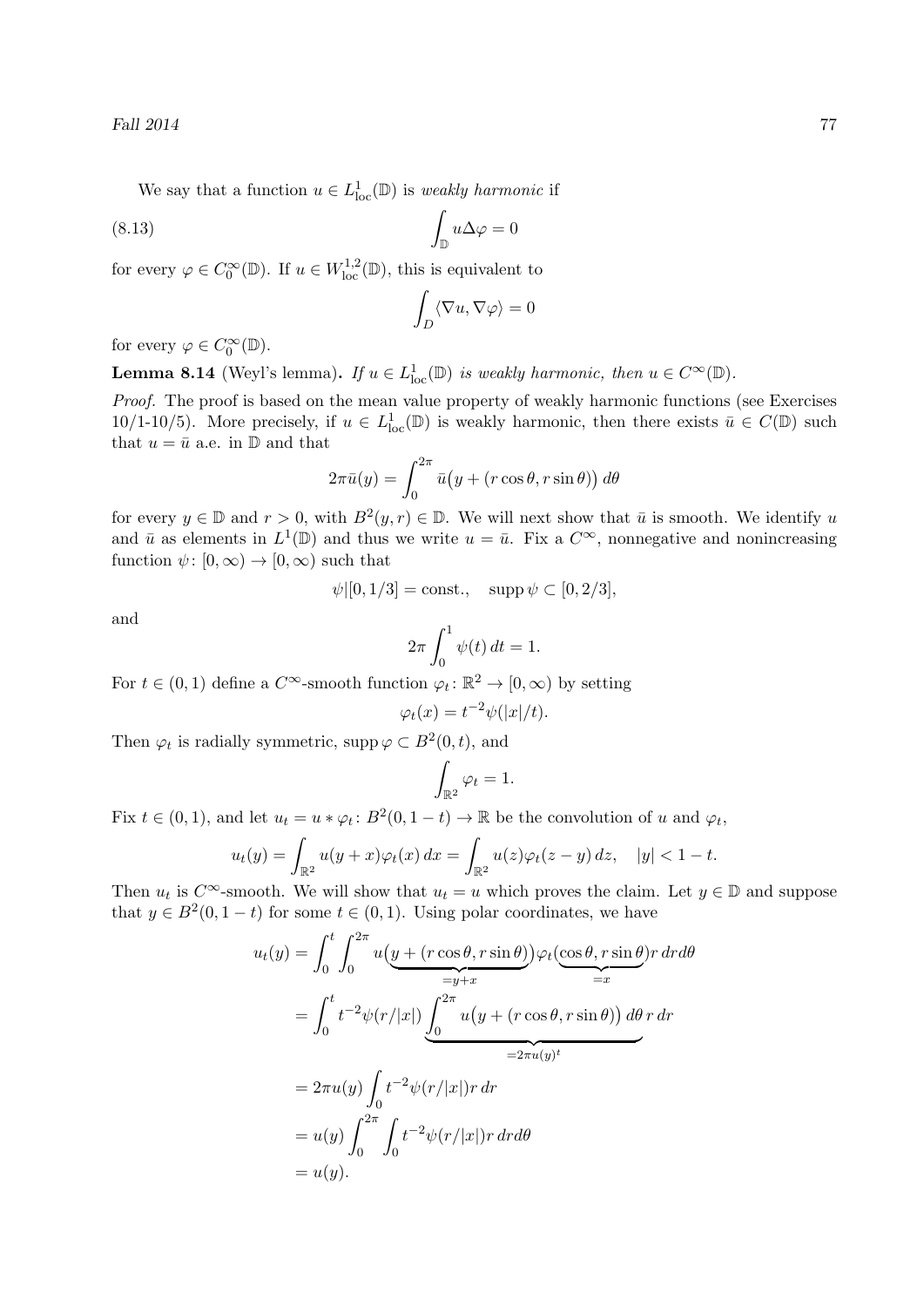We say that a function $u \in L^1_{\mathrm{loc}}(\mathbb{D})$ is *weakly harmonic* if

$$\int_{\mathbb{D}} u \Delta \varphi = 0 \tag{8.13}$$

for every $\varphi \in C_0^\infty(\mathbb{D})$. If $u \in W^{1,2}_{\mathrm{loc}}(\mathbb{D})$, this is equivalent to

$$\int_D \langle \nabla u, \nabla \varphi \rangle = 0$$

for every $\varphi \in C_0^\infty(\mathbb{D})$.

**Lemma 8.14** (Weyl's lemma)**.** *If $u \in L^1_{\mathrm{loc}}(\mathbb{D})$ is weakly harmonic, then $u \in C^\infty(\mathbb{D})$.*

*Proof.* The proof is based on the mean value property of weakly harmonic functions (see Exercises 10/1-10/5). More precisely, if $u \in L^1_{\mathrm{loc}}(\mathbb{D})$ is weakly harmonic, then there exists $\bar{u} \in C(\mathbb{D})$ such that $u = \bar{u}$ a.e. in $\mathbb{D}$ and that

$$2\pi \bar{u}(y) = \int_0^{2\pi} \bar{u}\big(y + (r\cos\theta, r\sin\theta)\big)\, d\theta$$

for every $y \in \mathbb{D}$ and $r > 0$, with $B^2(y, r) \in \mathbb{D}$. We will next show that $\bar{u}$ is smooth. We identify $u$ and $\bar{u}$ as elements in $L^1(\mathbb{D})$ and thus we write $u = \bar{u}$. Fix a $C^\infty$, nonnegative and nonincreasing function $\psi \colon [0, \infty) \to [0, \infty)$ such that

$$\psi|[0, 1/3] = \text{const.}, \quad \operatorname{supp} \psi \subset [0, 2/3],$$

and

$$2\pi \int_0^1 \psi(t)\, dt = 1.$$

For $t \in (0, 1)$ define a $C^\infty$-smooth function $\varphi_t \colon \mathbb{R}^2 \to [0, \infty)$ by setting

$$\varphi_t(x) = t^{-2} \psi(|x|/t).$$

Then $\varphi_t$ is radially symmetric, $\operatorname{supp} \varphi \subset B^2(0, t)$, and

$$\int_{\mathbb{R}^2} \varphi_t = 1.$$

Fix $t \in (0, 1)$, and let $u_t = u * \varphi_t \colon B^2(0, 1-t) \to \mathbb{R}$ be the convolution of $u$ and $\varphi_t$,

$$u_t(y) = \int_{\mathbb{R}^2} u(y + x) \varphi_t(x)\, dx = \int_{\mathbb{R}^2} u(z) \varphi_t(z - y)\, dz, \quad |y| < 1 - t.$$

Then $u_t$ is $C^\infty$-smooth. We will show that $u_t = u$ which proves the claim. Let $y \in \mathbb{D}$ and suppose that $y \in B^2(0, 1-t)$ for some $t \in (0, 1)$. Using polar coordinates, we have

$$\begin{aligned}
u_t(y) &= \int_0^t \int_0^{2\pi} u\big(\underbrace{y + (r\cos\theta, r\sin\theta)}_{=y+x}\big) \varphi_t\big(\underbrace{\cos\theta, r\sin\theta}_{=x}\big) r\, dr d\theta \\
&= \int_0^t t^{-2} \psi(r/|x|) \underbrace{\int_0^{2\pi} u\big(y + (r\cos\theta, r\sin\theta)\big)\, d\theta}_{=2\pi u(y)^t}\, r\, dr \\
&= 2\pi u(y) \int_0^t t^{-2} \psi(r/|x|) r\, dr \\
&= u(y) \int_0^{2\pi} \int_0 t^{-2} \psi(r/|x|) r\, dr d\theta \\
&= u(y).
\end{aligned}$$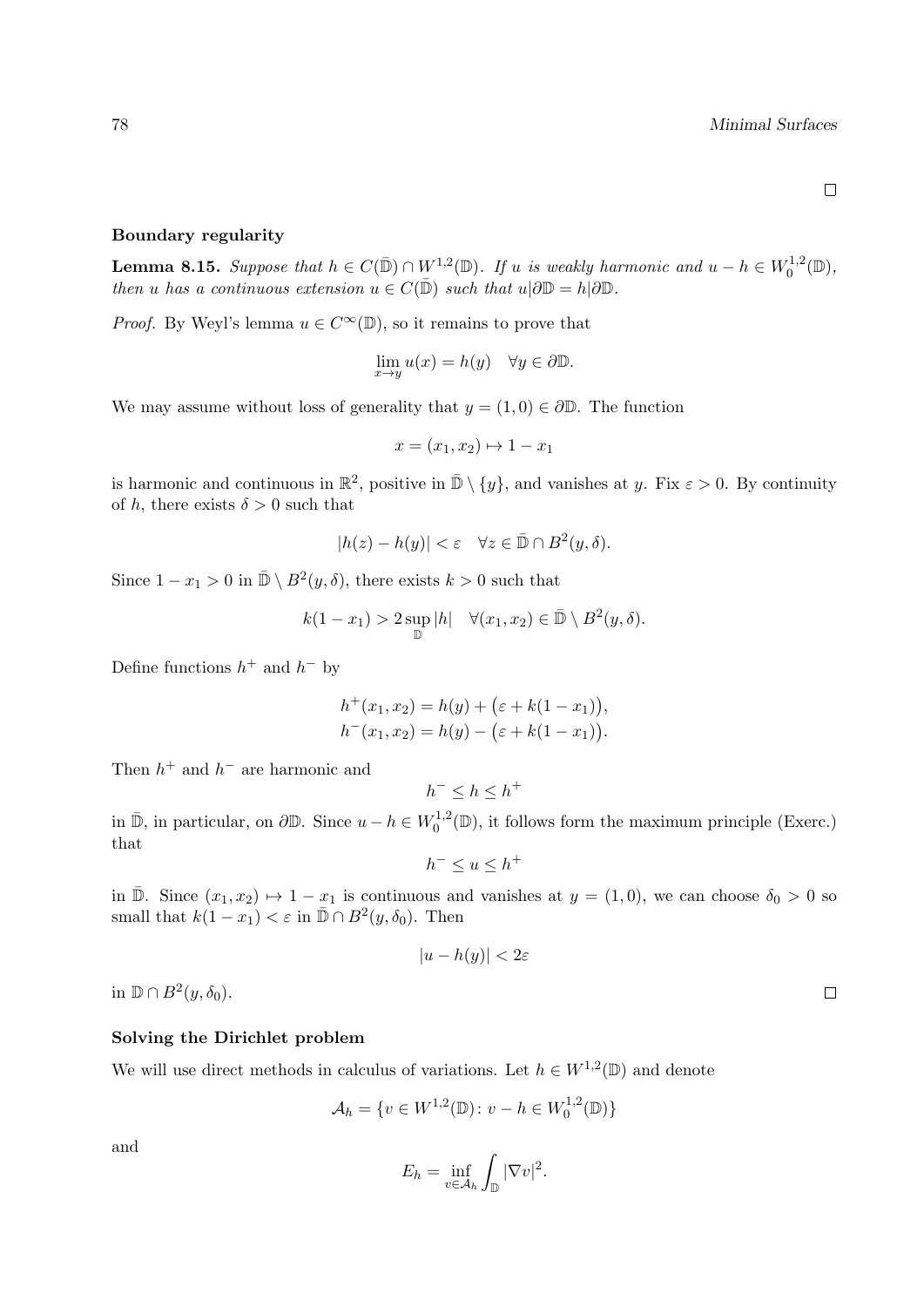□

**Boundary regularity**

**Lemma 8.15.** *Suppose that $h \in C(\bar{\mathbb{D}}) \cap W^{1,2}(\mathbb{D})$. If $u$ is weakly harmonic and $u - h \in W_0^{1,2}(\mathbb{D})$, then $u$ has a continuous extension $u \in C(\bar{\mathbb{D}})$ such that $u|\partial\mathbb{D} = h|\partial\mathbb{D}$.*

*Proof.* By Weyl's lemma $u \in C^\infty(\mathbb{D})$, so it remains to prove that

$$\lim_{x \to y} u(x) = h(y) \quad \forall y \in \partial\mathbb{D}.$$

We may assume without loss of generality that $y = (1,0) \in \partial\mathbb{D}$. The function

$$x = (x_1, x_2) \mapsto 1 - x_1$$

is harmonic and continuous in $\mathbb{R}^2$, positive in $\bar{\mathbb{D}} \setminus \{y\}$, and vanishes at $y$. Fix $\varepsilon > 0$. By continuity of $h$, there exists $\delta > 0$ such that

$$|h(z) - h(y)| < \varepsilon \quad \forall z \in \bar{\mathbb{D}} \cap B^2(y, \delta).$$

Since $1 - x_1 > 0$ in $\bar{\mathbb{D}} \setminus B^2(y, \delta)$, there exists $k > 0$ such that

$$k(1 - x_1) > 2 \sup_{\mathbb{D}} |h| \quad \forall (x_1, x_2) \in \bar{\mathbb{D}} \setminus B^2(y, \delta).$$

Define functions $h^+$ and $h^-$ by

$$h^+(x_1, x_2) = h(y) + \big(\varepsilon + k(1 - x_1)\big),$$
$$h^-(x_1, x_2) = h(y) - \big(\varepsilon + k(1 - x_1)\big).$$

Then $h^+$ and $h^-$ are harmonic and

$$h^- \le h \le h^+$$

in $\bar{\mathbb{D}}$, in particular, on $\partial\mathbb{D}$. Since $u - h \in W_0^{1,2}(\mathbb{D})$, it follows form the maximum principle (Exerc.) that

$$h^- \le u \le h^+$$

in $\bar{\mathbb{D}}$. Since $(x_1, x_2) \mapsto 1 - x_1$ is continuous and vanishes at $y = (1,0)$, we can choose $\delta_0 > 0$ so small that $k(1 - x_1) < \varepsilon$ in $\bar{\mathbb{D}} \cap B^2(y, \delta_0)$. Then

$$|u - h(y)| < 2\varepsilon$$

in $\mathbb{D} \cap B^2(y, \delta_0)$. □

**Solving the Dirichlet problem**

We will use direct methods in calculus of variations. Let $h \in W^{1,2}(\mathbb{D})$ and denote

$$\mathcal{A}_h = \{v \in W^{1,2}(\mathbb{D}) \colon v - h \in W_0^{1,2}(\mathbb{D})\}$$

and

$$E_h = \inf_{v \in \mathcal{A}_h} \int_{\mathbb{D}} |\nabla v|^2.$$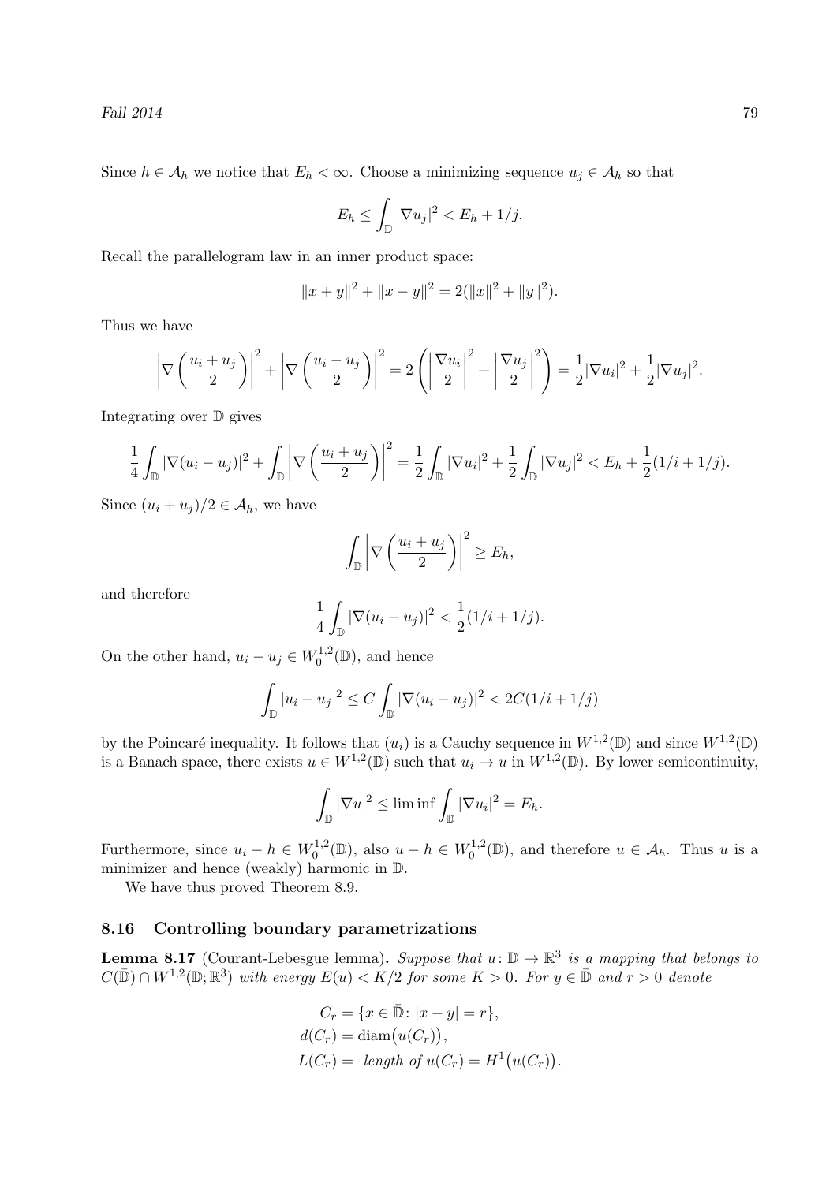Since $h \in \mathcal{A}_h$ we notice that $E_h < \infty$. Choose a minimizing sequence $u_j \in \mathcal{A}_h$ so that

$$E_h \leq \int_{\mathbb{D}} |\nabla u_j|^2 < E_h + 1/j.$$

Recall the parallelogram law in an inner product space:

$$\|x+y\|^2 + \|x-y\|^2 = 2(\|x\|^2 + \|y\|^2).$$

Thus we have

$$\left|\nabla\left(\frac{u_i+u_j}{2}\right)\right|^2 + \left|\nabla\left(\frac{u_i-u_j}{2}\right)\right|^2 = 2\left(\left|\frac{\nabla u_i}{2}\right|^2 + \left|\frac{\nabla u_j}{2}\right|^2\right) = \frac{1}{2}|\nabla u_i|^2 + \frac{1}{2}|\nabla u_j|^2.$$

Integrating over $\mathbb{D}$ gives

$$\frac{1}{4}\int_{\mathbb{D}} |\nabla(u_i - u_j)|^2 + \int_{\mathbb{D}} \left|\nabla\left(\frac{u_i+u_j}{2}\right)\right|^2 = \frac{1}{2}\int_{\mathbb{D}} |\nabla u_i|^2 + \frac{1}{2}\int_{\mathbb{D}} |\nabla u_j|^2 < E_h + \frac{1}{2}(1/i + 1/j).$$

Since $(u_i + u_j)/2 \in \mathcal{A}_h$, we have

$$\int_{\mathbb{D}} \left|\nabla\left(\frac{u_i+u_j}{2}\right)\right|^2 \geq E_h,$$

and therefore

$$\frac{1}{4}\int_{\mathbb{D}} |\nabla(u_i - u_j)|^2 < \frac{1}{2}(1/i + 1/j).$$

On the other hand, $u_i - u_j \in W_0^{1,2}(\mathbb{D})$, and hence

$$\int_{\mathbb{D}} |u_i - u_j|^2 \leq C\int_{\mathbb{D}} |\nabla(u_i - u_j)|^2 < 2C(1/i + 1/j)$$

by the Poincaré inequality. It follows that $(u_i)$ is a Cauchy sequence in $W^{1,2}(\mathbb{D})$ and since $W^{1,2}(\mathbb{D})$ is a Banach space, there exists $u \in W^{1,2}(\mathbb{D})$ such that $u_i \to u$ in $W^{1,2}(\mathbb{D})$. By lower semicontinuity,

$$\int_{\mathbb{D}} |\nabla u|^2 \leq \liminf \int_{\mathbb{D}} |\nabla u_i|^2 = E_h.$$

Furthermore, since $u_i - h \in W_0^{1,2}(\mathbb{D})$, also $u - h \in W_0^{1,2}(\mathbb{D})$, and therefore $u \in \mathcal{A}_h$. Thus $u$ is a minimizer and hence (weakly) harmonic in $\mathbb{D}$.

We have thus proved Theorem 8.9.

### 8.16 Controlling boundary parametrizations

**Lemma 8.17** (Courant-Lebesgue lemma)**.** *Suppose that $u\colon \mathbb{D} \to \mathbb{R}^3$ is a mapping that belongs to $C(\bar{\mathbb{D}}) \cap W^{1,2}(\mathbb{D};\mathbb{R}^3)$ with energy $E(u) < K/2$ for some $K > 0$. For $y \in \bar{\mathbb{D}}$ and $r > 0$ denote*

$$\begin{aligned}
C_r &= \{x \in \bar{\mathbb{D}}\colon |x-y| = r\},\\
d(C_r) &= \operatorname{diam}\big(u(C_r)\big),\\
L(C_r) &= \text{ length of } u(C_r) = H^1\big(u(C_r)\big).
\end{aligned}$$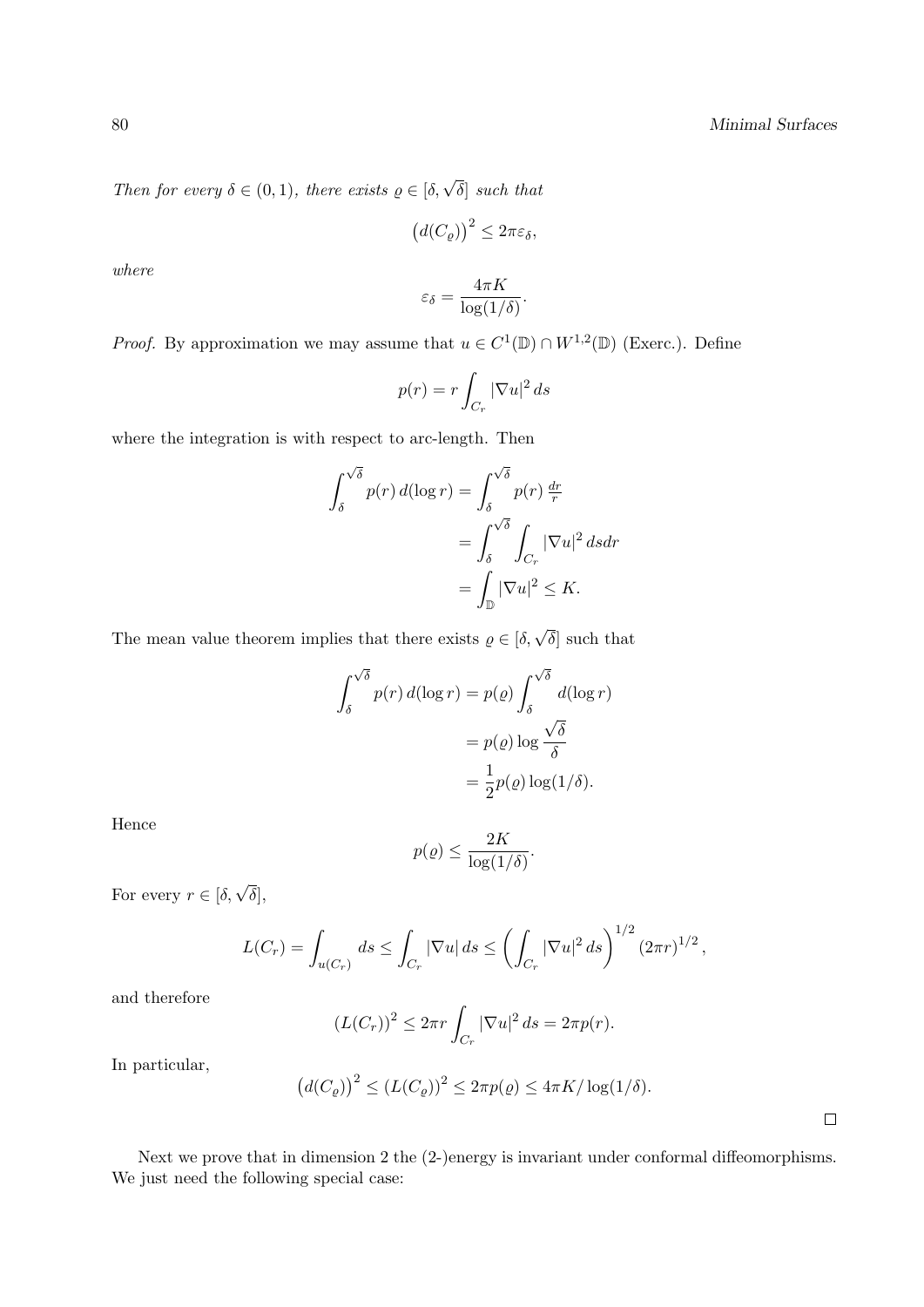*Then for every $\delta \in (0,1)$, there exists $\varrho \in [\delta, \sqrt{\delta}]$ such that*

$$\big(d(C_\varrho)\big)^2 \le 2\pi\varepsilon_\delta,$$

*where*

$$\varepsilon_\delta = \frac{4\pi K}{\log(1/\delta)}.$$

*Proof.* By approximation we may assume that $u \in C^1(\mathbb{D}) \cap W^{1,2}(\mathbb{D})$ (Exerc.). Define

$$p(r) = r \int_{C_r} |\nabla u|^2 \, ds$$

where the integration is with respect to arc-length. Then

$$\begin{aligned}
\int_\delta^{\sqrt{\delta}} p(r)\, d(\log r) &= \int_\delta^{\sqrt{\delta}} p(r)\, \tfrac{dr}{r} \\
&= \int_\delta^{\sqrt{\delta}} \int_{C_r} |\nabla u|^2 \, ds dr \\
&= \int_{\mathbb{D}} |\nabla u|^2 \le K.
\end{aligned}$$

The mean value theorem implies that there exists $\varrho \in [\delta, \sqrt{\delta}]$ such that

$$\begin{aligned}
\int_\delta^{\sqrt{\delta}} p(r)\, d(\log r) &= p(\varrho) \int_\delta^{\sqrt{\delta}} d(\log r) \\
&= p(\varrho) \log \frac{\sqrt{\delta}}{\delta} \\
&= \frac{1}{2} p(\varrho) \log(1/\delta).
\end{aligned}$$

Hence

$$p(\varrho) \le \frac{2K}{\log(1/\delta)}.$$

For every $r \in [\delta, \sqrt{\delta}]$,

$$L(C_r) = \int_{u(C_r)} ds \le \int_{C_r} |\nabla u| \, ds \le \left( \int_{C_r} |\nabla u|^2 \, ds \right)^{1/2} (2\pi r)^{1/2},$$

and therefore

$$(L(C_r))^2 \le 2\pi r \int_{C_r} |\nabla u|^2 \, ds = 2\pi p(r).$$

In particular,

$$\big(d(C_\varrho)\big)^2 \le (L(C_\varrho))^2 \le 2\pi p(\varrho) \le 4\pi K / \log(1/\delta).$$

□

Next we prove that in dimension 2 the (2-)energy is invariant under conformal diffeomorphisms. We just need the following special case: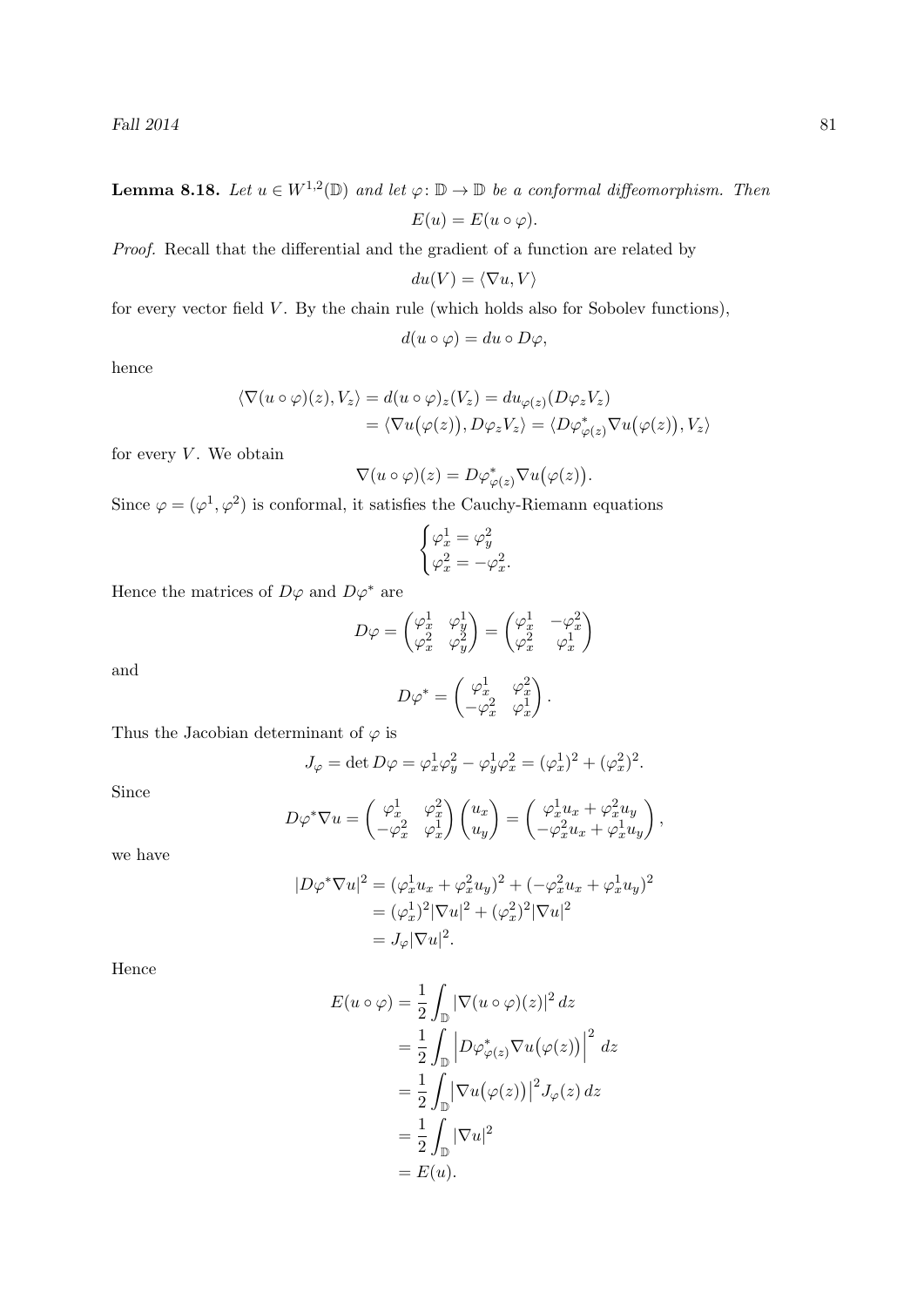**Lemma 8.18.** *Let $u \in W^{1,2}(\mathbb{D})$ and let $\varphi\colon \mathbb{D} \to \mathbb{D}$ be a conformal diffeomorphism. Then*

$$E(u) = E(u \circ \varphi).$$

*Proof.* Recall that the differential and the gradient of a function are related by

$$du(V) = \langle \nabla u, V\rangle$$

for every vector field $V$. By the chain rule (which holds also for Sobolev functions),

$$d(u \circ \varphi) = du \circ D\varphi,$$

hence

$$\begin{aligned}
\langle \nabla(u\circ\varphi)(z), V_z\rangle &= d(u\circ\varphi)_z(V_z) = du_{\varphi(z)}(D\varphi_z V_z) \\
&= \langle \nabla u\big(\varphi(z)\big), D\varphi_z V_z\rangle = \langle D\varphi^*_{\varphi(z)} \nabla u\big(\varphi(z)\big), V_z\rangle
\end{aligned}$$

for every $V$. We obtain

$$\nabla(u\circ\varphi)(z) = D\varphi^*_{\varphi(z)}\nabla u\big(\varphi(z)\big).$$

Since $\varphi = (\varphi^1, \varphi^2)$ is conformal, it satisfies the Cauchy-Riemann equations

$$\begin{cases} \varphi^1_x = \varphi^2_y \\ \varphi^2_x = -\varphi^2_x. \end{cases}$$

Hence the matrices of $D\varphi$ and $D\varphi^*$ are

$$D\varphi = \begin{pmatrix} \varphi^1_x & \varphi^1_y \\ \varphi^2_x & \varphi^2_y \end{pmatrix} = \begin{pmatrix} \varphi^1_x & -\varphi^2_x \\ \varphi^2_x & \varphi^1_x \end{pmatrix}$$

and

$$D\varphi^* = \begin{pmatrix} \varphi^1_x & \varphi^2_x \\ -\varphi^2_x & \varphi^1_x \end{pmatrix}.$$

Thus the Jacobian determinant of $\varphi$ is

$$J_\varphi = \det D\varphi = \varphi^1_x\varphi^2_y - \varphi^1_y\varphi^2_x = (\varphi^1_x)^2 + (\varphi^2_x)^2.$$

Since

$$D\varphi^*\nabla u = \begin{pmatrix} \varphi^1_x & \varphi^2_x \\ -\varphi^2_x & \varphi^1_x \end{pmatrix}\begin{pmatrix} u_x \\ u_y \end{pmatrix} = \begin{pmatrix} \varphi^1_x u_x + \varphi^2_x u_y \\ -\varphi^2_x u_x + \varphi^1_x u_y \end{pmatrix},$$

we have

$$\begin{aligned}
|D\varphi^*\nabla u|^2 &= (\varphi^1_x u_x + \varphi^2_x u_y)^2 + (-\varphi^2_x u_x + \varphi^1_x u_y)^2 \\
&= (\varphi^1_x)^2|\nabla u|^2 + (\varphi^2_x)^2|\nabla u|^2 \\
&= J_\varphi|\nabla u|^2.
\end{aligned}$$

Hence

$$\begin{aligned}
E(u\circ\varphi) &= \frac{1}{2}\int_{\mathbb{D}} |\nabla(u\circ\varphi)(z)|^2\,dz \\
&= \frac{1}{2}\int_{\mathbb{D}} \Big|D\varphi^*_{\varphi(z)}\nabla u\big(\varphi(z)\big)\Big|^2\,dz \\
&= \frac{1}{2}\int_{\mathbb{D}} \big|\nabla u\big(\varphi(z)\big)\big|^2 J_\varphi(z)\,dz \\
&= \frac{1}{2}\int_{\mathbb{D}} |\nabla u|^2 \\
&= E(u).
\end{aligned}$$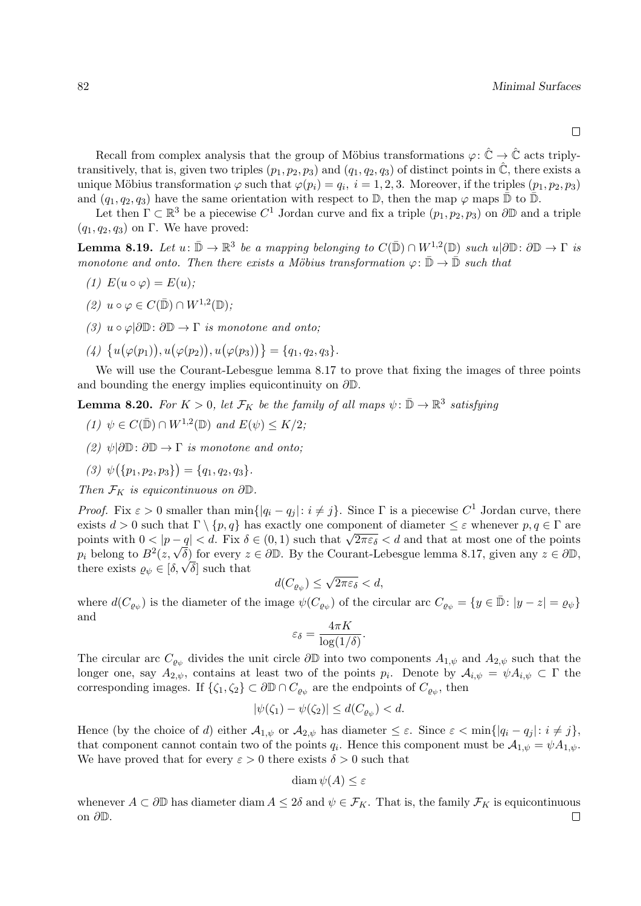□

Recall from complex analysis that the group of Möbius transformations $\varphi\colon \hat{\mathbb{C}} \to \hat{\mathbb{C}}$ acts triply-transitively, that is, given two triples $(p_1, p_2, p_3)$ and $(q_1, q_2, q_3)$ of distinct points in $\hat{\mathbb{C}}$, there exists a unique Möbius transformation $\varphi$ such that $\varphi(p_i) = q_i$, $i = 1, 2, 3$. Moreover, if the triples $(p_1, p_2, p_3)$ and $(q_1, q_2, q_3)$ have the same orientation with respect to $\mathbb{D}$, then the map $\varphi$ maps $\bar{\mathbb{D}}$ to $\bar{\mathbb{D}}$.

Let then $\Gamma \subset \mathbb{R}^3$ be a piecewise $C^1$ Jordan curve and fix a triple $(p_1, p_2, p_3)$ on $\partial\mathbb{D}$ and a triple $(q_1, q_2, q_3)$ on $\Gamma$. We have proved:

**Lemma 8.19.** *Let $u\colon \bar{\mathbb{D}} \to \mathbb{R}^3$ be a mapping belonging to $C(\bar{\mathbb{D}}) \cap W^{1,2}(\mathbb{D})$ such $u|\partial\mathbb{D}\colon \partial\mathbb{D} \to \Gamma$ is monotone and onto. Then there exists a Möbius transformation $\varphi\colon \bar{\mathbb{D}} \to \bar{\mathbb{D}}$ such that*

*(1) $E(u \circ \varphi) = E(u)$;*

*(2) $u \circ \varphi \in C(\bar{\mathbb{D}}) \cap W^{1,2}(\mathbb{D})$;*

*(3) $u \circ \varphi|\partial\mathbb{D}\colon \partial\mathbb{D} \to \Gamma$ is monotone and onto;*

*(4) $\{u(\varphi(p_1)), u(\varphi(p_2)), u(\varphi(p_3))\} = \{q_1, q_2, q_3\}$.*

We will use the Courant-Lebesgue lemma 8.17 to prove that fixing the images of three points and bounding the energy implies equicontinuity on $\partial\mathbb{D}$.

**Lemma 8.20.** *For $K > 0$, let $\mathcal{F}_K$ be the family of all maps $\psi\colon \bar{\mathbb{D}} \to \mathbb{R}^3$ satisfying*

*(1) $\psi \in C(\bar{\mathbb{D}}) \cap W^{1,2}(\mathbb{D})$ and $E(\psi) \le K/2$;*

*(2) $\psi|\partial\mathbb{D}\colon \partial\mathbb{D} \to \Gamma$ is monotone and onto;*

*(3) $\psi(\{p_1, p_2, p_3\}) = \{q_1, q_2, q_3\}$.*

*Then $\mathcal{F}_K$ is equicontinuous on $\partial\mathbb{D}$.*

*Proof.* Fix $\varepsilon > 0$ smaller than $\min\{|q_i - q_j|\colon i \ne j\}$. Since $\Gamma$ is a piecewise $C^1$ Jordan curve, there exists $d > 0$ such that $\Gamma \setminus \{p, q\}$ has exactly one component of diameter $\le \varepsilon$ whenever $p, q \in \Gamma$ are points with $0 < |p - q| < d$. Fix $\delta \in (0, 1)$ such that $\sqrt{2\pi\varepsilon_\delta} < d$ and that at most one of the points $p_i$ belong to $B^2(z, \sqrt{\delta})$ for every $z \in \partial\mathbb{D}$. By the Courant-Lebesgue lemma 8.17, given any $z \in \partial\mathbb{D}$, there exists $\varrho_\psi \in [\delta, \sqrt{\delta}]$ such that

$$d(C_{\varrho_\psi}) \le \sqrt{2\pi\varepsilon_\delta} < d,$$

where $d(C_{\varrho_\psi})$ is the diameter of the image $\psi(C_{\varrho_\psi})$ of the circular arc $C_{\varrho_\psi} = \{y \in \bar{\mathbb{D}}\colon |y - z| = \varrho_\psi\}$ and

$$\varepsilon_\delta = \frac{4\pi K}{\log(1/\delta)}.$$

The circular arc $C_{\varrho_\psi}$ divides the unit circle $\partial\mathbb{D}$ into two components $A_{1,\psi}$ and $A_{2,\psi}$ such that the longer one, say $A_{2,\psi}$, contains at least two of the points $p_i$. Denote by $\mathcal{A}_{i,\psi} = \psi A_{i,\psi} \subset \Gamma$ the corresponding images. If $\{\zeta_1, \zeta_2\} \subset \partial\mathbb{D} \cap C_{\varrho_\psi}$ are the endpoints of $C_{\varrho_\psi}$, then

$$|\psi(\zeta_1) - \psi(\zeta_2)| \le d(C_{\varrho_\psi}) < d.$$

Hence (by the choice of $d$) either $\mathcal{A}_{1,\psi}$ or $\mathcal{A}_{2,\psi}$ has diameter $\le \varepsilon$. Since $\varepsilon < \min\{|q_i - q_j|\colon i \ne j\}$, that component cannot contain two of the points $q_i$. Hence this component must be $\mathcal{A}_{1,\psi} = \psi A_{1,\psi}$. We have proved that for every $\varepsilon > 0$ there exists $\delta > 0$ such that

$$\operatorname{diam} \psi(A) \le \varepsilon$$

whenever $A \subset \partial\mathbb{D}$ has diameter $\operatorname{diam} A \le 2\delta$ and $\psi \in \mathcal{F}_K$. That is, the family $\mathcal{F}_K$ is equicontinuous on $\partial\mathbb{D}$. □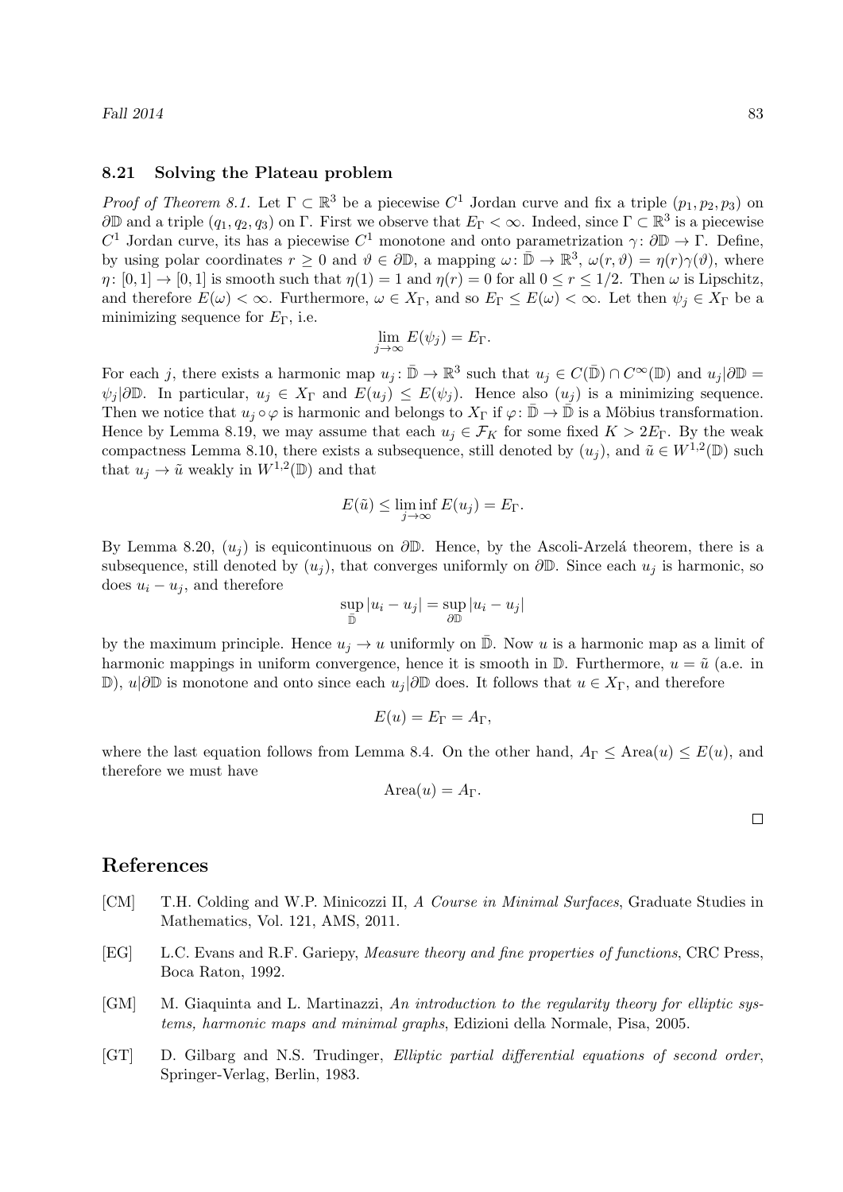### 8.21 Solving the Plateau problem

*Proof of Theorem 8.1.* Let $\Gamma \subset \mathbb{R}^3$ be a piecewise $C^1$ Jordan curve and fix a triple $(p_1, p_2, p_3)$ on $\partial\mathbb{D}$ and a triple $(q_1, q_2, q_3)$ on $\Gamma$. First we observe that $E_\Gamma < \infty$. Indeed, since $\Gamma \subset \mathbb{R}^3$ is a piecewise $C^1$ Jordan curve, its has a piecewise $C^1$ monotone and onto parametrization $\gamma \colon \partial\mathbb{D} \to \Gamma$. Define, by using polar coordinates $r \geq 0$ and $\vartheta \in \partial\mathbb{D}$, a mapping $\omega \colon \bar{\mathbb{D}} \to \mathbb{R}^3$, $\omega(r, \vartheta) = \eta(r)\gamma(\vartheta)$, where $\eta \colon [0,1] \to [0,1]$ is smooth such that $\eta(1) = 1$ and $\eta(r) = 0$ for all $0 \leq r \leq 1/2$. Then $\omega$ is Lipschitz, and therefore $E(\omega) < \infty$. Furthermore, $\omega \in X_\Gamma$, and so $E_\Gamma \leq E(\omega) < \infty$. Let then $\psi_j \in X_\Gamma$ be a minimizing sequence for $E_\Gamma$, i.e.

$$\lim_{j\to\infty} E(\psi_j) = E_\Gamma.$$

For each $j$, there exists a harmonic map $u_j \colon \bar{\mathbb{D}} \to \mathbb{R}^3$ such that $u_j \in C(\bar{\mathbb{D}}) \cap C^\infty(\mathbb{D})$ and $u_j|\partial\mathbb{D} = \psi_j|\partial\mathbb{D}$. In particular, $u_j \in X_\Gamma$ and $E(u_j) \leq E(\psi_j)$. Hence also $(u_j)$ is a minimizing sequence. Then we notice that $u_j \circ \varphi$ is harmonic and belongs to $X_\Gamma$ if $\varphi \colon \bar{\mathbb{D}} \to \bar{\mathbb{D}}$ is a Möbius transformation. Hence by Lemma 8.19, we may assume that each $u_j \in \mathcal{F}_K$ for some fixed $K > 2E_\Gamma$. By the weak compactness Lemma 8.10, there exists a subsequence, still denoted by $(u_j)$, and $\tilde{u} \in W^{1,2}(\mathbb{D})$ such that $u_j \to \tilde{u}$ weakly in $W^{1,2}(\mathbb{D})$ and that

$$E(\tilde{u}) \leq \liminf_{j\to\infty} E(u_j) = E_\Gamma.$$

By Lemma 8.20, $(u_j)$ is equicontinuous on $\partial\mathbb{D}$. Hence, by the Ascoli-Arzelá theorem, there is a subsequence, still denoted by $(u_j)$, that converges uniformly on $\partial\mathbb{D}$. Since each $u_j$ is harmonic, so does $u_i - u_j$, and therefore

$$\sup_{\bar{\mathbb{D}}} |u_i - u_j| = \sup_{\partial\mathbb{D}} |u_i - u_j|$$

by the maximum principle. Hence $u_j \to u$ uniformly on $\bar{\mathbb{D}}$. Now $u$ is a harmonic map as a limit of harmonic mappings in uniform convergence, hence it is smooth in $\mathbb{D}$. Furthermore, $u = \tilde{u}$ (a.e. in $\mathbb{D}$), $u|\partial\mathbb{D}$ is monotone and onto since each $u_j|\partial\mathbb{D}$ does. It follows that $u \in X_\Gamma$, and therefore

$$E(u) = E_\Gamma = A_\Gamma,$$

where the last equation follows from Lemma 8.4. On the other hand, $A_\Gamma \leq \text{Area}(u) \leq E(u)$, and therefore we must have

$$\text{Area}(u) = A_\Gamma.$$

□

## References

[CM] T.H. Colding and W.P. Minicozzi II, *A Course in Minimal Surfaces*, Graduate Studies in Mathematics, Vol. 121, AMS, 2011.

[EG] L.C. Evans and R.F. Gariepy, *Measure theory and fine properties of functions*, CRC Press, Boca Raton, 1992.

[GM] M. Giaquinta and L. Martinazzi, *An introduction to the regularity theory for elliptic systems, harmonic maps and minimal graphs*, Edizioni della Normale, Pisa, 2005.

[GT] D. Gilbarg and N.S. Trudinger, *Elliptic partial differential equations of second order*, Springer-Verlag, Berlin, 1983.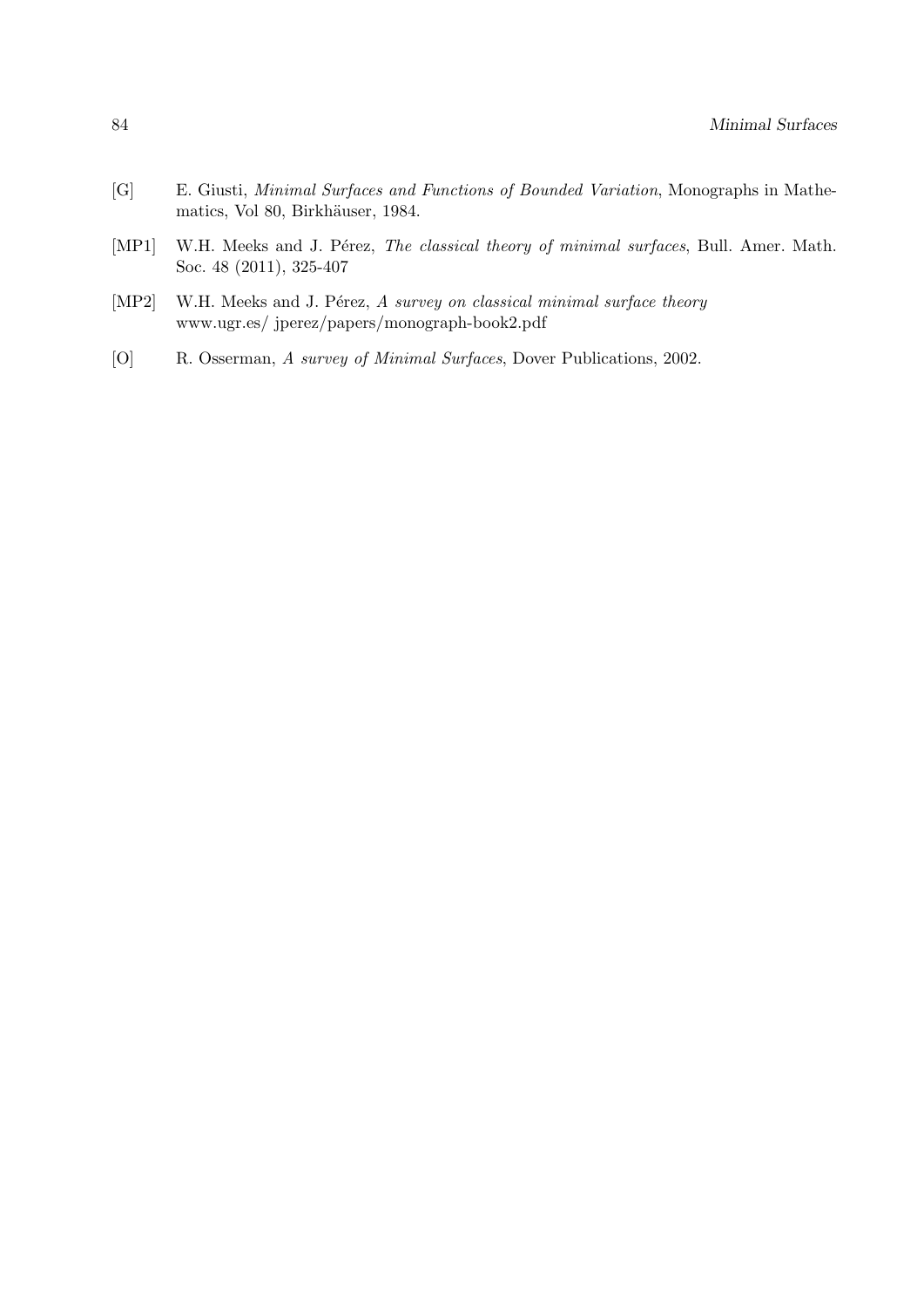[G] E. Giusti, *Minimal Surfaces and Functions of Bounded Variation*, Monographs in Mathematics, Vol 80, Birkhäuser, 1984.

[MP1] W.H. Meeks and J. Pérez, *The classical theory of minimal surfaces*, Bull. Amer. Math. Soc. 48 (2011), 325-407

[MP2] W.H. Meeks and J. Pérez, *A survey on classical minimal surface theory* www.ugr.es/ jperez/papers/monograph-book2.pdf

[O] R. Osserman, *A survey of Minimal Surfaces*, Dover Publications, 2002.